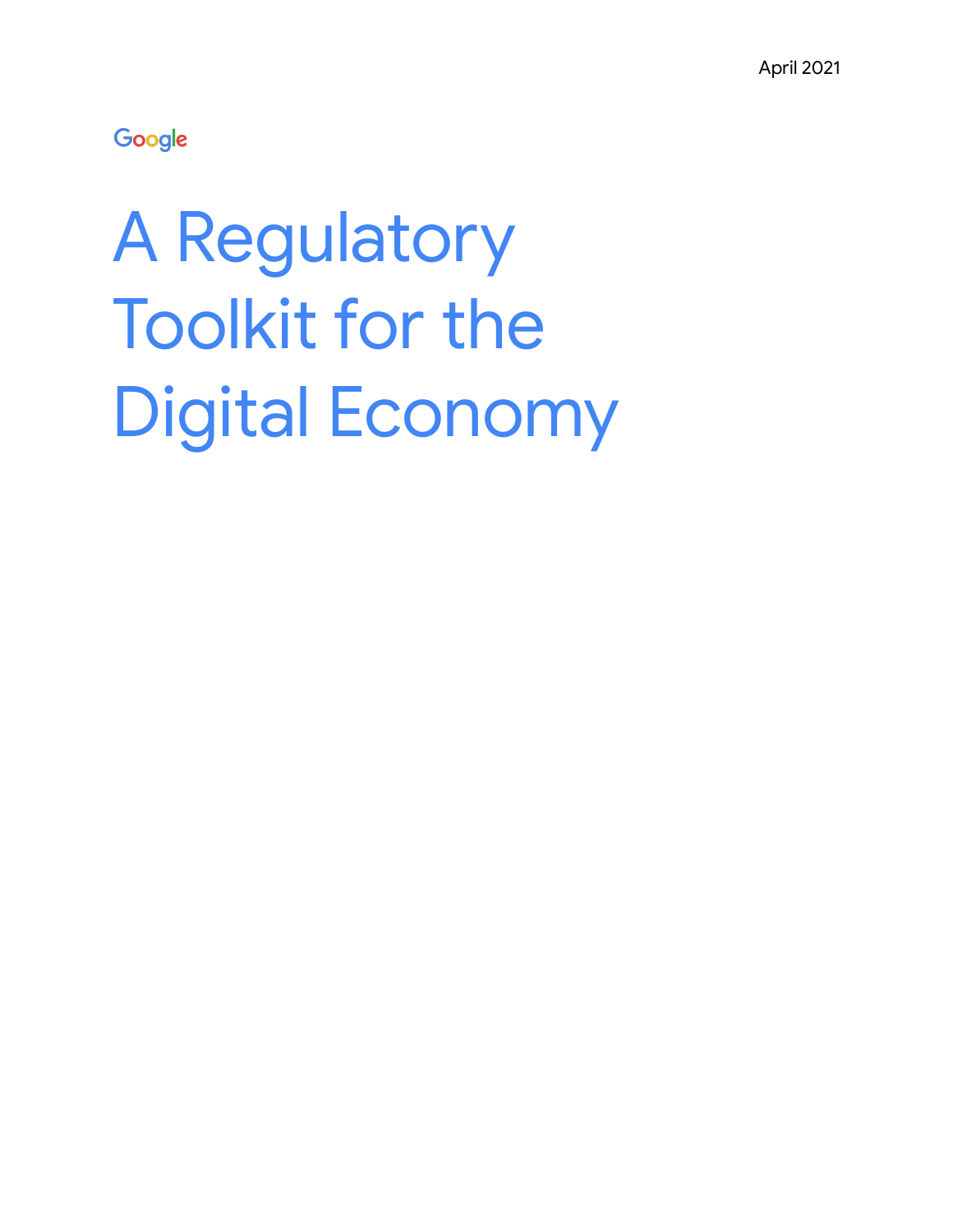April 2021

Google

# A Regulatory Toolkit for the Digital Economy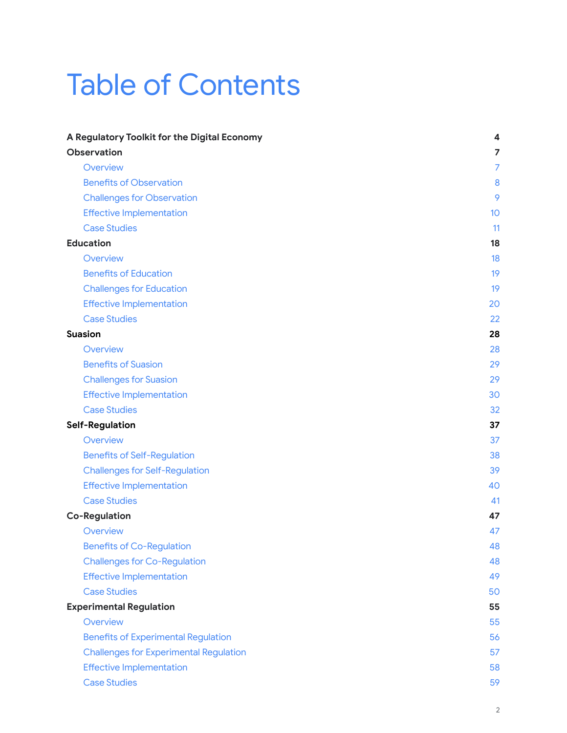# Table of Contents

**A Regulatory Toolkit for the Digital Economy** **4**

**Observation** **7**

- Overview 7
- Benefits of Observation 8
- Challenges for Observation 9
- Effective Implementation 10
- Case Studies 11

**Education** **18**

- Overview 18
- Benefits of Education 19
- Challenges for Education 19
- Effective Implementation 20
- Case Studies 22

**Suasion** **28**

- Overview 28
- Benefits of Suasion 29
- Challenges for Suasion 29
- Effective Implementation 30
- Case Studies 32

**Self-Regulation** **37**

- Overview 37
- Benefits of Self-Regulation 38
- Challenges for Self-Regulation 39
- Effective Implementation 40
- Case Studies 41

**Co-Regulation** **47**

- Overview 47
- Benefits of Co-Regulation 48
- Challenges for Co-Regulation 48
- Effective Implementation 49
- Case Studies 50

**Experimental Regulation** **55**

- Overview 55
- Benefits of Experimental Regulation 56
- Challenges for Experimental Regulation 57
- Effective Implementation 58
- Case Studies 59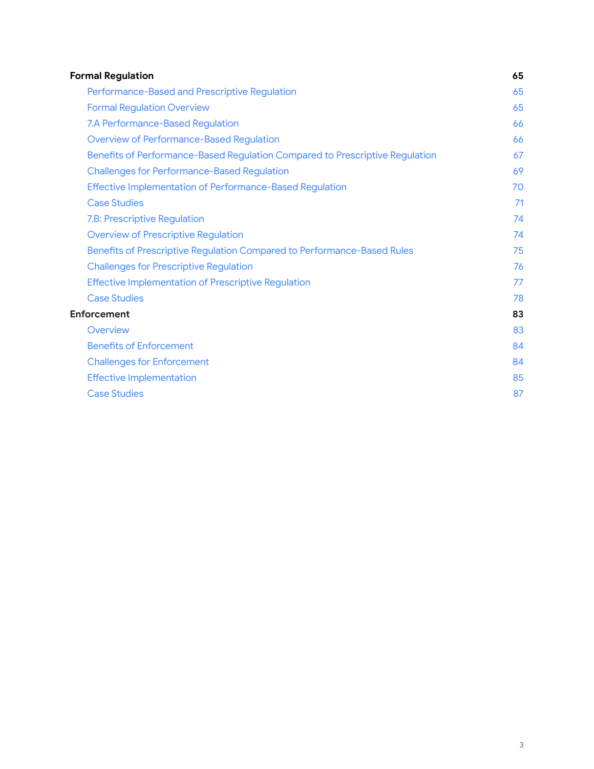**Formal Regulation** **65**

- Performance-Based and Prescriptive Regulation 65
- Formal Regulation Overview 65
- 7.A Performance-Based Regulation 66
- Overview of Performance-Based Regulation 66
- Benefits of Performance-Based Regulation Compared to Prescriptive Regulation 67
- Challenges for Performance-Based Regulation 69
- Effective Implementation of Performance-Based Regulation 70
- Case Studies 71
- 7.B: Prescriptive Regulation 74
- Overview of Prescriptive Regulation 74
- Benefits of Prescriptive Regulation Compared to Performance-Based Rules 75
- Challenges for Prescriptive Regulation 76
- Effective Implementation of Prescriptive Regulation 77
- Case Studies 78

**Enforcement** **83**

- Overview 83
- Benefits of Enforcement 84
- Challenges for Enforcement 84
- Effective Implementation 85
- Case Studies 87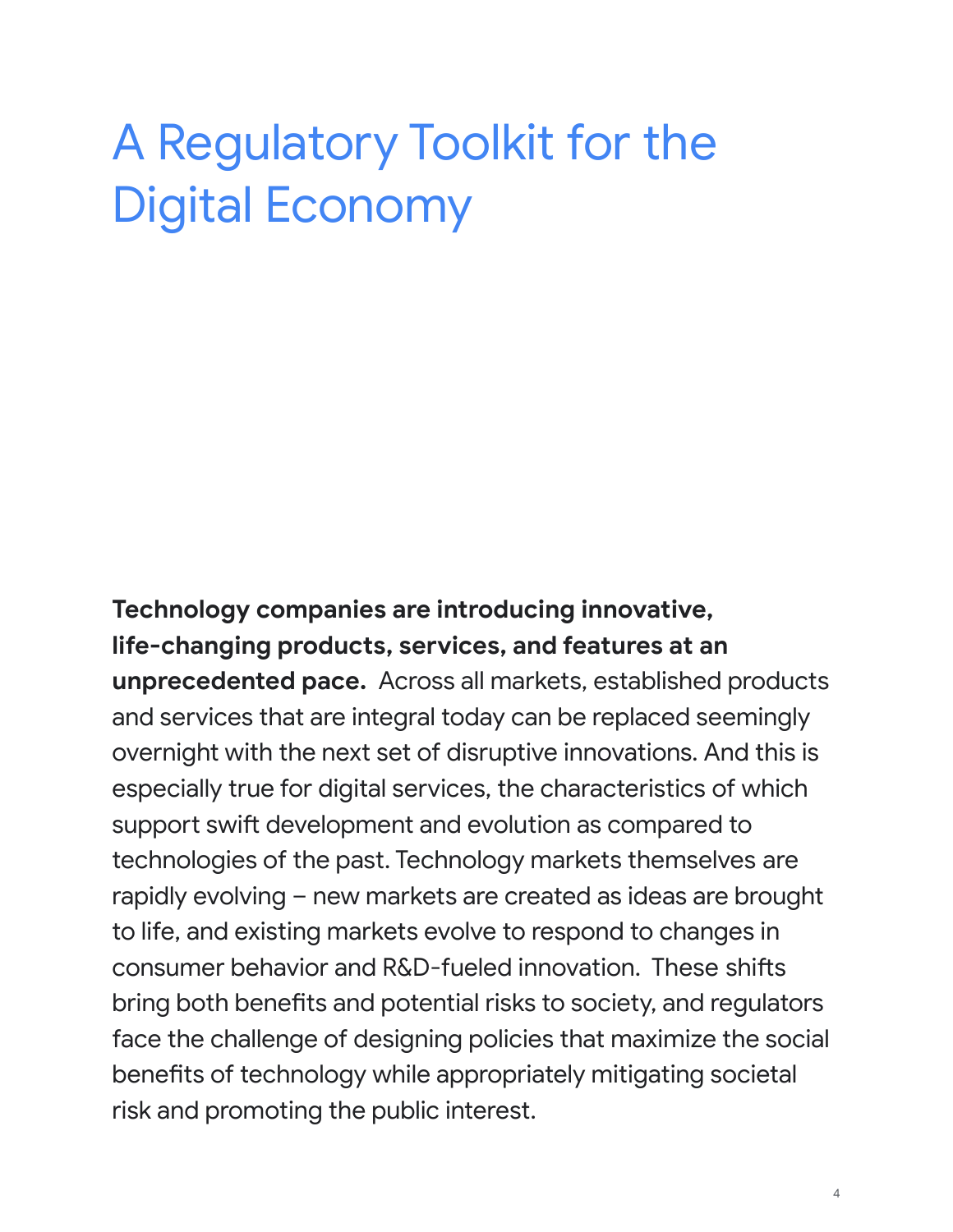# A Regulatory Toolkit for the Digital Economy

**Technology companies are introducing innovative, life-changing products, services, and features at an unprecedented pace.** Across all markets, established products and services that are integral today can be replaced seemingly overnight with the next set of disruptive innovations. And this is especially true for digital services, the characteristics of which support swift development and evolution as compared to technologies of the past. Technology markets themselves are rapidly evolving – new markets are created as ideas are brought to life, and existing markets evolve to respond to changes in consumer behavior and R&D-fueled innovation. These shifts bring both benefits and potential risks to society, and regulators face the challenge of designing policies that maximize the social benefits of technology while appropriately mitigating societal risk and promoting the public interest.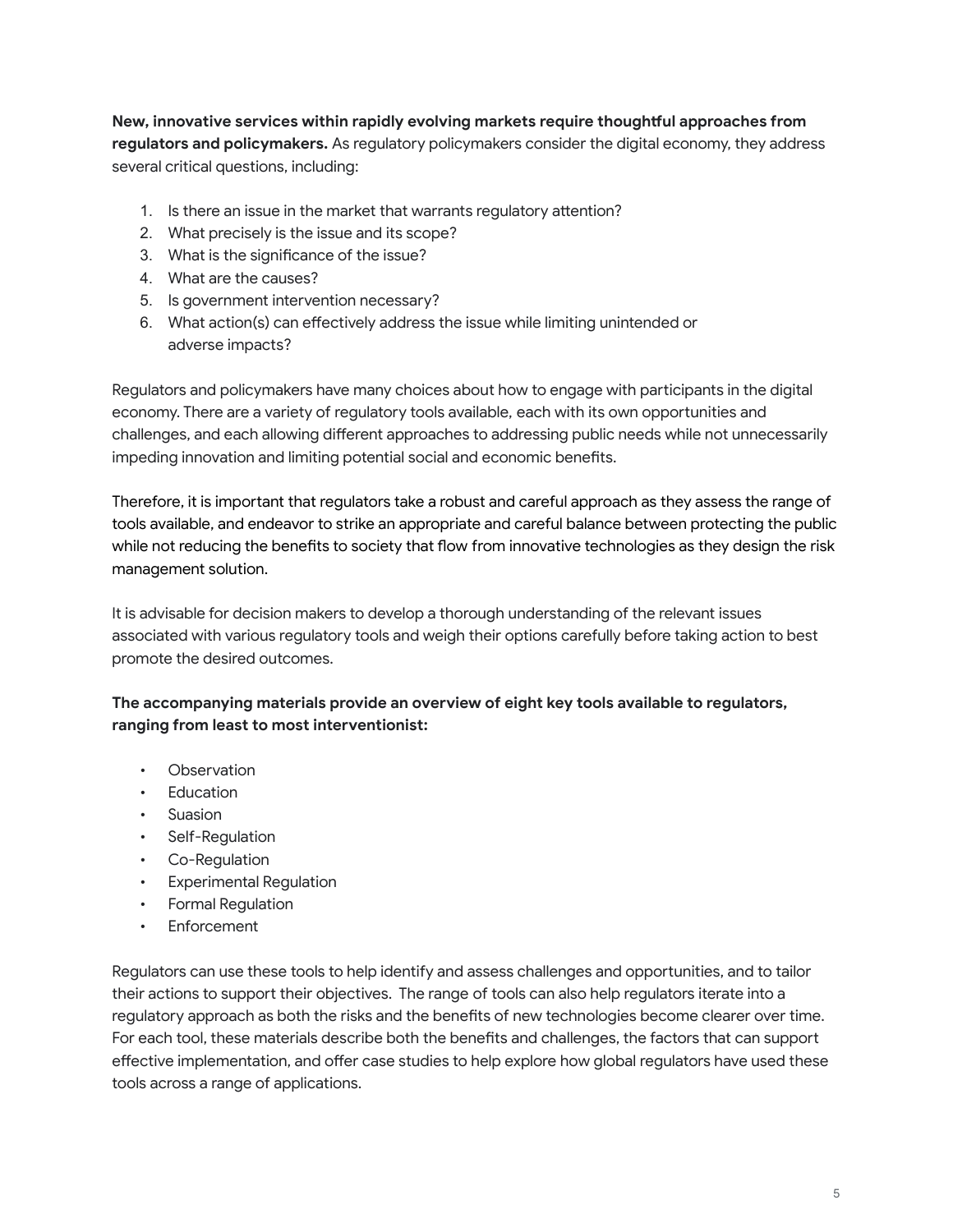**New, innovative services within rapidly evolving markets require thoughtful approaches from regulators and policymakers.** As regulatory policymakers consider the digital economy, they address several critical questions, including:

1. Is there an issue in the market that warrants regulatory attention?
2. What precisely is the issue and its scope?
3. What is the significance of the issue?
4. What are the causes?
5. Is government intervention necessary?
6. What action(s) can effectively address the issue while limiting unintended or adverse impacts?

Regulators and policymakers have many choices about how to engage with participants in the digital economy. There are a variety of regulatory tools available, each with its own opportunities and challenges, and each allowing different approaches to addressing public needs while not unnecessarily impeding innovation and limiting potential social and economic benefits.

Therefore, it is important that regulators take a robust and careful approach as they assess the range of tools available, and endeavor to strike an appropriate and careful balance between protecting the public while not reducing the benefits to society that flow from innovative technologies as they design the risk management solution.

It is advisable for decision makers to develop a thorough understanding of the relevant issues associated with various regulatory tools and weigh their options carefully before taking action to best promote the desired outcomes.

**The accompanying materials provide an overview of eight key tools available to regulators, ranging from least to most interventionist:**

- Observation
- Education
- Suasion
- Self-Regulation
- Co-Regulation
- Experimental Regulation
- Formal Regulation
- Enforcement

Regulators can use these tools to help identify and assess challenges and opportunities, and to tailor their actions to support their objectives. The range of tools can also help regulators iterate into a regulatory approach as both the risks and the benefits of new technologies become clearer over time. For each tool, these materials describe both the benefits and challenges, the factors that can support effective implementation, and offer case studies to help explore how global regulators have used these tools across a range of applications.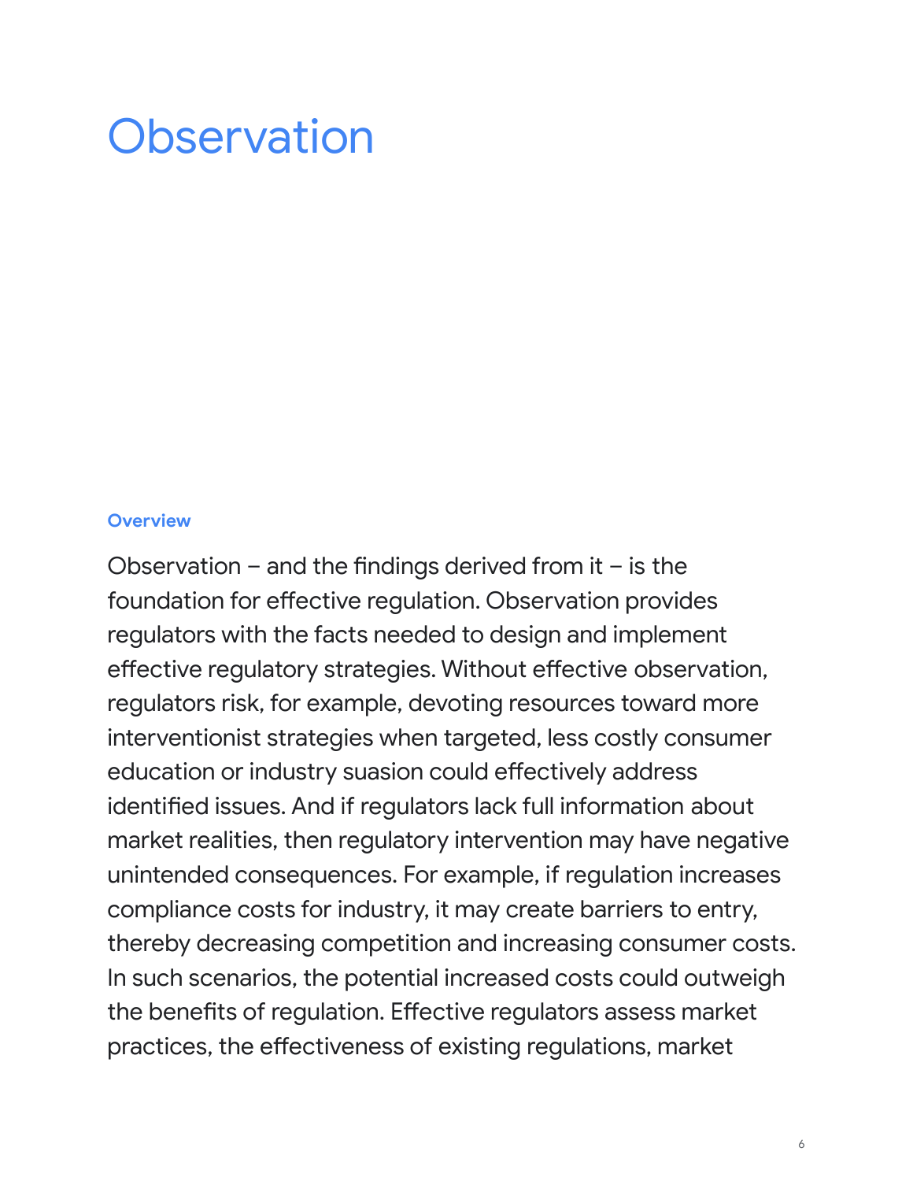# Observation

### Overview

Observation – and the findings derived from it – is the foundation for effective regulation. Observation provides regulators with the facts needed to design and implement effective regulatory strategies. Without effective observation, regulators risk, for example, devoting resources toward more interventionist strategies when targeted, less costly consumer education or industry suasion could effectively address identified issues. And if regulators lack full information about market realities, then regulatory intervention may have negative unintended consequences. For example, if regulation increases compliance costs for industry, it may create barriers to entry, thereby decreasing competition and increasing consumer costs. In such scenarios, the potential increased costs could outweigh the benefits of regulation. Effective regulators assess market practices, the effectiveness of existing regulations, market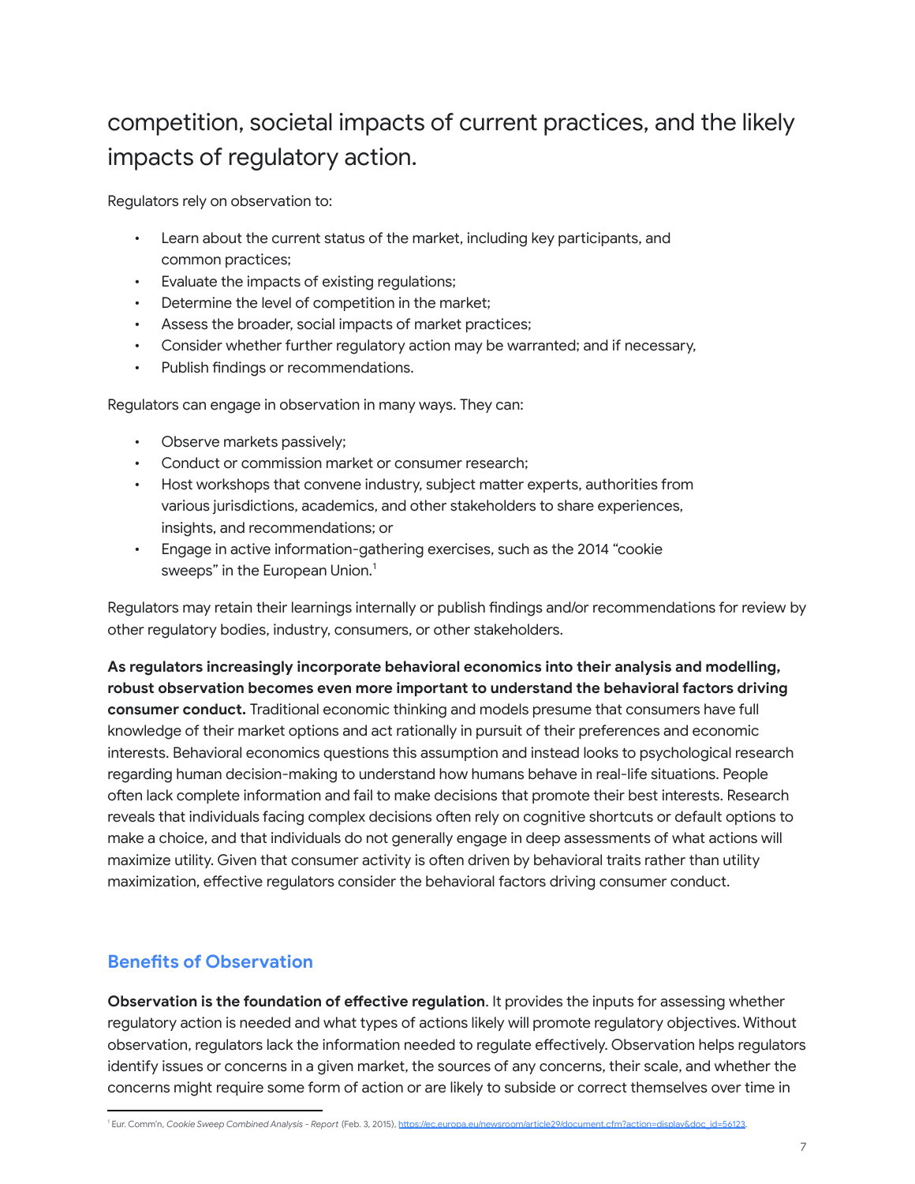competition, societal impacts of current practices, and the likely impacts of regulatory action.

Regulators rely on observation to:

- Learn about the current status of the market, including key participants, and common practices;
- Evaluate the impacts of existing regulations;
- Determine the level of competition in the market;
- Assess the broader, social impacts of market practices;
- Consider whether further regulatory action may be warranted; and if necessary,
- Publish findings or recommendations.

Regulators can engage in observation in many ways. They can:

- Observe markets passively;
- Conduct or commission market or consumer research;
- Host workshops that convene industry, subject matter experts, authorities from various jurisdictions, academics, and other stakeholders to share experiences, insights, and recommendations; or
- Engage in active information-gathering exercises, such as the 2014 "cookie sweeps" in the European Union.[1]

Regulators may retain their learnings internally or publish findings and/or recommendations for review by other regulatory bodies, industry, consumers, or other stakeholders.

**As regulators increasingly incorporate behavioral economics into their analysis and modelling, robust observation becomes even more important to understand the behavioral factors driving consumer conduct.** Traditional economic thinking and models presume that consumers have full knowledge of their market options and act rationally in pursuit of their preferences and economic interests. Behavioral economics questions this assumption and instead looks to psychological research regarding human decision-making to understand how humans behave in real-life situations. People often lack complete information and fail to make decisions that promote their best interests. Research reveals that individuals facing complex decisions often rely on cognitive shortcuts or default options to make a choice, and that individuals do not generally engage in deep assessments of what actions will maximize utility. Given that consumer activity is often driven by behavioral traits rather than utility maximization, effective regulators consider the behavioral factors driving consumer conduct.

## Benefits of Observation

**Observation is the foundation of effective regulation**. It provides the inputs for assessing whether regulatory action is needed and what types of actions likely will promote regulatory objectives. Without observation, regulators lack the information needed to regulate effectively. Observation helps regulators identify issues or concerns in a given market, the sources of any concerns, their scale, and whether the concerns might require some form of action or are likely to subside or correct themselves over time in

---

[1] Eur. Comm'n, *Cookie Sweep Combined Analysis - Report* (Feb. 3, 2015), https://ec.europa.eu/newsroom/article29/document.cfm?action=display&doc_id=56123.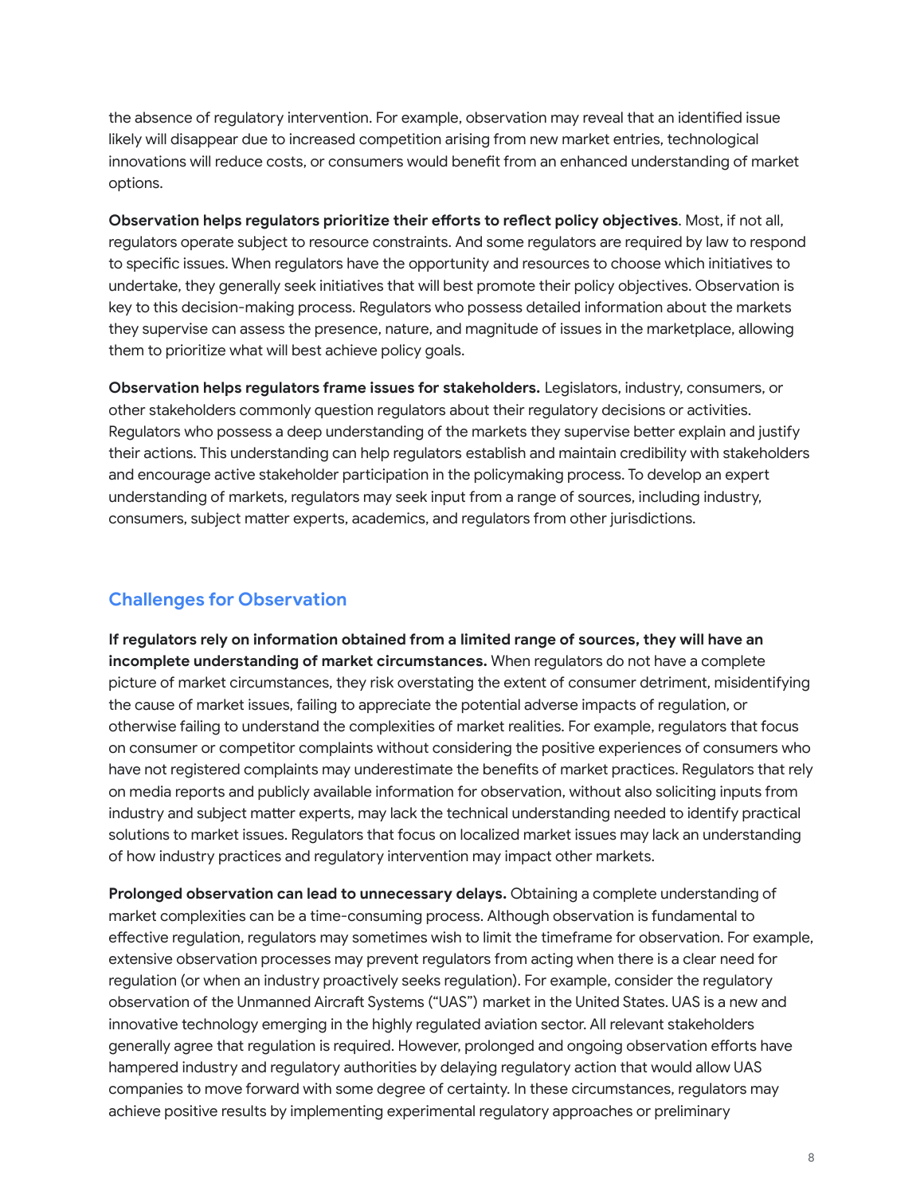the absence of regulatory intervention. For example, observation may reveal that an identified issue likely will disappear due to increased competition arising from new market entries, technological innovations will reduce costs, or consumers would benefit from an enhanced understanding of market options.

**Observation helps regulators prioritize their efforts to reflect policy objectives**. Most, if not all, regulators operate subject to resource constraints. And some regulators are required by law to respond to specific issues. When regulators have the opportunity and resources to choose which initiatives to undertake, they generally seek initiatives that will best promote their policy objectives. Observation is key to this decision-making process. Regulators who possess detailed information about the markets they supervise can assess the presence, nature, and magnitude of issues in the marketplace, allowing them to prioritize what will best achieve policy goals.

**Observation helps regulators frame issues for stakeholders.** Legislators, industry, consumers, or other stakeholders commonly question regulators about their regulatory decisions or activities. Regulators who possess a deep understanding of the markets they supervise better explain and justify their actions. This understanding can help regulators establish and maintain credibility with stakeholders and encourage active stakeholder participation in the policymaking process. To develop an expert understanding of markets, regulators may seek input from a range of sources, including industry, consumers, subject matter experts, academics, and regulators from other jurisdictions.

## Challenges for Observation

**If regulators rely on information obtained from a limited range of sources, they will have an incomplete understanding of market circumstances.** When regulators do not have a complete picture of market circumstances, they risk overstating the extent of consumer detriment, misidentifying the cause of market issues, failing to appreciate the potential adverse impacts of regulation, or otherwise failing to understand the complexities of market realities. For example, regulators that focus on consumer or competitor complaints without considering the positive experiences of consumers who have not registered complaints may underestimate the benefits of market practices. Regulators that rely on media reports and publicly available information for observation, without also soliciting inputs from industry and subject matter experts, may lack the technical understanding needed to identify practical solutions to market issues. Regulators that focus on localized market issues may lack an understanding of how industry practices and regulatory intervention may impact other markets.

**Prolonged observation can lead to unnecessary delays.** Obtaining a complete understanding of market complexities can be a time-consuming process. Although observation is fundamental to effective regulation, regulators may sometimes wish to limit the timeframe for observation. For example, extensive observation processes may prevent regulators from acting when there is a clear need for regulation (or when an industry proactively seeks regulation). For example, consider the regulatory observation of the Unmanned Aircraft Systems ("UAS") market in the United States. UAS is a new and innovative technology emerging in the highly regulated aviation sector. All relevant stakeholders generally agree that regulation is required. However, prolonged and ongoing observation efforts have hampered industry and regulatory authorities by delaying regulatory action that would allow UAS companies to move forward with some degree of certainty. In these circumstances, regulators may achieve positive results by implementing experimental regulatory approaches or preliminary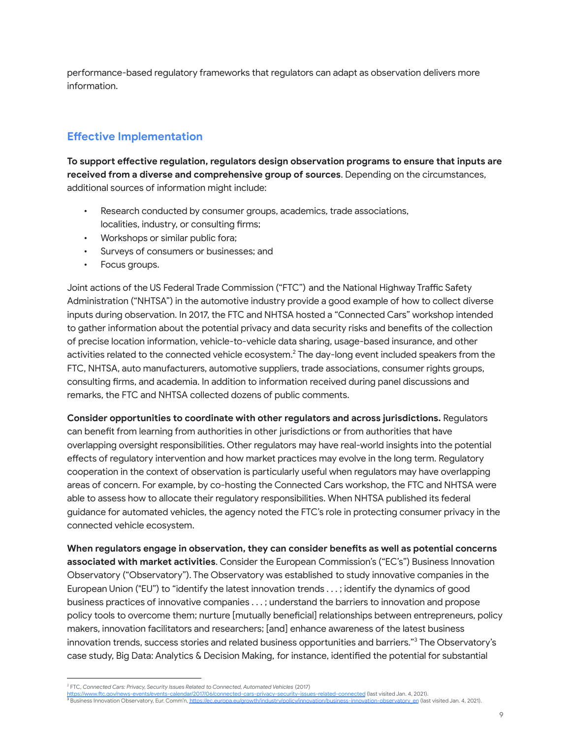performance-based regulatory frameworks that regulators can adapt as observation delivers more information.

## Effective Implementation

**To support effective regulation, regulators design observation programs to ensure that inputs are received from a diverse and comprehensive group of sources**. Depending on the circumstances, additional sources of information might include:

- Research conducted by consumer groups, academics, trade associations, localities, industry, or consulting firms;
- Workshops or similar public fora;
- Surveys of consumers or businesses; and
- Focus groups.

Joint actions of the US Federal Trade Commission ("FTC") and the National Highway Traffic Safety Administration ("NHTSA") in the automotive industry provide a good example of how to collect diverse inputs during observation. In 2017, the FTC and NHTSA hosted a "Connected Cars" workshop intended to gather information about the potential privacy and data security risks and benefits of the collection of precise location information, vehicle-to-vehicle data sharing, usage-based insurance, and other activities related to the connected vehicle ecosystem.[2] The day-long event included speakers from the FTC, NHTSA, auto manufacturers, automotive suppliers, trade associations, consumer rights groups, consulting firms, and academia. In addition to information received during panel discussions and remarks, the FTC and NHTSA collected dozens of public comments.

**Consider opportunities to coordinate with other regulators and across jurisdictions.** Regulators can benefit from learning from authorities in other jurisdictions or from authorities that have overlapping oversight responsibilities. Other regulators may have real-world insights into the potential effects of regulatory intervention and how market practices may evolve in the long term. Regulatory cooperation in the context of observation is particularly useful when regulators may have overlapping areas of concern. For example, by co-hosting the Connected Cars workshop, the FTC and NHTSA were able to assess how to allocate their regulatory responsibilities. When NHTSA published its federal guidance for automated vehicles, the agency noted the FTC's role in protecting consumer privacy in the connected vehicle ecosystem.

**When regulators engage in observation, they can consider benefits as well as potential concerns associated with market activities**. Consider the European Commission's ("EC's") Business Innovation Observatory ("Observatory"). The Observatory was established to study innovative companies in the European Union ("EU") to "identify the latest innovation trends . . . ; identify the dynamics of good business practices of innovative companies . . . ; understand the barriers to innovation and propose policy tools to overcome them; nurture [mutually beneficial] relationships between entrepreneurs, policy makers, innovation facilitators and researchers; [and] enhance awareness of the latest business innovation trends, success stories and related business opportunities and barriers."[3] The Observatory's case study, Big Data: Analytics & Decision Making, for instance, identified the potential for substantial

---

[2] FTC, *Connected Cars: Privacy, Security Issues Related to Connected, Automated Vehicles* (2017) https://www.ftc.gov/news-events/events-calendar/2017/06/connected-cars-privacy-security-issues-related-connected (last visited Jan. 4, 2021).

[3] Business Innovation Observatory, Eur. Comm'n, https://ec.europa.eu/growth/industry/policy/innovation/business-innovation-observatory_en (last visited Jan. 4, 2021).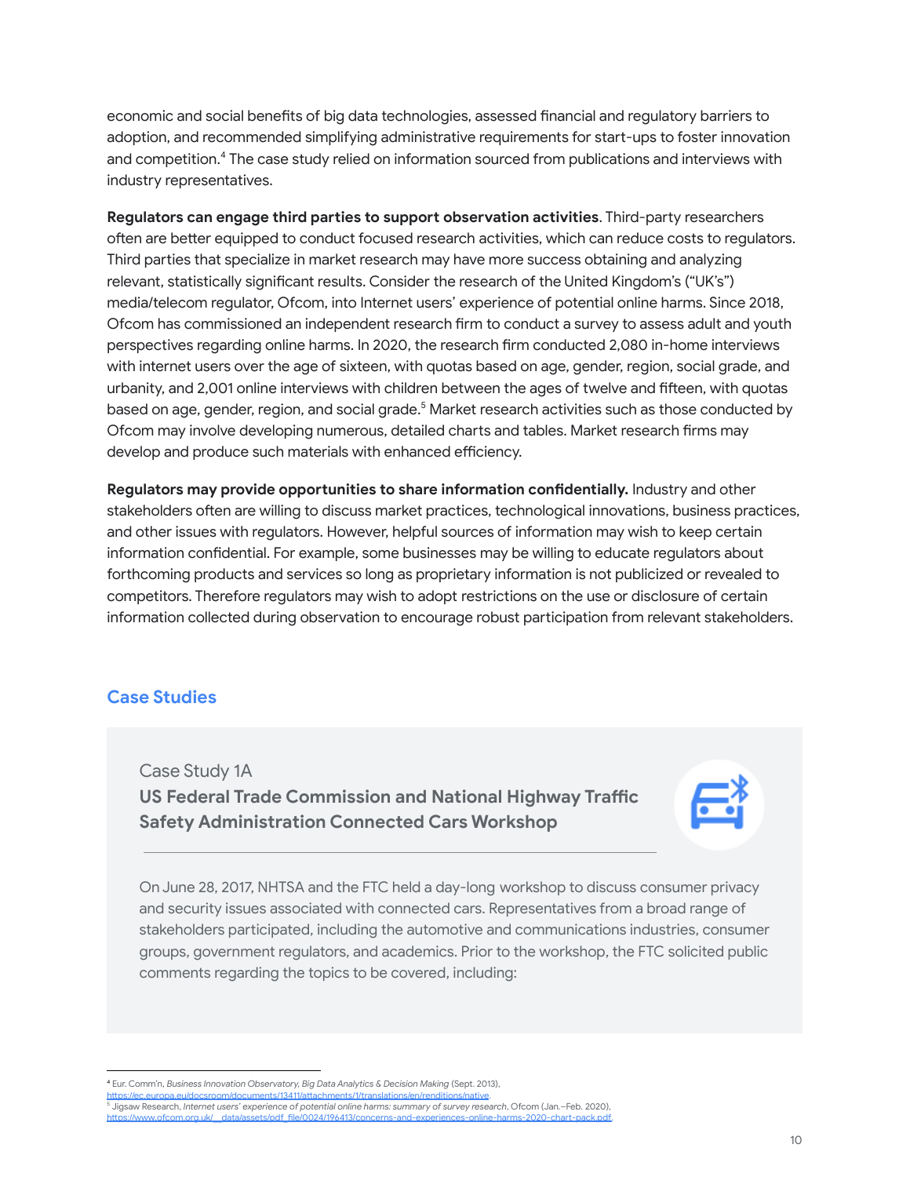economic and social benefits of big data technologies, assessed financial and regulatory barriers to adoption, and recommended simplifying administrative requirements for start-ups to foster innovation and competition.[4] The case study relied on information sourced from publications and interviews with industry representatives.

**Regulators can engage third parties to support observation activities**. Third-party researchers often are better equipped to conduct focused research activities, which can reduce costs to regulators. Third parties that specialize in market research may have more success obtaining and analyzing relevant, statistically significant results. Consider the research of the United Kingdom's ("UK's") media/telecom regulator, Ofcom, into Internet users' experience of potential online harms. Since 2018, Ofcom has commissioned an independent research firm to conduct a survey to assess adult and youth perspectives regarding online harms. In 2020, the research firm conducted 2,080 in-home interviews with internet users over the age of sixteen, with quotas based on age, gender, region, social grade, and urbanity, and 2,001 online interviews with children between the ages of twelve and fifteen, with quotas based on age, gender, region, and social grade.[5] Market research activities such as those conducted by Ofcom may involve developing numerous, detailed charts and tables. Market research firms may develop and produce such materials with enhanced efficiency.

**Regulators may provide opportunities to share information confidentially.** Industry and other stakeholders often are willing to discuss market practices, technological innovations, business practices, and other issues with regulators. However, helpful sources of information may wish to keep certain information confidential. For example, some businesses may be willing to educate regulators about forthcoming products and services so long as proprietary information is not publicized or revealed to competitors. Therefore regulators may wish to adopt restrictions on the use or disclosure of certain information collected during observation to encourage robust participation from relevant stakeholders.

## Case Studies

Case Study 1A

**US Federal Trade Commission and National Highway Traffic Safety Administration Connected Cars Workshop**

On June 28, 2017, NHTSA and the FTC held a day-long workshop to discuss consumer privacy and security issues associated with connected cars. Representatives from a broad range of stakeholders participated, including the automotive and communications industries, consumer groups, government regulators, and academics. Prior to the workshop, the FTC solicited public comments regarding the topics to be covered, including:

---

[4] Eur. Comm'n, *Business Innovation Observatory, Big Data Analytics & Decision Making* (Sept. 2013), https://ec.europa.eu/docsroom/documents/13411/attachments/1/translations/en/renditions/native.

[5] Jigsaw Research, *Internet users' experience of potential online harms: summary of survey research*, Ofcom (Jan.–Feb. 2020), https://www.ofcom.org.uk/__data/assets/pdf_file/0024/196413/concerns-and-experiences-online-harms-2020-chart-pack.pdf.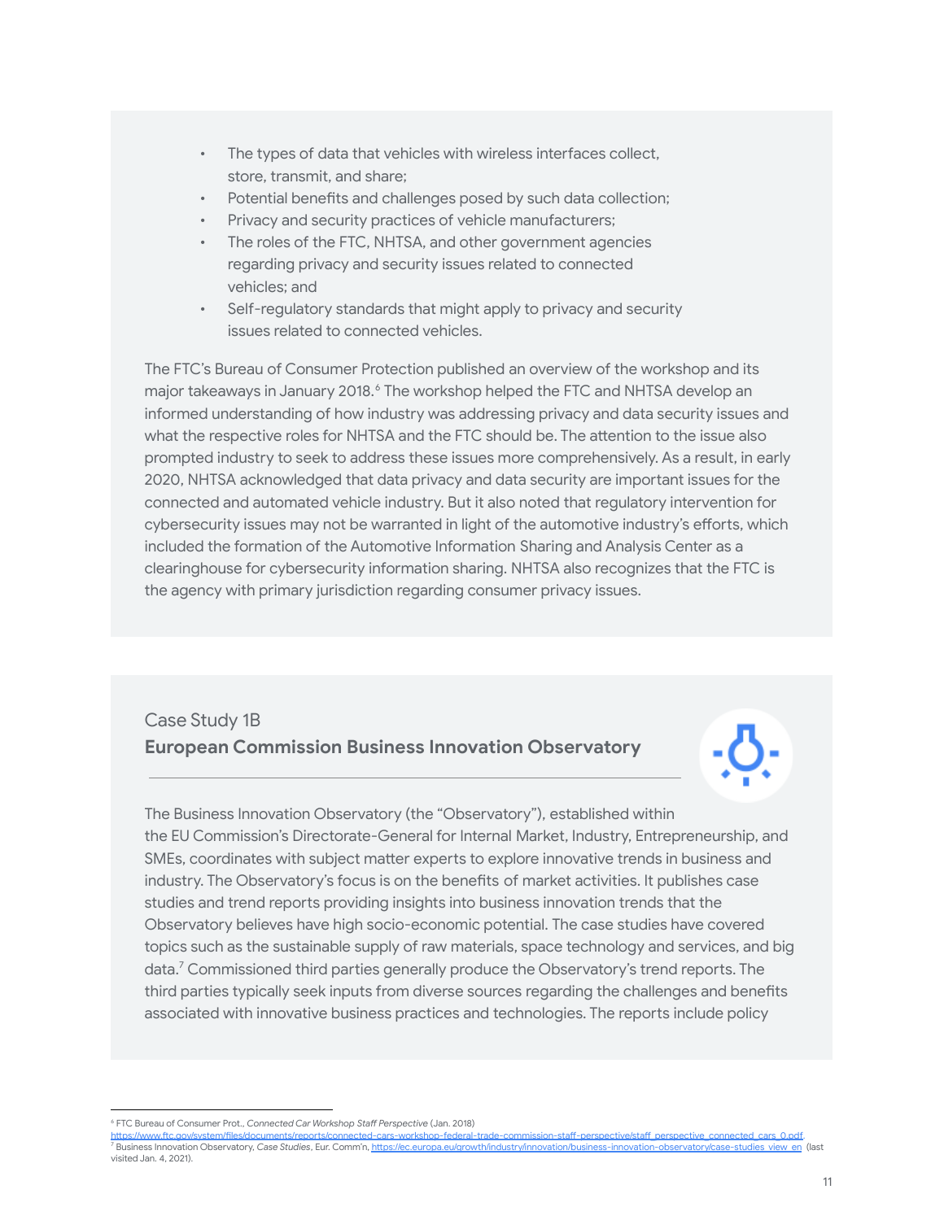- The types of data that vehicles with wireless interfaces collect, store, transmit, and share;
- Potential benefits and challenges posed by such data collection;
- Privacy and security practices of vehicle manufacturers;
- The roles of the FTC, NHTSA, and other government agencies regarding privacy and security issues related to connected vehicles; and
- Self-regulatory standards that might apply to privacy and security issues related to connected vehicles.

The FTC's Bureau of Consumer Protection published an overview of the workshop and its major takeaways in January 2018.[6] The workshop helped the FTC and NHTSA develop an informed understanding of how industry was addressing privacy and data security issues and what the respective roles for NHTSA and the FTC should be. The attention to the issue also prompted industry to seek to address these issues more comprehensively. As a result, in early 2020, NHTSA acknowledged that data privacy and data security are important issues for the connected and automated vehicle industry. But it also noted that regulatory intervention for cybersecurity issues may not be warranted in light of the automotive industry's efforts, which included the formation of the Automotive Information Sharing and Analysis Center as a clearinghouse for cybersecurity information sharing. NHTSA also recognizes that the FTC is the agency with primary jurisdiction regarding consumer privacy issues.

Case Study 1B

### European Commission Business Innovation Observatory

The Business Innovation Observatory (the "Observatory"), established within the EU Commission's Directorate-General for Internal Market, Industry, Entrepreneurship, and SMEs, coordinates with subject matter experts to explore innovative trends in business and industry. The Observatory's focus is on the benefits of market activities. It publishes case studies and trend reports providing insights into business innovation trends that the Observatory believes have high socio-economic potential. The case studies have covered topics such as the sustainable supply of raw materials, space technology and services, and big data.[7] Commissioned third parties generally produce the Observatory's trend reports. The third parties typically seek inputs from diverse sources regarding the challenges and benefits associated with innovative business practices and technologies. The reports include policy

---

[6] FTC Bureau of Consumer Prot., *Connected Car Workshop Staff Perspective* (Jan. 2018) https://www.ftc.gov/system/files/documents/reports/connected-cars-workshop-federal-trade-commission-staff-perspective/staff_perspective_connected_cars_0.pdf.

[7] Business Innovation Observatory, *Case Studies*, Eur. Comm'n, https://ec.europa.eu/growth/industry/innovation/business-innovation-observatory/case-studies_view_en (last visited Jan. 4, 2021).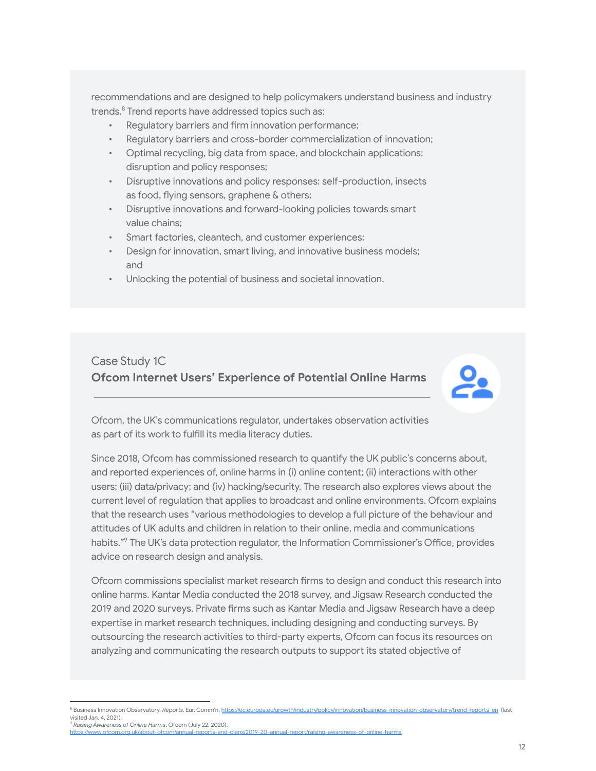recommendations and are designed to help policymakers understand business and industry trends.[8] Trend reports have addressed topics such as:

- Regulatory barriers and firm innovation performance;
- Regulatory barriers and cross-border commercialization of innovation;
- Optimal recycling, big data from space, and blockchain applications: disruption and policy responses;
- Disruptive innovations and policy responses: self-production, insects as food, flying sensors, graphene & others;
- Disruptive innovations and forward-looking policies towards smart value chains;
- Smart factories, cleantech, and customer experiences;
- Design for innovation, smart living, and innovative business models; and
- Unlocking the potential of business and societal innovation.

## Case Study 1C
**Ofcom Internet Users' Experience of Potential Online Harms**

Ofcom, the UK's communications regulator, undertakes observation activities as part of its work to fulfill its media literacy duties.

Since 2018, Ofcom has commissioned research to quantify the UK public's concerns about, and reported experiences of, online harms in (i) online content; (ii) interactions with other users; (iii) data/privacy; and (iv) hacking/security. The research also explores views about the current level of regulation that applies to broadcast and online environments. Ofcom explains that the research uses "various methodologies to develop a full picture of the behaviour and attitudes of UK adults and children in relation to their online, media and communications habits."[9] The UK's data protection regulator, the Information Commissioner's Office, provides advice on research design and analysis.

Ofcom commissions specialist market research firms to design and conduct this research into online harms. Kantar Media conducted the 2018 survey, and Jigsaw Research conducted the 2019 and 2020 surveys. Private firms such as Kantar Media and Jigsaw Research have a deep expertise in market research techniques, including designing and conducting surveys. By outsourcing the research activities to third-party experts, Ofcom can focus its resources on analyzing and communicating the research outputs to support its stated objective of

[8] Business Innovation Observatory, *Reports*, Eur. Comm'n, https://ec.europa.eu/growth/industry/policy/innovation/business-innovation-observatory/trend-reports_en (last visited Jan. 4, 2021).

[9] *Raising Awareness of Online Harms*, Ofcom (July 22, 2020), https://www.ofcom.org.uk/about-ofcom/annual-reports-and-plans/2019-20-annual-report/raising-awareness-of-online-harms.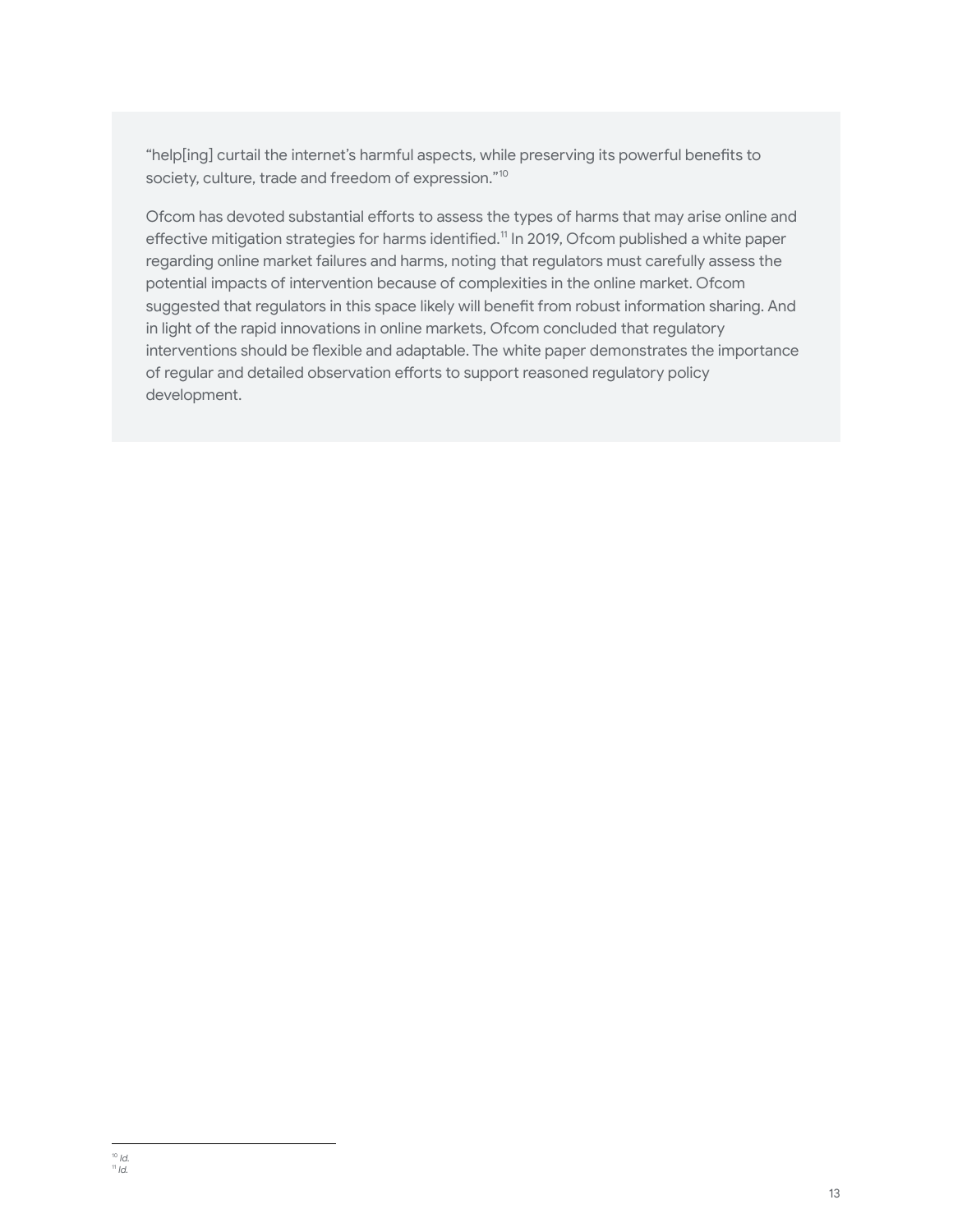"help[ing] curtail the internet's harmful aspects, while preserving its powerful benefits to society, culture, trade and freedom of expression."[10]

Ofcom has devoted substantial efforts to assess the types of harms that may arise online and effective mitigation strategies for harms identified.[11] In 2019, Ofcom published a white paper regarding online market failures and harms, noting that regulators must carefully assess the potential impacts of intervention because of complexities in the online market. Ofcom suggested that regulators in this space likely will benefit from robust information sharing. And in light of the rapid innovations in online markets, Ofcom concluded that regulatory interventions should be flexible and adaptable. The white paper demonstrates the importance of regular and detailed observation efforts to support reasoned regulatory policy development.

---

[10] *Id.*
[11] *Id.*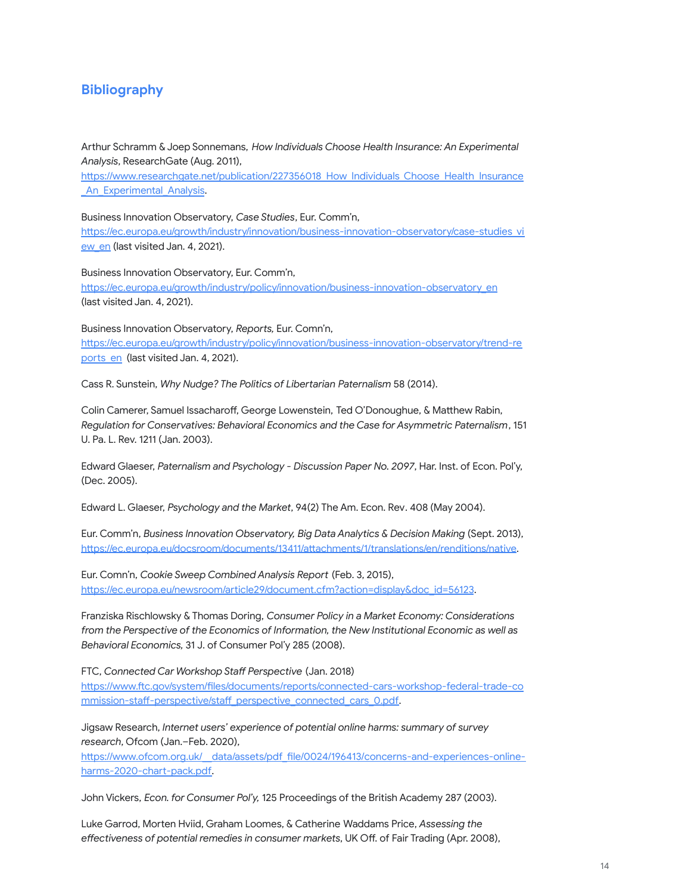## Bibliography

Arthur Schramm & Joep Sonnemans, *How Individuals Choose Health Insurance: An Experimental Analysis*, ResearchGate (Aug. 2011), https://www.researchgate.net/publication/227356018_How_Individuals_Choose_Health_Insurance_An_Experimental_Analysis.

Business Innovation Observatory, *Case Studies*, Eur. Comm'n, https://ec.europa.eu/growth/industry/innovation/business-innovation-observatory/case-studies_view_en (last visited Jan. 4, 2021).

Business Innovation Observatory, Eur. Comm'n, https://ec.europa.eu/growth/industry/policy/innovation/business-innovation-observatory_en (last visited Jan. 4, 2021).

Business Innovation Observatory, *Reports,* Eur. Comn'n, https://ec.europa.eu/growth/industry/policy/innovation/business-innovation-observatory/trend-reports_en (last visited Jan. 4, 2021).

Cass R. Sunstein, *Why Nudge? The Politics of Libertarian Paternalism* 58 (2014).

Colin Camerer, Samuel Issacharoff, George Lowenstein, Ted O'Donoughue, & Matthew Rabin, *Regulation for Conservatives: Behavioral Economics and the Case for Asymmetric Paternalism*, 151 U. Pa. L. Rev. 1211 (Jan. 2003).

Edward Glaeser, *Paternalism and Psychology - Discussion Paper No. 2097*, Har. Inst. of Econ. Pol'y, (Dec. 2005).

Edward L. Glaeser, *Psychology and the Market*, 94(2) The Am. Econ. Rev. 408 (May 2004).

Eur. Comm'n, *Business Innovation Observatory, Big Data Analytics & Decision Making* (Sept. 2013), https://ec.europa.eu/docsroom/documents/13411/attachments/1/translations/en/renditions/native.

Eur. Comn'n, *Cookie Sweep Combined Analysis Report* (Feb. 3, 2015), https://ec.europa.eu/newsroom/article29/document.cfm?action=display&doc_id=56123.

Franziska Rischlowsky & Thomas Doring, *Consumer Policy in a Market Economy: Considerations from the Perspective of the Economics of Information, the New Institutional Economic as well as Behavioral Economics,* 31 J. of Consumer Pol'y 285 (2008).

FTC, *Connected Car Workshop Staff Perspective* (Jan. 2018) https://www.ftc.gov/system/files/documents/reports/connected-cars-workshop-federal-trade-commission-staff-perspective/staff_perspective_connected_cars_0.pdf.

Jigsaw Research, *Internet users' experience of potential online harms: summary of survey research*, Ofcom (Jan.–Feb. 2020), https://www.ofcom.org.uk/__data/assets/pdf_file/0024/196413/concerns-and-experiences-online-harms-2020-chart-pack.pdf.

John Vickers, *Econ. for Consumer Pol'y,* 125 Proceedings of the British Academy 287 (2003).

Luke Garrod, Morten Hviid, Graham Loomes, & Catherine Waddams Price, *Assessing the effectiveness of potential remedies in consumer markets*, UK Off. of Fair Trading (Apr. 2008),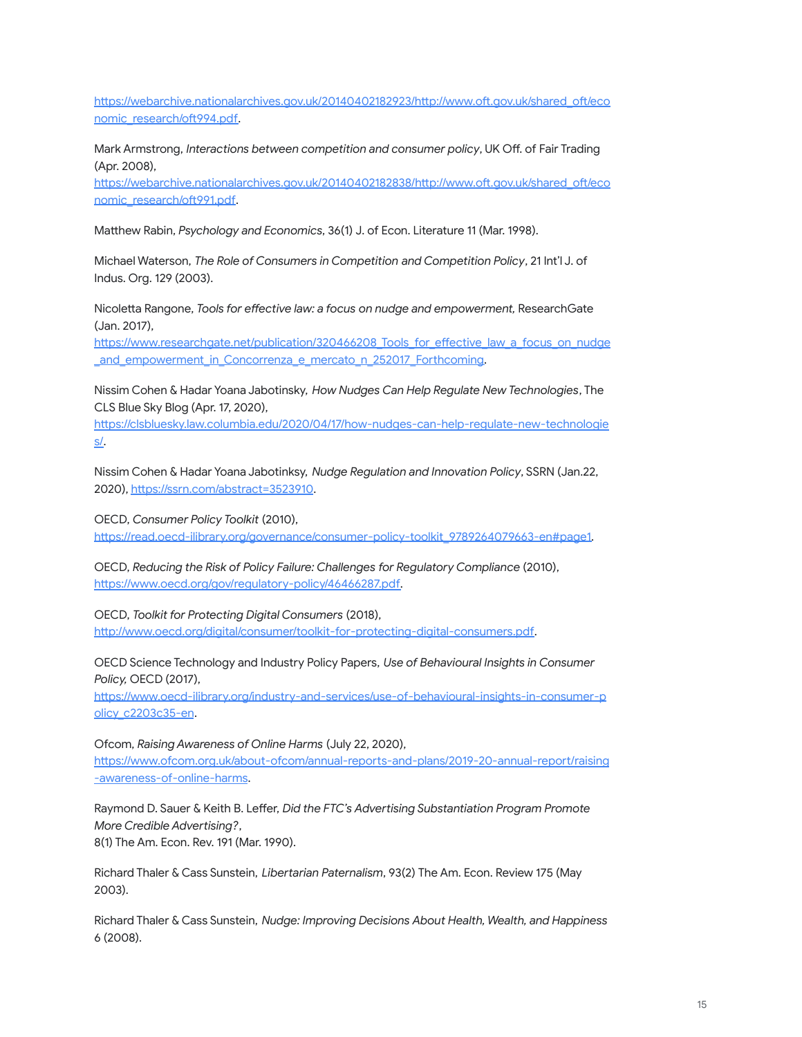https://webarchive.nationalarchives.gov.uk/20140402182923/http://www.oft.gov.uk/shared_oft/economic_research/oft994.pdf.

Mark Armstrong, *Interactions between competition and consumer policy*, UK Off. of Fair Trading (Apr. 2008), https://webarchive.nationalarchives.gov.uk/20140402182838/http://www.oft.gov.uk/shared_oft/economic_research/oft991.pdf.

Matthew Rabin, *Psychology and Economics*, 36(1) J. of Econ. Literature 11 (Mar. 1998).

Michael Waterson, *The Role of Consumers in Competition and Competition Policy*, 21 Int'l J. of Indus. Org. 129 (2003).

Nicoletta Rangone, *Tools for effective law: a focus on nudge and empowerment,* ResearchGate (Jan. 2017), https://www.researchgate.net/publication/320466208_Tools_for_effective_law_a_focus_on_nudge_and_empowerment_in_Concorrenza_e_mercato_n_252017_Forthcoming.

Nissim Cohen & Hadar Yoana Jabotinsky, *How Nudges Can Help Regulate New Technologies*, The CLS Blue Sky Blog (Apr. 17, 2020), https://clsbluesky.law.columbia.edu/2020/04/17/how-nudges-can-help-regulate-new-technologies/.

Nissim Cohen & Hadar Yoana Jabotinksy, *Nudge Regulation and Innovation Policy*, SSRN (Jan.22, 2020), https://ssrn.com/abstract=3523910.

OECD, *Consumer Policy Toolkit* (2010), https://read.oecd-ilibrary.org/governance/consumer-policy-toolkit_9789264079663-en#page1.

OECD, *Reducing the Risk of Policy Failure: Challenges for Regulatory Compliance* (2010), https://www.oecd.org/gov/regulatory-policy/46466287.pdf.

OECD, *Toolkit for Protecting Digital Consumers* (2018), http://www.oecd.org/digital/consumer/toolkit-for-protecting-digital-consumers.pdf.

OECD Science Technology and Industry Policy Papers, *Use of Behavioural Insights in Consumer Policy,* OECD (2017), https://www.oecd-ilibrary.org/industry-and-services/use-of-behavioural-insights-in-consumer-policy_c2203c35-en.

Ofcom, *Raising Awareness of Online Harms* (July 22, 2020), https://www.ofcom.org.uk/about-ofcom/annual-reports-and-plans/2019-20-annual-report/raising-awareness-of-online-harms.

Raymond D. Sauer & Keith B. Leffer, *Did the FTC's Advertising Substantiation Program Promote More Credible Advertising?*,
8(1) The Am. Econ. Rev. 191 (Mar. 1990).

Richard Thaler & Cass Sunstein, *Libertarian Paternalism*, 93(2) The Am. Econ. Review 175 (May 2003).

Richard Thaler & Cass Sunstein, *Nudge: Improving Decisions About Health, Wealth, and Happiness* 6 (2008).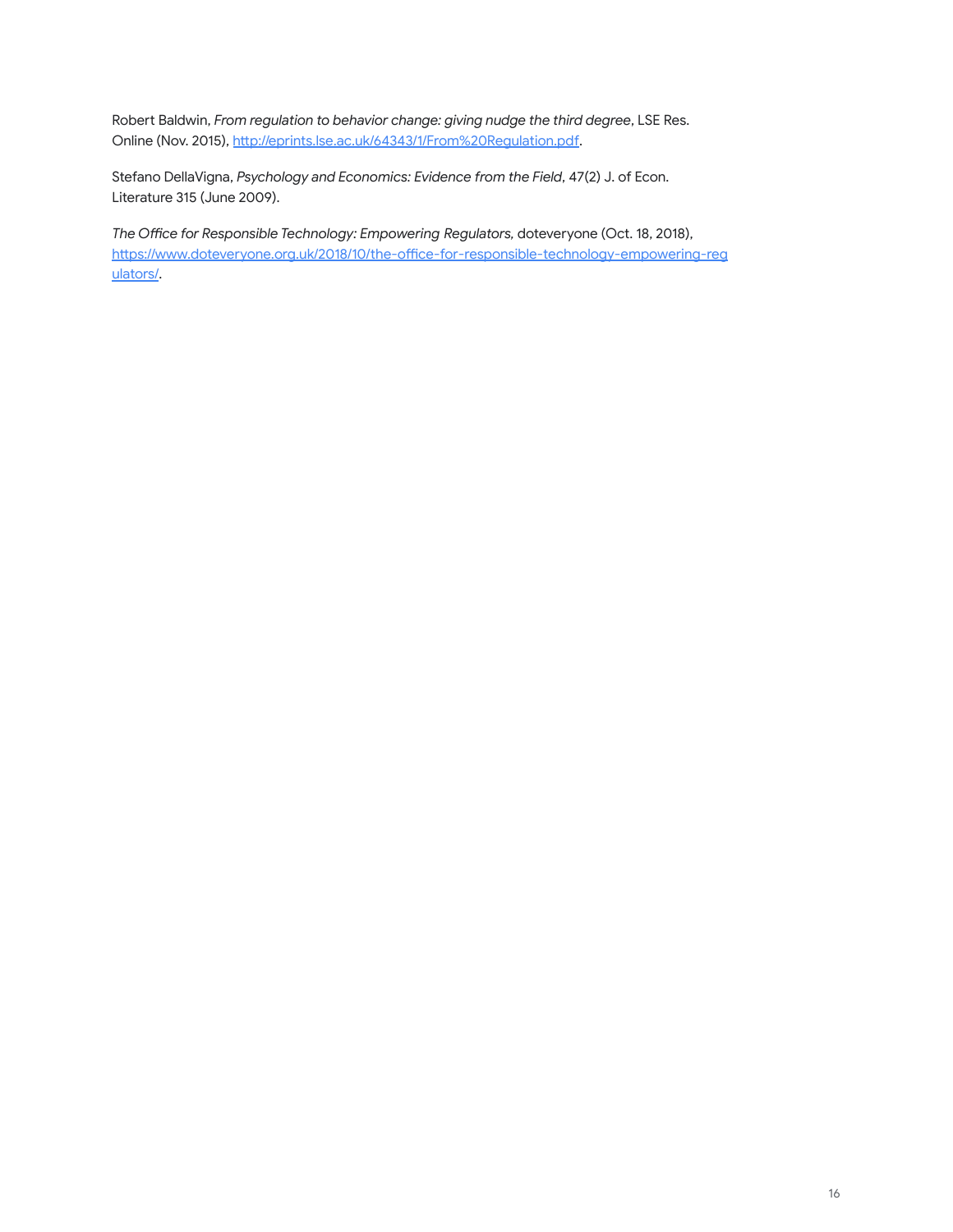Robert Baldwin, *From regulation to behavior change: giving nudge the third degree*, LSE Res. Online (Nov. 2015), [http://eprints.lse.ac.uk/64343/1/From%20Regulation.pdf](http://eprints.lse.ac.uk/64343/1/From%20Regulation.pdf).

Stefano DellaVigna, *Psychology and Economics: Evidence from the Field*, 47(2) J. of Econ. Literature 315 (June 2009).

*The Office for Responsible Technology: Empowering Regulators,* doteveryone (Oct. 18, 2018), [https://www.doteveryone.org.uk/2018/10/the-office-for-responsible-technology-empowering-regulators/](https://www.doteveryone.org.uk/2018/10/the-office-for-responsible-technology-empowering-regulators/).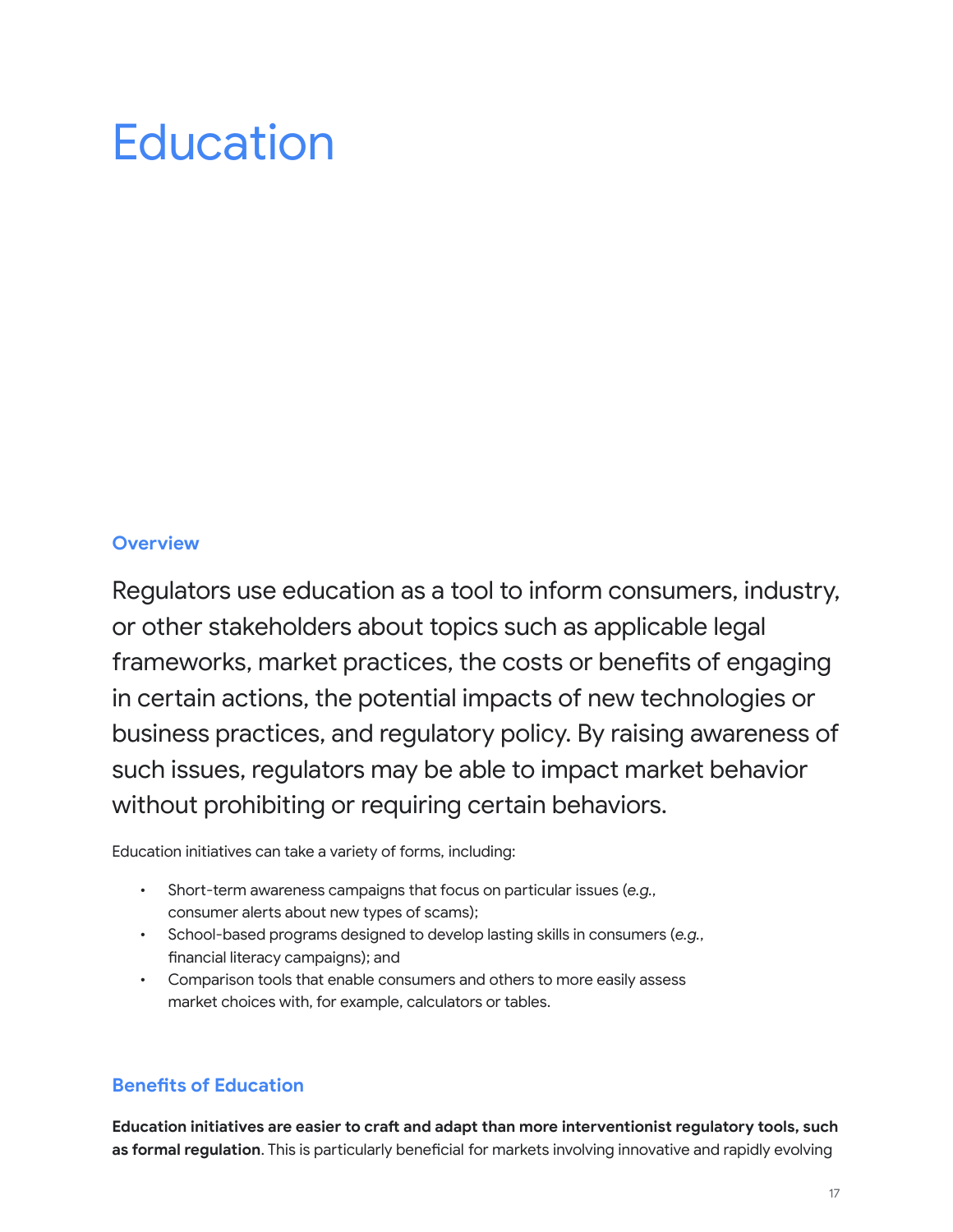# Education

## Overview

Regulators use education as a tool to inform consumers, industry, or other stakeholders about topics such as applicable legal frameworks, market practices, the costs or benefits of engaging in certain actions, the potential impacts of new technologies or business practices, and regulatory policy. By raising awareness of such issues, regulators may be able to impact market behavior without prohibiting or requiring certain behaviors.

Education initiatives can take a variety of forms, including:

- Short-term awareness campaigns that focus on particular issues (*e.g.*, consumer alerts about new types of scams);
- School-based programs designed to develop lasting skills in consumers (*e.g.*, financial literacy campaigns); and
- Comparison tools that enable consumers and others to more easily assess market choices with, for example, calculators or tables.

## Benefits of Education

**Education initiatives are easier to craft and adapt than more interventionist regulatory tools, such as formal regulation**. This is particularly beneficial for markets involving innovative and rapidly evolving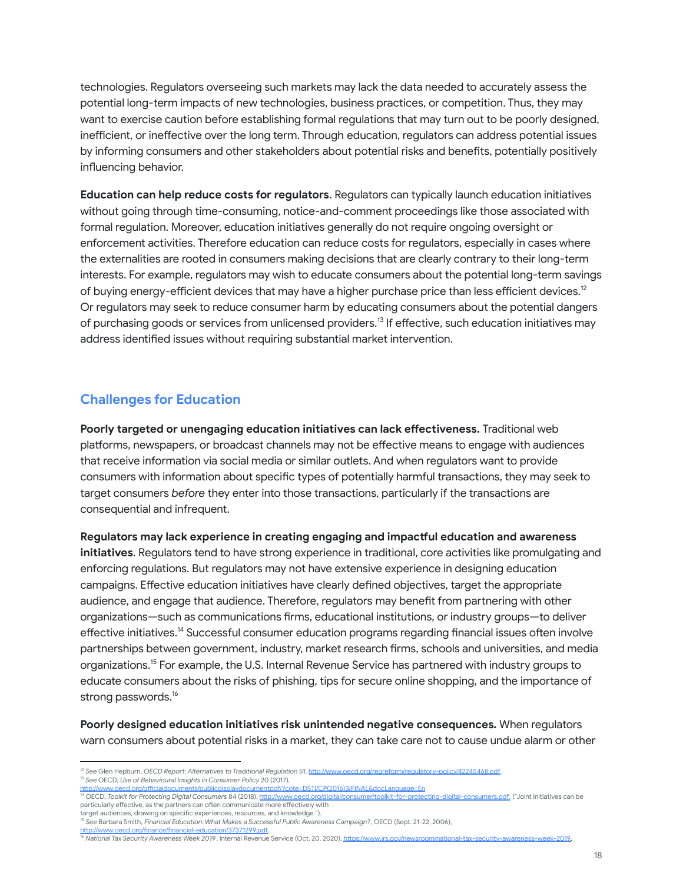technologies. Regulators overseeing such markets may lack the data needed to accurately assess the potential long-term impacts of new technologies, business practices, or competition. Thus, they may want to exercise caution before establishing formal regulations that may turn out to be poorly designed, inefficient, or ineffective over the long term. Through education, regulators can address potential issues by informing consumers and other stakeholders about potential risks and benefits, potentially positively influencing behavior.

**Education can help reduce costs for regulators**. Regulators can typically launch education initiatives without going through time-consuming, notice-and-comment proceedings like those associated with formal regulation. Moreover, education initiatives generally do not require ongoing oversight or enforcement activities. Therefore education can reduce costs for regulators, especially in cases where the externalities are rooted in consumers making decisions that are clearly contrary to their long-term interests. For example, regulators may wish to educate consumers about the potential long-term savings of buying energy-efficient devices that may have a higher purchase price than less efficient devices.[12] Or regulators may seek to reduce consumer harm by educating consumers about the potential dangers of purchasing goods or services from unlicensed providers.[13] If effective, such education initiatives may address identified issues without requiring substantial market intervention.

## Challenges for Education

**Poorly targeted or unengaging education initiatives can lack effectiveness.** Traditional web platforms, newspapers, or broadcast channels may not be effective means to engage with audiences that receive information via social media or similar outlets. And when regulators want to provide consumers with information about specific types of potentially harmful transactions, they may seek to target consumers *before* they enter into those transactions, particularly if the transactions are consequential and infrequent.

**Regulators may lack experience in creating engaging and impactful education and awareness initiatives**. Regulators tend to have strong experience in traditional, core activities like promulgating and enforcing regulations. But regulators may not have extensive experience in designing education campaigns. Effective education initiatives have clearly defined objectives, target the appropriate audience, and engage that audience. Therefore, regulators may benefit from partnering with other organizations—such as communications firms, educational institutions, or industry groups—to deliver effective initiatives.[14] Successful consumer education programs regarding financial issues often involve partnerships between government, industry, market research firms, schools and universities, and media organizations.[15] For example, the U.S. Internal Revenue Service has partnered with industry groups to educate consumers about the risks of phishing, tips for secure online shopping, and the importance of strong passwords.[16]

**Poorly designed education initiatives risk unintended negative consequences.** When regulators warn consumers about potential risks in a market, they can take care not to cause undue alarm or other

---

[12] *See* Glen Hepburn, *OECD Report: Alternatives to Traditional Regulation* 51, http://www.oecd.org/regreform/regulatory-policy/42245468.pdf.

[13] *See* OECD, *Use of Behavioural Insights in Consumer Policy* 20 (2017), http://www.oecd.org/officialdocuments/publicdisplaydocumentpdf/?cote=DSTI/CP(2016)3/FINAL&docLanguage=En.

[14] OECD, *Toolkit for Protecting Digital Consumers* 84 (2018), http://www.oecd.org/digital/consumer/toolkit-for-protecting-digital-consumers.pdf. ("Joint initiatives can be particularly effective, as the partners can often communicate more effectively with target audiences, drawing on specific experiences, resources, and knowledge.").

[15] *See* Barbara Smith, *Financial Education: What Makes a Successful Public Awareness Campaign?*, OECD (Sept. 21-22, 2006), http://www.oecd.org/finance/financial-education/37371299.pdf.

[16] *National Tax Security Awareness Week 2019*, Internal Revenue Service (Oct. 20, 2020), https://www.irs.gov/newsroom/national-tax-security-awareness-week-2019.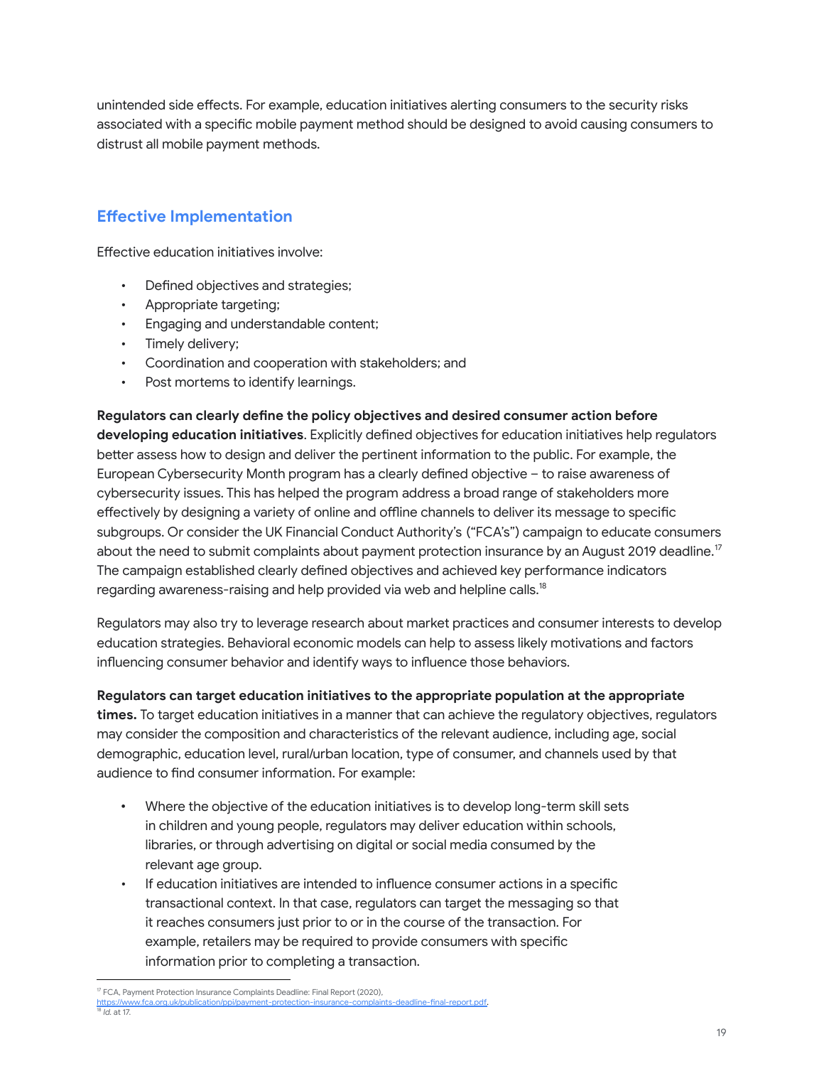unintended side effects. For example, education initiatives alerting consumers to the security risks associated with a specific mobile payment method should be designed to avoid causing consumers to distrust all mobile payment methods.

## Effective Implementation

Effective education initiatives involve:

- Defined objectives and strategies;
- Appropriate targeting;
- Engaging and understandable content;
- Timely delivery;
- Coordination and cooperation with stakeholders; and
- Post mortems to identify learnings.

**Regulators can clearly define the policy objectives and desired consumer action before developing education initiatives**. Explicitly defined objectives for education initiatives help regulators better assess how to design and deliver the pertinent information to the public. For example, the European Cybersecurity Month program has a clearly defined objective – to raise awareness of cybersecurity issues. This has helped the program address a broad range of stakeholders more effectively by designing a variety of online and offline channels to deliver its message to specific subgroups. Or consider the UK Financial Conduct Authority's ("FCA's") campaign to educate consumers about the need to submit complaints about payment protection insurance by an August 2019 deadline.[17] The campaign established clearly defined objectives and achieved key performance indicators regarding awareness-raising and help provided via web and helpline calls.[18]

Regulators may also try to leverage research about market practices and consumer interests to develop education strategies. Behavioral economic models can help to assess likely motivations and factors influencing consumer behavior and identify ways to influence those behaviors.

**Regulators can target education initiatives to the appropriate population at the appropriate times.** To target education initiatives in a manner that can achieve the regulatory objectives, regulators may consider the composition and characteristics of the relevant audience, including age, social demographic, education level, rural/urban location, type of consumer, and channels used by that audience to find consumer information. For example:

- Where the objective of the education initiatives is to develop long-term skill sets in children and young people, regulators may deliver education within schools, libraries, or through advertising on digital or social media consumed by the relevant age group.
- If education initiatives are intended to influence consumer actions in a specific transactional context. In that case, regulators can target the messaging so that it reaches consumers just prior to or in the course of the transaction. For example, retailers may be required to provide consumers with specific information prior to completing a transaction.

---

[17] FCA, Payment Protection Insurance Complaints Deadline: Final Report (2020), https://www.fca.org.uk/publication/ppi/payment-protection-insurance-complaints-deadline-final-report.pdf.

[18] *Id.* at 17.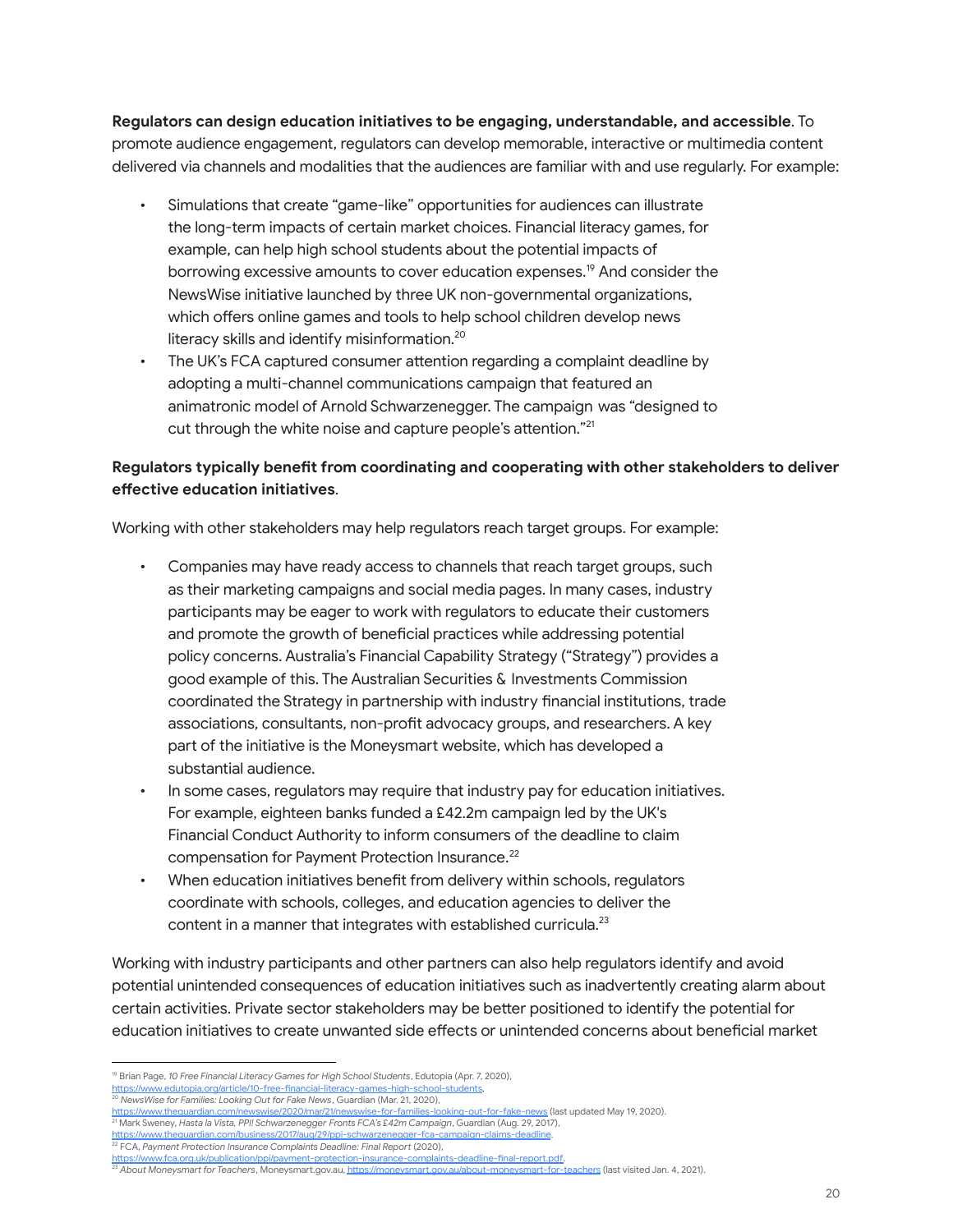**Regulators can design education initiatives to be engaging, understandable, and accessible**. To promote audience engagement, regulators can develop memorable, interactive or multimedia content delivered via channels and modalities that the audiences are familiar with and use regularly. For example:

- Simulations that create "game-like" opportunities for audiences can illustrate the long-term impacts of certain market choices. Financial literacy games, for example, can help high school students about the potential impacts of borrowing excessive amounts to cover education expenses.[19] And consider the NewsWise initiative launched by three UK non-governmental organizations, which offers online games and tools to help school children develop news literacy skills and identify misinformation.[20]
- The UK's FCA captured consumer attention regarding a complaint deadline by adopting a multi-channel communications campaign that featured an animatronic model of Arnold Schwarzenegger. The campaign was "designed to cut through the white noise and capture people's attention."[21]

**Regulators typically benefit from coordinating and cooperating with other stakeholders to deliver effective education initiatives**.

Working with other stakeholders may help regulators reach target groups. For example:

- Companies may have ready access to channels that reach target groups, such as their marketing campaigns and social media pages. In many cases, industry participants may be eager to work with regulators to educate their customers and promote the growth of beneficial practices while addressing potential policy concerns. Australia's Financial Capability Strategy ("Strategy") provides a good example of this. The Australian Securities & Investments Commission coordinated the Strategy in partnership with industry financial institutions, trade associations, consultants, non-profit advocacy groups, and researchers. A key part of the initiative is the Moneysmart website, which has developed a substantial audience.
- In some cases, regulators may require that industry pay for education initiatives. For example, eighteen banks funded a £42.2m campaign led by the UK's Financial Conduct Authority to inform consumers of the deadline to claim compensation for Payment Protection Insurance.[22]
- When education initiatives benefit from delivery within schools, regulators coordinate with schools, colleges, and education agencies to deliver the content in a manner that integrates with established curricula.[23]

Working with industry participants and other partners can also help regulators identify and avoid potential unintended consequences of education initiatives such as inadvertently creating alarm about certain activities. Private sector stakeholders may be better positioned to identify the potential for education initiatives to create unwanted side effects or unintended concerns about beneficial market

---

[19] Brian Page, *10 Free Financial Literacy Games for High School Students*, Edutopia (Apr. 7, 2020), https://www.edutopia.org/article/10-free-financial-literacy-games-high-school-students.

[20] *NewsWise for Families: Looking Out for Fake News*, Guardian (Mar. 21, 2020), https://www.theguardian.com/newswise/2020/mar/21/newswise-for-families-looking-out-for-fake-news (last updated May 19, 2020).

[21] Mark Sweney, *Hasta la Vista, PPI! Schwarzenegger Fronts FCA's £42m Campaign*, Guardian (Aug. 29, 2017), https://www.theguardian.com/business/2017/aug/29/ppi-schwarzenegger-fca-campaign-claims-deadline.

[22] FCA, *Payment Protection Insurance Complaints Deadline: Final Report* (2020), https://www.fca.org.uk/publication/ppi/payment-protection-insurance-complaints-deadline-final-report.pdf.

[23] *About Moneysmart for Teachers*, Moneysmart.gov.au, https://moneysmart.gov.au/about-moneysmart-for-teachers (last visited Jan. 4, 2021).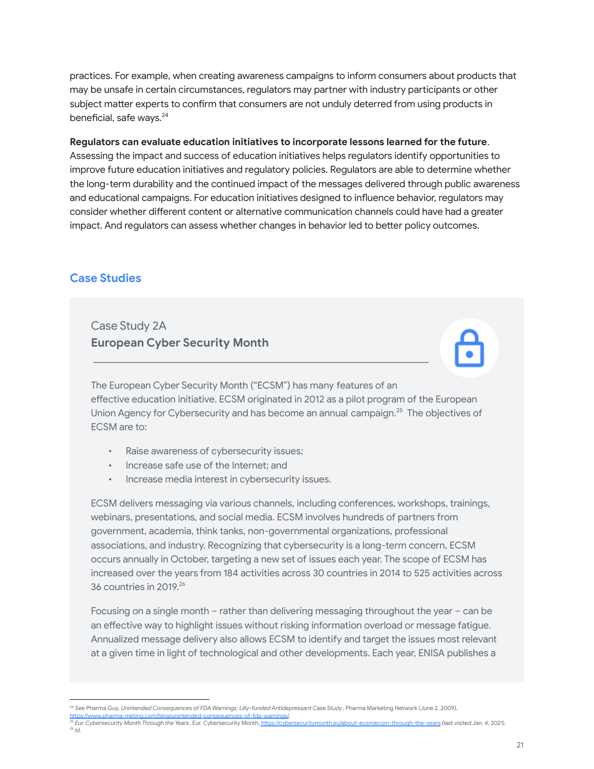practices. For example, when creating awareness campaigns to inform consumers about products that may be unsafe in certain circumstances, regulators may partner with industry participants or other subject matter experts to confirm that consumers are not unduly deterred from using products in beneficial, safe ways.[24]

**Regulators can evaluate education initiatives to incorporate lessons learned for the future**. Assessing the impact and success of education initiatives helps regulators identify opportunities to improve future education initiatives and regulatory policies. Regulators are able to determine whether the long-term durability and the continued impact of the messages delivered through public awareness and educational campaigns. For education initiatives designed to influence behavior, regulators may consider whether different content or alternative communication channels could have had a greater impact. And regulators can assess whether changes in behavior led to better policy outcomes.

## Case Studies

### Case Study 2A
**European Cyber Security Month**

The European Cyber Security Month ("ECSM") has many features of an effective education initiative. ECSM originated in 2012 as a pilot program of the European Union Agency for Cybersecurity and has become an annual campaign.[25] The objectives of ECSM are to:

- Raise awareness of cybersecurity issues;
- Increase safe use of the Internet; and
- Increase media interest in cybersecurity issues.

ECSM delivers messaging via various channels, including conferences, workshops, trainings, webinars, presentations, and social media. ECSM involves hundreds of partners from government, academia, think tanks, non-governmental organizations, professional associations, and industry. Recognizing that cybersecurity is a long-term concern, ECSM occurs annually in October, targeting a new set of issues each year. The scope of ECSM has increased over the years from 184 activities across 30 countries in 2014 to 525 activities across 36 countries in 2019.[26]

Focusing on a single month – rather than delivering messaging throughout the year – can be an effective way to highlight issues without risking information overload or message fatigue. Annualized message delivery also allows ECSM to identify and target the issues most relevant at a given time in light of technological and other developments. Each year, ENISA publishes a

---

[24] *See* Pharma Guy, *Unintended Consequences of FDA Warnings: Lilly-funded Antidepressant Case Study*, Pharma Marketing Network (June 2, 2009), https://www.pharma-mkting.com/blog/unintended-consequences-of-fda-warnings/.

[25] *Eur. Cybersecurity Month Through the Years*, Eur. Cybersecurity Month, https://cybersecuritymonth.eu/about-ecsm/ecsm-through-the-years (last visited Jan. 4, 2021).

[26] *Id.*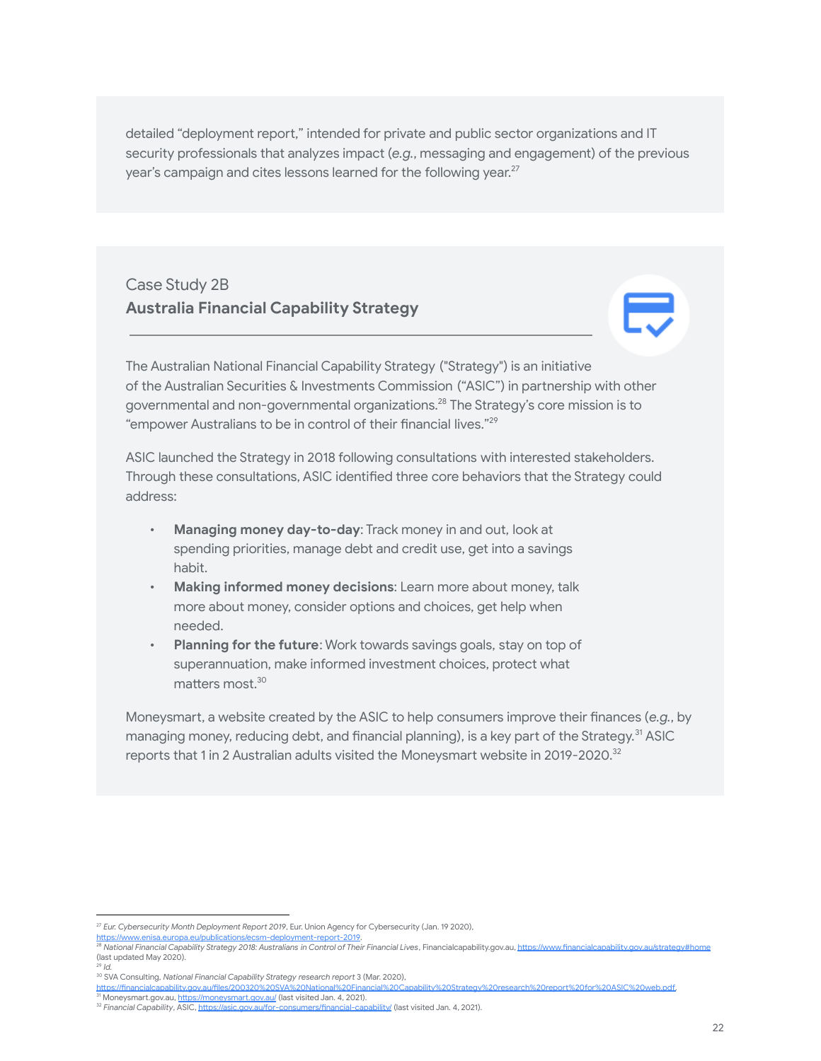detailed "deployment report," intended for private and public sector organizations and IT security professionals that analyzes impact (*e.g.*, messaging and engagement) of the previous year's campaign and cites lessons learned for the following year.[27]

Case Study 2B

## Australia Financial Capability Strategy

The Australian National Financial Capability Strategy ("Strategy") is an initiative of the Australian Securities & Investments Commission ("ASIC") in partnership with other governmental and non-governmental organizations.[28] The Strategy's core mission is to "empower Australians to be in control of their financial lives."[29]

ASIC launched the Strategy in 2018 following consultations with interested stakeholders. Through these consultations, ASIC identified three core behaviors that the Strategy could address:

- **Managing money day-to-day**: Track money in and out, look at spending priorities, manage debt and credit use, get into a savings habit.
- **Making informed money decisions**: Learn more about money, talk more about money, consider options and choices, get help when needed.
- **Planning for the future**: Work towards savings goals, stay on top of superannuation, make informed investment choices, protect what matters most.[30]

Moneysmart, a website created by the ASIC to help consumers improve their finances (*e.g.*, by managing money, reducing debt, and financial planning), is a key part of the Strategy.[31] ASIC reports that 1 in 2 Australian adults visited the Moneysmart website in 2019-2020.[32]

---

[27] *Eur. Cybersecurity Month Deployment Report 2019*, Eur. Union Agency for Cybersecurity (Jan. 19 2020), https://www.enisa.europa.eu/publications/ecsm-deployment-report-2019.

[28] *National Financial Capability Strategy 2018: Australians in Control of Their Financial Lives*, Financialcapability.gov.au, https://www.financialcapability.gov.au/strategy#home (last updated May 2020).

[29] *Id.*

[30] SVA Consulting, *National Financial Capability Strategy research report* 3 (Mar. 2020), https://financialcapability.gov.au/files/200320%20SVA%20National%20Financial%20Capability%20Strategy%20research%20report%20for%20ASIC%20web.pdf.

[31] Moneysmart.gov.au, https://moneysmart.gov.au/ (last visited Jan. 4, 2021).

[32] *Financial Capability*, ASIC, https://asic.gov.au/for-consumers/financial-capability/ (last visited Jan. 4, 2021).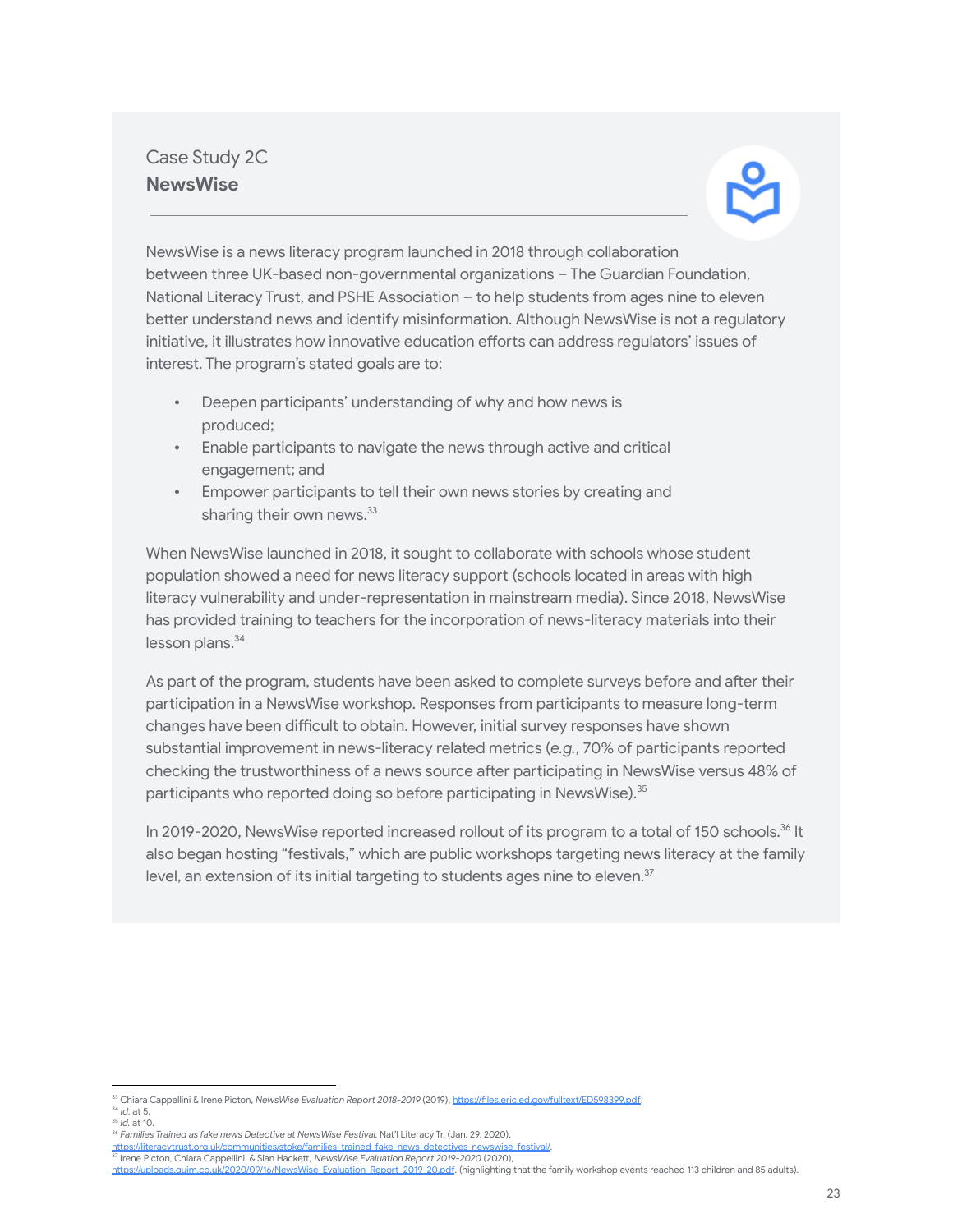Case Study 2C

**NewsWise**

NewsWise is a news literacy program launched in 2018 through collaboration between three UK-based non-governmental organizations – The Guardian Foundation, National Literacy Trust, and PSHE Association – to help students from ages nine to eleven better understand news and identify misinformation. Although NewsWise is not a regulatory initiative, it illustrates how innovative education efforts can address regulators' issues of interest. The program's stated goals are to:

- Deepen participants' understanding of why and how news is produced;
- Enable participants to navigate the news through active and critical engagement; and
- Empower participants to tell their own news stories by creating and sharing their own news.[33]

When NewsWise launched in 2018, it sought to collaborate with schools whose student population showed a need for news literacy support (schools located in areas with high literacy vulnerability and under-representation in mainstream media). Since 2018, NewsWise has provided training to teachers for the incorporation of news-literacy materials into their lesson plans.[34]

As part of the program, students have been asked to complete surveys before and after their participation in a NewsWise workshop. Responses from participants to measure long-term changes have been difficult to obtain. However, initial survey responses have shown substantial improvement in news-literacy related metrics (*e.g.*, 70% of participants reported checking the trustworthiness of a news source after participating in NewsWise versus 48% of participants who reported doing so before participating in NewsWise).[35]

In 2019-2020, NewsWise reported increased rollout of its program to a total of 150 schools.[36] It also began hosting "festivals," which are public workshops targeting news literacy at the family level, an extension of its initial targeting to students ages nine to eleven.[37]

---

[33] Chiara Cappellini & Irene Picton, *NewsWise Evaluation Report 2018-2019* (2019), https://files.eric.ed.gov/fulltext/ED598399.pdf.

[34] *Id.* at 5.

[35] *Id.* at 10.

[36] *Families Trained as fake news Detective at NewsWise Festival*, Nat'l Literacy Tr. (Jan. 29, 2020), https://literacytrust.org.uk/communities/stoke/families-trained-fake-news-detectives-newswise-festival/.

[37] Irene Picton, Chiara Cappellini, & Sian Hackett, *NewsWise Evaluation Report 2019-2020* (2020), https://uploads.guim.co.uk/2020/09/16/NewsWise_Evaluation_Report_2019-20.pdf. (highlighting that the family workshop events reached 113 children and 85 adults).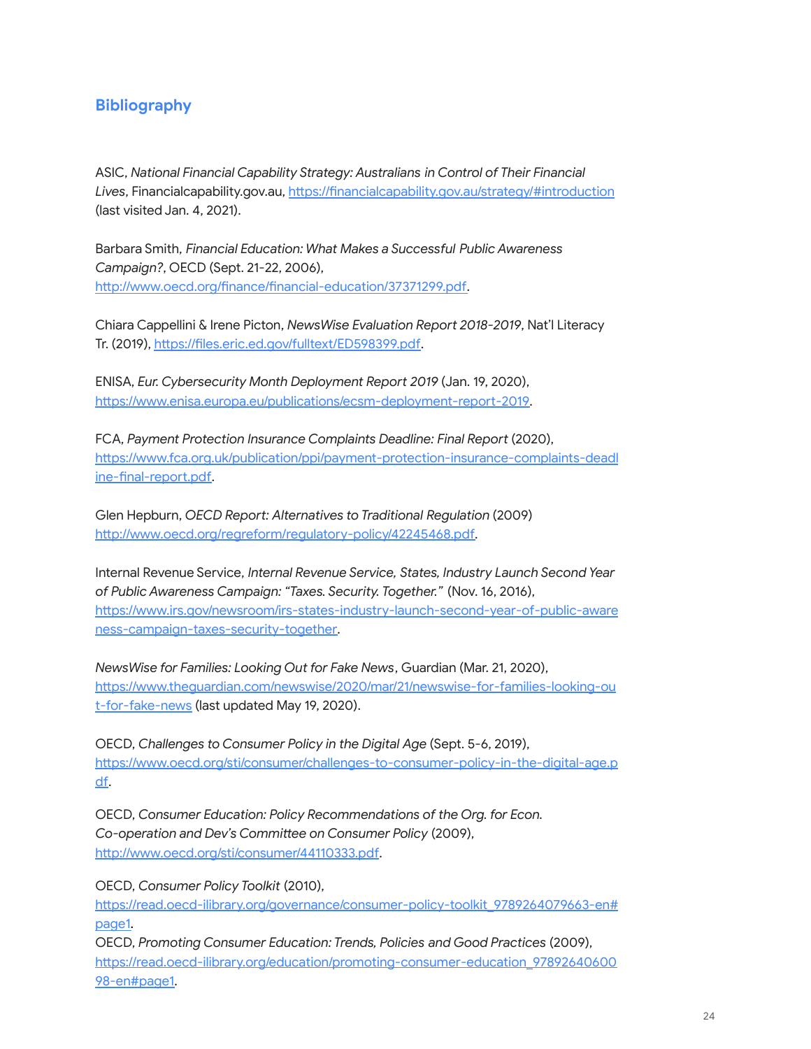## Bibliography

ASIC, *National Financial Capability Strategy: Australians in Control of Their Financial Lives*, Financialcapability.gov.au, https://financialcapability.gov.au/strategy/#introduction (last visited Jan. 4, 2021).

Barbara Smith, *Financial Education: What Makes a Successful Public Awareness Campaign?*, OECD (Sept. 21-22, 2006), http://www.oecd.org/finance/financial-education/37371299.pdf.

Chiara Cappellini & Irene Picton, *NewsWise Evaluation Report 2018-2019*, Nat'l Literacy Tr. (2019), https://files.eric.ed.gov/fulltext/ED598399.pdf.

ENISA, *Eur. Cybersecurity Month Deployment Report 2019* (Jan. 19, 2020), https://www.enisa.europa.eu/publications/ecsm-deployment-report-2019.

FCA, *Payment Protection Insurance Complaints Deadline: Final Report* (2020), https://www.fca.org.uk/publication/ppi/payment-protection-insurance-complaints-deadline-final-report.pdf.

Glen Hepburn, *OECD Report: Alternatives to Traditional Regulation* (2009) http://www.oecd.org/regreform/regulatory-policy/42245468.pdf.

Internal Revenue Service, *Internal Revenue Service, States, Industry Launch Second Year of Public Awareness Campaign: "Taxes. Security. Together."* (Nov. 16, 2016), https://www.irs.gov/newsroom/irs-states-industry-launch-second-year-of-public-awareness-campaign-taxes-security-together.

*NewsWise for Families: Looking Out for Fake News*, Guardian (Mar. 21, 2020), https://www.theguardian.com/newswise/2020/mar/21/newswise-for-families-looking-out-for-fake-news (last updated May 19, 2020).

OECD, *Challenges to Consumer Policy in the Digital Age* (Sept. 5-6, 2019), https://www.oecd.org/sti/consumer/challenges-to-consumer-policy-in-the-digital-age.pdf.

OECD, *Consumer Education: Policy Recommendations of the Org. for Econ. Co-operation and Dev's Committee on Consumer Policy* (2009), http://www.oecd.org/sti/consumer/44110333.pdf.

OECD, *Consumer Policy Toolkit* (2010), https://read.oecd-ilibrary.org/governance/consumer-policy-toolkit_9789264079663-en#page1.

OECD, *Promoting Consumer Education: Trends, Policies and Good Practices* (2009), https://read.oecd-ilibrary.org/education/promoting-consumer-education_9789264060098-en#page1.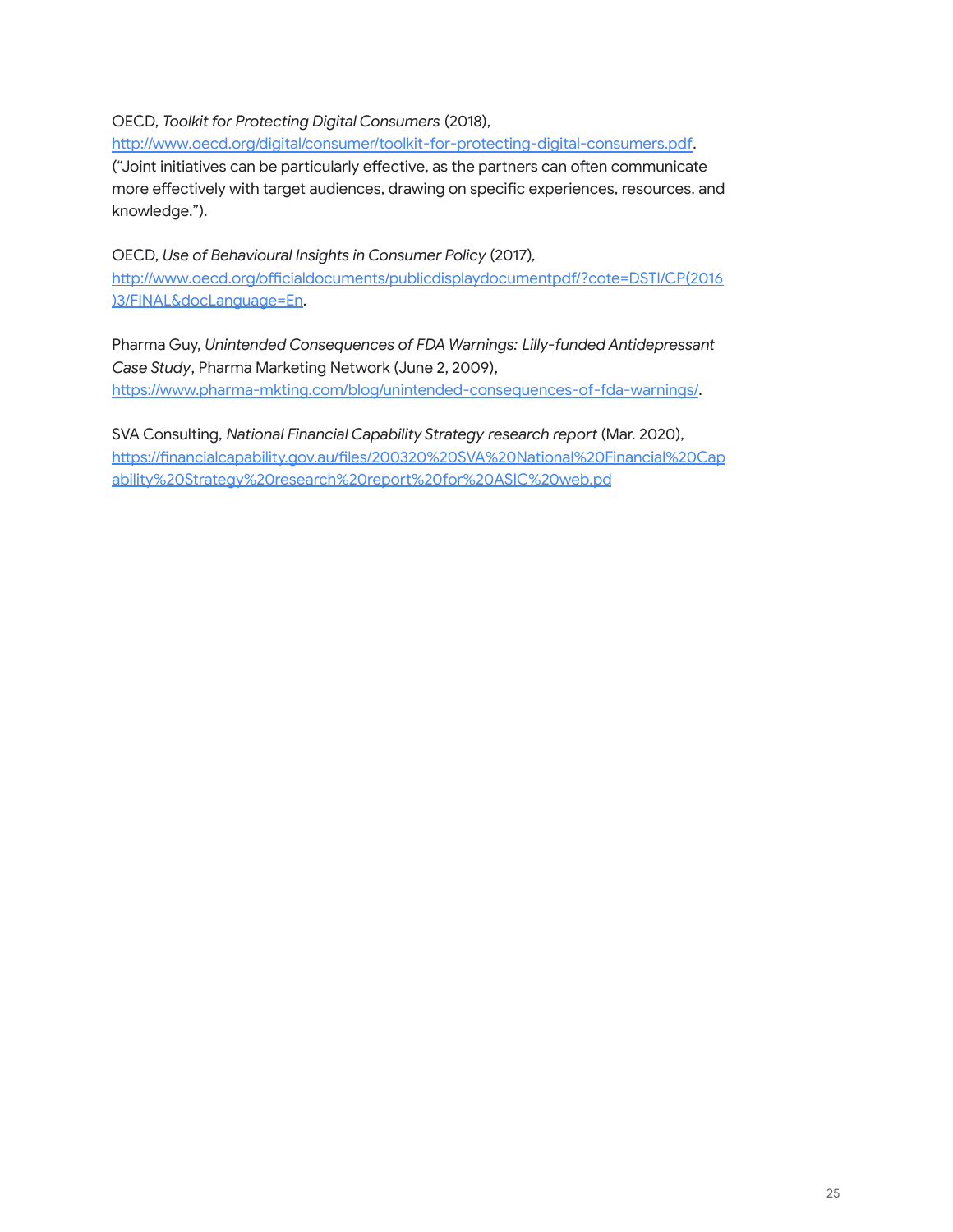OECD, *Toolkit for Protecting Digital Consumers* (2018), http://www.oecd.org/digital/consumer/toolkit-for-protecting-digital-consumers.pdf. ("Joint initiatives can be particularly effective, as the partners can often communicate more effectively with target audiences, drawing on specific experiences, resources, and knowledge.").

OECD, *Use of Behavioural Insights in Consumer Policy* (2017), http://www.oecd.org/officialdocuments/publicdisplaydocumentpdf/?cote=DSTI/CP(2016)3/FINAL&docLanguage=En.

Pharma Guy, *Unintended Consequences of FDA Warnings: Lilly-funded Antidepressant Case Study*, Pharma Marketing Network (June 2, 2009), https://www.pharma-mkting.com/blog/unintended-consequences-of-fda-warnings/.

SVA Consulting, *National Financial Capability Strategy research report* (Mar. 2020), https://financialcapability.gov.au/files/200320%20SVA%20National%20Financial%20Capability%20Strategy%20research%20report%20for%20ASIC%20web.pd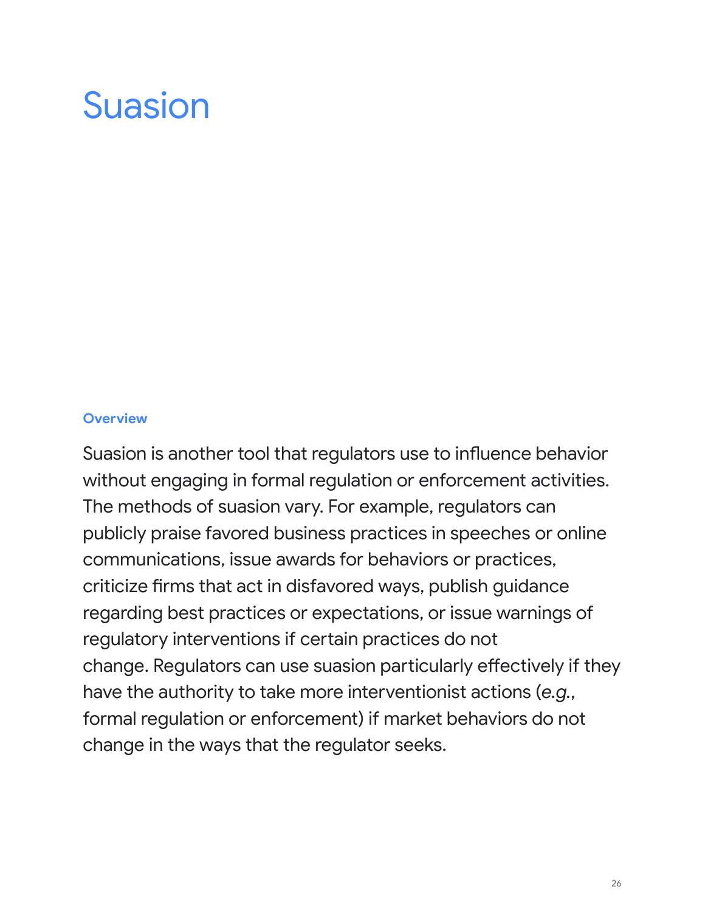# Suasion

### Overview

Suasion is another tool that regulators use to influence behavior without engaging in formal regulation or enforcement activities. The methods of suasion vary. For example, regulators can publicly praise favored business practices in speeches or online communications, issue awards for behaviors or practices, criticize firms that act in disfavored ways, publish guidance regarding best practices or expectations, or issue warnings of regulatory interventions if certain practices do not change. Regulators can use suasion particularly effectively if they have the authority to take more interventionist actions (*e.g.*, formal regulation or enforcement) if market behaviors do not change in the ways that the regulator seeks.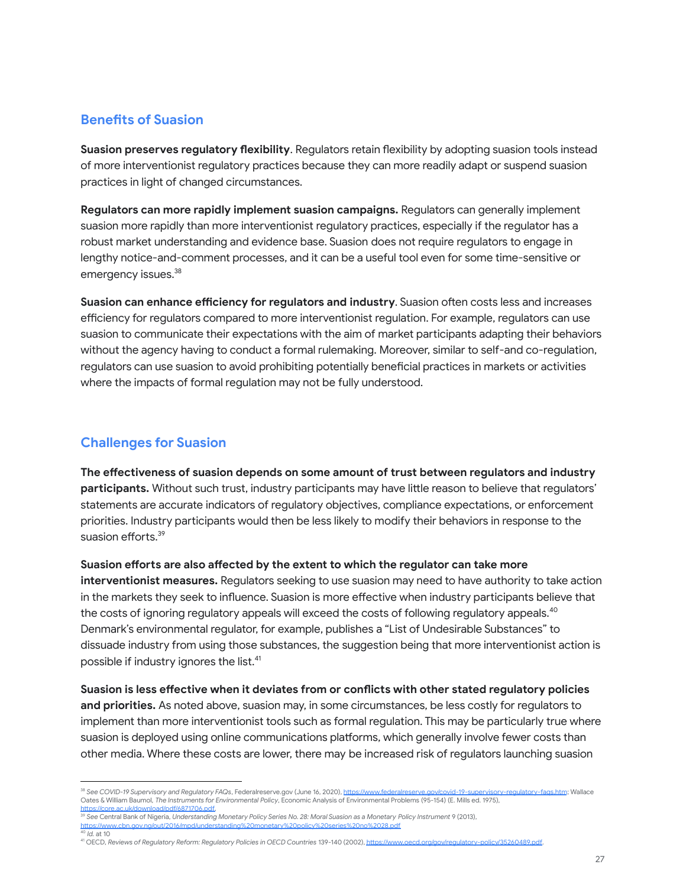## Benefits of Suasion

**Suasion preserves regulatory flexibility**. Regulators retain flexibility by adopting suasion tools instead of more interventionist regulatory practices because they can more readily adapt or suspend suasion practices in light of changed circumstances.

**Regulators can more rapidly implement suasion campaigns.** Regulators can generally implement suasion more rapidly than more interventionist regulatory practices, especially if the regulator has a robust market understanding and evidence base. Suasion does not require regulators to engage in lengthy notice-and-comment processes, and it can be a useful tool even for some time-sensitive or emergency issues.[38]

**Suasion can enhance efficiency for regulators and industry**. Suasion often costs less and increases efficiency for regulators compared to more interventionist regulation. For example, regulators can use suasion to communicate their expectations with the aim of market participants adapting their behaviors without the agency having to conduct a formal rulemaking. Moreover, similar to self-and co-regulation, regulators can use suasion to avoid prohibiting potentially beneficial practices in markets or activities where the impacts of formal regulation may not be fully understood.

## Challenges for Suasion

**The effectiveness of suasion depends on some amount of trust between regulators and industry participants.** Without such trust, industry participants may have little reason to believe that regulators' statements are accurate indicators of regulatory objectives, compliance expectations, or enforcement priorities. Industry participants would then be less likely to modify their behaviors in response to the suasion efforts.[39]

**Suasion efforts are also affected by the extent to which the regulator can take more interventionist measures.** Regulators seeking to use suasion may need to have authority to take action in the markets they seek to influence. Suasion is more effective when industry participants believe that the costs of ignoring regulatory appeals will exceed the costs of following regulatory appeals.[40] Denmark's environmental regulator, for example, publishes a "List of Undesirable Substances" to dissuade industry from using those substances, the suggestion being that more interventionist action is possible if industry ignores the list.[41]

**Suasion is less effective when it deviates from or conflicts with other stated regulatory policies and priorities.** As noted above, suasion may, in some circumstances, be less costly for regulators to implement than more interventionist tools such as formal regulation. This may be particularly true where suasion is deployed using online communications platforms, which generally involve fewer costs than other media. Where these costs are lower, there may be increased risk of regulators launching suasion

---

[38] *See COVID-19 Supervisory and Regulatory FAQs*, Federalreserve.gov (June 16, 2020), https://www.federalreserve.gov/covid-19-supervisory-regulatory-faqs.htm; Wallace Oates & William Baumol, *The Instruments for Environmental Policy*, Economic Analysis of Environmental Problems (95-154) (E. Mills ed. 1975), https://core.ac.uk/download/pdf/6871706.pdf.

[39] *See* Central Bank of Nigeria, *Understanding Monetary Policy Series No. 28: Moral Suasion as a Monetary Policy Instrument* 9 (2013), https://www.cbn.gov.ng/out/2016/mpd/understanding%20monetary%20policy%20series%20no%2028.pdf

[40] *Id.* at 10

[41] OECD, *Reviews of Regulatory Reform: Regulatory Policies in OECD Countries* 139-140 (2002), https://www.oecd.org/gov/regulatory-policy/35260489.pdf.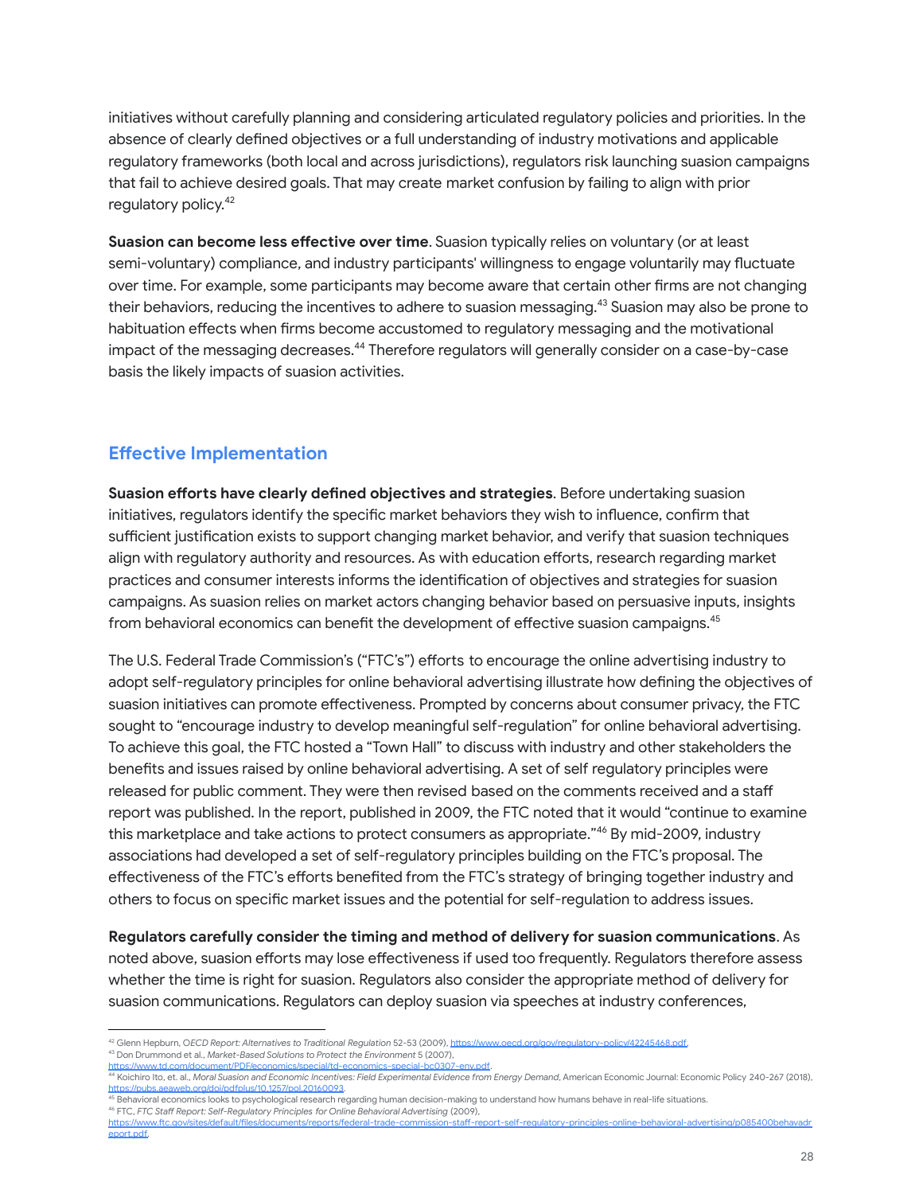initiatives without carefully planning and considering articulated regulatory policies and priorities. In the absence of clearly defined objectives or a full understanding of industry motivations and applicable regulatory frameworks (both local and across jurisdictions), regulators risk launching suasion campaigns that fail to achieve desired goals. That may create market confusion by failing to align with prior regulatory policy.[42]

**Suasion can become less effective over time**. Suasion typically relies on voluntary (or at least semi-voluntary) compliance, and industry participants' willingness to engage voluntarily may fluctuate over time. For example, some participants may become aware that certain other firms are not changing their behaviors, reducing the incentives to adhere to suasion messaging.[43] Suasion may also be prone to habituation effects when firms become accustomed to regulatory messaging and the motivational impact of the messaging decreases.[44] Therefore regulators will generally consider on a case-by-case basis the likely impacts of suasion activities.

## Effective Implementation

**Suasion efforts have clearly defined objectives and strategies**. Before undertaking suasion initiatives, regulators identify the specific market behaviors they wish to influence, confirm that sufficient justification exists to support changing market behavior, and verify that suasion techniques align with regulatory authority and resources. As with education efforts, research regarding market practices and consumer interests informs the identification of objectives and strategies for suasion campaigns. As suasion relies on market actors changing behavior based on persuasive inputs, insights from behavioral economics can benefit the development of effective suasion campaigns.[45]

The U.S. Federal Trade Commission's ("FTC's") efforts to encourage the online advertising industry to adopt self-regulatory principles for online behavioral advertising illustrate how defining the objectives of suasion initiatives can promote effectiveness. Prompted by concerns about consumer privacy, the FTC sought to "encourage industry to develop meaningful self-regulation" for online behavioral advertising. To achieve this goal, the FTC hosted a "Town Hall" to discuss with industry and other stakeholders the benefits and issues raised by online behavioral advertising. A set of self regulatory principles were released for public comment. They were then revised based on the comments received and a staff report was published. In the report, published in 2009, the FTC noted that it would "continue to examine this marketplace and take actions to protect consumers as appropriate."[46] By mid-2009, industry associations had developed a set of self-regulatory principles building on the FTC's proposal. The effectiveness of the FTC's efforts benefited from the FTC's strategy of bringing together industry and others to focus on specific market issues and the potential for self-regulation to address issues.

**Regulators carefully consider the timing and method of delivery for suasion communications**. As noted above, suasion efforts may lose effectiveness if used too frequently. Regulators therefore assess whether the time is right for suasion. Regulators also consider the appropriate method of delivery for suasion communications. Regulators can deploy suasion via speeches at industry conferences,

---

[42] Glenn Hepburn, *OECD Report: Alternatives to Traditional Regulation* 52-53 (2009), https://www.oecd.org/gov/regulatory-policy/42245468.pdf.

[43] Don Drummond et al., *Market-Based Solutions to Protect the Environment* 5 (2007), https://www.td.com/document/PDF/economics/special/td-economics-special-bc0307-env.pdf.

[44] Koichiro Ito, et. al., *Moral Suasion and Economic Incentives: Field Experimental Evidence from Energy Demand*, American Economic Journal: Economic Policy 240-267 (2018), https://pubs.aeaweb.org/doi/pdfplus/10.1257/pol.20160093.

[45] Behavioral economics looks to psychological research regarding human decision-making to understand how humans behave in real-life situations.

[46] FTC, *FTC Staff Report: Self-Regulatory Principles for Online Behavioral Advertising* (2009), https://www.ftc.gov/sites/default/files/documents/reports/federal-trade-commission-staff-report-self-regulatory-principles-online-behavioral-advertising/p085400behavadreport.pdf.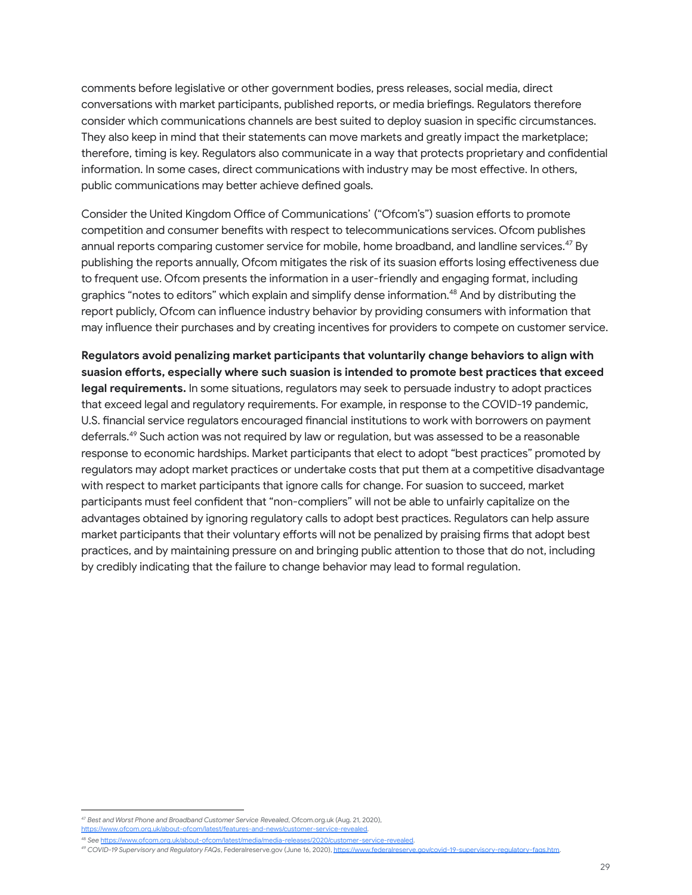comments before legislative or other government bodies, press releases, social media, direct conversations with market participants, published reports, or media briefings. Regulators therefore consider which communications channels are best suited to deploy suasion in specific circumstances. They also keep in mind that their statements can move markets and greatly impact the marketplace; therefore, timing is key. Regulators also communicate in a way that protects proprietary and confidential information. In some cases, direct communications with industry may be most effective. In others, public communications may better achieve defined goals.

Consider the United Kingdom Office of Communications' ("Ofcom's") suasion efforts to promote competition and consumer benefits with respect to telecommunications services. Ofcom publishes annual reports comparing customer service for mobile, home broadband, and landline services.[47] By publishing the reports annually, Ofcom mitigates the risk of its suasion efforts losing effectiveness due to frequent use. Ofcom presents the information in a user-friendly and engaging format, including graphics "notes to editors" which explain and simplify dense information.[48] And by distributing the report publicly, Ofcom can influence industry behavior by providing consumers with information that may influence their purchases and by creating incentives for providers to compete on customer service.

**Regulators avoid penalizing market participants that voluntarily change behaviors to align with suasion efforts, especially where such suasion is intended to promote best practices that exceed legal requirements.** In some situations, regulators may seek to persuade industry to adopt practices that exceed legal and regulatory requirements. For example, in response to the COVID-19 pandemic, U.S. financial service regulators encouraged financial institutions to work with borrowers on payment deferrals.[49] Such action was not required by law or regulation, but was assessed to be a reasonable response to economic hardships. Market participants that elect to adopt "best practices" promoted by regulators may adopt market practices or undertake costs that put them at a competitive disadvantage with respect to market participants that ignore calls for change. For suasion to succeed, market participants must feel confident that "non-compliers" will not be able to unfairly capitalize on the advantages obtained by ignoring regulatory calls to adopt best practices. Regulators can help assure market participants that their voluntary efforts will not be penalized by praising firms that adopt best practices, and by maintaining pressure on and bringing public attention to those that do not, including by credibly indicating that the failure to change behavior may lead to formal regulation.

---

[47] *Best and Worst Phone and Broadband Customer Service Revealed*, Ofcom.org.uk (Aug. 21, 2020), https://www.ofcom.org.uk/about-ofcom/latest/features-and-news/customer-service-revealed.

[48] *See* https://www.ofcom.org.uk/about-ofcom/latest/media/media-releases/2020/customer-service-revealed.

[49] *COVID-19 Supervisory and Regulatory FAQs*, Federalreserve.gov (June 16, 2020), https://www.federalreserve.gov/covid-19-supervisory-regulatory-faqs.htm.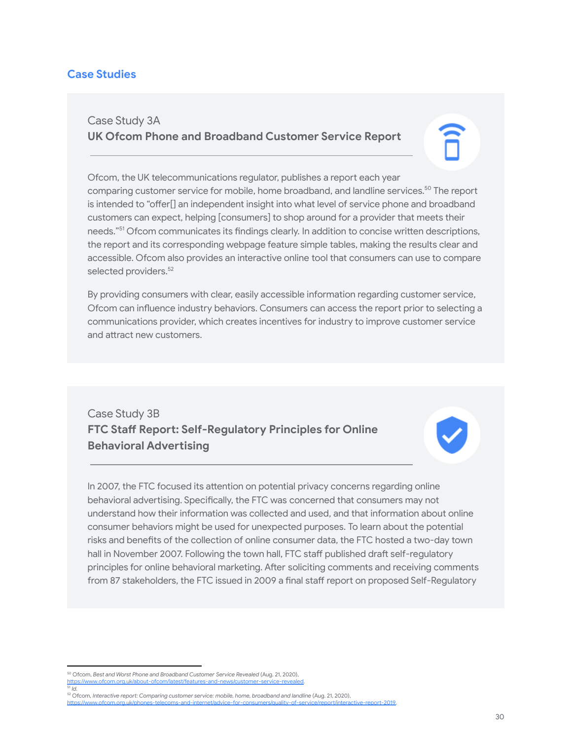## Case Studies

### Case Study 3A
**UK Ofcom Phone and Broadband Customer Service Report**

Ofcom, the UK telecommunications regulator, publishes a report each year comparing customer service for mobile, home broadband, and landline services.[50] The report is intended to "offer[] an independent insight into what level of service phone and broadband customers can expect, helping [consumers] to shop around for a provider that meets their needs."[51] Ofcom communicates its findings clearly. In addition to concise written descriptions, the report and its corresponding webpage feature simple tables, making the results clear and accessible. Ofcom also provides an interactive online tool that consumers can use to compare selected providers.[52]

By providing consumers with clear, easily accessible information regarding customer service, Ofcom can influence industry behaviors. Consumers can access the report prior to selecting a communications provider, which creates incentives for industry to improve customer service and attract new customers.

### Case Study 3B
**FTC Staff Report: Self-Regulatory Principles for Online Behavioral Advertising**

In 2007, the FTC focused its attention on potential privacy concerns regarding online behavioral advertising. Specifically, the FTC was concerned that consumers may not understand how their information was collected and used, and that information about online consumer behaviors might be used for unexpected purposes. To learn about the potential risks and benefits of the collection of online consumer data, the FTC hosted a two-day town hall in November 2007. Following the town hall, FTC staff published draft self-regulatory principles for online behavioral marketing. After soliciting comments and receiving comments from 87 stakeholders, the FTC issued in 2009 a final staff report on proposed Self-Regulatory

---

[50] Ofcom, *Best and Worst Phone and Broadband Customer Service Revealed* (Aug. 21, 2020), https://www.ofcom.org.uk/about-ofcom/latest/features-and-news/customer-service-revealed.
[51] *Id.*
[52] Ofcom, *Interactive report: Comparing customer service: mobile, home, broadband and landline* (Aug. 21, 2020), https://www.ofcom.org.uk/phones-telecoms-and-internet/advice-for-consumers/quality-of-service/report/interactive-report-2019.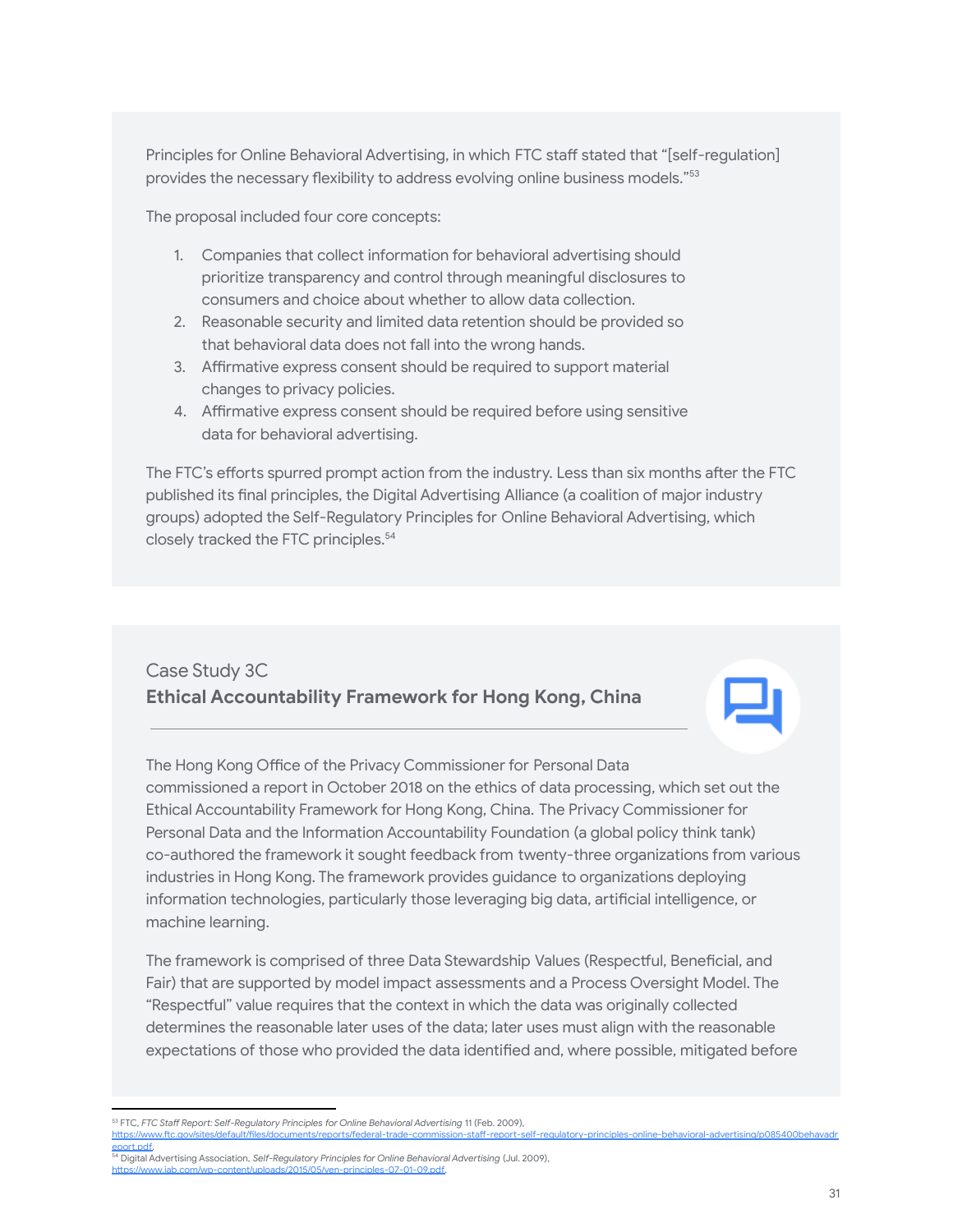Principles for Online Behavioral Advertising, in which FTC staff stated that "[self-regulation] provides the necessary flexibility to address evolving online business models."[53]

The proposal included four core concepts:

1. Companies that collect information for behavioral advertising should prioritize transparency and control through meaningful disclosures to consumers and choice about whether to allow data collection.
2. Reasonable security and limited data retention should be provided so that behavioral data does not fall into the wrong hands.
3. Affirmative express consent should be required to support material changes to privacy policies.
4. Affirmative express consent should be required before using sensitive data for behavioral advertising.

The FTC's efforts spurred prompt action from the industry. Less than six months after the FTC published its final principles, the Digital Advertising Alliance (a coalition of major industry groups) adopted the Self-Regulatory Principles for Online Behavioral Advertising, which closely tracked the FTC principles.[54]

## Case Study 3C
**Ethical Accountability Framework for Hong Kong, China**

The Hong Kong Office of the Privacy Commissioner for Personal Data commissioned a report in October 2018 on the ethics of data processing, which set out the Ethical Accountability Framework for Hong Kong, China. The Privacy Commissioner for Personal Data and the Information Accountability Foundation (a global policy think tank) co-authored the framework it sought feedback from twenty-three organizations from various industries in Hong Kong. The framework provides guidance to organizations deploying information technologies, particularly those leveraging big data, artificial intelligence, or machine learning.

The framework is comprised of three Data Stewardship Values (Respectful, Beneficial, and Fair) that are supported by model impact assessments and a Process Oversight Model. The "Respectful" value requires that the context in which the data was originally collected determines the reasonable later uses of the data; later uses must align with the reasonable expectations of those who provided the data identified and, where possible, mitigated before

---

[53] FTC, *FTC Staff Report: Self-Regulatory Principles for Online Behavioral Advertising* 11 (Feb. 2009), https://www.ftc.gov/sites/default/files/documents/reports/federal-trade-commission-staff-report-self-regulatory-principles-online-behavioral-advertising/p085400behavadreport.pdf.

[54] Digital Advertising Association, *Self-Regulatory Principles for Online Behavioral Advertising* (Jul. 2009), https://www.iab.com/wp-content/uploads/2015/05/ven-principles-07-01-09.pdf.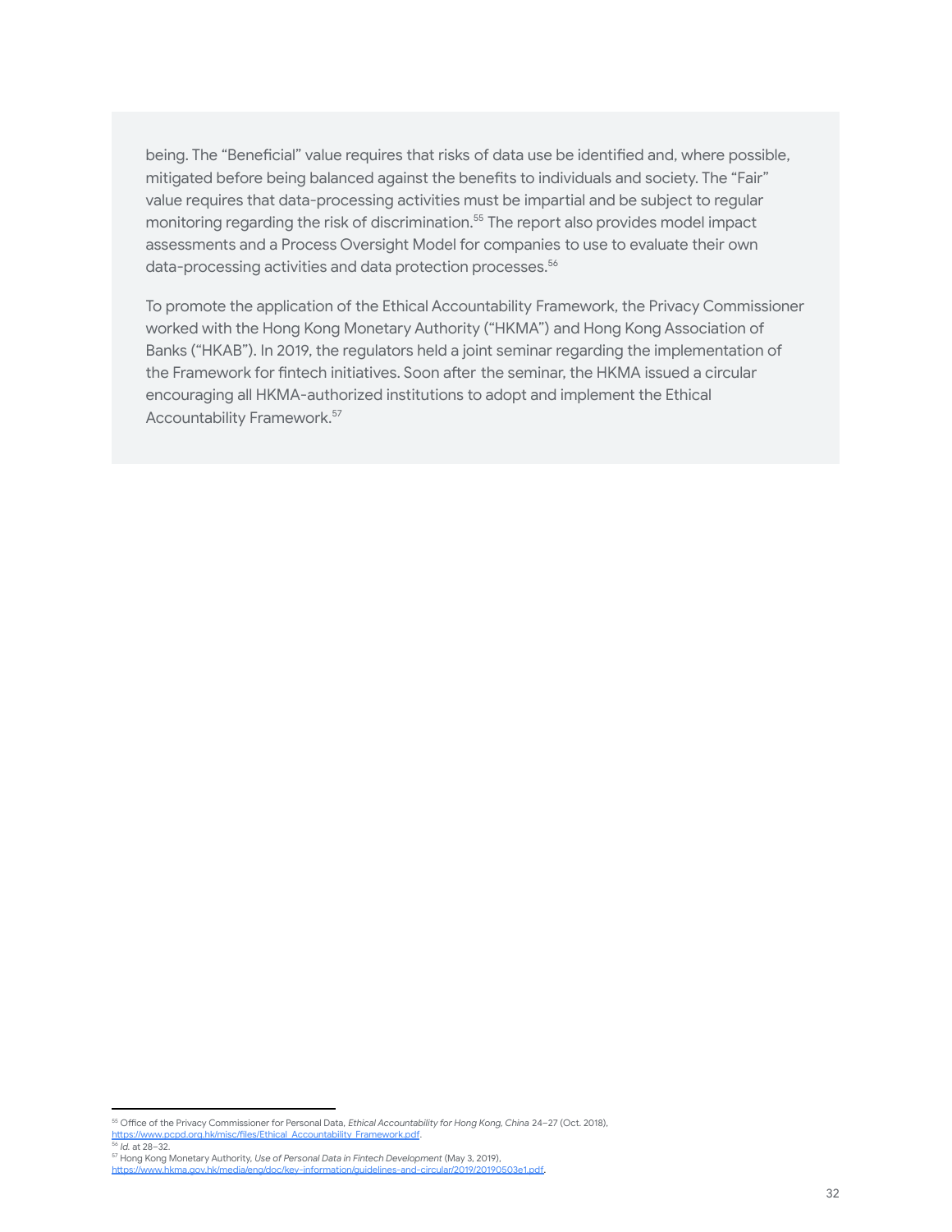being. The “Beneficial” value requires that risks of data use be identified and, where possible, mitigated before being balanced against the benefits to individuals and society. The “Fair” value requires that data-processing activities must be impartial and be subject to regular monitoring regarding the risk of discrimination.[55] The report also provides model impact assessments and a Process Oversight Model for companies to use to evaluate their own data-processing activities and data protection processes.[56]

To promote the application of the Ethical Accountability Framework, the Privacy Commissioner worked with the Hong Kong Monetary Authority (“HKMA”) and Hong Kong Association of Banks (“HKAB”). In 2019, the regulators held a joint seminar regarding the implementation of the Framework for fintech initiatives. Soon after the seminar, the HKMA issued a circular encouraging all HKMA-authorized institutions to adopt and implement the Ethical Accountability Framework.[57]

---

[55] Office of the Privacy Commissioner for Personal Data, *Ethical Accountability for Hong Kong, China* 24–27 (Oct. 2018), https://www.pcpd.org.hk/misc/files/Ethical_Accountability_Framework.pdf.

[56] *Id.* at 28–32.

[57] Hong Kong Monetary Authority, *Use of Personal Data in Fintech Development* (May 3, 2019), https://www.hkma.gov.hk/media/eng/doc/key-information/guidelines-and-circular/2019/20190503e1.pdf.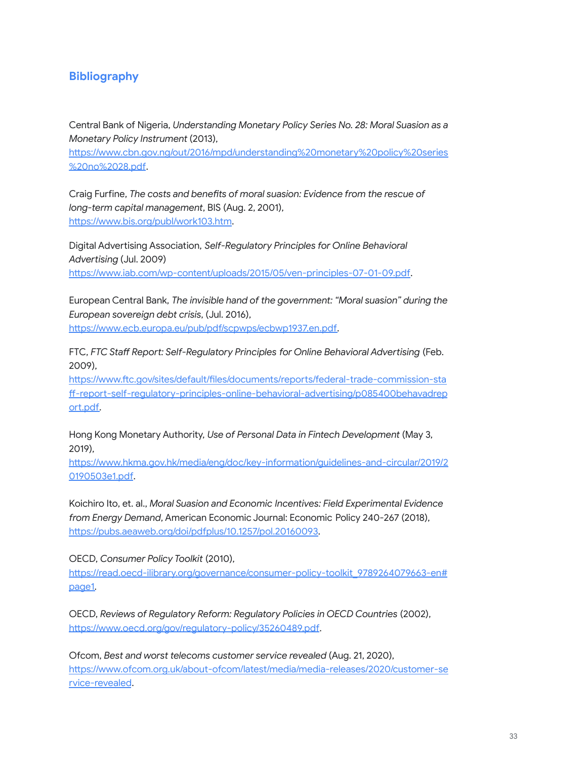## Bibliography

Central Bank of Nigeria, *Understanding Monetary Policy Series No. 28: Moral Suasion as a Monetary Policy Instrument* (2013), https://www.cbn.gov.ng/out/2016/mpd/understanding%20monetary%20policy%20series%20no%2028.pdf.

Craig Furfine, *The costs and benefits of moral suasion: Evidence from the rescue of long-term capital management*, BIS (Aug. 2, 2001), https://www.bis.org/publ/work103.htm.

Digital Advertising Association, *Self-Regulatory Principles for Online Behavioral Advertising* (Jul. 2009) https://www.iab.com/wp-content/uploads/2015/05/ven-principles-07-01-09.pdf.

European Central Bank, *The invisible hand of the government: "Moral suasion" during the European sovereign debt crisis*, (Jul. 2016), https://www.ecb.europa.eu/pub/pdf/scpwps/ecbwp1937.en.pdf.

FTC, *FTC Staff Report: Self-Regulatory Principles for Online Behavioral Advertising* (Feb. 2009), https://www.ftc.gov/sites/default/files/documents/reports/federal-trade-commission-staff-report-self-regulatory-principles-online-behavioral-advertising/p085400behavadreport.pdf.

Hong Kong Monetary Authority, *Use of Personal Data in Fintech Development* (May 3, 2019), https://www.hkma.gov.hk/media/eng/doc/key-information/guidelines-and-circular/2019/20190503e1.pdf.

Koichiro Ito, et. al., *Moral Suasion and Economic Incentives: Field Experimental Evidence from Energy Demand*, American Economic Journal: Economic Policy 240-267 (2018), https://pubs.aeaweb.org/doi/pdfplus/10.1257/pol.20160093.

OECD, *Consumer Policy Toolkit* (2010), https://read.oecd-ilibrary.org/governance/consumer-policy-toolkit_9789264079663-en#page1.

OECD, *Reviews of Regulatory Reform: Regulatory Policies in OECD Countries* (2002), https://www.oecd.org/gov/regulatory-policy/35260489.pdf.

Ofcom, *Best and worst telecoms customer service revealed* (Aug. 21, 2020), https://www.ofcom.org.uk/about-ofcom/latest/media/media-releases/2020/customer-service-revealed.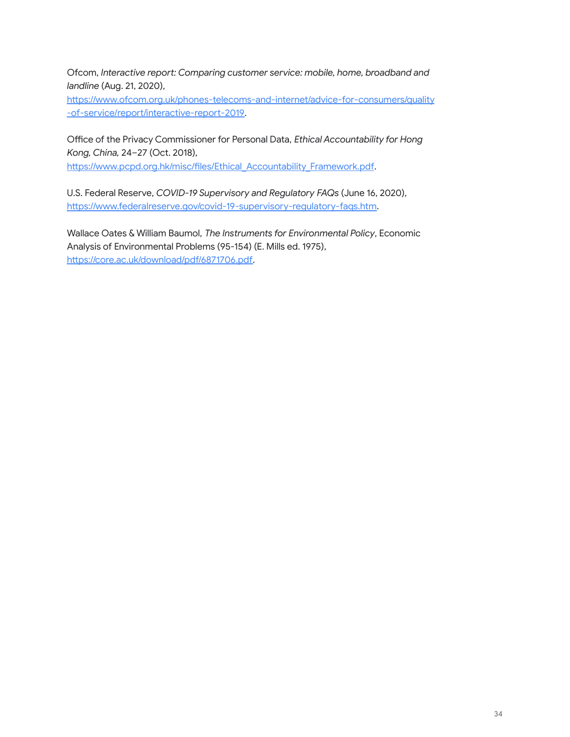Ofcom, *Interactive report: Comparing customer service: mobile, home, broadband and landline* (Aug. 21, 2020), https://www.ofcom.org.uk/phones-telecoms-and-internet/advice-for-consumers/quality-of-service/report/interactive-report-2019.

Office of the Privacy Commissioner for Personal Data, *Ethical Accountability for Hong Kong, China,* 24–27 (Oct. 2018), https://www.pcpd.org.hk/misc/files/Ethical_Accountability_Framework.pdf.

U.S. Federal Reserve, *COVID-19 Supervisory and Regulatory FAQs* (June 16, 2020), https://www.federalreserve.gov/covid-19-supervisory-regulatory-faqs.htm.

Wallace Oates & William Baumol, *The Instruments for Environmental Policy*, Economic Analysis of Environmental Problems (95-154) (E. Mills ed. 1975), https://core.ac.uk/download/pdf/6871706.pdf.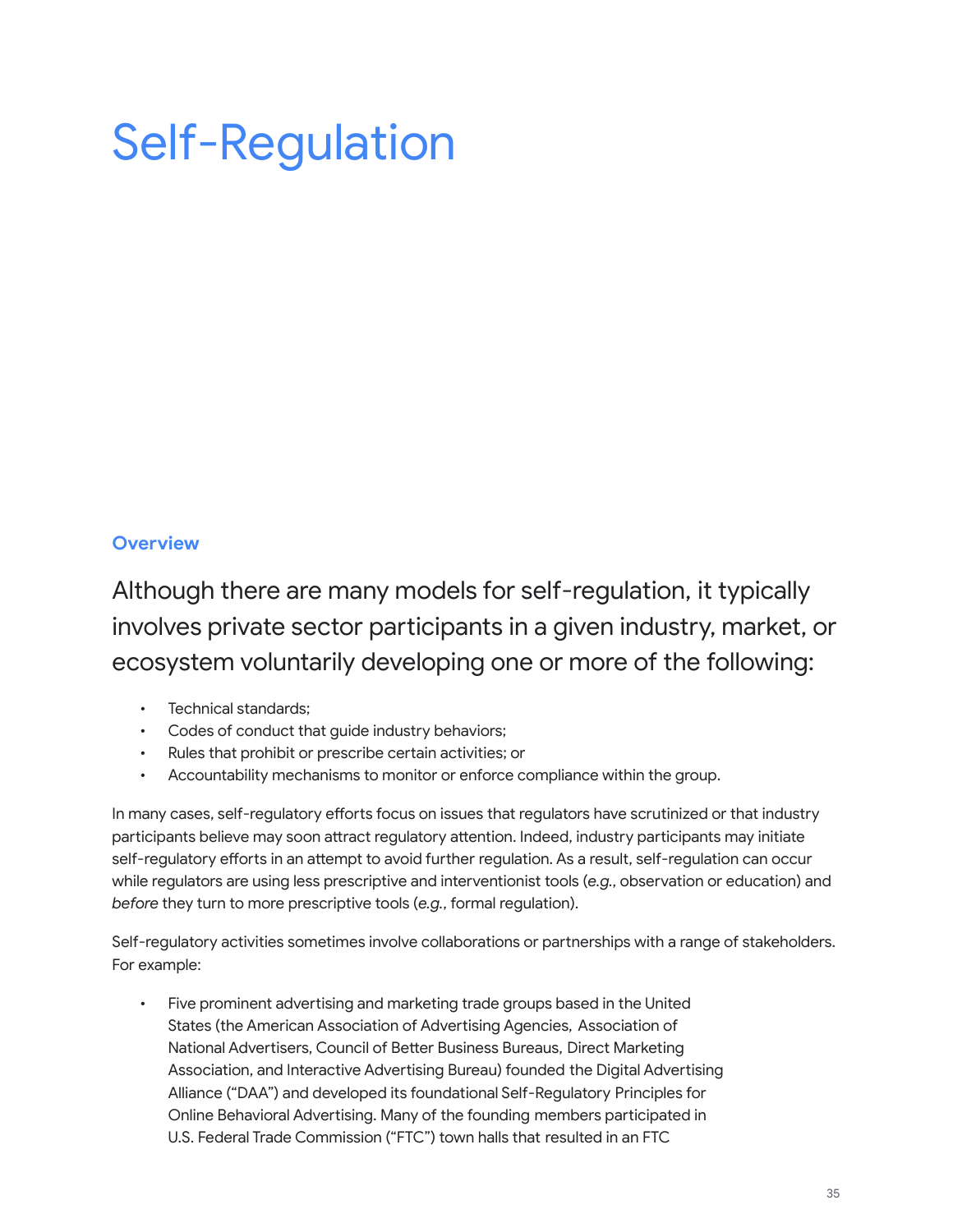# Self-Regulation

### Overview

Although there are many models for self-regulation, it typically involves private sector participants in a given industry, market, or ecosystem voluntarily developing one or more of the following:

- Technical standards;
- Codes of conduct that guide industry behaviors;
- Rules that prohibit or prescribe certain activities; or
- Accountability mechanisms to monitor or enforce compliance within the group.

In many cases, self-regulatory efforts focus on issues that regulators have scrutinized or that industry participants believe may soon attract regulatory attention. Indeed, industry participants may initiate self-regulatory efforts in an attempt to avoid further regulation. As a result, self-regulation can occur while regulators are using less prescriptive and interventionist tools (*e.g.*, observation or education) and *before* they turn to more prescriptive tools (*e.g.*, formal regulation).

Self-regulatory activities sometimes involve collaborations or partnerships with a range of stakeholders. For example:

- Five prominent advertising and marketing trade groups based in the United States (the American Association of Advertising Agencies, Association of National Advertisers, Council of Better Business Bureaus, Direct Marketing Association, and Interactive Advertising Bureau) founded the Digital Advertising Alliance ("DAA") and developed its foundational Self-Regulatory Principles for Online Behavioral Advertising. Many of the founding members participated in U.S. Federal Trade Commission ("FTC") town halls that resulted in an FTC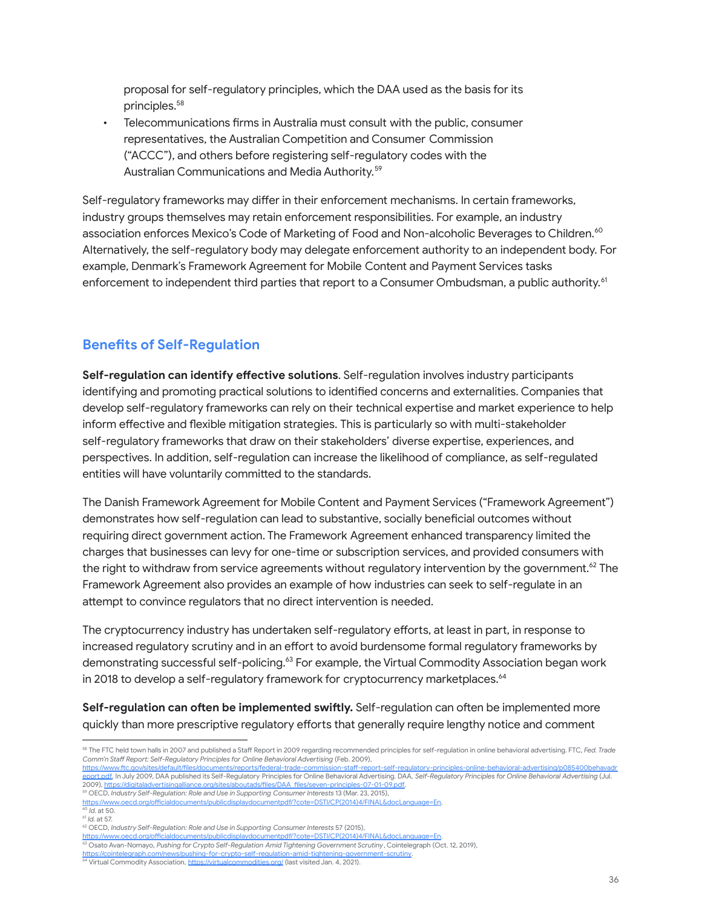proposal for self-regulatory principles, which the DAA used as the basis for its principles.[58]

- Telecommunications firms in Australia must consult with the public, consumer representatives, the Australian Competition and Consumer Commission ("ACCC"), and others before registering self-regulatory codes with the Australian Communications and Media Authority.[59]

Self-regulatory frameworks may differ in their enforcement mechanisms. In certain frameworks, industry groups themselves may retain enforcement responsibilities. For example, an industry association enforces Mexico's Code of Marketing of Food and Non-alcoholic Beverages to Children.[60] Alternatively, the self-regulatory body may delegate enforcement authority to an independent body. For example, Denmark's Framework Agreement for Mobile Content and Payment Services tasks enforcement to independent third parties that report to a Consumer Ombudsman, a public authority.[61]

## Benefits of Self-Regulation

**Self-regulation can identify effective solutions**. Self-regulation involves industry participants identifying and promoting practical solutions to identified concerns and externalities. Companies that develop self-regulatory frameworks can rely on their technical expertise and market experience to help inform effective and flexible mitigation strategies. This is particularly so with multi-stakeholder self-regulatory frameworks that draw on their stakeholders' diverse expertise, experiences, and perspectives. In addition, self-regulation can increase the likelihood of compliance, as self-regulated entities will have voluntarily committed to the standards.

The Danish Framework Agreement for Mobile Content and Payment Services ("Framework Agreement") demonstrates how self-regulation can lead to substantive, socially beneficial outcomes without requiring direct government action. The Framework Agreement enhanced transparency limited the charges that businesses can levy for one-time or subscription services, and provided consumers with the right to withdraw from service agreements without regulatory intervention by the government.[62] The Framework Agreement also provides an example of how industries can seek to self-regulate in an attempt to convince regulators that no direct intervention is needed.

The cryptocurrency industry has undertaken self-regulatory efforts, at least in part, in response to increased regulatory scrutiny and in an effort to avoid burdensome formal regulatory frameworks by demonstrating successful self-policing.[63] For example, the Virtual Commodity Association began work in 2018 to develop a self-regulatory framework for cryptocurrency marketplaces.[64]

**Self-regulation can often be implemented swiftly.** Self-regulation can often be implemented more quickly than more prescriptive regulatory efforts that generally require lengthy notice and comment

---

[58] The FTC held town halls in 2007 and published a Staff Report in 2009 regarding recommended principles for self-regulation in online behavioral advertising. FTC, *Fed. Trade Comm'n Staff Report: Self-Regulatory Principles for Online Behavioral Advertising* (Feb. 2009), https://www.ftc.gov/sites/default/files/documents/reports/federal-trade-commission-staff-report-self-regulatory-principles-online-behavioral-advertising/p085400behavadreport.pdf. In July 2009, DAA published its Self-Regulatory Principles for Online Behavioral Advertising. DAA, *Self-Regulatory Principles for Online Behavioral Advertising* (Jul. 2009), https://digitaladvertisingalliance.org/sites/aboutads/files/DAA_files/seven-principles-07-01-09.pdf.

[59] OECD, *Industry Self-Regulation: Role and Use in Supporting Consumer Interests* 13 (Mar. 23, 2015), https://www.oecd.org/officialdocuments/publicdisplaydocumentpdf/?cote=DSTI/CP(2014)4/FINAL&docLanguage=En.

[60] *Id.* at 50.

[61] *Id.* at 57.

[62] OECD, *Industry Self-Regulation: Role and Use in Supporting Consumer Interests* 57 (2015), https://www.oecd.org/officialdocuments/publicdisplaydocumentpdf/?cote=DSTI/CP(2014)4/FINAL&docLanguage=En.

[63] Osato Avan-Nomayo, *Pushing for Crypto Self-Regulation Amid Tightening Government Scrutiny*, Cointelegraph (Oct. 12, 2019), https://cointelegraph.com/news/pushing-for-crypto-self-regulation-amid-tightening-government-scrutiny.

[64] Virtual Commodity Association, https://virtualcommodities.org/ (last visited Jan. 4, 2021).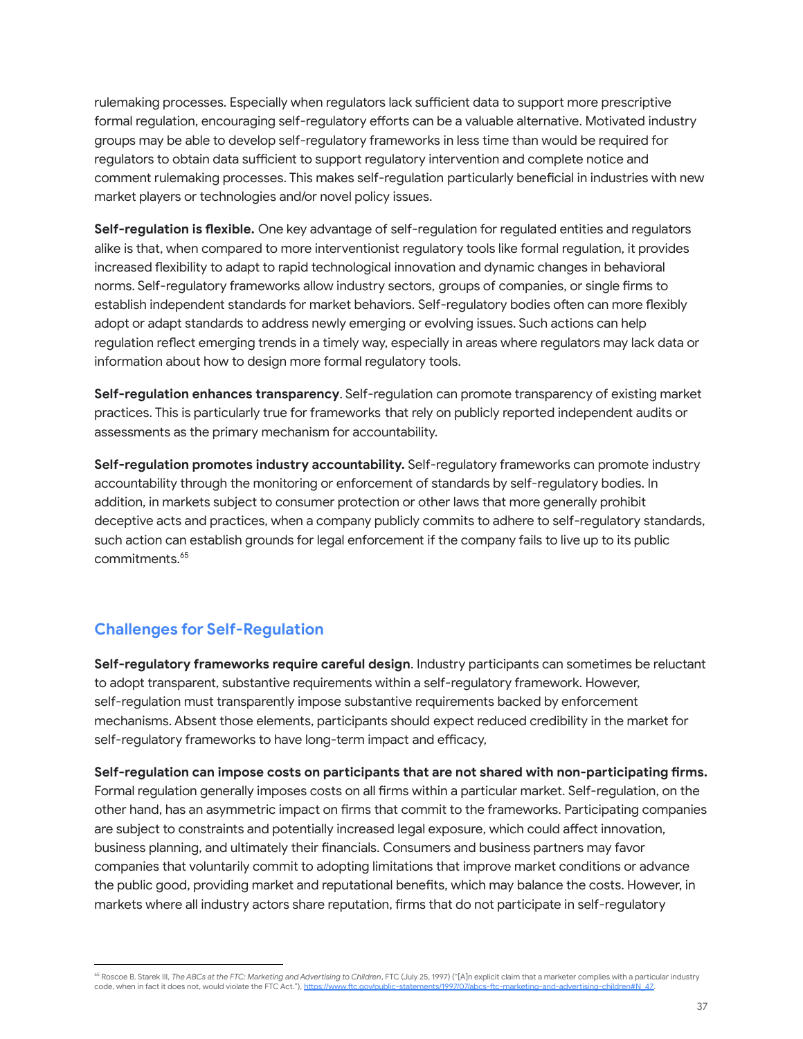rulemaking processes. Especially when regulators lack sufficient data to support more prescriptive formal regulation, encouraging self-regulatory efforts can be a valuable alternative. Motivated industry groups may be able to develop self-regulatory frameworks in less time than would be required for regulators to obtain data sufficient to support regulatory intervention and complete notice and comment rulemaking processes. This makes self-regulation particularly beneficial in industries with new market players or technologies and/or novel policy issues.

**Self-regulation is flexible.** One key advantage of self-regulation for regulated entities and regulators alike is that, when compared to more interventionist regulatory tools like formal regulation, it provides increased flexibility to adapt to rapid technological innovation and dynamic changes in behavioral norms. Self-regulatory frameworks allow industry sectors, groups of companies, or single firms to establish independent standards for market behaviors. Self-regulatory bodies often can more flexibly adopt or adapt standards to address newly emerging or evolving issues. Such actions can help regulation reflect emerging trends in a timely way, especially in areas where regulators may lack data or information about how to design more formal regulatory tools.

**Self-regulation enhances transparency**. Self-regulation can promote transparency of existing market practices. This is particularly true for frameworks that rely on publicly reported independent audits or assessments as the primary mechanism for accountability.

**Self-regulation promotes industry accountability.** Self-regulatory frameworks can promote industry accountability through the monitoring or enforcement of standards by self-regulatory bodies. In addition, in markets subject to consumer protection or other laws that more generally prohibit deceptive acts and practices, when a company publicly commits to adhere to self-regulatory standards, such action can establish grounds for legal enforcement if the company fails to live up to its public commitments.[65]

## Challenges for Self-Regulation

**Self-regulatory frameworks require careful design**. Industry participants can sometimes be reluctant to adopt transparent, substantive requirements within a self-regulatory framework. However, self-regulation must transparently impose substantive requirements backed by enforcement mechanisms. Absent those elements, participants should expect reduced credibility in the market for self-regulatory frameworks to have long-term impact and efficacy,

**Self-regulation can impose costs on participants that are not shared with non-participating firms.** Formal regulation generally imposes costs on all firms within a particular market. Self-regulation, on the other hand, has an asymmetric impact on firms that commit to the frameworks. Participating companies are subject to constraints and potentially increased legal exposure, which could affect innovation, business planning, and ultimately their financials. Consumers and business partners may favor companies that voluntarily commit to adopting limitations that improve market conditions or advance the public good, providing market and reputational benefits, which may balance the costs. However, in markets where all industry actors share reputation, firms that do not participate in self-regulatory

---

[65] Roscoe B. Starek III, *The ABCs at the FTC: Marketing and Advertising to Children*, FTC (July 25, 1997) ("[A]n explicit claim that a marketer complies with a particular industry code, when in fact it does not, would violate the FTC Act."), https://www.ftc.gov/public-statements/1997/07/abcs-ftc-marketing-and-advertising-children#N_47.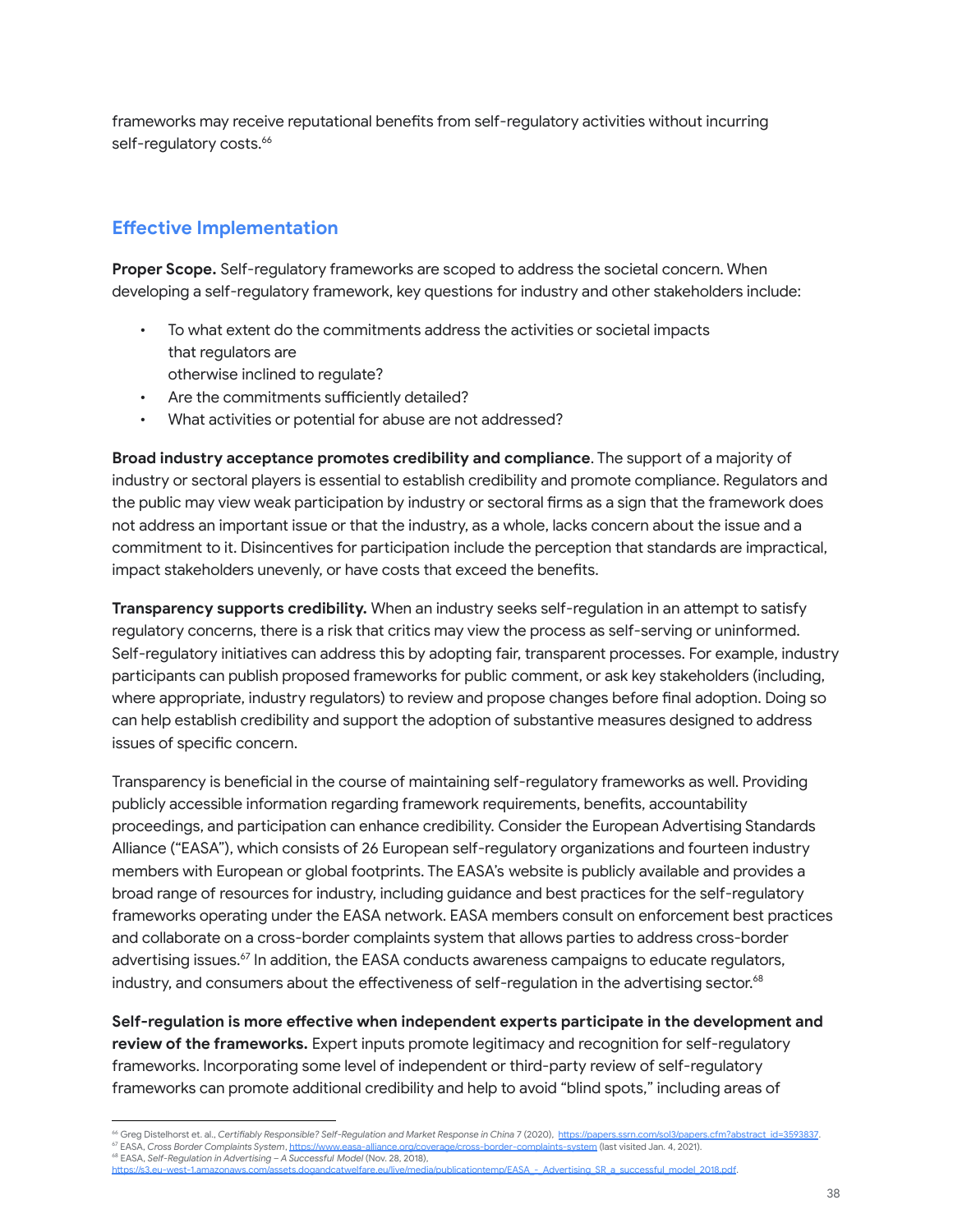frameworks may receive reputational benefits from self-regulatory activities without incurring self-regulatory costs.[66]

## Effective Implementation

**Proper Scope.** Self-regulatory frameworks are scoped to address the societal concern. When developing a self-regulatory framework, key questions for industry and other stakeholders include:

- To what extent do the commitments address the activities or societal impacts that regulators are otherwise inclined to regulate?
- Are the commitments sufficiently detailed?
- What activities or potential for abuse are not addressed?

**Broad industry acceptance promotes credibility and compliance**. The support of a majority of industry or sectoral players is essential to establish credibility and promote compliance. Regulators and the public may view weak participation by industry or sectoral firms as a sign that the framework does not address an important issue or that the industry, as a whole, lacks concern about the issue and a commitment to it. Disincentives for participation include the perception that standards are impractical, impact stakeholders unevenly, or have costs that exceed the benefits.

**Transparency supports credibility.** When an industry seeks self-regulation in an attempt to satisfy regulatory concerns, there is a risk that critics may view the process as self-serving or uninformed. Self-regulatory initiatives can address this by adopting fair, transparent processes. For example, industry participants can publish proposed frameworks for public comment, or ask key stakeholders (including, where appropriate, industry regulators) to review and propose changes before final adoption. Doing so can help establish credibility and support the adoption of substantive measures designed to address issues of specific concern.

Transparency is beneficial in the course of maintaining self-regulatory frameworks as well. Providing publicly accessible information regarding framework requirements, benefits, accountability proceedings, and participation can enhance credibility. Consider the European Advertising Standards Alliance ("EASA"), which consists of 26 European self-regulatory organizations and fourteen industry members with European or global footprints. The EASA's website is publicly available and provides a broad range of resources for industry, including guidance and best practices for the self-regulatory frameworks operating under the EASA network. EASA members consult on enforcement best practices and collaborate on a cross-border complaints system that allows parties to address cross-border advertising issues.[67] In addition, the EASA conducts awareness campaigns to educate regulators, industry, and consumers about the effectiveness of self-regulation in the advertising sector.[68]

**Self-regulation is more effective when independent experts participate in the development and review of the frameworks.** Expert inputs promote legitimacy and recognition for self-regulatory frameworks. Incorporating some level of independent or third-party review of self-regulatory frameworks can promote additional credibility and help to avoid "blind spots," including areas of

---

[66] Greg Distelhorst et. al., *Certifiably Responsible? Self-Regulation and Market Response in China* 7 (2020), https://papers.ssrn.com/sol3/papers.cfm?abstract_id=3593837.

[67] EASA, *Cross Border Complaints System*, https://www.easa-alliance.org/coverage/cross-border-complaints-system (last visited Jan. 4, 2021).

[68] EASA, *Self-Regulation in Advertising – A Successful Model* (Nov. 28, 2018), https://s3.eu-west-1.amazonaws.com/assets.dogandcatwelfare.eu/live/media/publicationtemp/EASA_-_Advertising_SR_a_successful_model_2018.pdf.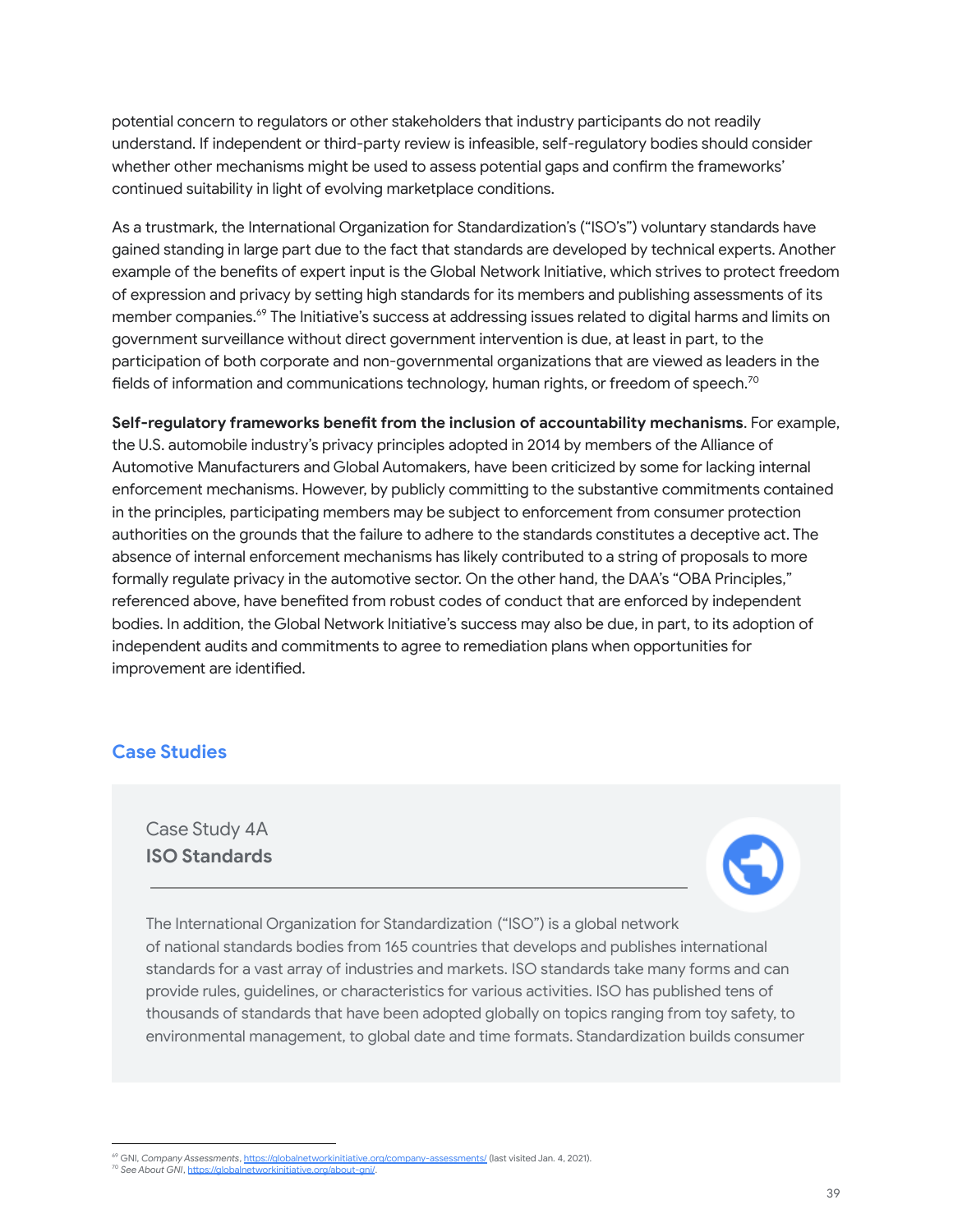potential concern to regulators or other stakeholders that industry participants do not readily understand. If independent or third-party review is infeasible, self-regulatory bodies should consider whether other mechanisms might be used to assess potential gaps and confirm the frameworks' continued suitability in light of evolving marketplace conditions.

As a trustmark, the International Organization for Standardization's ("ISO's") voluntary standards have gained standing in large part due to the fact that standards are developed by technical experts. Another example of the benefits of expert input is the Global Network Initiative, which strives to protect freedom of expression and privacy by setting high standards for its members and publishing assessments of its member companies.[69] The Initiative's success at addressing issues related to digital harms and limits on government surveillance without direct government intervention is due, at least in part, to the participation of both corporate and non-governmental organizations that are viewed as leaders in the fields of information and communications technology, human rights, or freedom of speech.[70]

**Self-regulatory frameworks benefit from the inclusion of accountability mechanisms**. For example, the U.S. automobile industry's privacy principles adopted in 2014 by members of the Alliance of Automotive Manufacturers and Global Automakers, have been criticized by some for lacking internal enforcement mechanisms. However, by publicly committing to the substantive commitments contained in the principles, participating members may be subject to enforcement from consumer protection authorities on the grounds that the failure to adhere to the standards constitutes a deceptive act. The absence of internal enforcement mechanisms has likely contributed to a string of proposals to more formally regulate privacy in the automotive sector. On the other hand, the DAA's "OBA Principles," referenced above, have benefited from robust codes of conduct that are enforced by independent bodies. In addition, the Global Network Initiative's success may also be due, in part, to its adoption of independent audits and commitments to agree to remediation plans when opportunities for improvement are identified.

## Case Studies

Case Study 4A
### ISO Standards

The International Organization for Standardization ("ISO") is a global network of national standards bodies from 165 countries that develops and publishes international standards for a vast array of industries and markets. ISO standards take many forms and can provide rules, guidelines, or characteristics for various activities. ISO has published tens of thousands of standards that have been adopted globally on topics ranging from toy safety, to environmental management, to global date and time formats. Standardization builds consumer

---

[69] GNI, *Company Assessments*, https://globalnetworkinitiative.org/company-assessments/ (last visited Jan. 4, 2021).
[70] *See About GNI*, https://globalnetworkinitiative.org/about-gni/.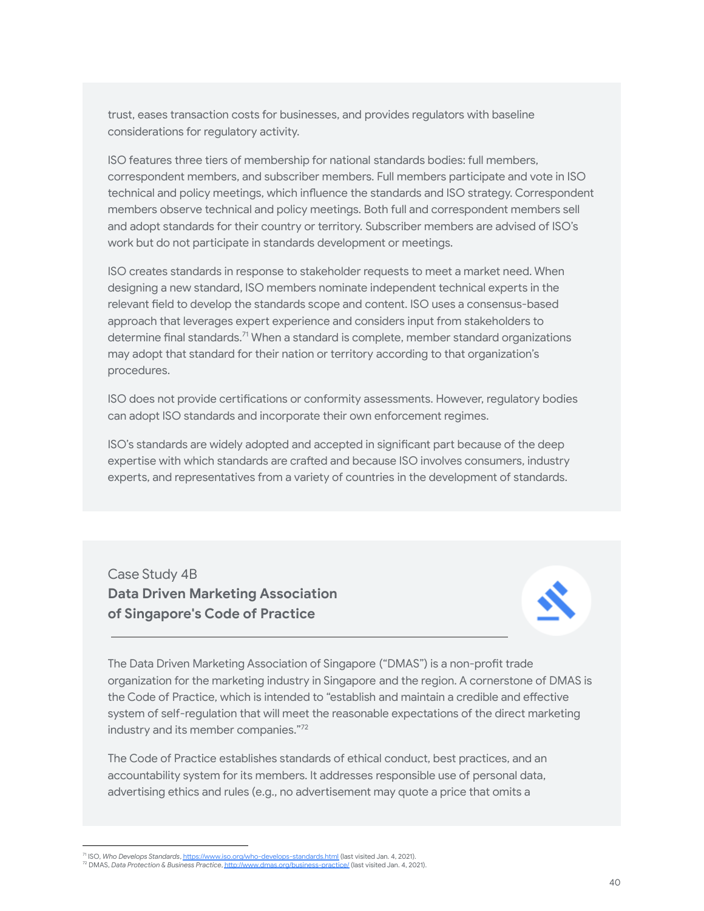trust, eases transaction costs for businesses, and provides regulators with baseline considerations for regulatory activity.

ISO features three tiers of membership for national standards bodies: full members, correspondent members, and subscriber members. Full members participate and vote in ISO technical and policy meetings, which influence the standards and ISO strategy. Correspondent members observe technical and policy meetings. Both full and correspondent members sell and adopt standards for their country or territory. Subscriber members are advised of ISO's work but do not participate in standards development or meetings.

ISO creates standards in response to stakeholder requests to meet a market need. When designing a new standard, ISO members nominate independent technical experts in the relevant field to develop the standards scope and content. ISO uses a consensus-based approach that leverages expert experience and considers input from stakeholders to determine final standards.[71] When a standard is complete, member standard organizations may adopt that standard for their nation or territory according to that organization's procedures.

ISO does not provide certifications or conformity assessments. However, regulatory bodies can adopt ISO standards and incorporate their own enforcement regimes.

ISO's standards are widely adopted and accepted in significant part because of the deep expertise with which standards are crafted and because ISO involves consumers, industry experts, and representatives from a variety of countries in the development of standards.

Case Study 4B

### Data Driven Marketing Association of Singapore's Code of Practice

The Data Driven Marketing Association of Singapore ("DMAS") is a non-profit trade organization for the marketing industry in Singapore and the region. A cornerstone of DMAS is the Code of Practice, which is intended to "establish and maintain a credible and effective system of self-regulation that will meet the reasonable expectations of the direct marketing industry and its member companies."[72]

The Code of Practice establishes standards of ethical conduct, best practices, and an accountability system for its members. It addresses responsible use of personal data, advertising ethics and rules (e.g., no advertisement may quote a price that omits a

---

[71] ISO, *Who Develops Standards*, https://www.iso.org/who-develops-standards.html (last visited Jan. 4, 2021).
[72] DMAS, *Data Protection & Business Practice*, http://www.dmas.org/business-practice/ (last visited Jan. 4, 2021).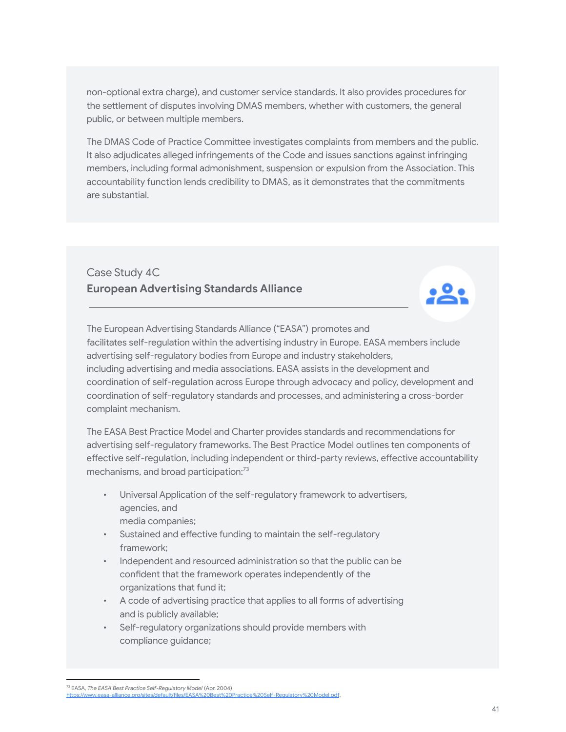non-optional extra charge), and customer service standards. It also provides procedures for the settlement of disputes involving DMAS members, whether with customers, the general public, or between multiple members.

The DMAS Code of Practice Committee investigates complaints from members and the public. It also adjudicates alleged infringements of the Code and issues sanctions against infringing members, including formal admonishment, suspension or expulsion from the Association. This accountability function lends credibility to DMAS, as it demonstrates that the commitments are substantial.

### Case Study 4C
**European Advertising Standards Alliance**

The European Advertising Standards Alliance ("EASA") promotes and facilitates self-regulation within the advertising industry in Europe. EASA members include advertising self-regulatory bodies from Europe and industry stakeholders, including advertising and media associations. EASA assists in the development and coordination of self-regulation across Europe through advocacy and policy, development and coordination of self-regulatory standards and processes, and administering a cross-border complaint mechanism.

The EASA Best Practice Model and Charter provides standards and recommendations for advertising self-regulatory frameworks. The Best Practice Model outlines ten components of effective self-regulation, including independent or third-party reviews, effective accountability mechanisms, and broad participation:[73]

- Universal Application of the self-regulatory framework to advertisers, agencies, and media companies;
- Sustained and effective funding to maintain the self-regulatory framework;
- Independent and resourced administration so that the public can be confident that the framework operates independently of the organizations that fund it;
- A code of advertising practice that applies to all forms of advertising and is publicly available;
- Self-regulatory organizations should provide members with compliance guidance;

[73] EASA, *The EASA Best Practice Self-Regulatory Model* (Apr. 2004) https://www.easa-alliance.org/sites/default/files/EASA%20Best%20Practice%20Self-Regulatory%20Model.pdf.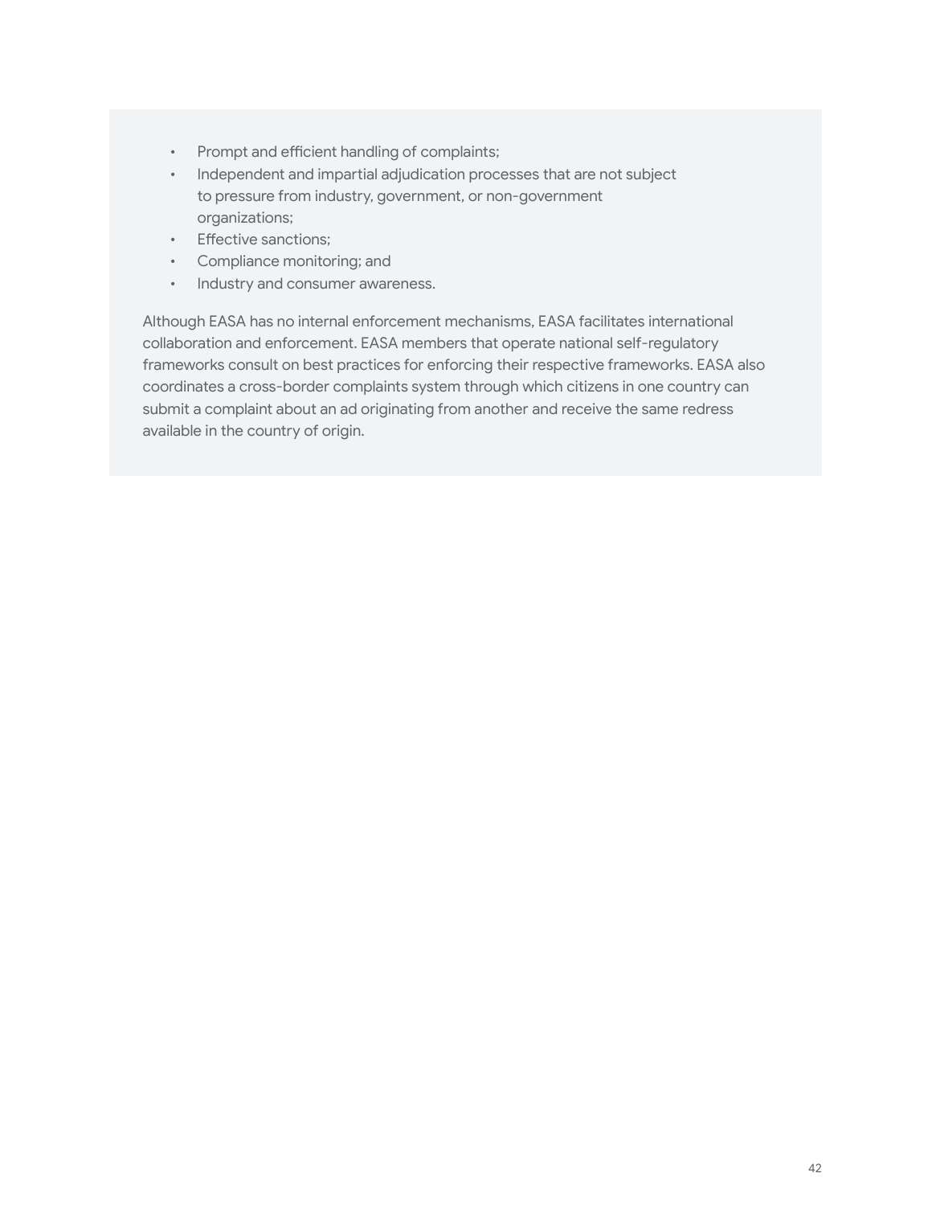- Prompt and efficient handling of complaints;
- Independent and impartial adjudication processes that are not subject to pressure from industry, government, or non-government organizations;
- Effective sanctions;
- Compliance monitoring; and
- Industry and consumer awareness.

Although EASA has no internal enforcement mechanisms, EASA facilitates international collaboration and enforcement. EASA members that operate national self-regulatory frameworks consult on best practices for enforcing their respective frameworks. EASA also coordinates a cross-border complaints system through which citizens in one country can submit a complaint about an ad originating from another and receive the same redress available in the country of origin.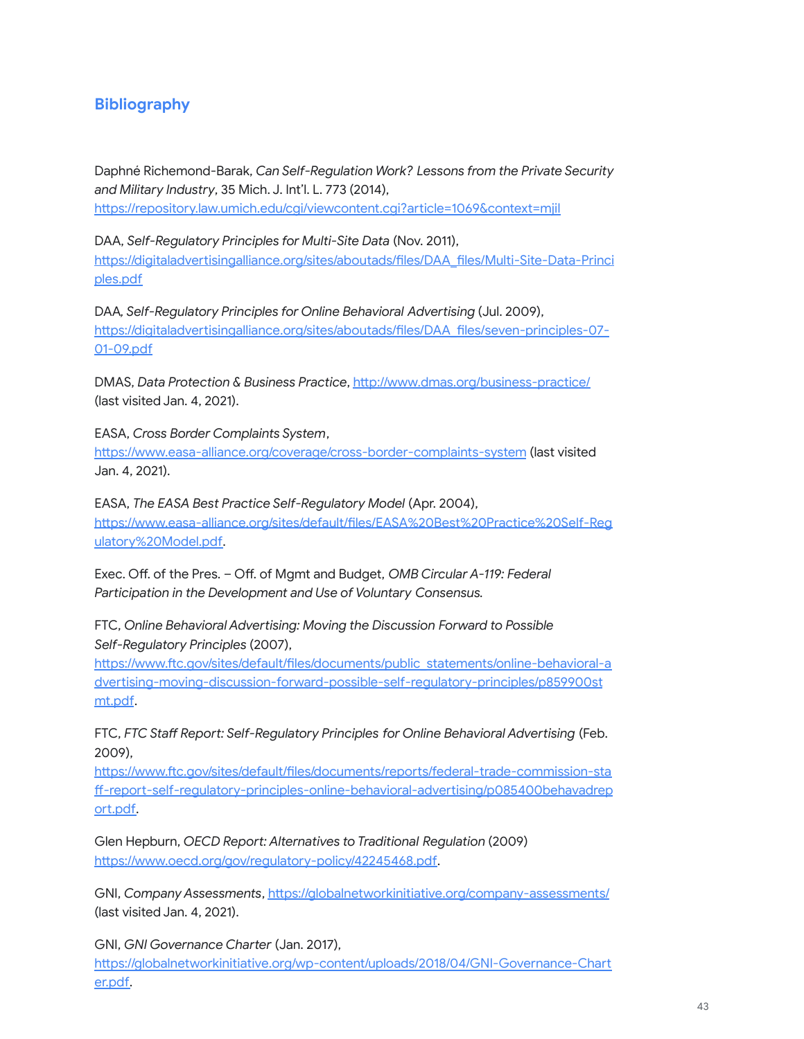## Bibliography

Daphné Richemond-Barak, *Can Self-Regulation Work? Lessons from the Private Security and Military Industry*, 35 Mich. J. Int'l. L. 773 (2014), https://repository.law.umich.edu/cgi/viewcontent.cgi?article=1069&context=mjil

DAA, *Self-Regulatory Principles for Multi-Site Data* (Nov. 2011), https://digitaladvertisingalliance.org/sites/aboutads/files/DAA_files/Multi-Site-Data-Principles.pdf

DAA, *Self-Regulatory Principles for Online Behavioral Advertising* (Jul. 2009), https://digitaladvertisingalliance.org/sites/aboutads/files/DAA_files/seven-principles-07-01-09.pdf

DMAS, *Data Protection & Business Practice*, http://www.dmas.org/business-practice/ (last visited Jan. 4, 2021).

EASA, *Cross Border Complaints System*, https://www.easa-alliance.org/coverage/cross-border-complaints-system (last visited Jan. 4, 2021).

EASA, *The EASA Best Practice Self-Regulatory Model* (Apr. 2004), https://www.easa-alliance.org/sites/default/files/EASA%20Best%20Practice%20Self-Regulatory%20Model.pdf.

Exec. Off. of the Pres. – Off. of Mgmt and Budget, *OMB Circular A-119: Federal Participation in the Development and Use of Voluntary Consensus.*

FTC, *Online Behavioral Advertising: Moving the Discussion Forward to Possible Self-Regulatory Principles* (2007), https://www.ftc.gov/sites/default/files/documents/public_statements/online-behavioral-advertising-moving-discussion-forward-possible-self-regulatory-principles/p859900stmt.pdf.

FTC, *FTC Staff Report: Self-Regulatory Principles for Online Behavioral Advertising* (Feb. 2009), https://www.ftc.gov/sites/default/files/documents/reports/federal-trade-commission-staff-report-self-regulatory-principles-online-behavioral-advertising/p085400behavadreport.pdf.

Glen Hepburn, *OECD Report: Alternatives to Traditional Regulation* (2009) https://www.oecd.org/gov/regulatory-policy/42245468.pdf.

GNI, *Company Assessments*, https://globalnetworkinitiative.org/company-assessments/ (last visited Jan. 4, 2021).

GNI, *GNI Governance Charter* (Jan. 2017), https://globalnetworkinitiative.org/wp-content/uploads/2018/04/GNI-Governance-Charter.pdf.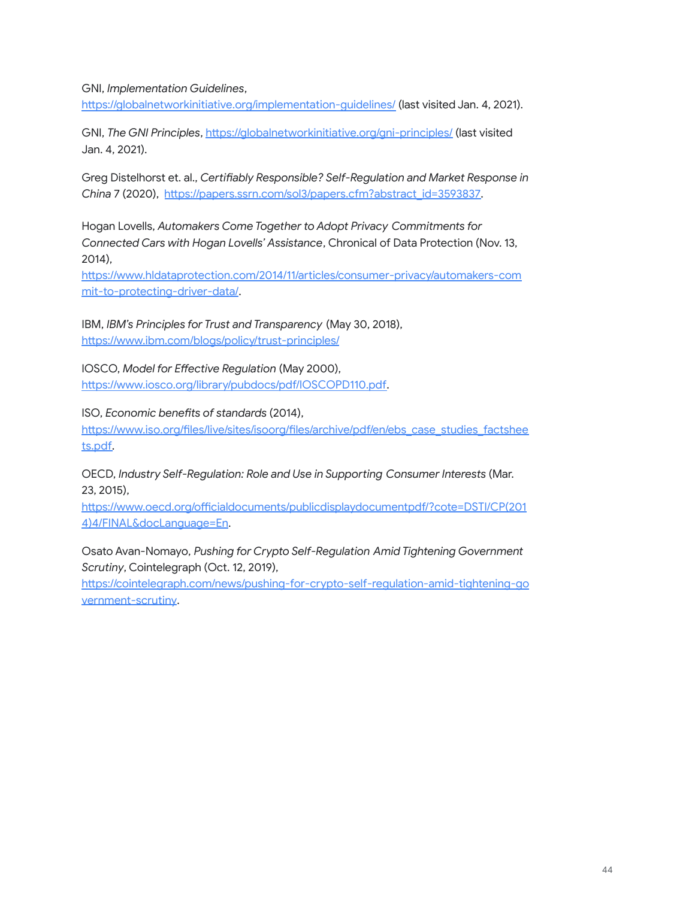GNI, *Implementation Guidelines*, https://globalnetworkinitiative.org/implementation-guidelines/ (last visited Jan. 4, 2021).

GNI, *The GNI Principles*, https://globalnetworkinitiative.org/gni-principles/ (last visited Jan. 4, 2021).

Greg Distelhorst et. al., *Certifiably Responsible? Self-Regulation and Market Response in China* 7 (2020), https://papers.ssrn.com/sol3/papers.cfm?abstract_id=3593837.

Hogan Lovells, *Automakers Come Together to Adopt Privacy Commitments for Connected Cars with Hogan Lovells' Assistance*, Chronical of Data Protection (Nov. 13, 2014), https://www.hldataprotection.com/2014/11/articles/consumer-privacy/automakers-commit-to-protecting-driver-data/.

IBM, *IBM's Principles for Trust and Transparency* (May 30, 2018), https://www.ibm.com/blogs/policy/trust-principles/

IOSCO, *Model for Effective Regulation* (May 2000), https://www.iosco.org/library/pubdocs/pdf/IOSCOPD110.pdf.

ISO, *Economic benefits of standards* (2014), https://www.iso.org/files/live/sites/isoorg/files/archive/pdf/en/ebs_case_studies_factsheets.pdf.

OECD, *Industry Self-Regulation: Role and Use in Supporting Consumer Interests* (Mar. 23, 2015), https://www.oecd.org/officialdocuments/publicdisplaydocumentpdf/?cote=DSTI/CP(2014)4/FINAL&docLanguage=En.

Osato Avan-Nomayo, *Pushing for Crypto Self-Regulation Amid Tightening Government Scrutiny*, Cointelegraph (Oct. 12, 2019), https://cointelegraph.com/news/pushing-for-crypto-self-regulation-amid-tightening-government-scrutiny.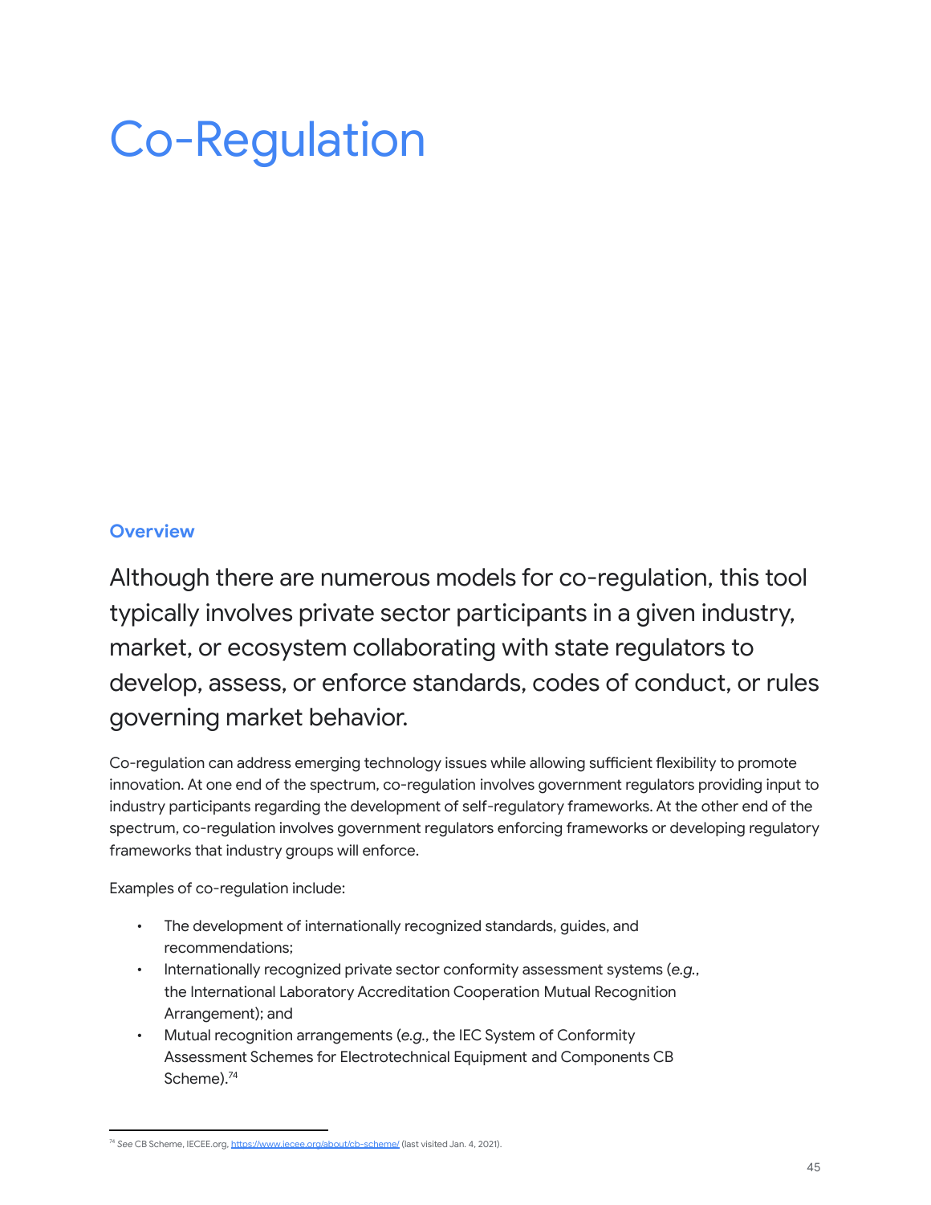# Co-Regulation

## Overview

Although there are numerous models for co-regulation, this tool typically involves private sector participants in a given industry, market, or ecosystem collaborating with state regulators to develop, assess, or enforce standards, codes of conduct, or rules governing market behavior.

Co-regulation can address emerging technology issues while allowing sufficient flexibility to promote innovation. At one end of the spectrum, co-regulation involves government regulators providing input to industry participants regarding the development of self-regulatory frameworks. At the other end of the spectrum, co-regulation involves government regulators enforcing frameworks or developing regulatory frameworks that industry groups will enforce.

Examples of co-regulation include:

- The development of internationally recognized standards, guides, and recommendations;
- Internationally recognized private sector conformity assessment systems (*e.g.*, the International Laboratory Accreditation Cooperation Mutual Recognition Arrangement); and
- Mutual recognition arrangements (*e.g.*, the IEC System of Conformity Assessment Schemes for Electrotechnical Equipment and Components CB Scheme).[74]

---

[74] *See* CB Scheme, IECEE.org, https://www.iecee.org/about/cb-scheme/ (last visited Jan. 4, 2021).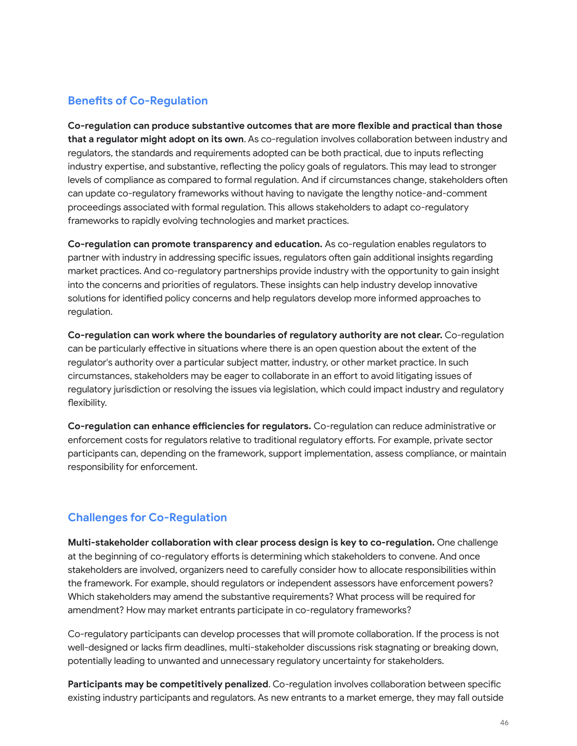## Benefits of Co-Regulation

**Co-regulation can produce substantive outcomes that are more flexible and practical than those that a regulator might adopt on its own**. As co-regulation involves collaboration between industry and regulators, the standards and requirements adopted can be both practical, due to inputs reflecting industry expertise, and substantive, reflecting the policy goals of regulators. This may lead to stronger levels of compliance as compared to formal regulation. And if circumstances change, stakeholders often can update co-regulatory frameworks without having to navigate the lengthy notice-and-comment proceedings associated with formal regulation. This allows stakeholders to adapt co-regulatory frameworks to rapidly evolving technologies and market practices.

**Co-regulation can promote transparency and education.** As co-regulation enables regulators to partner with industry in addressing specific issues, regulators often gain additional insights regarding market practices. And co-regulatory partnerships provide industry with the opportunity to gain insight into the concerns and priorities of regulators. These insights can help industry develop innovative solutions for identified policy concerns and help regulators develop more informed approaches to regulation.

**Co-regulation can work where the boundaries of regulatory authority are not clear.** Co-regulation can be particularly effective in situations where there is an open question about the extent of the regulator's authority over a particular subject matter, industry, or other market practice. In such circumstances, stakeholders may be eager to collaborate in an effort to avoid litigating issues of regulatory jurisdiction or resolving the issues via legislation, which could impact industry and regulatory flexibility.

**Co-regulation can enhance efficiencies for regulators.** Co-regulation can reduce administrative or enforcement costs for regulators relative to traditional regulatory efforts. For example, private sector participants can, depending on the framework, support implementation, assess compliance, or maintain responsibility for enforcement.

## Challenges for Co-Regulation

**Multi-stakeholder collaboration with clear process design is key to co-regulation.** One challenge at the beginning of co-regulatory efforts is determining which stakeholders to convene. And once stakeholders are involved, organizers need to carefully consider how to allocate responsibilities within the framework. For example, should regulators or independent assessors have enforcement powers? Which stakeholders may amend the substantive requirements? What process will be required for amendment? How may market entrants participate in co-regulatory frameworks?

Co-regulatory participants can develop processes that will promote collaboration. If the process is not well-designed or lacks firm deadlines, multi-stakeholder discussions risk stagnating or breaking down, potentially leading to unwanted and unnecessary regulatory uncertainty for stakeholders.

**Participants may be competitively penalized**. Co-regulation involves collaboration between specific existing industry participants and regulators. As new entrants to a market emerge, they may fall outside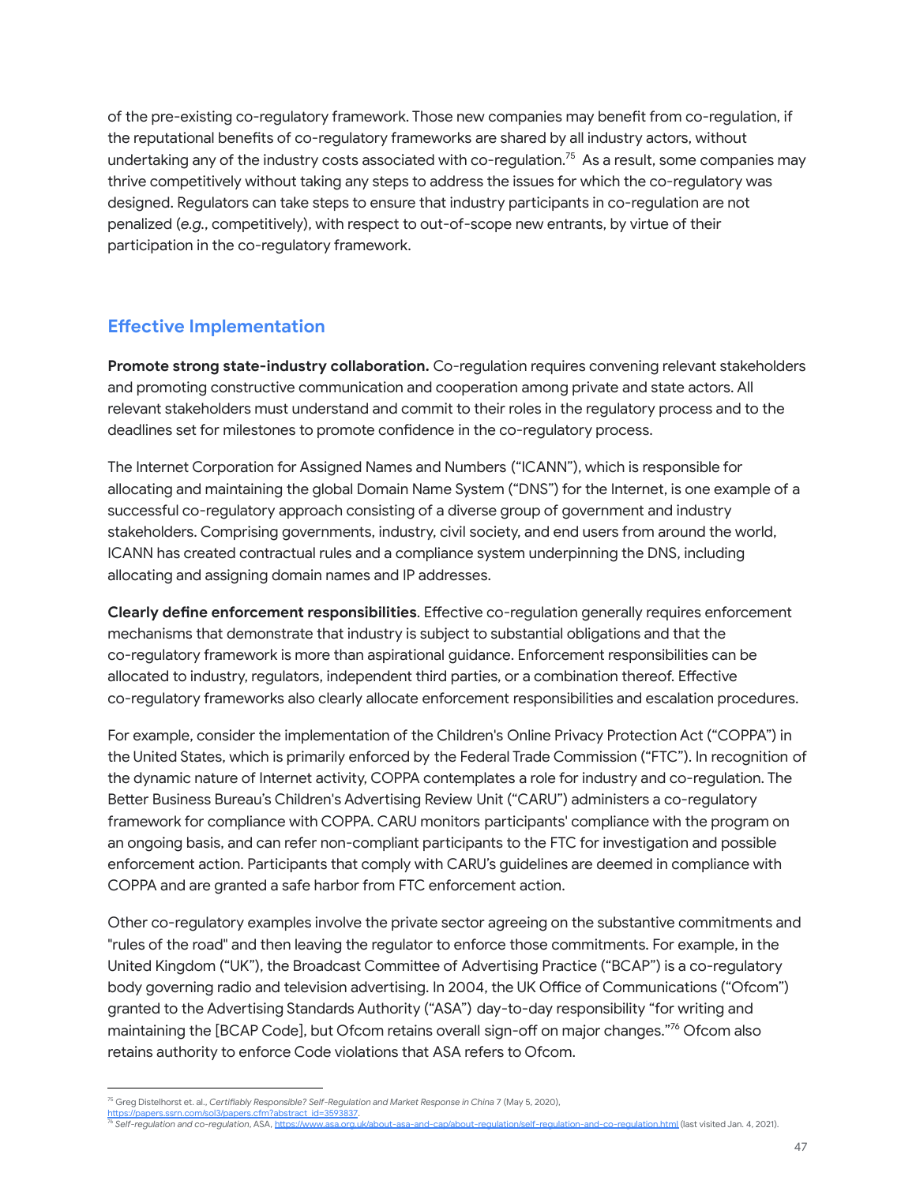of the pre-existing co-regulatory framework. Those new companies may benefit from co-regulation, if the reputational benefits of co-regulatory frameworks are shared by all industry actors, without undertaking any of the industry costs associated with co-regulation.[75] As a result, some companies may thrive competitively without taking any steps to address the issues for which the co-regulatory was designed. Regulators can take steps to ensure that industry participants in co-regulation are not penalized (*e.g.*, competitively), with respect to out-of-scope new entrants, by virtue of their participation in the co-regulatory framework.

## Effective Implementation

**Promote strong state-industry collaboration.** Co-regulation requires convening relevant stakeholders and promoting constructive communication and cooperation among private and state actors. All relevant stakeholders must understand and commit to their roles in the regulatory process and to the deadlines set for milestones to promote confidence in the co-regulatory process.

The Internet Corporation for Assigned Names and Numbers ("ICANN"), which is responsible for allocating and maintaining the global Domain Name System ("DNS") for the Internet, is one example of a successful co-regulatory approach consisting of a diverse group of government and industry stakeholders. Comprising governments, industry, civil society, and end users from around the world, ICANN has created contractual rules and a compliance system underpinning the DNS, including allocating and assigning domain names and IP addresses.

**Clearly define enforcement responsibilities**. Effective co-regulation generally requires enforcement mechanisms that demonstrate that industry is subject to substantial obligations and that the co-regulatory framework is more than aspirational guidance. Enforcement responsibilities can be allocated to industry, regulators, independent third parties, or a combination thereof. Effective co-regulatory frameworks also clearly allocate enforcement responsibilities and escalation procedures.

For example, consider the implementation of the Children's Online Privacy Protection Act ("COPPA") in the United States, which is primarily enforced by the Federal Trade Commission ("FTC"). In recognition of the dynamic nature of Internet activity, COPPA contemplates a role for industry and co-regulation. The Better Business Bureau's Children's Advertising Review Unit ("CARU") administers a co-regulatory framework for compliance with COPPA. CARU monitors participants' compliance with the program on an ongoing basis, and can refer non-compliant participants to the FTC for investigation and possible enforcement action. Participants that comply with CARU's guidelines are deemed in compliance with COPPA and are granted a safe harbor from FTC enforcement action.

Other co-regulatory examples involve the private sector agreeing on the substantive commitments and "rules of the road" and then leaving the regulator to enforce those commitments. For example, in the United Kingdom ("UK"), the Broadcast Committee of Advertising Practice ("BCAP") is a co-regulatory body governing radio and television advertising. In 2004, the UK Office of Communications ("Ofcom") granted to the Advertising Standards Authority ("ASA") day-to-day responsibility "for writing and maintaining the [BCAP Code], but Ofcom retains overall sign-off on major changes."[76] Ofcom also retains authority to enforce Code violations that ASA refers to Ofcom.

---

[75] Greg Distelhorst et. al., *Certifiably Responsible? Self-Regulation and Market Response in China* 7 (May 5, 2020), https://papers.ssrn.com/sol3/papers.cfm?abstract_id=3593837.

[76] *Self-regulation and co-regulation*, ASA, https://www.asa.org.uk/about-asa-and-cap/about-regulation/self-regulation-and-co-regulation.html (last visited Jan. 4, 2021).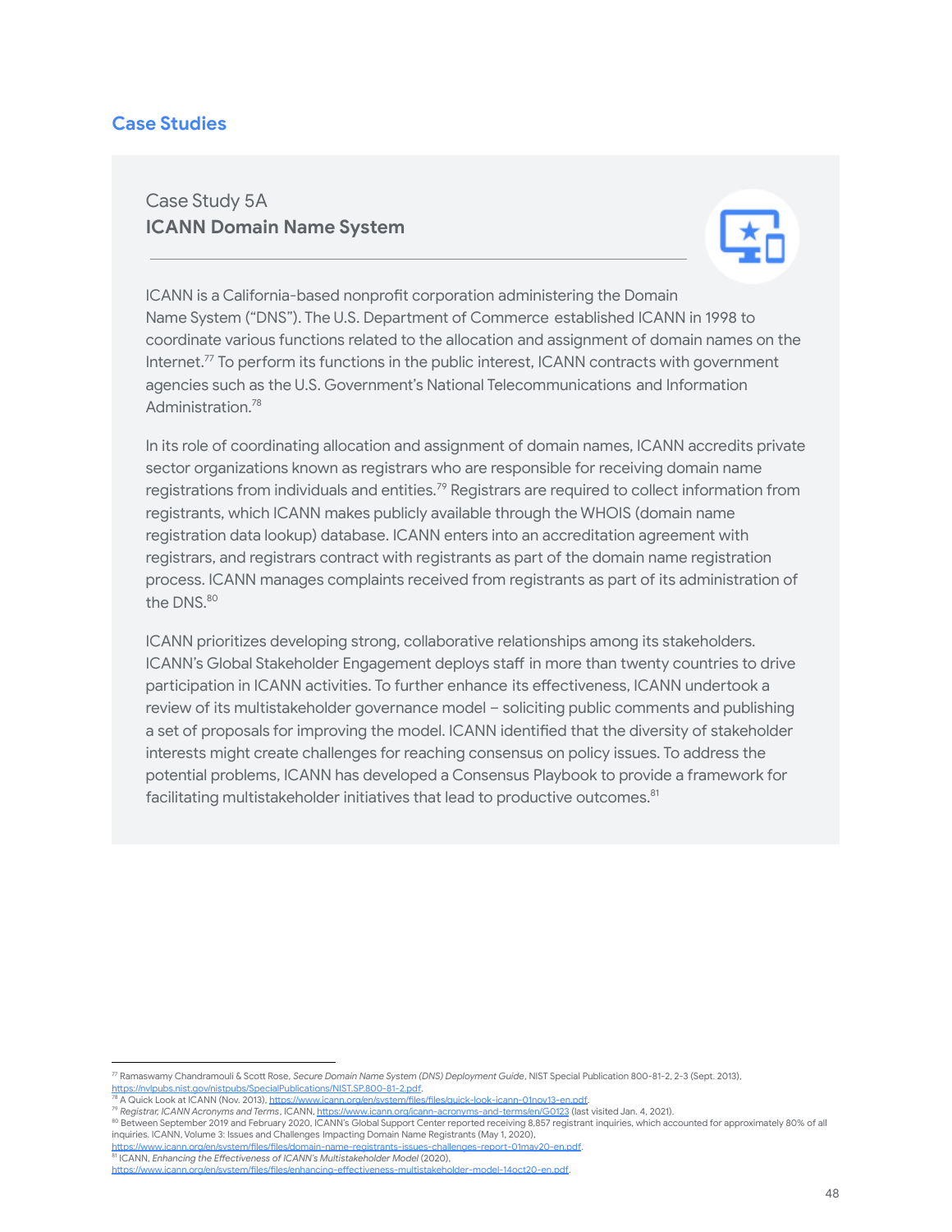## Case Studies

Case Study 5A

**ICANN Domain Name System**

ICANN is a California-based nonprofit corporation administering the Domain Name System ("DNS"). The U.S. Department of Commerce established ICANN in 1998 to coordinate various functions related to the allocation and assignment of domain names on the Internet.[77] To perform its functions in the public interest, ICANN contracts with government agencies such as the U.S. Government's National Telecommunications and Information Administration.[78]

In its role of coordinating allocation and assignment of domain names, ICANN accredits private sector organizations known as registrars who are responsible for receiving domain name registrations from individuals and entities.[79] Registrars are required to collect information from registrants, which ICANN makes publicly available through the WHOIS (domain name registration data lookup) database. ICANN enters into an accreditation agreement with registrars, and registrars contract with registrants as part of the domain name registration process. ICANN manages complaints received from registrants as part of its administration of the DNS.[80]

ICANN prioritizes developing strong, collaborative relationships among its stakeholders. ICANN's Global Stakeholder Engagement deploys staff in more than twenty countries to drive participation in ICANN activities. To further enhance its effectiveness, ICANN undertook a review of its multistakeholder governance model – soliciting public comments and publishing a set of proposals for improving the model. ICANN identified that the diversity of stakeholder interests might create challenges for reaching consensus on policy issues. To address the potential problems, ICANN has developed a Consensus Playbook to provide a framework for facilitating multistakeholder initiatives that lead to productive outcomes.[81]

---

[77] Ramaswamy Chandramouli & Scott Rose, *Secure Domain Name System (DNS) Deployment Guide*, NIST Special Publication 800-81-2, 2-3 (Sept. 2013), https://nvlpubs.nist.gov/nistpubs/SpecialPublications/NIST.SP.800-81-2.pdf.

[78] A Quick Look at ICANN (Nov. 2013), https://www.icann.org/en/system/files/files/quick-look-icann-01nov13-en.pdf.

[79] *Registrar, ICANN Acronyms and Terms*, ICANN, https://www.icann.org/icann-acronyms-and-terms/en/G0123 (last visited Jan. 4, 2021).

[80] Between September 2019 and February 2020, ICANN's Global Support Center reported receiving 8,857 registrant inquiries, which accounted for approximately 80% of all inquiries. ICANN, Volume 3: Issues and Challenges Impacting Domain Name Registrants (May 1, 2020), https://www.icann.org/en/system/files/files/domain-name-registrants-issues-challenges-report-01may20-en.pdf.

[81] ICANN, *Enhancing the Effectiveness of ICANN's Multistakeholder Model* (2020), https://www.icann.org/en/system/files/files/enhancing-effectiveness-multistakeholder-model-14oct20-en.pdf.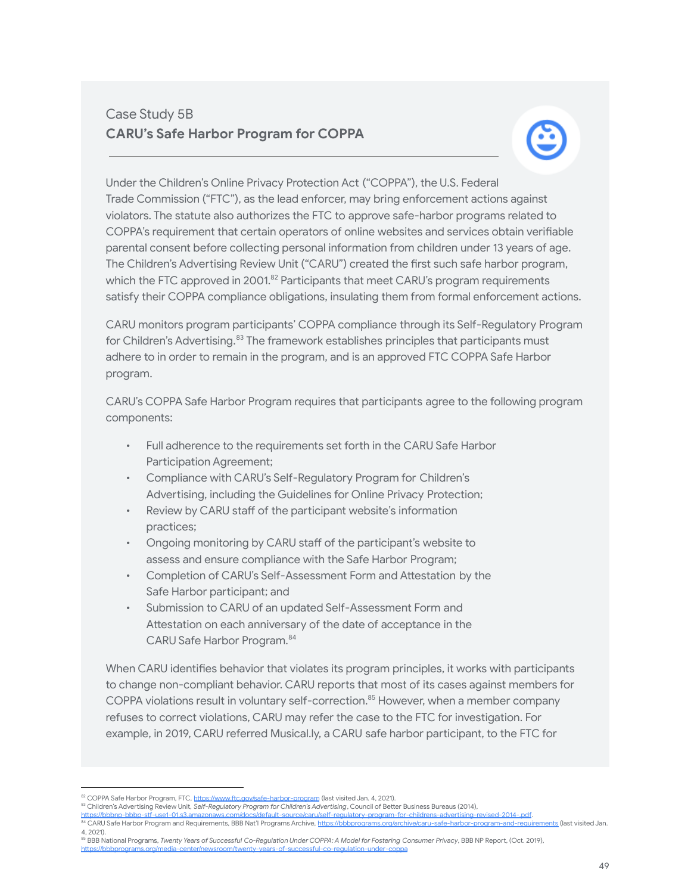## Case Study 5B

### CARU's Safe Harbor Program for COPPA

Under the Children's Online Privacy Protection Act ("COPPA"), the U.S. Federal Trade Commission ("FTC"), as the lead enforcer, may bring enforcement actions against violators. The statute also authorizes the FTC to approve safe-harbor programs related to COPPA's requirement that certain operators of online websites and services obtain verifiable parental consent before collecting personal information from children under 13 years of age. The Children's Advertising Review Unit ("CARU") created the first such safe harbor program, which the FTC approved in 2001.[82] Participants that meet CARU's program requirements satisfy their COPPA compliance obligations, insulating them from formal enforcement actions.

CARU monitors program participants' COPPA compliance through its Self-Regulatory Program for Children's Advertising.[83] The framework establishes principles that participants must adhere to in order to remain in the program, and is an approved FTC COPPA Safe Harbor program.

CARU's COPPA Safe Harbor Program requires that participants agree to the following program components:

- Full adherence to the requirements set forth in the CARU Safe Harbor Participation Agreement;
- Compliance with CARU's Self-Regulatory Program for Children's Advertising, including the Guidelines for Online Privacy Protection;
- Review by CARU staff of the participant website's information practices;
- Ongoing monitoring by CARU staff of the participant's website to assess and ensure compliance with the Safe Harbor Program;
- Completion of CARU's Self-Assessment Form and Attestation by the Safe Harbor participant; and
- Submission to CARU of an updated Self-Assessment Form and Attestation on each anniversary of the date of acceptance in the CARU Safe Harbor Program.[84]

When CARU identifies behavior that violates its program principles, it works with participants to change non-compliant behavior. CARU reports that most of its cases against members for COPPA violations result in voluntary self-correction.[85] However, when a member company refuses to correct violations, CARU may refer the case to the FTC for investigation. For example, in 2019, CARU referred Musical.ly, a CARU safe harbor participant, to the FTC for

---

[82] COPPA Safe Harbor Program, FTC, https://www.ftc.gov/safe-harbor-program (last visited Jan. 4, 2021).

[83] Children's Advertising Review Unit, *Self-Regulatory Program for Children's Advertising*, Council of Better Business Bureaus (2014), https://bbbnp-bbbp-stf-use1-01.s3.amazonaws.com/docs/default-source/caru/self-regulatory-program-for-childrens-advertising-revised-2014-.pdf.

[84] CARU Safe Harbor Program and Requirements, BBB Nat'l Programs Archive, https://bbbprograms.org/archive/caru-safe-harbor-program-and-requirements (last visited Jan. 4, 2021).

[85] BBB National Programs, *Twenty Years of Successful Co-Regulation Under COPPA: A Model for Fostering Consumer Privacy*, BBB NP Report, (Oct. 2019), https://bbbprograms.org/media-center/newsroom/twenty-years-of-successful-co-regulation-under-coppa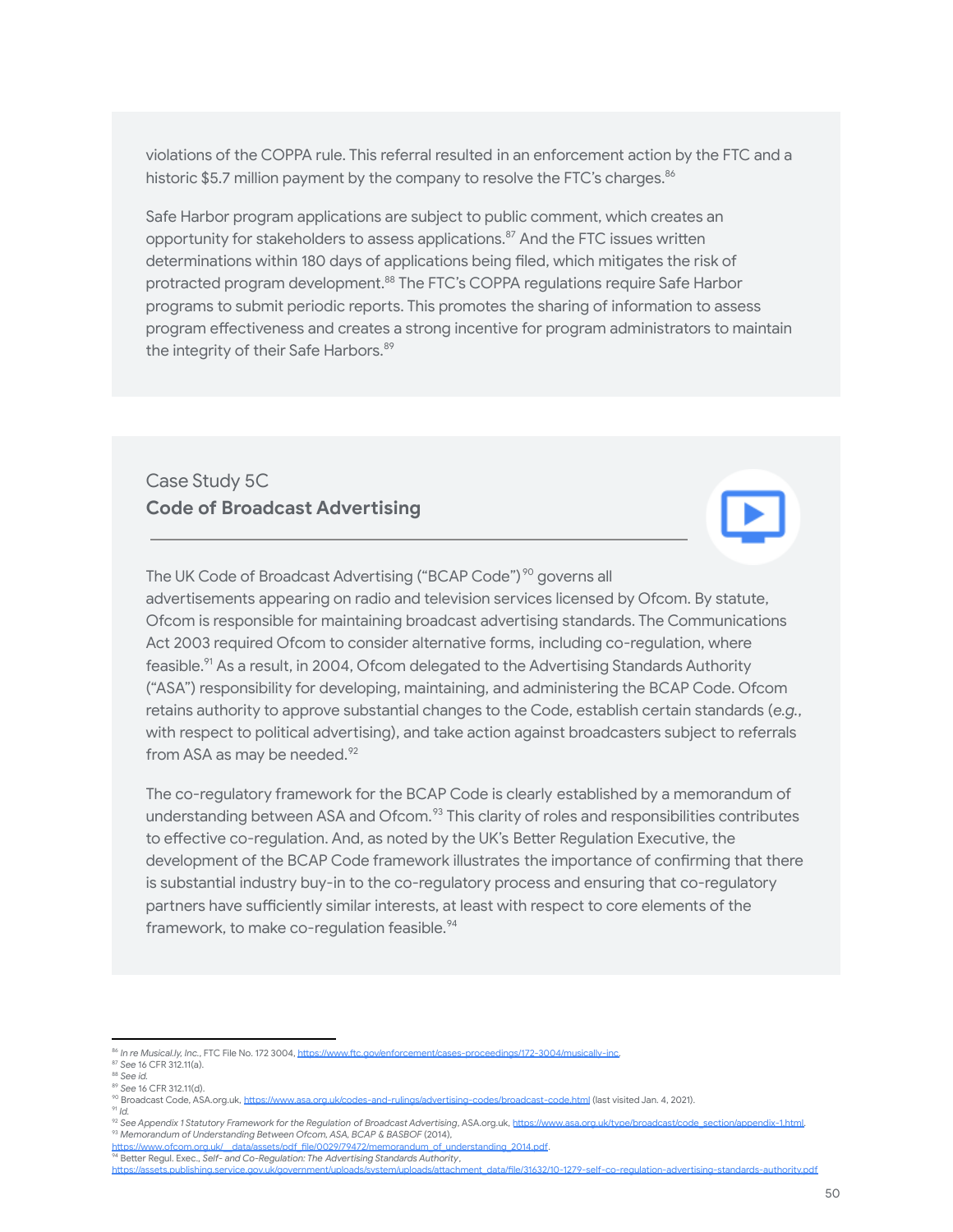violations of the COPPA rule. This referral resulted in an enforcement action by the FTC and a historic $5.7 million payment by the company to resolve the FTC's charges.[86]

Safe Harbor program applications are subject to public comment, which creates an opportunity for stakeholders to assess applications.[87] And the FTC issues written determinations within 180 days of applications being filed, which mitigates the risk of protracted program development.[88] The FTC's COPPA regulations require Safe Harbor programs to submit periodic reports. This promotes the sharing of information to assess program effectiveness and creates a strong incentive for program administrators to maintain the integrity of their Safe Harbors.[89]

## Case Study 5C
### **Code of Broadcast Advertising**

The UK Code of Broadcast Advertising ("BCAP Code")[90] governs all advertisements appearing on radio and television services licensed by Ofcom. By statute, Ofcom is responsible for maintaining broadcast advertising standards. The Communications Act 2003 required Ofcom to consider alternative forms, including co-regulation, where feasible.[91] As a result, in 2004, Ofcom delegated to the Advertising Standards Authority ("ASA") responsibility for developing, maintaining, and administering the BCAP Code. Ofcom retains authority to approve substantial changes to the Code, establish certain standards (*e.g.*, with respect to political advertising), and take action against broadcasters subject to referrals from ASA as may be needed.[92]

The co-regulatory framework for the BCAP Code is clearly established by a memorandum of understanding between ASA and Ofcom.[93] This clarity of roles and responsibilities contributes to effective co-regulation. And, as noted by the UK's Better Regulation Executive, the development of the BCAP Code framework illustrates the importance of confirming that there is substantial industry buy-in to the co-regulatory process and ensuring that co-regulatory partners have sufficiently similar interests, at least with respect to core elements of the framework, to make co-regulation feasible.[94]

---

[86] *In re Musical.ly, Inc.*, FTC File No. 172 3004, https://www.ftc.gov/enforcement/cases-proceedings/172-3004/musically-inc.
[87] *See* 16 CFR 312.11(a).
[88] *See id.*
[89] *See* 16 CFR 312.11(d).
[90] Broadcast Code, ASA.org.uk, https://www.asa.org.uk/codes-and-rulings/advertising-codes/broadcast-code.html (last visited Jan. 4, 2021).
[91] *Id.*
[92] *See Appendix 1 Statutory Framework for the Regulation of Broadcast Advertising*, ASA.org.uk, https://www.asa.org.uk/type/broadcast/code_section/appendix-1.html.
[93] *Memorandum of Understanding Between Ofcom, ASA, BCAP & BASBOF* (2014), https://www.ofcom.org.uk/__data/assets/pdf_file/0029/79472/memorandum_of_understanding_2014.pdf.
[94] Better Regul. Exec., *Self- and Co-Regulation: The Advertising Standards Authority*, https://assets.publishing.service.gov.uk/government/uploads/system/uploads/attachment_data/file/31632/10-1279-self-co-regulation-advertising-standards-authority.pdf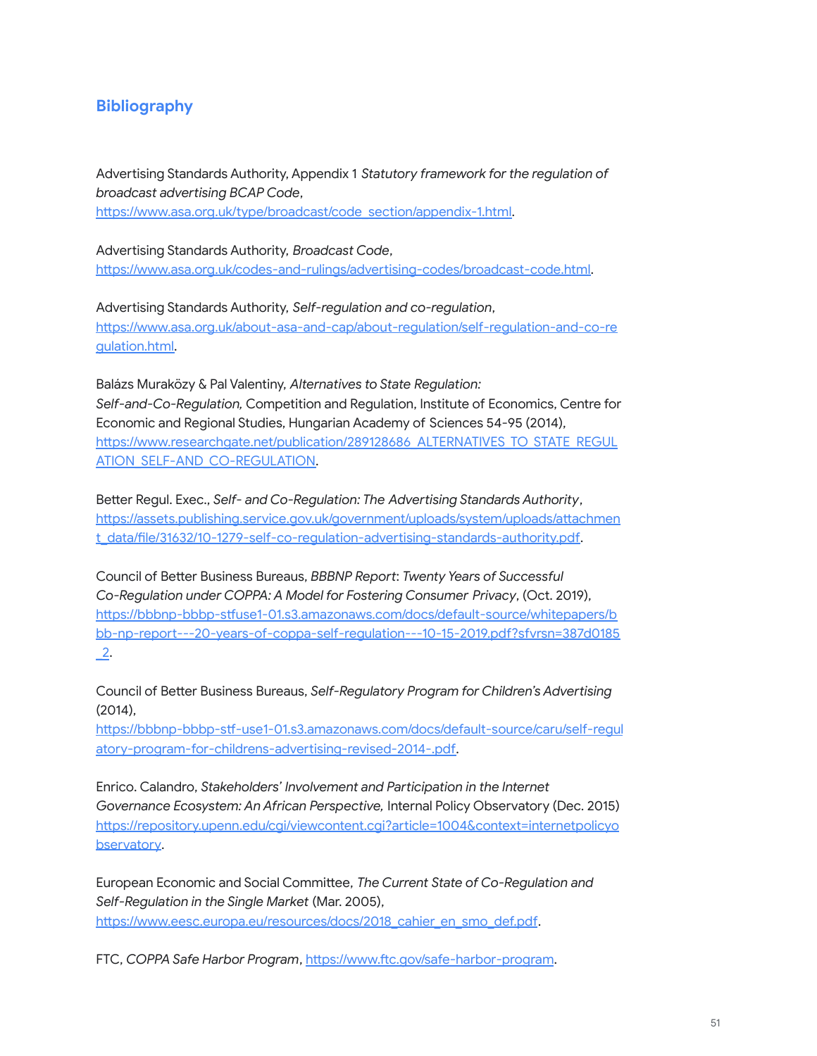## Bibliography

Advertising Standards Authority, Appendix 1 *Statutory framework for the regulation of broadcast advertising BCAP Code*, https://www.asa.org.uk/type/broadcast/code_section/appendix-1.html.

Advertising Standards Authority, *Broadcast Code*, https://www.asa.org.uk/codes-and-rulings/advertising-codes/broadcast-code.html.

Advertising Standards Authority, *Self-regulation and co-regulation*, https://www.asa.org.uk/about-asa-and-cap/about-regulation/self-regulation-and-co-regulation.html.

Balázs Muraközy & Pal Valentiny, *Alternatives to State Regulation: Self-and-Co-Regulation,* Competition and Regulation, Institute of Economics, Centre for Economic and Regional Studies, Hungarian Academy of Sciences 54-95 (2014), https://www.researchgate.net/publication/289128686_ALTERNATIVES_TO_STATE_REGULATION_SELF-AND_CO-REGULATION.

Better Regul. Exec., *Self- and Co-Regulation: The Advertising Standards Authority*, https://assets.publishing.service.gov.uk/government/uploads/system/uploads/attachment_data/file/31632/10-1279-self-co-regulation-advertising-standards-authority.pdf.

Council of Better Business Bureaus, *BBBNP Report*: *Twenty Years of Successful Co-Regulation under COPPA: A Model for Fostering Consumer Privacy*, (Oct. 2019), https://bbbnp-bbbp-stfuse1-01.s3.amazonaws.com/docs/default-source/whitepapers/bbb-np-report---20-years-of-coppa-self-regulation---10-15-2019.pdf?sfvrsn=387d0185_2.

Council of Better Business Bureaus, *Self-Regulatory Program for Children's Advertising* (2014), https://bbbnp-bbbp-stf-use1-01.s3.amazonaws.com/docs/default-source/caru/self-regulatory-program-for-childrens-advertising-revised-2014-.pdf.

Enrico. Calandro, *Stakeholders' Involvement and Participation in the Internet Governance Ecosystem: An African Perspective,* Internal Policy Observatory (Dec. 2015) https://repository.upenn.edu/cgi/viewcontent.cgi?article=1004&context=internetpolicyobservatory.

European Economic and Social Committee, *The Current State of Co-Regulation and Self-Regulation in the Single Market* (Mar. 2005), https://www.eesc.europa.eu/resources/docs/2018_cahier_en_smo_def.pdf.

FTC, *COPPA Safe Harbor Program*, https://www.ftc.gov/safe-harbor-program.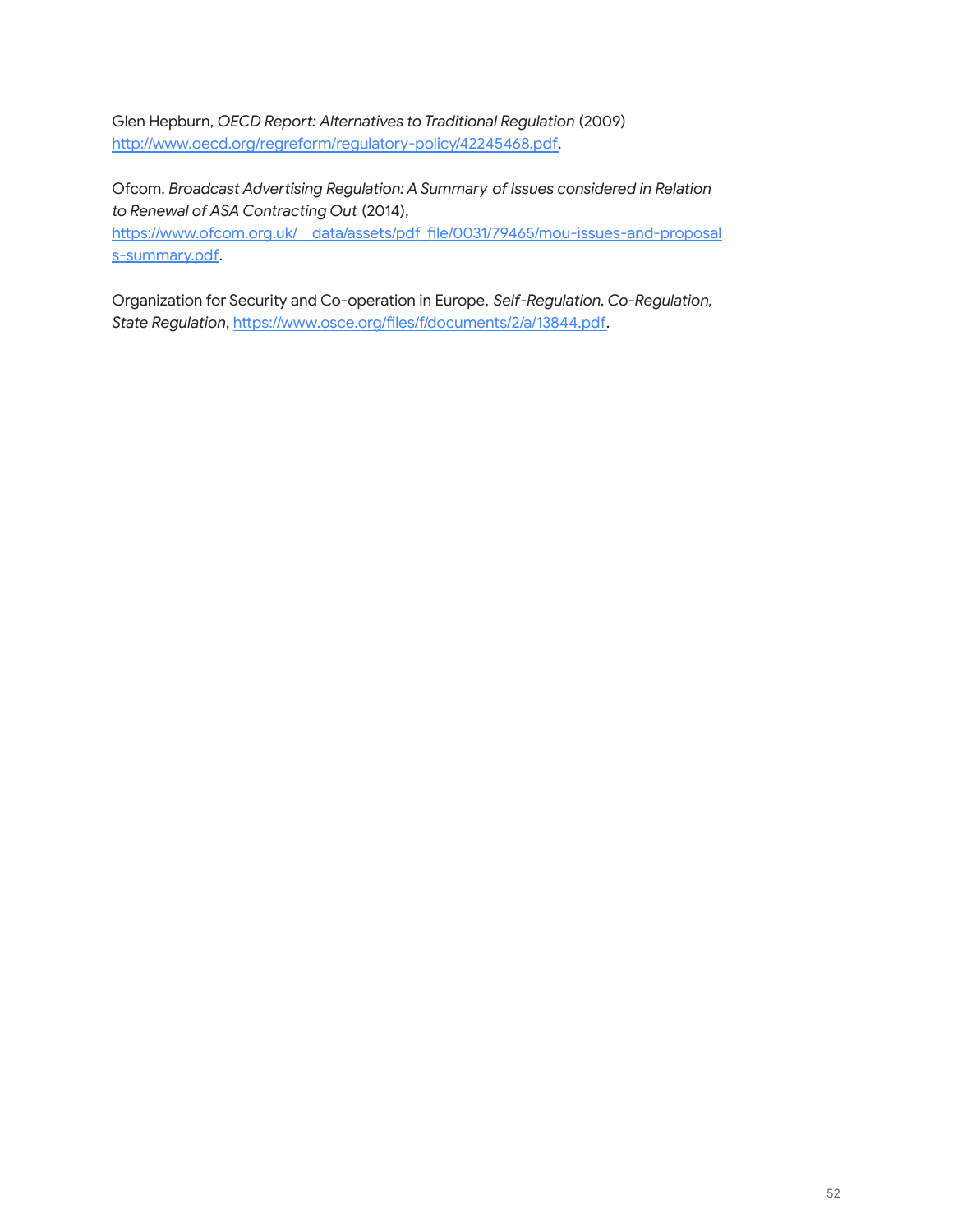Glen Hepburn, *OECD Report: Alternatives to Traditional Regulation* (2009) http://www.oecd.org/regreform/regulatory-policy/42245468.pdf.

Ofcom, *Broadcast Advertising Regulation: A Summary of Issues considered in Relation to Renewal of ASA Contracting Out* (2014), https://www.ofcom.org.uk/__data/assets/pdf_file/0031/79465/mou-issues-and-proposals-summary.pdf.

Organization for Security and Co-operation in Europe, *Self-Regulation, Co-Regulation, State Regulation*, https://www.osce.org/files/f/documents/2/a/13844.pdf.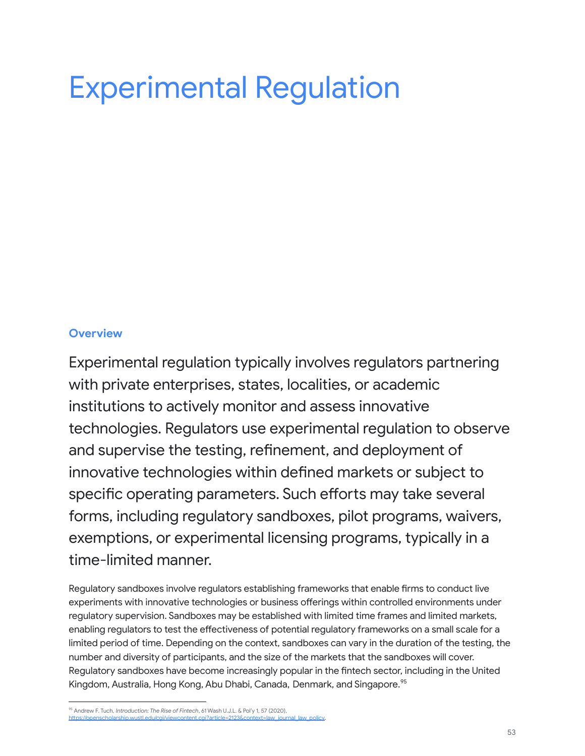# Experimental Regulation

## Overview

Experimental regulation typically involves regulators partnering with private enterprises, states, localities, or academic institutions to actively monitor and assess innovative technologies. Regulators use experimental regulation to observe and supervise the testing, refinement, and deployment of innovative technologies within defined markets or subject to specific operating parameters. Such efforts may take several forms, including regulatory sandboxes, pilot programs, waivers, exemptions, or experimental licensing programs, typically in a time-limited manner.

Regulatory sandboxes involve regulators establishing frameworks that enable firms to conduct live experiments with innovative technologies or business offerings within controlled environments under regulatory supervision. Sandboxes may be established with limited time frames and limited markets, enabling regulators to test the effectiveness of potential regulatory frameworks on a small scale for a limited period of time. Depending on the context, sandboxes can vary in the duration of the testing, the number and diversity of participants, and the size of the markets that the sandboxes will cover. Regulatory sandboxes have become increasingly popular in the fintech sector, including in the United Kingdom, Australia, Hong Kong, Abu Dhabi, Canada, Denmark, and Singapore.[95]

---

[95] Andrew F. Tuch, *Introduction: The Rise of Fintech*, 61 Wash U.J.L. & Pol'y 1, 57 (2020), https://openscholarship.wustl.edu/cgi/viewcontent.cgi?article=2123&context=law_journal_law_policy.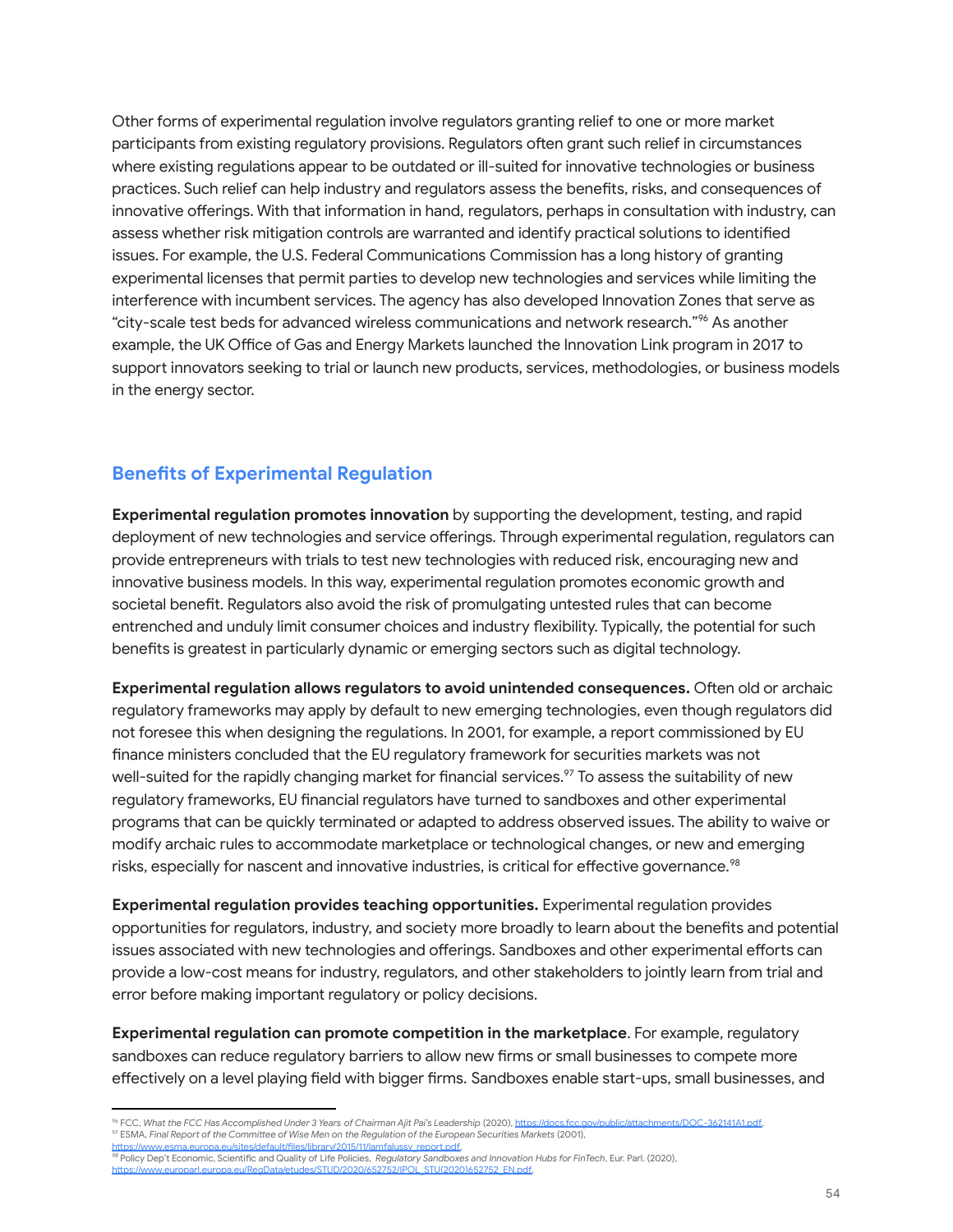Other forms of experimental regulation involve regulators granting relief to one or more market participants from existing regulatory provisions. Regulators often grant such relief in circumstances where existing regulations appear to be outdated or ill-suited for innovative technologies or business practices. Such relief can help industry and regulators assess the benefits, risks, and consequences of innovative offerings. With that information in hand, regulators, perhaps in consultation with industry, can assess whether risk mitigation controls are warranted and identify practical solutions to identified issues. For example, the U.S. Federal Communications Commission has a long history of granting experimental licenses that permit parties to develop new technologies and services while limiting the interference with incumbent services. The agency has also developed Innovation Zones that serve as "city-scale test beds for advanced wireless communications and network research."[96] As another example, the UK Office of Gas and Energy Markets launched the Innovation Link program in 2017 to support innovators seeking to trial or launch new products, services, methodologies, or business models in the energy sector.

## Benefits of Experimental Regulation

**Experimental regulation promotes innovation** by supporting the development, testing, and rapid deployment of new technologies and service offerings. Through experimental regulation, regulators can provide entrepreneurs with trials to test new technologies with reduced risk, encouraging new and innovative business models. In this way, experimental regulation promotes economic growth and societal benefit. Regulators also avoid the risk of promulgating untested rules that can become entrenched and unduly limit consumer choices and industry flexibility. Typically, the potential for such benefits is greatest in particularly dynamic or emerging sectors such as digital technology.

**Experimental regulation allows regulators to avoid unintended consequences.** Often old or archaic regulatory frameworks may apply by default to new emerging technologies, even though regulators did not foresee this when designing the regulations. In 2001, for example, a report commissioned by EU finance ministers concluded that the EU regulatory framework for securities markets was not well-suited for the rapidly changing market for financial services.[97] To assess the suitability of new regulatory frameworks, EU financial regulators have turned to sandboxes and other experimental programs that can be quickly terminated or adapted to address observed issues. The ability to waive or modify archaic rules to accommodate marketplace or technological changes, or new and emerging risks, especially for nascent and innovative industries, is critical for effective governance.[98]

**Experimental regulation provides teaching opportunities.** Experimental regulation provides opportunities for regulators, industry, and society more broadly to learn about the benefits and potential issues associated with new technologies and offerings. Sandboxes and other experimental efforts can provide a low-cost means for industry, regulators, and other stakeholders to jointly learn from trial and error before making important regulatory or policy decisions.

**Experimental regulation can promote competition in the marketplace**. For example, regulatory sandboxes can reduce regulatory barriers to allow new firms or small businesses to compete more effectively on a level playing field with bigger firms. Sandboxes enable start-ups, small businesses, and

---

[96] FCC, *What the FCC Has Accomplished Under 3 Years of Chairman Ajit Pai's Leadership* (2020), https://docs.fcc.gov/public/attachments/DOC-362141A1.pdf.
[97] ESMA, *Final Report of the Committee of Wise Men on the Regulation of the European Securities Markets* (2001), https://www.esma.europa.eu/sites/default/files/library/2015/11/lamfalussy_report.pdf.
[98] Policy Dep't Economic, Scientific and Quality of Life Policies, *Regulatory Sandboxes and Innovation Hubs for FinTech*, Eur. Parl. (2020), https://www.europarl.europa.eu/RegData/etudes/STUD/2020/652752/IPOL_STU(2020)652752_EN.pdf.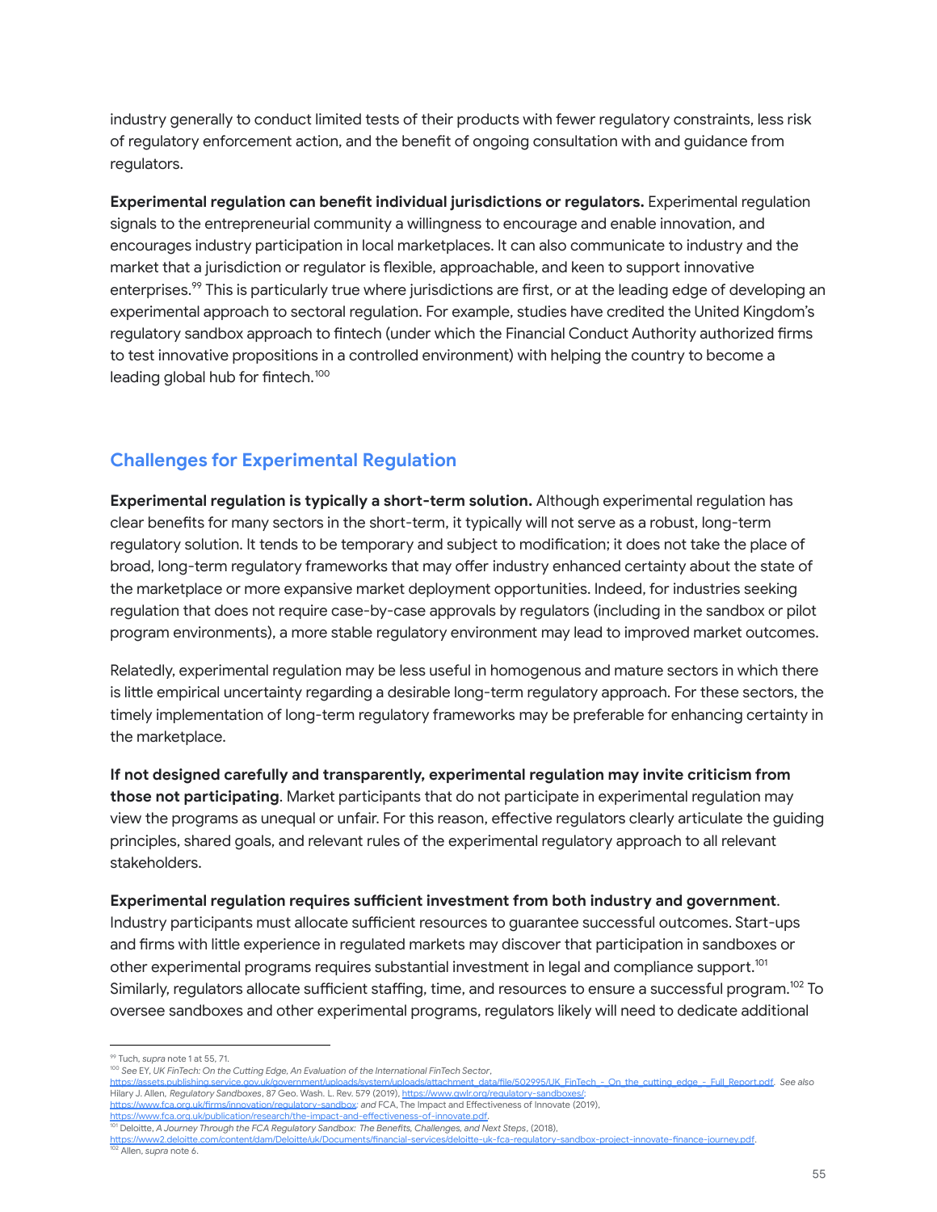industry generally to conduct limited tests of their products with fewer regulatory constraints, less risk of regulatory enforcement action, and the benefit of ongoing consultation with and guidance from regulators.

**Experimental regulation can benefit individual jurisdictions or regulators.** Experimental regulation signals to the entrepreneurial community a willingness to encourage and enable innovation, and encourages industry participation in local marketplaces. It can also communicate to industry and the market that a jurisdiction or regulator is flexible, approachable, and keen to support innovative enterprises.[99] This is particularly true where jurisdictions are first, or at the leading edge of developing an experimental approach to sectoral regulation. For example, studies have credited the United Kingdom's regulatory sandbox approach to fintech (under which the Financial Conduct Authority authorized firms to test innovative propositions in a controlled environment) with helping the country to become a leading global hub for fintech.[100]

## Challenges for Experimental Regulation

**Experimental regulation is typically a short-term solution.** Although experimental regulation has clear benefits for many sectors in the short-term, it typically will not serve as a robust, long-term regulatory solution. It tends to be temporary and subject to modification; it does not take the place of broad, long-term regulatory frameworks that may offer industry enhanced certainty about the state of the marketplace or more expansive market deployment opportunities. Indeed, for industries seeking regulation that does not require case-by-case approvals by regulators (including in the sandbox or pilot program environments), a more stable regulatory environment may lead to improved market outcomes.

Relatedly, experimental regulation may be less useful in homogenous and mature sectors in which there is little empirical uncertainty regarding a desirable long-term regulatory approach. For these sectors, the timely implementation of long-term regulatory frameworks may be preferable for enhancing certainty in the marketplace.

**If not designed carefully and transparently, experimental regulation may invite criticism from those not participating**. Market participants that do not participate in experimental regulation may view the programs as unequal or unfair. For this reason, effective regulators clearly articulate the guiding principles, shared goals, and relevant rules of the experimental regulatory approach to all relevant stakeholders.

**Experimental regulation requires sufficient investment from both industry and government**. Industry participants must allocate sufficient resources to guarantee successful outcomes. Start-ups and firms with little experience in regulated markets may discover that participation in sandboxes or other experimental programs requires substantial investment in legal and compliance support.[101] Similarly, regulators allocate sufficient staffing, time, and resources to ensure a successful program.[102] To oversee sandboxes and other experimental programs, regulators likely will need to dedicate additional

---

[99] Tuch, *supra* note 1 at 55, 71.

[100] *See* EY, *UK FinTech: On the Cutting Edge, An Evaluation of the International FinTech Sector*, https://assets.publishing.service.gov.uk/government/uploads/system/uploads/attachment_data/file/502995/UK_FinTech_-_On_the_cutting_edge_-_Full_Report.pdf. *See also* Hilary J. Allen, *Regulatory Sandboxes*, 87 Geo. Wash. L. Rev. 579 (2019), https://www.gwlr.org/regulatory-sandboxes/; https://www.fca.org.uk/firms/innovation/regulatory-sandbox; *and* FCA, The Impact and Effectiveness of Innovate (2019), https://www.fca.org.uk/publication/research/the-impact-and-effectiveness-of-innovate.pdf.

[101] Deloitte, *A Journey Through the FCA Regulatory Sandbox: The Benefits, Challenges, and Next Steps*, (2018), https://www2.deloitte.com/content/dam/Deloitte/uk/Documents/financial-services/deloitte-uk-fca-regulatory-sandbox-project-innovate-finance-journey.pdf.

[102] Allen, *supra* note 6.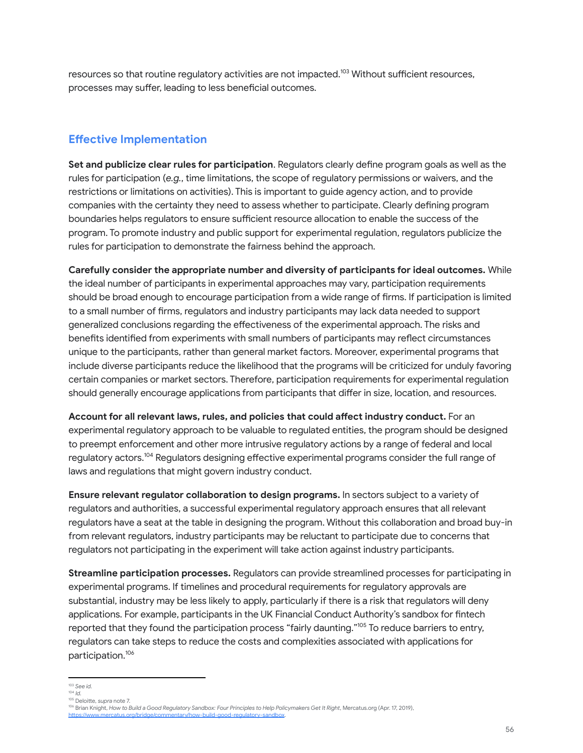resources so that routine regulatory activities are not impacted.[103] Without sufficient resources, processes may suffer, leading to less beneficial outcomes.

## Effective Implementation

**Set and publicize clear rules for participation**. Regulators clearly define program goals as well as the rules for participation (*e.g.*, time limitations, the scope of regulatory permissions or waivers, and the restrictions or limitations on activities). This is important to guide agency action, and to provide companies with the certainty they need to assess whether to participate. Clearly defining program boundaries helps regulators to ensure sufficient resource allocation to enable the success of the program. To promote industry and public support for experimental regulation, regulators publicize the rules for participation to demonstrate the fairness behind the approach.

**Carefully consider the appropriate number and diversity of participants for ideal outcomes.** While the ideal number of participants in experimental approaches may vary, participation requirements should be broad enough to encourage participation from a wide range of firms. If participation is limited to a small number of firms, regulators and industry participants may lack data needed to support generalized conclusions regarding the effectiveness of the experimental approach. The risks and benefits identified from experiments with small numbers of participants may reflect circumstances unique to the participants, rather than general market factors. Moreover, experimental programs that include diverse participants reduce the likelihood that the programs will be criticized for unduly favoring certain companies or market sectors. Therefore, participation requirements for experimental regulation should generally encourage applications from participants that differ in size, location, and resources.

**Account for all relevant laws, rules, and policies that could affect industry conduct.** For an experimental regulatory approach to be valuable to regulated entities, the program should be designed to preempt enforcement and other more intrusive regulatory actions by a range of federal and local regulatory actors.[104] Regulators designing effective experimental programs consider the full range of laws and regulations that might govern industry conduct.

**Ensure relevant regulator collaboration to design programs.** In sectors subject to a variety of regulators and authorities, a successful experimental regulatory approach ensures that all relevant regulators have a seat at the table in designing the program. Without this collaboration and broad buy-in from relevant regulators, industry participants may be reluctant to participate due to concerns that regulators not participating in the experiment will take action against industry participants.

**Streamline participation processes.** Regulators can provide streamlined processes for participating in experimental programs. If timelines and procedural requirements for regulatory approvals are substantial, industry may be less likely to apply, particularly if there is a risk that regulators will deny applications. For example, participants in the UK Financial Conduct Authority's sandbox for fintech reported that they found the participation process "fairly daunting."[105] To reduce barriers to entry, regulators can take steps to reduce the costs and complexities associated with applications for participation.[106]

---

[103] *See id.*
[104] *Id.*
[105] Deloitte, *supra* note 7.
[106] Brian Knight, *How to Build a Good Regulatory Sandbox: Four Principles to Help Policymakers Get It Right*, Mercatus.org (Apr. 17, 2019), https://www.mercatus.org/bridge/commentary/how-build-good-regulatory-sandbox.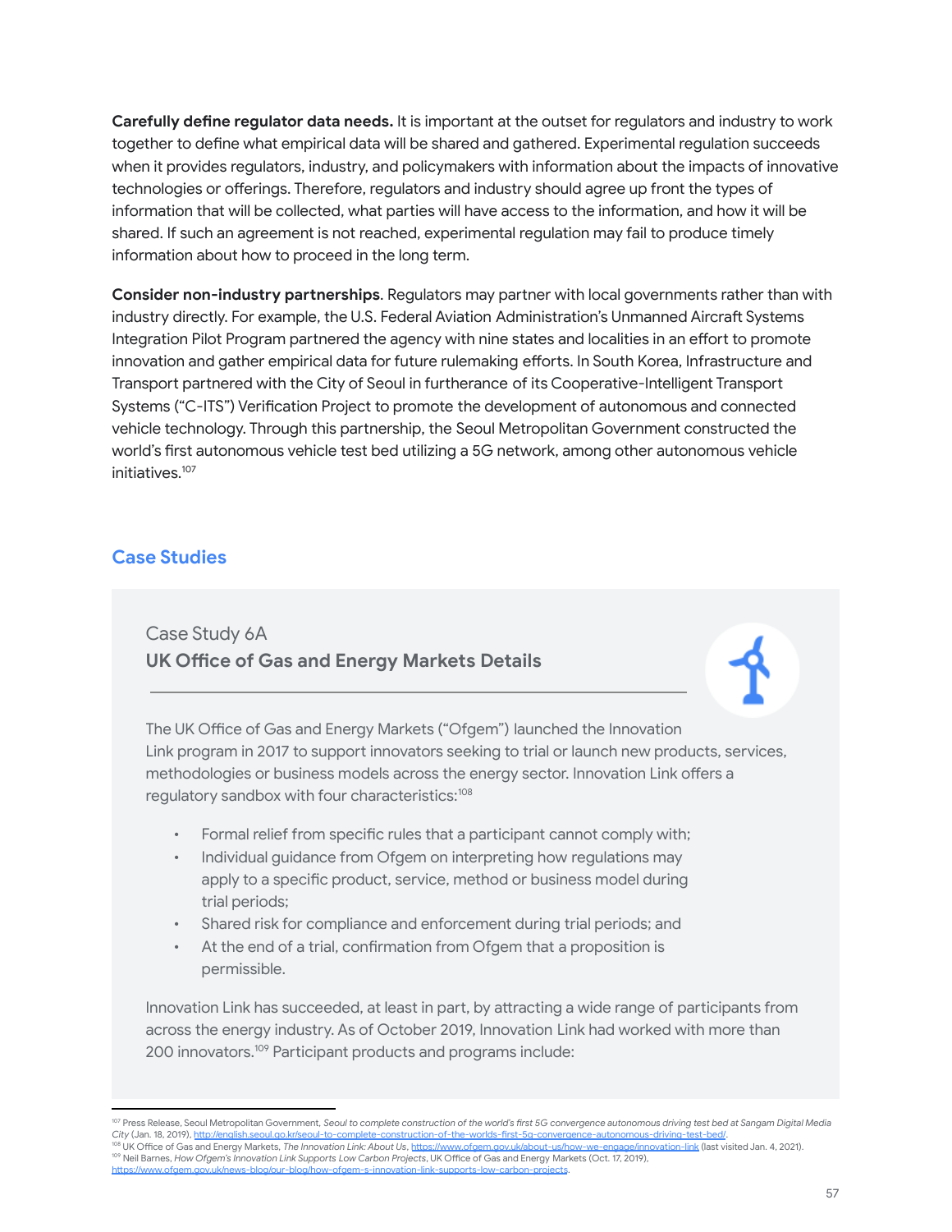**Carefully define regulator data needs.** It is important at the outset for regulators and industry to work together to define what empirical data will be shared and gathered. Experimental regulation succeeds when it provides regulators, industry, and policymakers with information about the impacts of innovative technologies or offerings. Therefore, regulators and industry should agree up front the types of information that will be collected, what parties will have access to the information, and how it will be shared. If such an agreement is not reached, experimental regulation may fail to produce timely information about how to proceed in the long term.

**Consider non-industry partnerships**. Regulators may partner with local governments rather than with industry directly. For example, the U.S. Federal Aviation Administration's Unmanned Aircraft Systems Integration Pilot Program partnered the agency with nine states and localities in an effort to promote innovation and gather empirical data for future rulemaking efforts. In South Korea, Infrastructure and Transport partnered with the City of Seoul in furtherance of its Cooperative-Intelligent Transport Systems ("C-ITS") Verification Project to promote the development of autonomous and connected vehicle technology. Through this partnership, the Seoul Metropolitan Government constructed the world's first autonomous vehicle test bed utilizing a 5G network, among other autonomous vehicle initiatives.[107]

## Case Studies

Case Study 6A

### UK Office of Gas and Energy Markets Details

The UK Office of Gas and Energy Markets ("Ofgem") launched the Innovation Link program in 2017 to support innovators seeking to trial or launch new products, services, methodologies or business models across the energy sector. Innovation Link offers a regulatory sandbox with four characteristics:[108]

- Formal relief from specific rules that a participant cannot comply with;
- Individual guidance from Ofgem on interpreting how regulations may apply to a specific product, service, method or business model during trial periods;
- Shared risk for compliance and enforcement during trial periods; and
- At the end of a trial, confirmation from Ofgem that a proposition is permissible.

Innovation Link has succeeded, at least in part, by attracting a wide range of participants from across the energy industry. As of October 2019, Innovation Link had worked with more than 200 innovators.[109] Participant products and programs include:

---

[107] Press Release, Seoul Metropolitan Government, *Seoul to complete construction of the world's first 5G convergence autonomous driving test bed at Sangam Digital Media City* (Jan. 18, 2019), http://english.seoul.go.kr/seoul-to-complete-construction-of-the-worlds-first-5g-convergence-autonomous-driving-test-bed/.

[108] UK Office of Gas and Energy Markets, *The Innovation Link: About Us*, https://www.ofgem.gov.uk/about-us/how-we-engage/innovation-link (last visited Jan. 4, 2021).

[109] Neil Barnes, *How Ofgem's Innovation Link Supports Low Carbon Projects*, UK Office of Gas and Energy Markets (Oct. 17, 2019), https://www.ofgem.gov.uk/news-blog/our-blog/how-ofgem-s-innovation-link-supports-low-carbon-projects.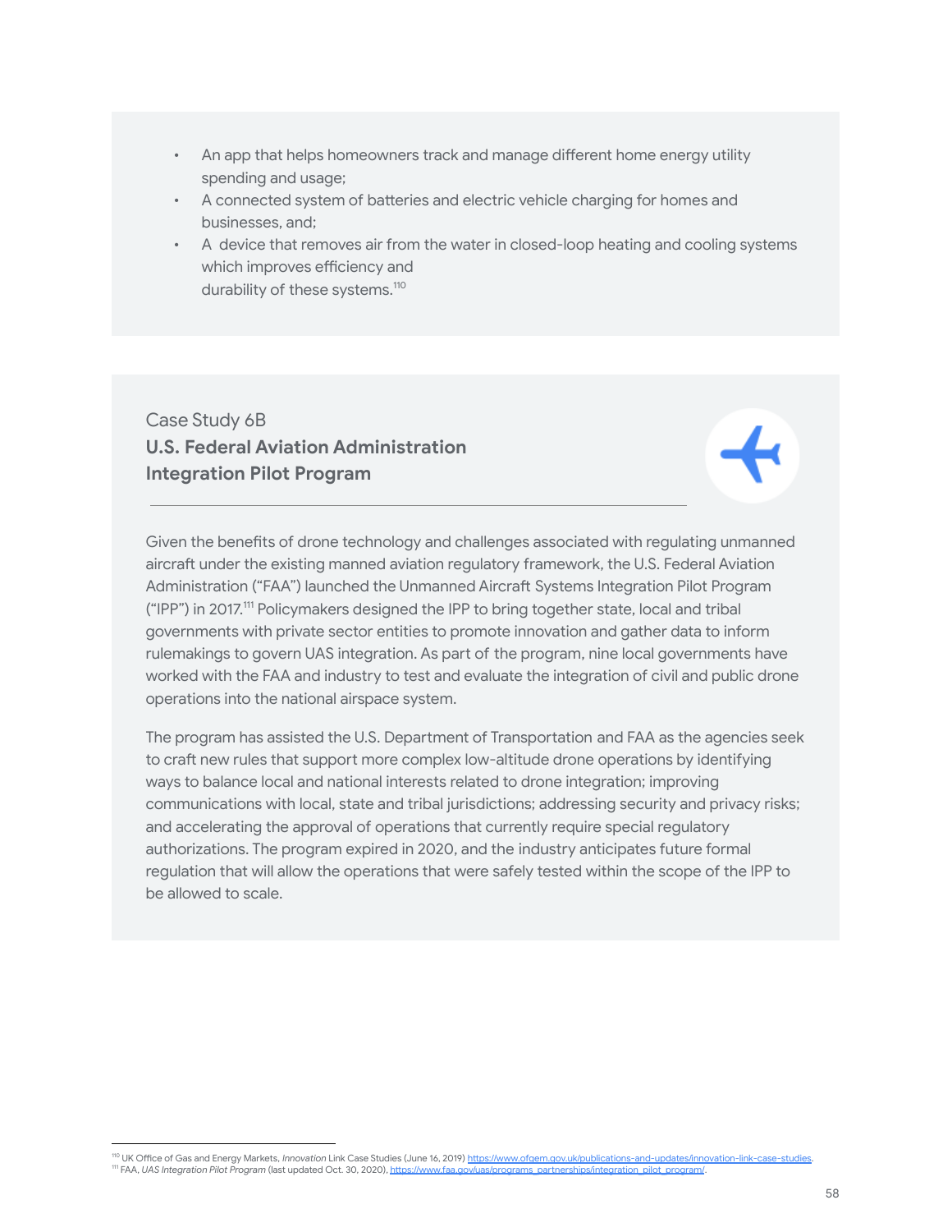- An app that helps homeowners track and manage different home energy utility spending and usage;
- A connected system of batteries and electric vehicle charging for homes and businesses, and;
- A device that removes air from the water in closed-loop heating and cooling systems which improves efficiency and durability of these systems.[110]

Case Study 6B

## U.S. Federal Aviation Administration Integration Pilot Program

Given the benefits of drone technology and challenges associated with regulating unmanned aircraft under the existing manned aviation regulatory framework, the U.S. Federal Aviation Administration ("FAA") launched the Unmanned Aircraft Systems Integration Pilot Program ("IPP") in 2017.[111] Policymakers designed the IPP to bring together state, local and tribal governments with private sector entities to promote innovation and gather data to inform rulemakings to govern UAS integration. As part of the program, nine local governments have worked with the FAA and industry to test and evaluate the integration of civil and public drone operations into the national airspace system.

The program has assisted the U.S. Department of Transportation and FAA as the agencies seek to craft new rules that support more complex low-altitude drone operations by identifying ways to balance local and national interests related to drone integration; improving communications with local, state and tribal jurisdictions; addressing security and privacy risks; and accelerating the approval of operations that currently require special regulatory authorizations. The program expired in 2020, and the industry anticipates future formal regulation that will allow the operations that were safely tested within the scope of the IPP to be allowed to scale.

[110] UK Office of Gas and Energy Markets, *Innovation* Link Case Studies (June 16, 2019) https://www.ofgem.gov.uk/publications-and-updates/innovation-link-case-studies.
[111] FAA, *UAS Integration Pilot Program* (last updated Oct. 30, 2020), https://www.faa.gov/uas/programs_partnerships/integration_pilot_program/.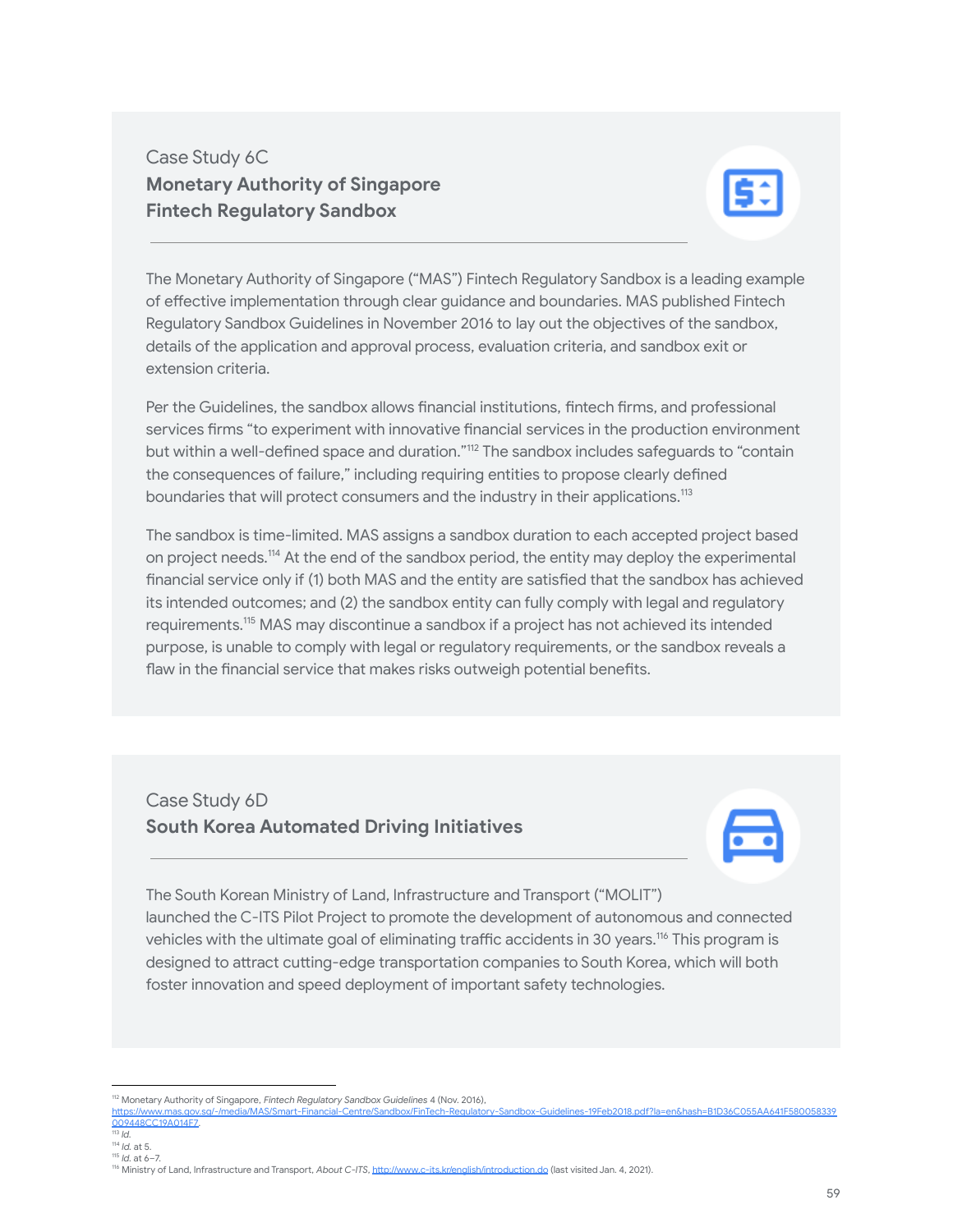Case Study 6C

## Monetary Authority of Singapore Fintech Regulatory Sandbox

The Monetary Authority of Singapore ("MAS") Fintech Regulatory Sandbox is a leading example of effective implementation through clear guidance and boundaries. MAS published Fintech Regulatory Sandbox Guidelines in November 2016 to lay out the objectives of the sandbox, details of the application and approval process, evaluation criteria, and sandbox exit or extension criteria.

Per the Guidelines, the sandbox allows financial institutions, fintech firms, and professional services firms "to experiment with innovative financial services in the production environment but within a well-defined space and duration."[112] The sandbox includes safeguards to "contain the consequences of failure," including requiring entities to propose clearly defined boundaries that will protect consumers and the industry in their applications.[113]

The sandbox is time-limited. MAS assigns a sandbox duration to each accepted project based on project needs.[114] At the end of the sandbox period, the entity may deploy the experimental financial service only if (1) both MAS and the entity are satisfied that the sandbox has achieved its intended outcomes; and (2) the sandbox entity can fully comply with legal and regulatory requirements.[115] MAS may discontinue a sandbox if a project has not achieved its intended purpose, is unable to comply with legal or regulatory requirements, or the sandbox reveals a flaw in the financial service that makes risks outweigh potential benefits.

Case Study 6D

## South Korea Automated Driving Initiatives

The South Korean Ministry of Land, Infrastructure and Transport ("MOLIT") launched the C-ITS Pilot Project to promote the development of autonomous and connected vehicles with the ultimate goal of eliminating traffic accidents in 30 years.[116] This program is designed to attract cutting-edge transportation companies to South Korea, which will both foster innovation and speed deployment of important safety technologies.

---

[112] Monetary Authority of Singapore, *Fintech Regulatory Sandbox Guidelines* 4 (Nov. 2016), https://www.mas.gov.sg/-/media/MAS/Smart-Financial-Centre/Sandbox/FinTech-Regulatory-Sandbox-Guidelines-19Feb2018.pdf?la=en&hash=B1D36C055AA641F580058339009448CC19A014F7.

[113] *Id.*

[114] *Id.* at 5.

[115] *Id.* at 6–7.

[116] Ministry of Land, Infrastructure and Transport, *About C-ITS*, http://www.c-its.kr/english/introduction.do (last visited Jan. 4, 2021).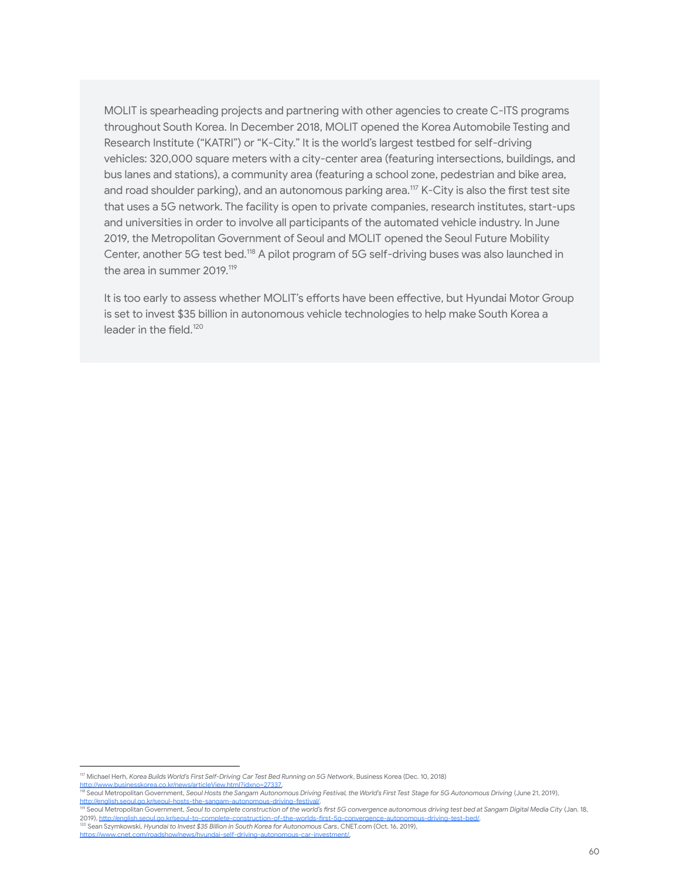MOLIT is spearheading projects and partnering with other agencies to create C-ITS programs throughout South Korea. In December 2018, MOLIT opened the Korea Automobile Testing and Research Institute ("KATRI") or "K-City." It is the world's largest testbed for self-driving vehicles: 320,000 square meters with a city-center area (featuring intersections, buildings, and bus lanes and stations), a community area (featuring a school zone, pedestrian and bike area, and road shoulder parking), and an autonomous parking area.[117] K-City is also the first test site that uses a 5G network. The facility is open to private companies, research institutes, start-ups and universities in order to involve all participants of the automated vehicle industry. In June 2019, the Metropolitan Government of Seoul and MOLIT opened the Seoul Future Mobility Center, another 5G test bed.[118] A pilot program of 5G self-driving buses was also launched in the area in summer 2019.[119]

It is too early to assess whether MOLIT's efforts have been effective, but Hyundai Motor Group is set to invest $35 billion in autonomous vehicle technologies to help make South Korea a leader in the field.[120]

---

[117] Michael Herh, *Korea Builds World's First Self-Driving Car Test Bed Running on 5G Network*, Business Korea (Dec. 10, 2018) http://www.businesskorea.co.kr/news/articleView.html?idxno=27337.

[118] Seoul Metropolitan Government, *Seoul Hosts the Sangam Autonomous Driving Festival, the World's First Test Stage for 5G Autonomous Driving* (June 21, 2019), http://english.seoul.go.kr/seoul-hosts-the-sangam-autonomous-driving-festival/.

[119] Seoul Metropolitan Government, *Seoul to complete construction of the world's first 5G convergence autonomous driving test bed at Sangam Digital Media City* (Jan. 18, 2019), http://english.seoul.go.kr/seoul-to-complete-construction-of-the-worlds-first-5g-convergence-autonomous-driving-test-bed/.

[120] Sean Szymkowski, *Hyundai to Invest $35 Billion in South Korea for Autonomous Cars*, CNET.com (Oct. 16, 2019), https://www.cnet.com/roadshow/news/hyundai-self-driving-autonomous-car-investment/.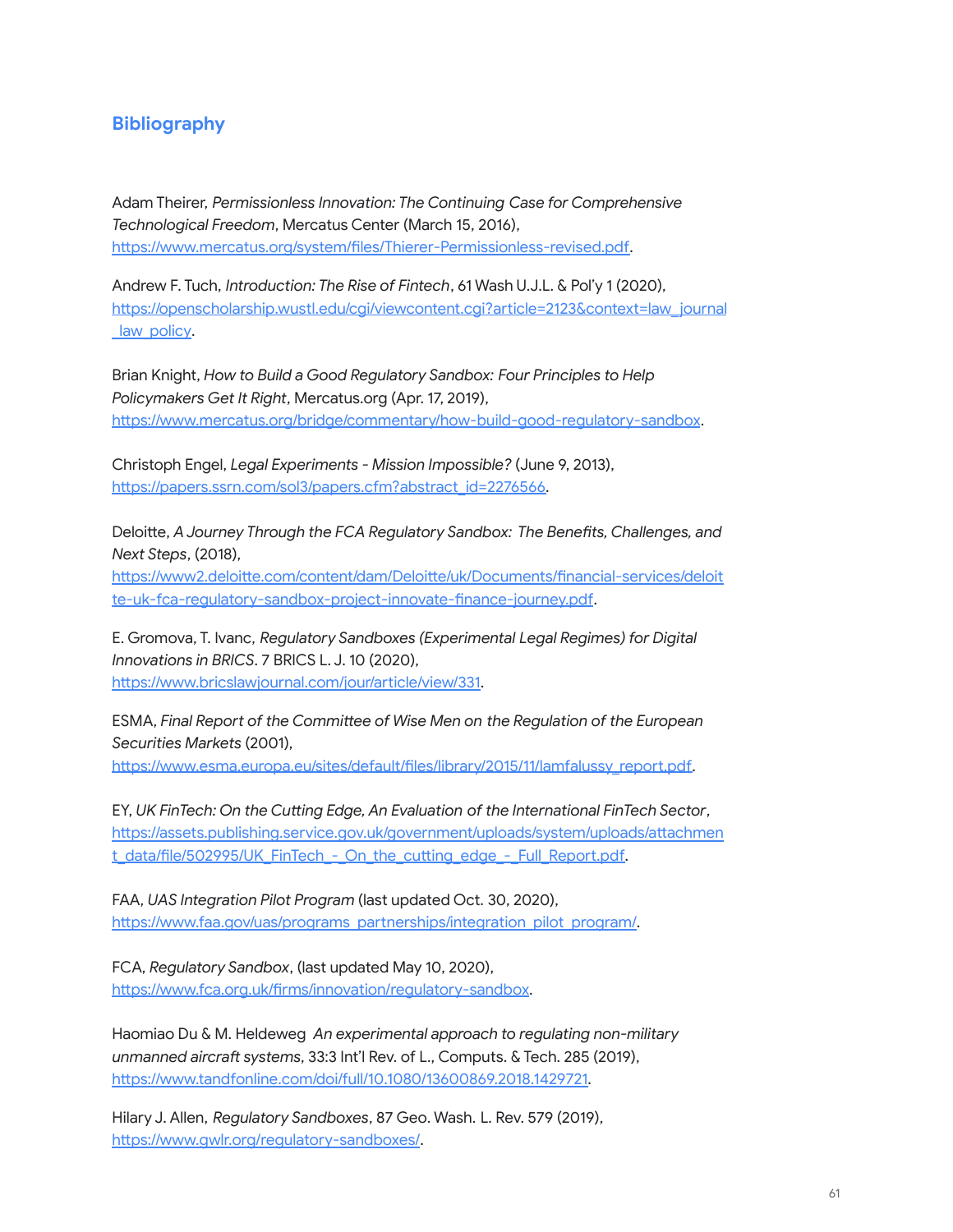## Bibliography

Adam Theirer, *Permissionless Innovation: The Continuing Case for Comprehensive Technological Freedom*, Mercatus Center (March 15, 2016), https://www.mercatus.org/system/files/Thierer-Permissionless-revised.pdf.

Andrew F. Tuch, *Introduction: The Rise of Fintech*, 61 Wash U.J.L. & Pol'y 1 (2020), https://openscholarship.wustl.edu/cgi/viewcontent.cgi?article=2123&context=law_journal_law_policy.

Brian Knight, *How to Build a Good Regulatory Sandbox: Four Principles to Help Policymakers Get It Right*, Mercatus.org (Apr. 17, 2019), https://www.mercatus.org/bridge/commentary/how-build-good-regulatory-sandbox.

Christoph Engel, *Legal Experiments - Mission Impossible?* (June 9, 2013), https://papers.ssrn.com/sol3/papers.cfm?abstract_id=2276566.

Deloitte, *A Journey Through the FCA Regulatory Sandbox: The Benefits, Challenges, and Next Steps*, (2018), https://www2.deloitte.com/content/dam/Deloitte/uk/Documents/financial-services/deloitte-uk-fca-regulatory-sandbox-project-innovate-finance-journey.pdf.

E. Gromova, T. Ivanc, *Regulatory Sandboxes (Experimental Legal Regimes) for Digital Innovations in BRICS*. 7 BRICS L. J. 10 (2020), https://www.bricslawjournal.com/jour/article/view/331.

ESMA, *Final Report of the Committee of Wise Men on the Regulation of the European Securities Markets* (2001), https://www.esma.europa.eu/sites/default/files/library/2015/11/lamfalussy_report.pdf.

EY, *UK FinTech: On the Cutting Edge, An Evaluation of the International FinTech Sector*, https://assets.publishing.service.gov.uk/government/uploads/system/uploads/attachment_data/file/502995/UK_FinTech_-_On_the_cutting_edge_-_Full_Report.pdf.

FAA, *UAS Integration Pilot Program* (last updated Oct. 30, 2020), https://www.faa.gov/uas/programs_partnerships/integration_pilot_program/.

FCA, *Regulatory Sandbox*, (last updated May 10, 2020), https://www.fca.org.uk/firms/innovation/regulatory-sandbox.

Haomiao Du & M. Heldeweg *An experimental approach to regulating non-military unmanned aircraft systems*, 33:3 Int'l Rev. of L., Computs. & Tech. 285 (2019), https://www.tandfonline.com/doi/full/10.1080/13600869.2018.1429721.

Hilary J. Allen, *Regulatory Sandboxes*, 87 Geo. Wash. L. Rev. 579 (2019), https://www.gwlr.org/regulatory-sandboxes/.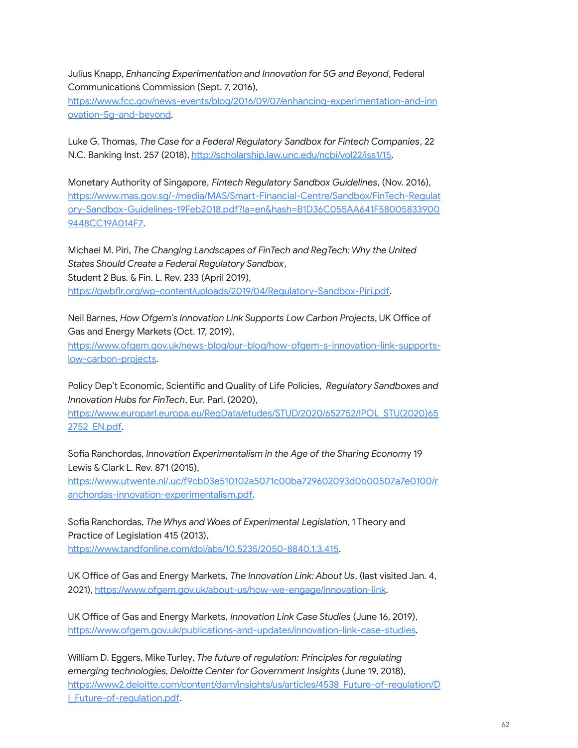Julius Knapp, *Enhancing Experimentation and Innovation for 5G and Beyond*, Federal Communications Commission (Sept. 7, 2016), https://www.fcc.gov/news-events/blog/2016/09/07/enhancing-experimentation-and-innovation-5g-and-beyond.

Luke G. Thomas, *The Case for a Federal Regulatory Sandbox for Fintech Companies*, 22 N.C. Banking Inst. 257 (2018), http://scholarship.law.unc.edu/ncbi/vol22/iss1/15.

Monetary Authority of Singapore, *Fintech Regulatory Sandbox Guidelines*, (Nov. 2016), https://www.mas.gov.sg/-/media/MAS/Smart-Financial-Centre/Sandbox/FinTech-Regulatory-Sandbox-Guidelines-19Feb2018.pdf?la=en&hash=B1D36C055AA641F580058339009448CC19A014F7.

Michael M. Piri, *The Changing Landscapes of FinTech and RegTech: Why the United States Should Create a Federal Regulatory Sandbox*, Student 2 Bus. & Fin. L. Rev. 233 (April 2019), https://gwbflr.org/wp-content/uploads/2019/04/Regulatory-Sandbox-Piri.pdf.

Neil Barnes, *How Ofgem's Innovation Link Supports Low Carbon Projects*, UK Office of Gas and Energy Markets (Oct. 17, 2019), https://www.ofgem.gov.uk/news-blog/our-blog/how-ofgem-s-innovation-link-supports-low-carbon-projects.

Policy Dep't Economic, Scientific and Quality of Life Policies, *Regulatory Sandboxes and Innovation Hubs for FinTech*, Eur. Parl. (2020), https://www.europarl.europa.eu/RegData/etudes/STUD/2020/652752/IPOL_STU(2020)652752_EN.pdf.

Sofia Ranchordas, *Innovation Experimentalism in the Age of the Sharing Economy* 19 Lewis & Clark L. Rev. 871 (2015), https://www.utwente.nl/.uc/f9cb03e510102a5071c00ba729602093d0b00507a7e0100/ranchordas-innovation-experimentalism.pdf.

Sofia Ranchordas, *The Whys and Woes of Experimental Legislation*, 1 Theory and Practice of Legislation 415 (2013), https://www.tandfonline.com/doi/abs/10.5235/2050-8840.1.3.415.

UK Office of Gas and Energy Markets, *The Innovation Link: About Us*, (last visited Jan. 4, 2021), https://www.ofgem.gov.uk/about-us/how-we-engage/innovation-link.

UK Office of Gas and Energy Markets, *Innovation Link Case Studies* (June 16, 2019), https://www.ofgem.gov.uk/publications-and-updates/innovation-link-case-studies.

William D. Eggers, Mike Turley, *The future of regulation: Principles for regulating emerging technologies, Deloitte Center for Government Insights* (June 19, 2018), https://www2.deloitte.com/content/dam/insights/us/articles/4538_Future-of-regulation/DI_Future-of-regulation.pdf.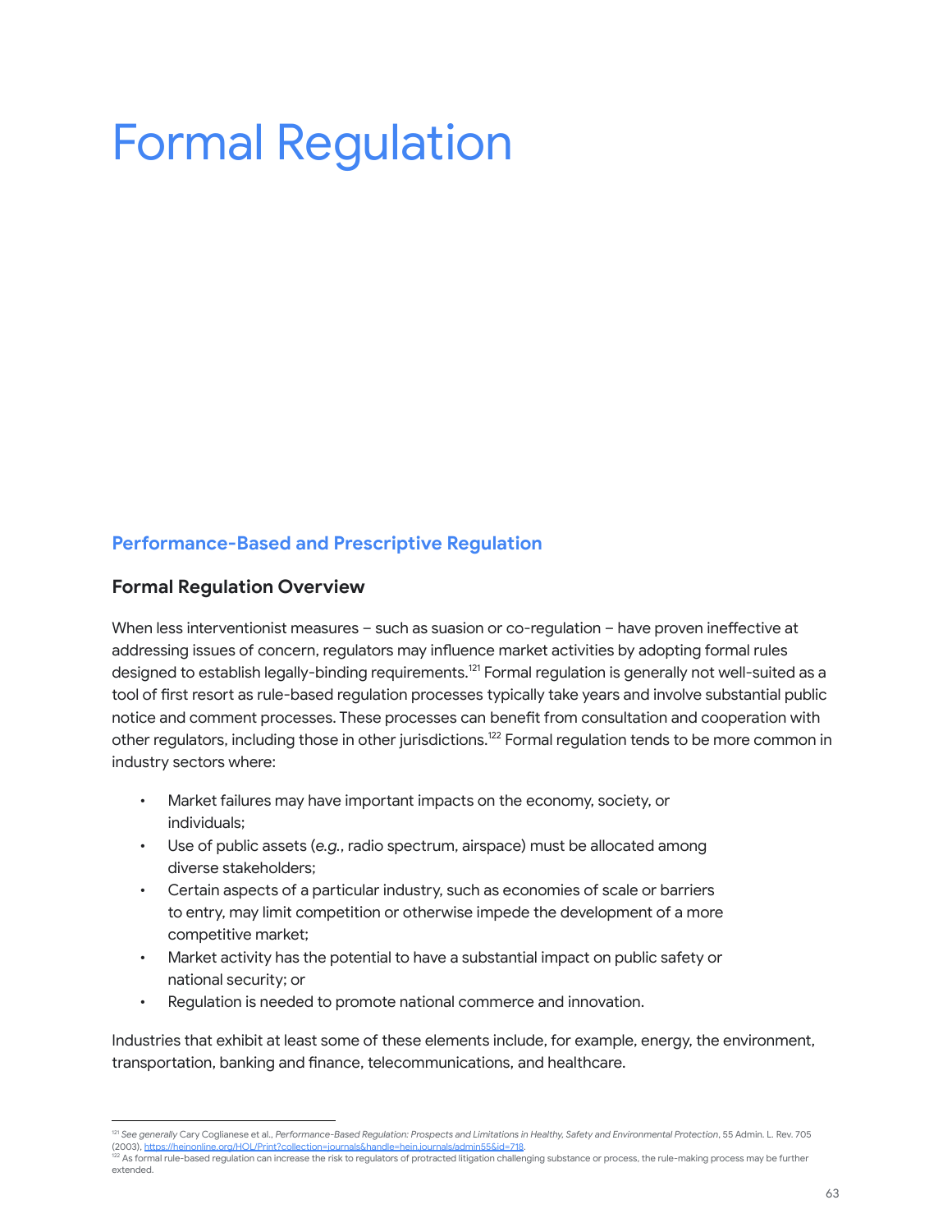# Formal Regulation

## Performance-Based and Prescriptive Regulation

### Formal Regulation Overview

When less interventionist measures – such as suasion or co-regulation – have proven ineffective at addressing issues of concern, regulators may influence market activities by adopting formal rules designed to establish legally-binding requirements.[121] Formal regulation is generally not well-suited as a tool of first resort as rule-based regulation processes typically take years and involve substantial public notice and comment processes. These processes can benefit from consultation and cooperation with other regulators, including those in other jurisdictions.[122] Formal regulation tends to be more common in industry sectors where:

- Market failures may have important impacts on the economy, society, or individuals;
- Use of public assets (*e.g.*, radio spectrum, airspace) must be allocated among diverse stakeholders;
- Certain aspects of a particular industry, such as economies of scale or barriers to entry, may limit competition or otherwise impede the development of a more competitive market;
- Market activity has the potential to have a substantial impact on public safety or national security; or
- Regulation is needed to promote national commerce and innovation.

Industries that exhibit at least some of these elements include, for example, energy, the environment, transportation, banking and finance, telecommunications, and healthcare.

---

[121] *See generally* Cary Coglianese et al., *Performance-Based Regulation: Prospects and Limitations in Healthy, Safety and Environmental Protection*, 55 Admin. L. Rev. 705 (2003), https://heinonline.org/HOL/Print?collection=journals&handle=hein.journals/admin55&id=718.

[122] As formal rule-based regulation can increase the risk to regulators of protracted litigation challenging substance or process, the rule-making process may be further extended.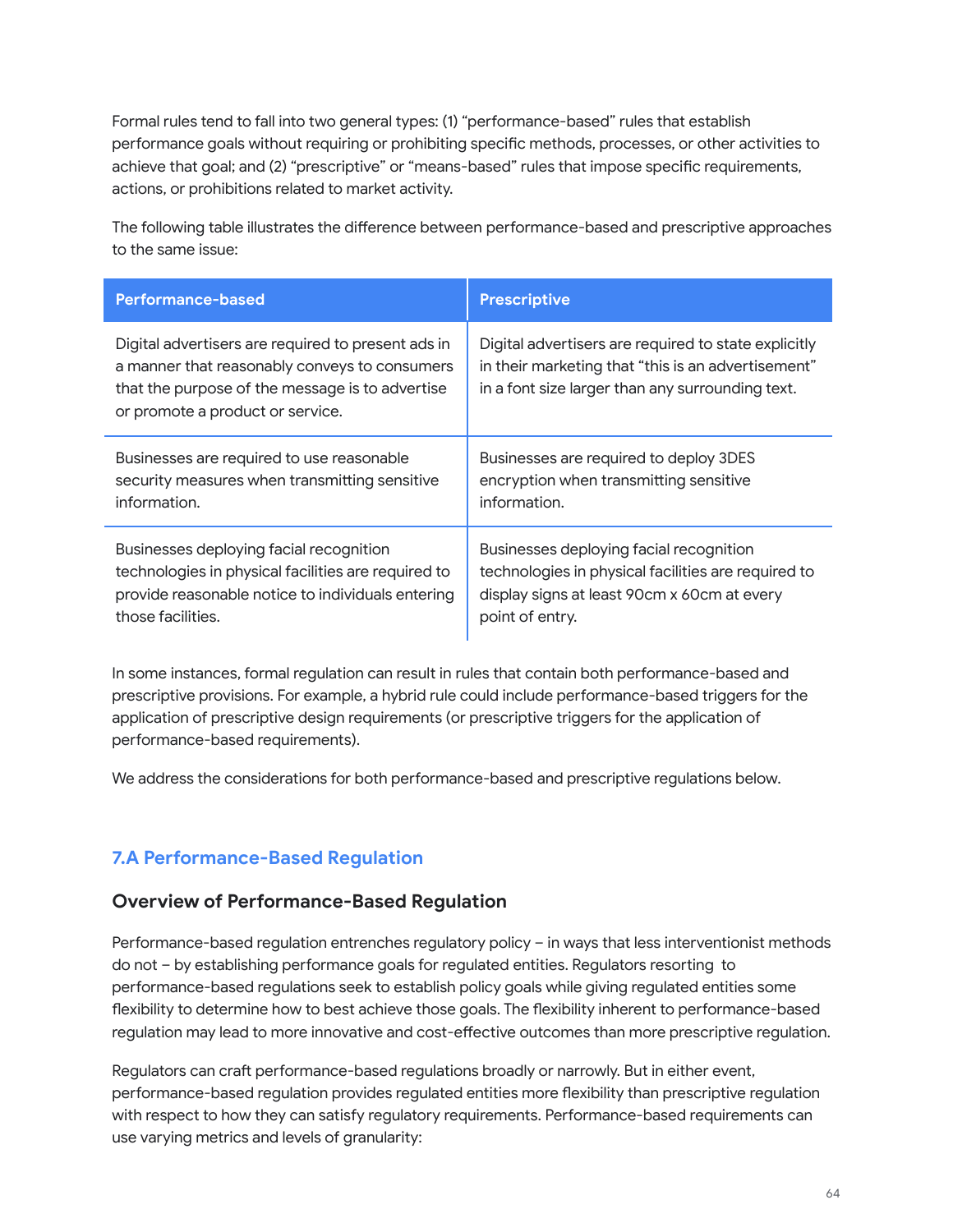Formal rules tend to fall into two general types: (1) "performance-based" rules that establish performance goals without requiring or prohibiting specific methods, processes, or other activities to achieve that goal; and (2) "prescriptive" or "means-based" rules that impose specific requirements, actions, or prohibitions related to market activity.

The following table illustrates the difference between performance-based and prescriptive approaches to the same issue:

| Performance-based | Prescriptive |
|---|---|
| Digital advertisers are required to present ads in a manner that reasonably conveys to consumers that the purpose of the message is to advertise or promote a product or service. | Digital advertisers are required to state explicitly in their marketing that "this is an advertisement" in a font size larger than any surrounding text. |
| Businesses are required to use reasonable security measures when transmitting sensitive information. | Businesses are required to deploy 3DES encryption when transmitting sensitive information. |
| Businesses deploying facial recognition technologies in physical facilities are required to provide reasonable notice to individuals entering those facilities. | Businesses deploying facial recognition technologies in physical facilities are required to display signs at least 90cm x 60cm at every point of entry. |

In some instances, formal regulation can result in rules that contain both performance-based and prescriptive provisions. For example, a hybrid rule could include performance-based triggers for the application of prescriptive design requirements (or prescriptive triggers for the application of performance-based requirements).

We address the considerations for both performance-based and prescriptive regulations below.

## 7.A Performance-Based Regulation

### Overview of Performance-Based Regulation

Performance-based regulation entrenches regulatory policy – in ways that less interventionist methods do not – by establishing performance goals for regulated entities. Regulators resorting to performance-based regulations seek to establish policy goals while giving regulated entities some flexibility to determine how to best achieve those goals. The flexibility inherent to performance-based regulation may lead to more innovative and cost-effective outcomes than more prescriptive regulation.

Regulators can craft performance-based regulations broadly or narrowly. But in either event, performance-based regulation provides regulated entities more flexibility than prescriptive regulation with respect to how they can satisfy regulatory requirements. Performance-based requirements can use varying metrics and levels of granularity: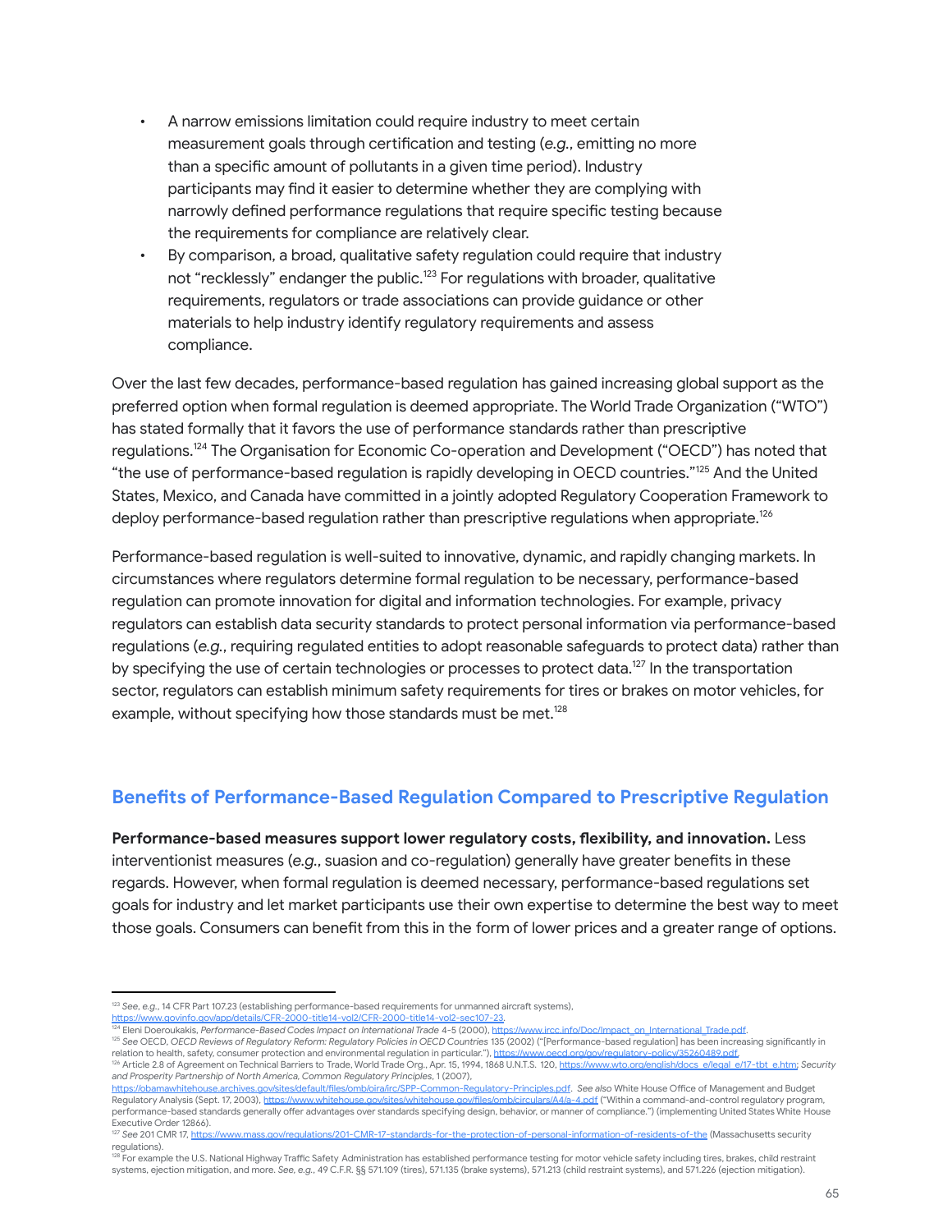- A narrow emissions limitation could require industry to meet certain measurement goals through certification and testing (*e.g.*, emitting no more than a specific amount of pollutants in a given time period). Industry participants may find it easier to determine whether they are complying with narrowly defined performance regulations that require specific testing because the requirements for compliance are relatively clear.
- By comparison, a broad, qualitative safety regulation could require that industry not "recklessly" endanger the public.[123] For regulations with broader, qualitative requirements, regulators or trade associations can provide guidance or other materials to help industry identify regulatory requirements and assess compliance.

Over the last few decades, performance-based regulation has gained increasing global support as the preferred option when formal regulation is deemed appropriate. The World Trade Organization ("WTO") has stated formally that it favors the use of performance standards rather than prescriptive regulations.[124] The Organisation for Economic Co-operation and Development ("OECD") has noted that "the use of performance-based regulation is rapidly developing in OECD countries."[125] And the United States, Mexico, and Canada have committed in a jointly adopted Regulatory Cooperation Framework to deploy performance-based regulation rather than prescriptive regulations when appropriate.[126]

Performance-based regulation is well-suited to innovative, dynamic, and rapidly changing markets. In circumstances where regulators determine formal regulation to be necessary, performance-based regulation can promote innovation for digital and information technologies. For example, privacy regulators can establish data security standards to protect personal information via performance-based regulations (*e.g.*, requiring regulated entities to adopt reasonable safeguards to protect data) rather than by specifying the use of certain technologies or processes to protect data.[127] In the transportation sector, regulators can establish minimum safety requirements for tires or brakes on motor vehicles, for example, without specifying how those standards must be met.[128]

## Benefits of Performance-Based Regulation Compared to Prescriptive Regulation

**Performance-based measures support lower regulatory costs, flexibility, and innovation.** Less interventionist measures (*e.g.*, suasion and co-regulation) generally have greater benefits in these regards. However, when formal regulation is deemed necessary, performance-based regulations set goals for industry and let market participants use their own expertise to determine the best way to meet those goals. Consumers can benefit from this in the form of lower prices and a greater range of options.

---

[123] *See, e.g.*, 14 CFR Part 107.23 (establishing performance-based requirements for unmanned aircraft systems), https://www.govinfo.gov/app/details/CFR-2000-title14-vol2/CFR-2000-title14-vol2-sec107-23.

[124] Eleni Doeroukakis, *Performance-Based Codes Impact on International Trade* 4-5 (2000), https://www.ircc.info/Doc/Impact_on_International_Trade.pdf.

[125] *See* OECD, *OECD Reviews of Regulatory Reform: Regulatory Policies in OECD Countries* 135 (2002) ("[Performance-based regulation] has been increasing significantly in relation to health, safety, consumer protection and environmental regulation in particular."), https://www.oecd.org/gov/regulatory-policy/35260489.pdf.

[126] Article 2.8 of Agreement on Technical Barriers to Trade, World Trade Org., Apr. 15, 1994, 1868 U.N.T.S. 120, https://www.wto.org/english/docs_e/legal_e/17-tbt_e.htm; *Security and Prosperity Partnership of North America, Common Regulatory Principles*, 1 (2007), https://obamawhitehouse.archives.gov/sites/default/files/omb/oira/irc/SPP-Common-Regulatory-Principles.pdf. *See also* White House Office of Management and Budget Regulatory Analysis (Sept. 17, 2003), https://www.whitehouse.gov/sites/whitehouse.gov/files/omb/circulars/A4/a-4.pdf ("Within a command-and-control regulatory program, performance-based standards generally offer advantages over standards specifying design, behavior, or manner of compliance.") (implementing United States White House Executive Order 12866).

[127] *See* 201 CMR 17, https://www.mass.gov/regulations/201-CMR-17-standards-for-the-protection-of-personal-information-of-residents-of-the (Massachusetts security regulations).

[128] For example the U.S. National Highway Traffic Safety Administration has established performance testing for motor vehicle safety including tires, brakes, child restraint systems, ejection mitigation, and more. *See, e.g.*, 49 C.F.R. §§ 571.109 (tires), 571.135 (brake systems), 571.213 (child restraint systems), and 571.226 (ejection mitigation).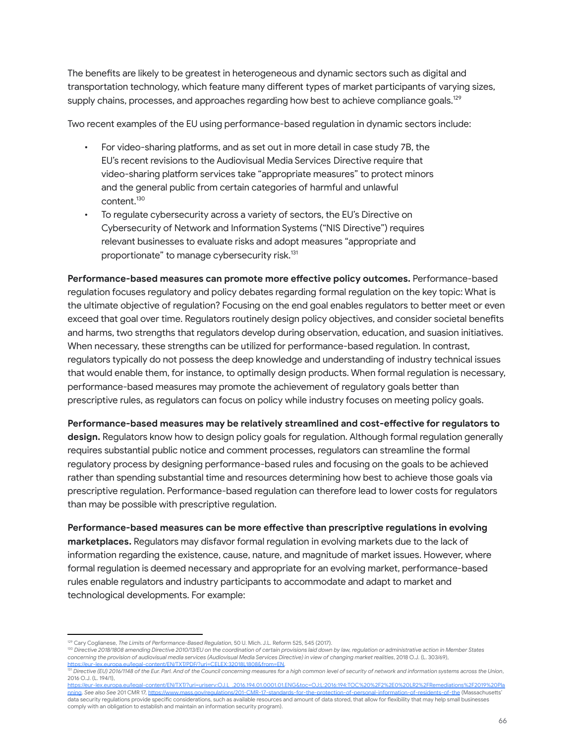The benefits are likely to be greatest in heterogeneous and dynamic sectors such as digital and transportation technology, which feature many different types of market participants of varying sizes, supply chains, processes, and approaches regarding how best to achieve compliance goals.[129]

Two recent examples of the EU using performance-based regulation in dynamic sectors include:

- For video-sharing platforms, and as set out in more detail in case study 7B, the EU's recent revisions to the Audiovisual Media Services Directive require that video-sharing platform services take "appropriate measures" to protect minors and the general public from certain categories of harmful and unlawful content.[130]
- To regulate cybersecurity across a variety of sectors, the EU's Directive on Cybersecurity of Network and Information Systems ("NIS Directive") requires relevant businesses to evaluate risks and adopt measures "appropriate and proportionate" to manage cybersecurity risk.[131]

**Performance-based measures can promote more effective policy outcomes.** Performance-based regulation focuses regulatory and policy debates regarding formal regulation on the key topic: What is the ultimate objective of regulation? Focusing on the end goal enables regulators to better meet or even exceed that goal over time. Regulators routinely design policy objectives, and consider societal benefits and harms, two strengths that regulators develop during observation, education, and suasion initiatives. When necessary, these strengths can be utilized for performance-based regulation. In contrast, regulators typically do not possess the deep knowledge and understanding of industry technical issues that would enable them, for instance, to optimally design products. When formal regulation is necessary, performance-based measures may promote the achievement of regulatory goals better than prescriptive rules, as regulators can focus on policy while industry focuses on meeting policy goals.

**Performance-based measures may be relatively streamlined and cost-effective for regulators to design.** Regulators know how to design policy goals for regulation. Although formal regulation generally requires substantial public notice and comment processes, regulators can streamline the formal regulatory process by designing performance-based rules and focusing on the goals to be achieved rather than spending substantial time and resources determining how best to achieve those goals via prescriptive regulation. Performance-based regulation can therefore lead to lower costs for regulators than may be possible with prescriptive regulation.

**Performance-based measures can be more effective than prescriptive regulations in evolving marketplaces.** Regulators may disfavor formal regulation in evolving markets due to the lack of information regarding the existence, cause, nature, and magnitude of market issues. However, where formal regulation is deemed necessary and appropriate for an evolving market, performance-based rules enable regulators and industry participants to accommodate and adapt to market and technological developments. For example:

---

[129] Cary Coglianese, *The Limits of Performance-Based Regulation*, 50 U. Mich. J.L. Reform 525, 545 (2017).

[130] *Directive 2018/1808 amending Directive 2010/13/EU on the coordination of certain provisions laid down by law, regulation or administrative action in Member States concerning the provision of audiovisual media services (Audiovisual Media Services Directive) in view of changing market realities*, 2018 O.J. (L. 303/69), https://eur-lex.europa.eu/legal-content/EN/TXT/PDF/?uri=CELEX:32018L1808&from=EN.

[131] *Directive (EU) 2016/1148 of the Eur. Parl. And of the Council concerning measures for a high common level of security of network and information systems across the Union*, 2016 O.J. (L. 194/1), https://eur-lex.europa.eu/legal-content/EN/TXT/?uri=uriserv:OJ.L_.2016.194.01.0001.01.ENG&toc=OJ:L:2016:194:TOC%20%2F2%2E0%20LR2%2FRemediations%2F2019%20Planning. *See also See* 201 CMR 17, https://www.mass.gov/regulations/201-CMR-17-standards-for-the-protection-of-personal-information-of-residents-of-the (Massachusetts' data security regulations provide specific considerations, such as available resources and amount of data stored, that allow for flexibility that may help small businesses comply with an obligation to establish and maintain an information security program).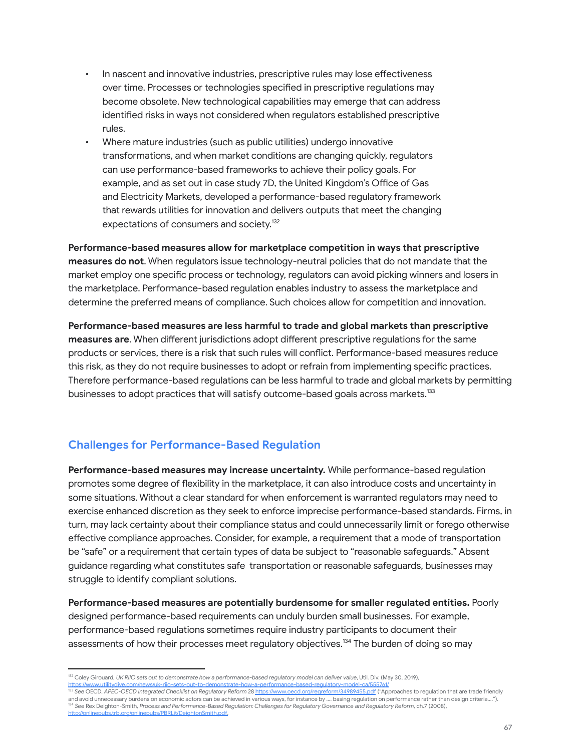- In nascent and innovative industries, prescriptive rules may lose effectiveness over time. Processes or technologies specified in prescriptive regulations may become obsolete. New technological capabilities may emerge that can address identified risks in ways not considered when regulators established prescriptive rules.
- Where mature industries (such as public utilities) undergo innovative transformations, and when market conditions are changing quickly, regulators can use performance-based frameworks to achieve their policy goals. For example, and as set out in case study 7D, the United Kingdom's Office of Gas and Electricity Markets, developed a performance-based regulatory framework that rewards utilities for innovation and delivers outputs that meet the changing expectations of consumers and society.[132]

**Performance-based measures allow for marketplace competition in ways that prescriptive measures do not**. When regulators issue technology-neutral policies that do not mandate that the market employ one specific process or technology, regulators can avoid picking winners and losers in the marketplace. Performance-based regulation enables industry to assess the marketplace and determine the preferred means of compliance. Such choices allow for competition and innovation.

**Performance-based measures are less harmful to trade and global markets than prescriptive measures are**. When different jurisdictions adopt different prescriptive regulations for the same products or services, there is a risk that such rules will conflict. Performance-based measures reduce this risk, as they do not require businesses to adopt or refrain from implementing specific practices. Therefore performance-based regulations can be less harmful to trade and global markets by permitting businesses to adopt practices that will satisfy outcome-based goals across markets.[133]

## Challenges for Performance-Based Regulation

**Performance-based measures may increase uncertainty.** While performance-based regulation promotes some degree of flexibility in the marketplace, it can also introduce costs and uncertainty in some situations. Without a clear standard for when enforcement is warranted regulators may need to exercise enhanced discretion as they seek to enforce imprecise performance-based standards. Firms, in turn, may lack certainty about their compliance status and could unnecessarily limit or forego otherwise effective compliance approaches. Consider, for example, a requirement that a mode of transportation be "safe" or a requirement that certain types of data be subject to "reasonable safeguards." Absent guidance regarding what constitutes safe transportation or reasonable safeguards, businesses may struggle to identify compliant solutions.

**Performance-based measures are potentially burdensome for smaller regulated entities.** Poorly designed performance-based requirements can unduly burden small businesses. For example, performance-based regulations sometimes require industry participants to document their assessments of how their processes meet regulatory objectives.[134] The burden of doing so may

---

[132] Coley Girouard, *UK RIIO sets out to demonstrate how a performance-based regulatory model can deliver value*, Util. Div. (May 30, 2019), https://www.utilitydive.com/news/uk-riio-sets-out-to-demonstrate-how-a-performance-based-regulatory-model-ca/555761/

[133] *See* OECD, *APEC-OECD Integrated Checklist on Regulatory Reform* 28 https://www.oecd.org/regreform/34989455.pdf ("Approaches to regulation that are trade friendly and avoid unnecessary burdens on economic actors can be achieved in various ways, for instance by .... basing regulation on performance rather than design criteria....").

[134] *See* Rex Deighton-Smith, *Process and Performance-Based Regulation: Challenges for Regulatory Governance and Regulatory Reform*, ch.7 (2008), http://onlinepubs.trb.org/onlinepubs/PBRLit/DeightonSmith.pdf.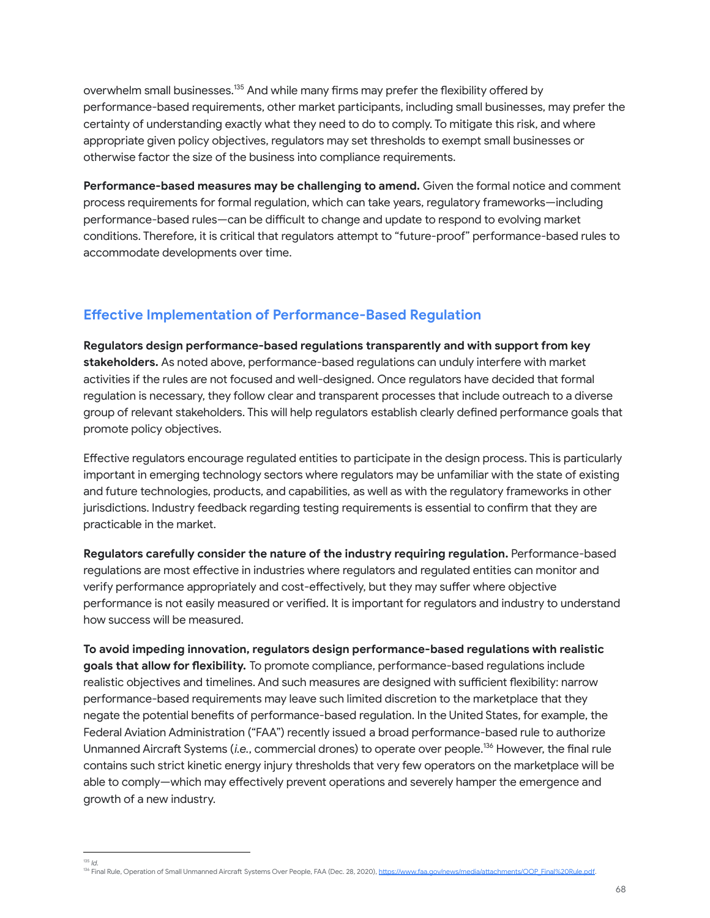overwhelm small businesses.[135] And while many firms may prefer the flexibility offered by performance-based requirements, other market participants, including small businesses, may prefer the certainty of understanding exactly what they need to do to comply. To mitigate this risk, and where appropriate given policy objectives, regulators may set thresholds to exempt small businesses or otherwise factor the size of the business into compliance requirements.

**Performance-based measures may be challenging to amend.** Given the formal notice and comment process requirements for formal regulation, which can take years, regulatory frameworks—including performance-based rules—can be difficult to change and update to respond to evolving market conditions. Therefore, it is critical that regulators attempt to "future-proof" performance-based rules to accommodate developments over time.

## Effective Implementation of Performance-Based Regulation

**Regulators design performance-based regulations transparently and with support from key stakeholders.** As noted above, performance-based regulations can unduly interfere with market activities if the rules are not focused and well-designed. Once regulators have decided that formal regulation is necessary, they follow clear and transparent processes that include outreach to a diverse group of relevant stakeholders. This will help regulators establish clearly defined performance goals that promote policy objectives.

Effective regulators encourage regulated entities to participate in the design process. This is particularly important in emerging technology sectors where regulators may be unfamiliar with the state of existing and future technologies, products, and capabilities, as well as with the regulatory frameworks in other jurisdictions. Industry feedback regarding testing requirements is essential to confirm that they are practicable in the market.

**Regulators carefully consider the nature of the industry requiring regulation.** Performance-based regulations are most effective in industries where regulators and regulated entities can monitor and verify performance appropriately and cost-effectively, but they may suffer where objective performance is not easily measured or verified. It is important for regulators and industry to understand how success will be measured.

**To avoid impeding innovation, regulators design performance-based regulations with realistic goals that allow for flexibility.** To promote compliance, performance-based regulations include realistic objectives and timelines. And such measures are designed with sufficient flexibility: narrow performance-based requirements may leave such limited discretion to the marketplace that they negate the potential benefits of performance-based regulation. In the United States, for example, the Federal Aviation Administration ("FAA") recently issued a broad performance-based rule to authorize Unmanned Aircraft Systems (*i.e.*, commercial drones) to operate over people.[136] However, the final rule contains such strict kinetic energy injury thresholds that very few operators on the marketplace will be able to comply—which may effectively prevent operations and severely hamper the emergence and growth of a new industry.

---

[135] *Id.*

[136] Final Rule, Operation of Small Unmanned Aircraft Systems Over People, FAA (Dec. 28, 2020), https://www.faa.gov/news/media/attachments/OOP_Final%20Rule.pdf.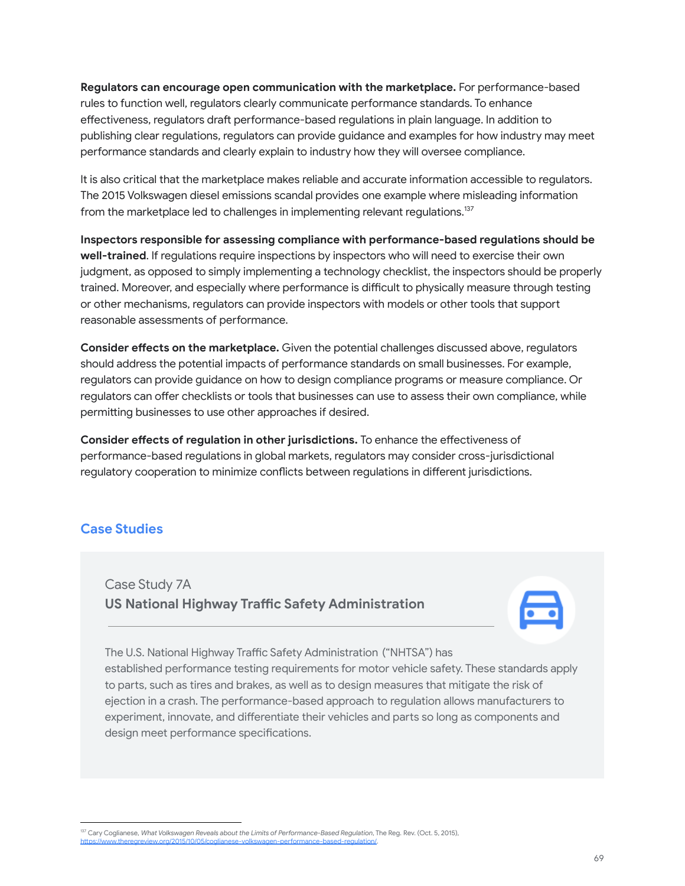**Regulators can encourage open communication with the marketplace.** For performance-based rules to function well, regulators clearly communicate performance standards. To enhance effectiveness, regulators draft performance-based regulations in plain language. In addition to publishing clear regulations, regulators can provide guidance and examples for how industry may meet performance standards and clearly explain to industry how they will oversee compliance.

It is also critical that the marketplace makes reliable and accurate information accessible to regulators. The 2015 Volkswagen diesel emissions scandal provides one example where misleading information from the marketplace led to challenges in implementing relevant regulations.[137]

**Inspectors responsible for assessing compliance with performance-based regulations should be well-trained**. If regulations require inspections by inspectors who will need to exercise their own judgment, as opposed to simply implementing a technology checklist, the inspectors should be properly trained. Moreover, and especially where performance is difficult to physically measure through testing or other mechanisms, regulators can provide inspectors with models or other tools that support reasonable assessments of performance.

**Consider effects on the marketplace.** Given the potential challenges discussed above, regulators should address the potential impacts of performance standards on small businesses. For example, regulators can provide guidance on how to design compliance programs or measure compliance. Or regulators can offer checklists or tools that businesses can use to assess their own compliance, while permitting businesses to use other approaches if desired.

**Consider effects of regulation in other jurisdictions.** To enhance the effectiveness of performance-based regulations in global markets, regulators may consider cross-jurisdictional regulatory cooperation to minimize conflicts between regulations in different jurisdictions.

## Case Studies

### Case Study 7A
**US National Highway Traffic Safety Administration**

The U.S. National Highway Traffic Safety Administration ("NHTSA") has established performance testing requirements for motor vehicle safety. These standards apply to parts, such as tires and brakes, as well as to design measures that mitigate the risk of ejection in a crash. The performance-based approach to regulation allows manufacturers to experiment, innovate, and differentiate their vehicles and parts so long as components and design meet performance specifications.

---

[137] Cary Coglianese, *What Volkswagen Reveals about the Limits of Performance-Based Regulation*, The Reg. Rev. (Oct. 5, 2015), https://www.theregreview.org/2015/10/05/coglianese-volkswagen-performance-based-regulation/.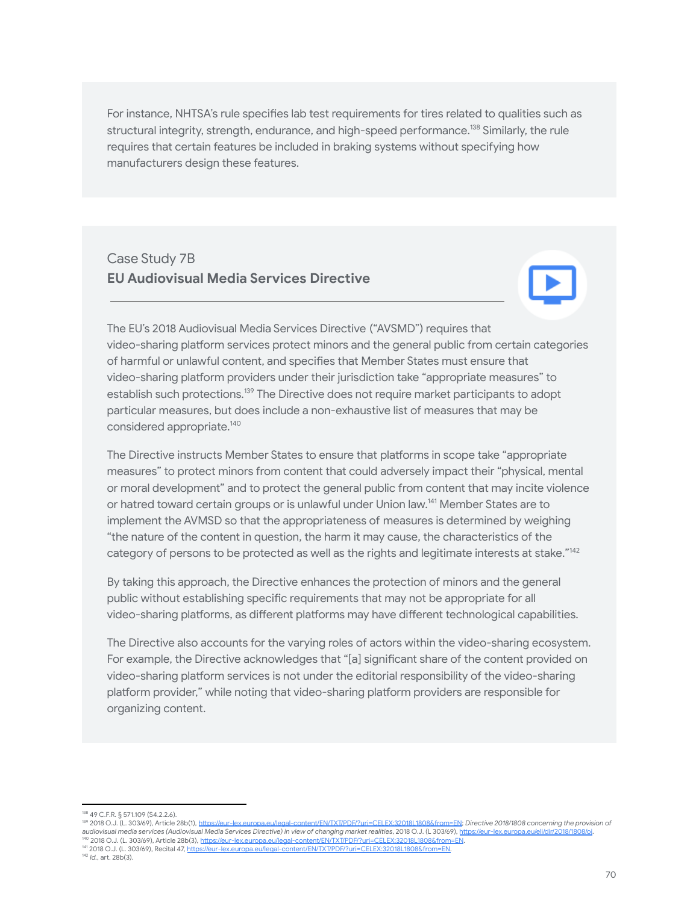For instance, NHTSA's rule specifies lab test requirements for tires related to qualities such as structural integrity, strength, endurance, and high-speed performance.[138] Similarly, the rule requires that certain features be included in braking systems without specifying how manufacturers design these features.

Case Study 7B

## EU Audiovisual Media Services Directive

The EU's 2018 Audiovisual Media Services Directive ("AVSMD") requires that video-sharing platform services protect minors and the general public from certain categories of harmful or unlawful content, and specifies that Member States must ensure that video-sharing platform providers under their jurisdiction take "appropriate measures" to establish such protections.[139] The Directive does not require market participants to adopt particular measures, but does include a non-exhaustive list of measures that may be considered appropriate.[140]

The Directive instructs Member States to ensure that platforms in scope take "appropriate measures" to protect minors from content that could adversely impact their "physical, mental or moral development" and to protect the general public from content that may incite violence or hatred toward certain groups or is unlawful under Union law.[141] Member States are to implement the AVMSD so that the appropriateness of measures is determined by weighing "the nature of the content in question, the harm it may cause, the characteristics of the category of persons to be protected as well as the rights and legitimate interests at stake."[142]

By taking this approach, the Directive enhances the protection of minors and the general public without establishing specific requirements that may not be appropriate for all video-sharing platforms, as different platforms may have different technological capabilities.

The Directive also accounts for the varying roles of actors within the video-sharing ecosystem. For example, the Directive acknowledges that "[a] significant share of the content provided on video-sharing platform services is not under the editorial responsibility of the video-sharing platform provider," while noting that video-sharing platform providers are responsible for organizing content.

---

[138] 49 C.F.R. § 571.109 (S4.2.2.6).

[139] 2018 O.J. (L. 303/69), Article 28b(1), https://eur-lex.europa.eu/legal-content/EN/TXT/PDF/?uri=CELEX:32018L1808&from=EN; *Directive 2018/1808 concerning the provision of audiovisual media services (Audiovisual Media Services Directive) in view of changing market realities*, 2018 O.J. (L 303/69), https://eur-lex.europa.eu/eli/dir/2018/1808/oj.

[140] 2018 O.J. (L. 303/69), Article 28b(3), https://eur-lex.europa.eu/legal-content/EN/TXT/PDF/?uri=CELEX:32018L1808&from=EN.

[141] 2018 O.J. (L. 303/69), Recital 47, https://eur-lex.europa.eu/legal-content/EN/TXT/PDF/?uri=CELEX:32018L1808&from=EN.

[142] *Id.*, art. 28b(3).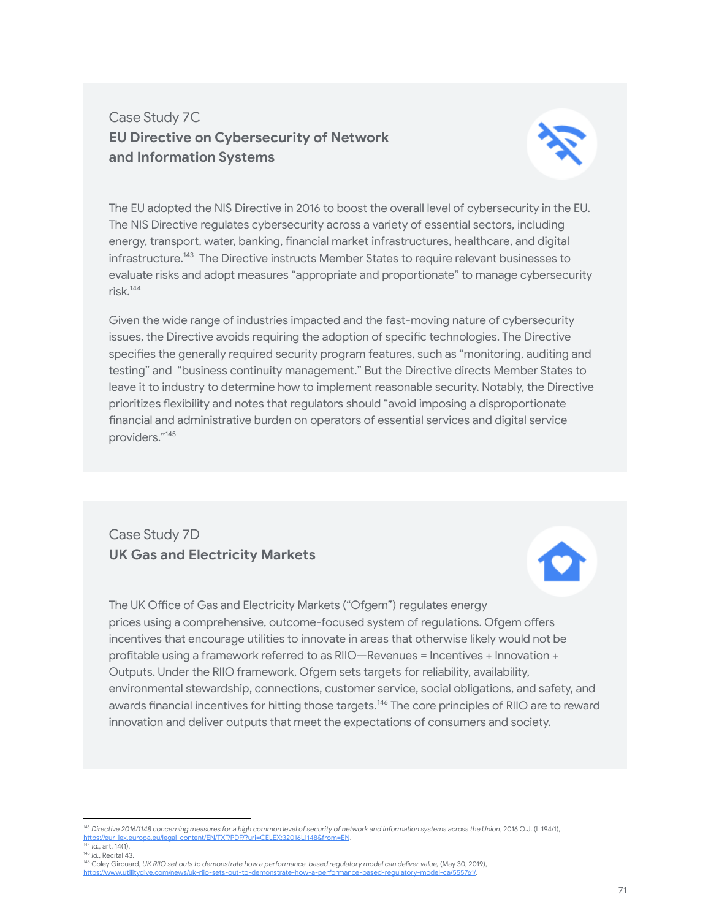Case Study 7C

## EU Directive on Cybersecurity of Network and Information Systems

The EU adopted the NIS Directive in 2016 to boost the overall level of cybersecurity in the EU. The NIS Directive regulates cybersecurity across a variety of essential sectors, including energy, transport, water, banking, financial market infrastructures, healthcare, and digital infrastructure.[143] The Directive instructs Member States to require relevant businesses to evaluate risks and adopt measures "appropriate and proportionate" to manage cybersecurity risk.[144]

Given the wide range of industries impacted and the fast-moving nature of cybersecurity issues, the Directive avoids requiring the adoption of specific technologies. The Directive specifies the generally required security program features, such as "monitoring, auditing and testing" and "business continuity management." But the Directive directs Member States to leave it to industry to determine how to implement reasonable security. Notably, the Directive prioritizes flexibility and notes that regulators should "avoid imposing a disproportionate financial and administrative burden on operators of essential services and digital service providers."[145]

Case Study 7D

## UK Gas and Electricity Markets

The UK Office of Gas and Electricity Markets ("Ofgem") regulates energy prices using a comprehensive, outcome-focused system of regulations. Ofgem offers incentives that encourage utilities to innovate in areas that otherwise likely would not be profitable using a framework referred to as RIIO—Revenues = Incentives + Innovation + Outputs. Under the RIIO framework, Ofgem sets targets for reliability, availability, environmental stewardship, connections, customer service, social obligations, and safety, and awards financial incentives for hitting those targets.[146] The core principles of RIIO are to reward innovation and deliver outputs that meet the expectations of consumers and society.

---

[143] *Directive 2016/1148 concerning measures for a high common level of security of network and information systems across the Union*, 2016 O.J. (L 194/1), https://eur-lex.europa.eu/legal-content/EN/TXT/PDF/?uri=CELEX:32016L1148&from=EN.

[144] *Id.*, art. 14(1).

[145] *Id.*, Recital 43.

[146] Coley Girouard, *UK RIIO set outs to demonstrate how a performance-based regulatory model can deliver value,* (May 30, 2019), https://www.utilitydive.com/news/uk-riio-sets-out-to-demonstrate-how-a-performance-based-regulatory-model-ca/555761/.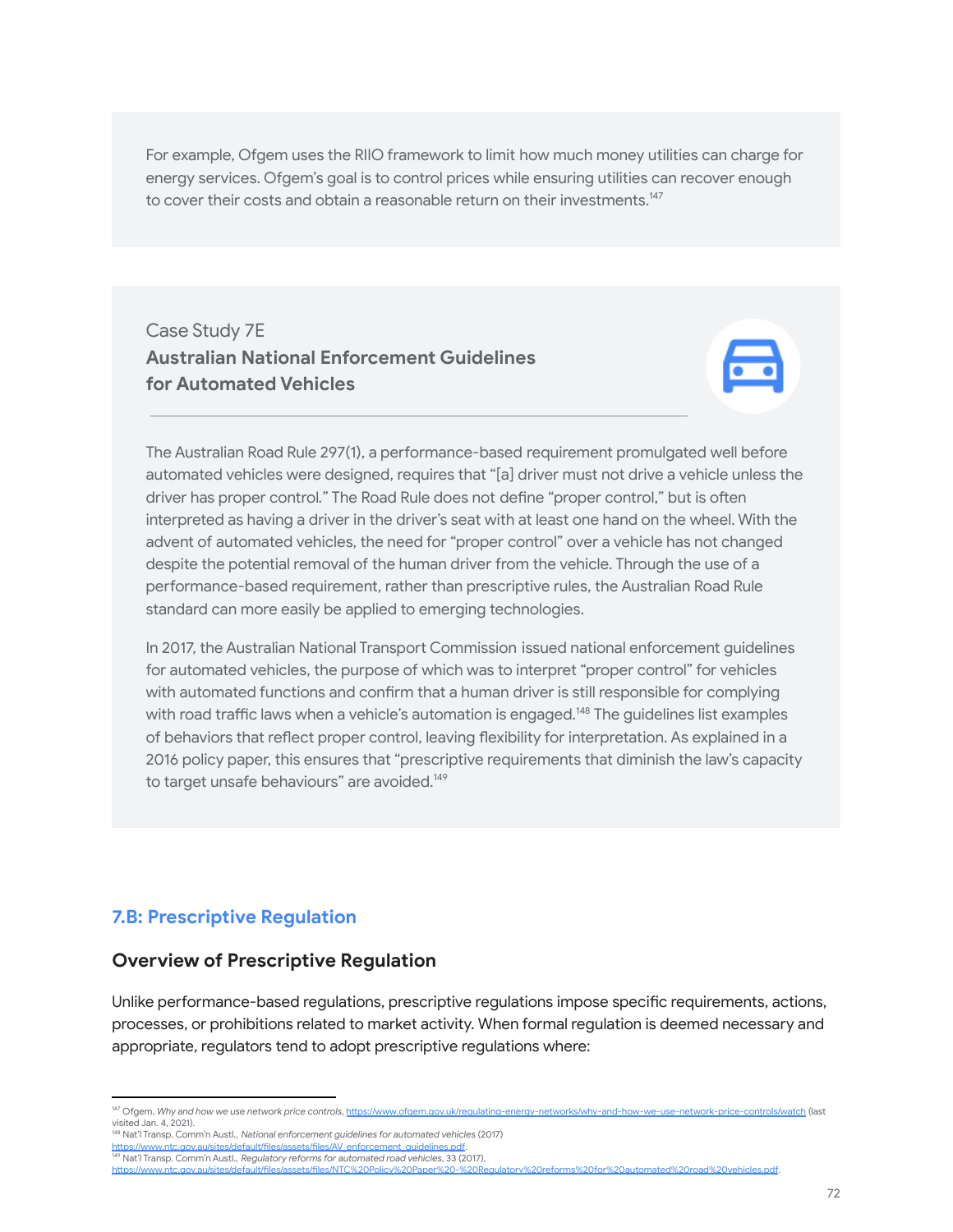For example, Ofgem uses the RIIO framework to limit how much money utilities can charge for energy services. Ofgem's goal is to control prices while ensuring utilities can recover enough to cover their costs and obtain a reasonable return on their investments.[147]

Case Study 7E

**Australian National Enforcement Guidelines for Automated Vehicles**

The Australian Road Rule 297(1), a performance-based requirement promulgated well before automated vehicles were designed, requires that "[a] driver must not drive a vehicle unless the driver has proper control." The Road Rule does not define "proper control," but is often interpreted as having a driver in the driver's seat with at least one hand on the wheel. With the advent of automated vehicles, the need for "proper control" over a vehicle has not changed despite the potential removal of the human driver from the vehicle. Through the use of a performance-based requirement, rather than prescriptive rules, the Australian Road Rule standard can more easily be applied to emerging technologies.

In 2017, the Australian National Transport Commission issued national enforcement guidelines for automated vehicles, the purpose of which was to interpret "proper control" for vehicles with automated functions and confirm that a human driver is still responsible for complying with road traffic laws when a vehicle's automation is engaged.[148] The guidelines list examples of behaviors that reflect proper control, leaving flexibility for interpretation. As explained in a 2016 policy paper, this ensures that "prescriptive requirements that diminish the law's capacity to target unsafe behaviours" are avoided.[149]

## 7.B: Prescriptive Regulation

### Overview of Prescriptive Regulation

Unlike performance-based regulations, prescriptive regulations impose specific requirements, actions, processes, or prohibitions related to market activity. When formal regulation is deemed necessary and appropriate, regulators tend to adopt prescriptive regulations where:

---

[147] Ofgem, *Why and how we use network price controls*, https://www.ofgem.gov.uk/regulating-energy-networks/why-and-how-we-use-network-price-controls/watch (last visited Jan. 4, 2021).

[148] Nat'l Transp. Comm'n Austl., *National enforcement guidelines for automated vehicles* (2017) https://www.ntc.gov.au/sites/default/files/assets/files/AV_enforcement_guidelines.pdf.

[149] Nat'l Transp. Comm'n Austl., *Regulatory reforms for automated road vehicles*, 33 (2017), https://www.ntc.gov.au/sites/default/files/assets/files/NTC%20Policy%20Paper%20-%20Regulatory%20reforms%20for%20automated%20road%20vehicles.pdf.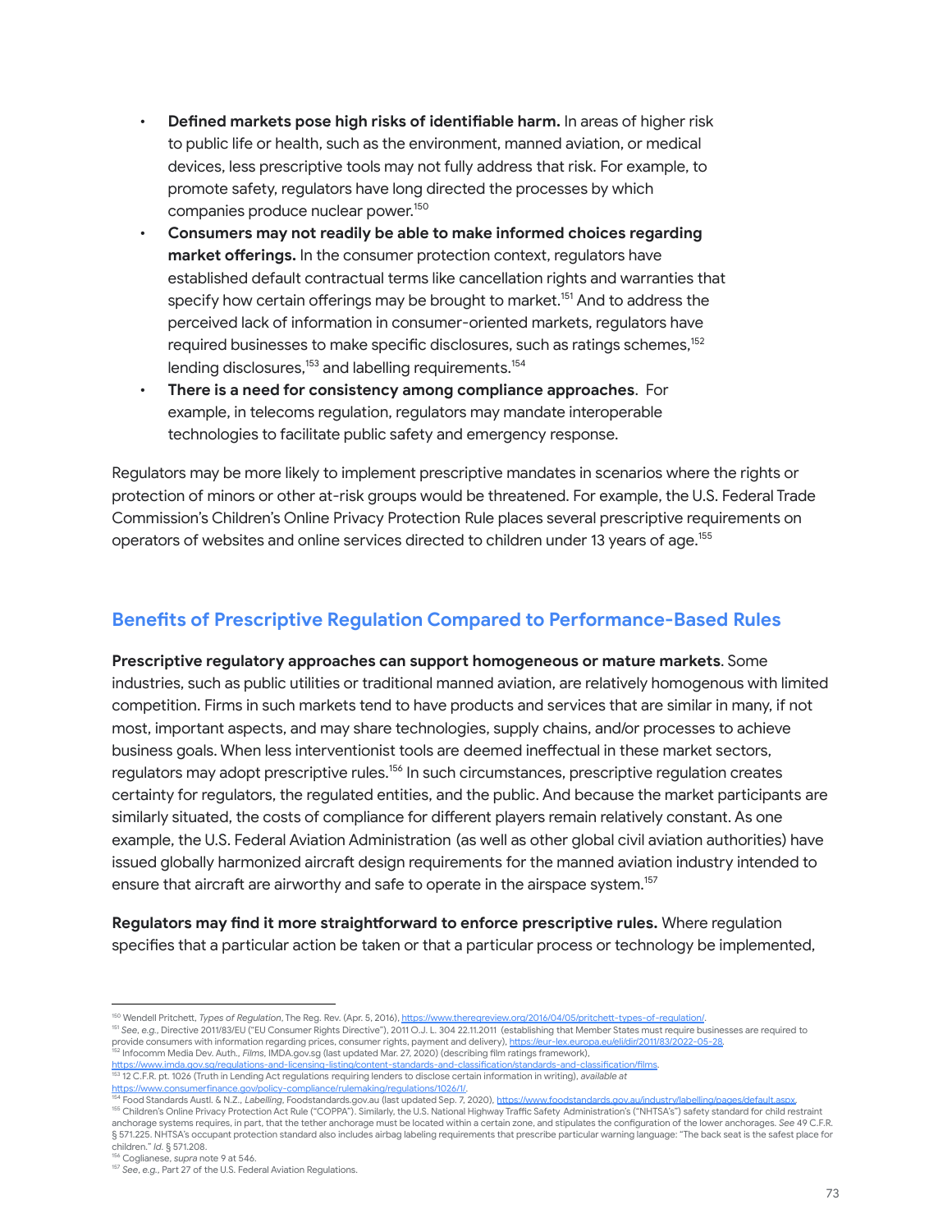- **Defined markets pose high risks of identifiable harm.** In areas of higher risk to public life or health, such as the environment, manned aviation, or medical devices, less prescriptive tools may not fully address that risk. For example, to promote safety, regulators have long directed the processes by which companies produce nuclear power.[150]
- **Consumers may not readily be able to make informed choices regarding market offerings.** In the consumer protection context, regulators have established default contractual terms like cancellation rights and warranties that specify how certain offerings may be brought to market.[151] And to address the perceived lack of information in consumer-oriented markets, regulators have required businesses to make specific disclosures, such as ratings schemes,[152] lending disclosures,[153] and labelling requirements.[154]
- **There is a need for consistency among compliance approaches**. For example, in telecoms regulation, regulators may mandate interoperable technologies to facilitate public safety and emergency response.

Regulators may be more likely to implement prescriptive mandates in scenarios where the rights or protection of minors or other at-risk groups would be threatened. For example, the U.S. Federal Trade Commission's Children's Online Privacy Protection Rule places several prescriptive requirements on operators of websites and online services directed to children under 13 years of age.[155]

## Benefits of Prescriptive Regulation Compared to Performance-Based Rules

**Prescriptive regulatory approaches can support homogeneous or mature markets**. Some industries, such as public utilities or traditional manned aviation, are relatively homogenous with limited competition. Firms in such markets tend to have products and services that are similar in many, if not most, important aspects, and may share technologies, supply chains, and/or processes to achieve business goals. When less interventionist tools are deemed ineffectual in these market sectors, regulators may adopt prescriptive rules.[156] In such circumstances, prescriptive regulation creates certainty for regulators, the regulated entities, and the public. And because the market participants are similarly situated, the costs of compliance for different players remain relatively constant. As one example, the U.S. Federal Aviation Administration (as well as other global civil aviation authorities) have issued globally harmonized aircraft design requirements for the manned aviation industry intended to ensure that aircraft are airworthy and safe to operate in the airspace system.[157]

**Regulators may find it more straightforward to enforce prescriptive rules.** Where regulation specifies that a particular action be taken or that a particular process or technology be implemented,

---

[150] Wendell Pritchett, *Types of Regulation*, The Reg. Rev. (Apr. 5, 2016), https://www.theregreview.org/2016/04/05/pritchett-types-of-regulation/.

[151] *See, e.g.*, Directive 2011/83/EU ("EU Consumer Rights Directive"), 2011 O.J. L. 304 22.11.2011 (establishing that Member States must require businesses are required to provide consumers with information regarding prices, consumer rights, payment and delivery), https://eur-lex.europa.eu/eli/dir/2011/83/2022-05-28.

[152] Infocomm Media Dev. Auth., *Films*, IMDA.gov.sg (last updated Mar. 27, 2020) (describing film ratings framework), https://www.imda.gov.sg/regulations-and-licensing-listing/content-standards-and-classification/standards-and-classification/films.

[153] 12 C.F.R. pt. 1026 (Truth in Lending Act regulations requiring lenders to disclose certain information in writing), *available at* https://www.consumerfinance.gov/policy-compliance/rulemaking/regulations/1026/1/.

[154] Food Standards Austl. & N.Z., *Labelling*, Foodstandards.gov.au (last updated Sep. 7, 2020), https://www.foodstandards.gov.au/industry/labelling/pages/default.aspx.

[155] Children's Online Privacy Protection Act Rule ("COPPA"). Similarly, the U.S. National Highway Traffic Safety Administration's ("NHTSA's") safety standard for child restraint anchorage systems requires, in part, that the tether anchorage must be located within a certain zone, and stipulates the configuration of the lower anchorages. *See* 49 C.F.R. § 571.225. NHTSA's occupant protection standard also includes airbag labeling requirements that prescribe particular warning language: "The back seat is the safest place for children." *Id.* § 571.208.

[156] Coglianese, *supra* note 9 at 546.

[157] *See, e.g.*, Part 27 of the U.S. Federal Aviation Regulations.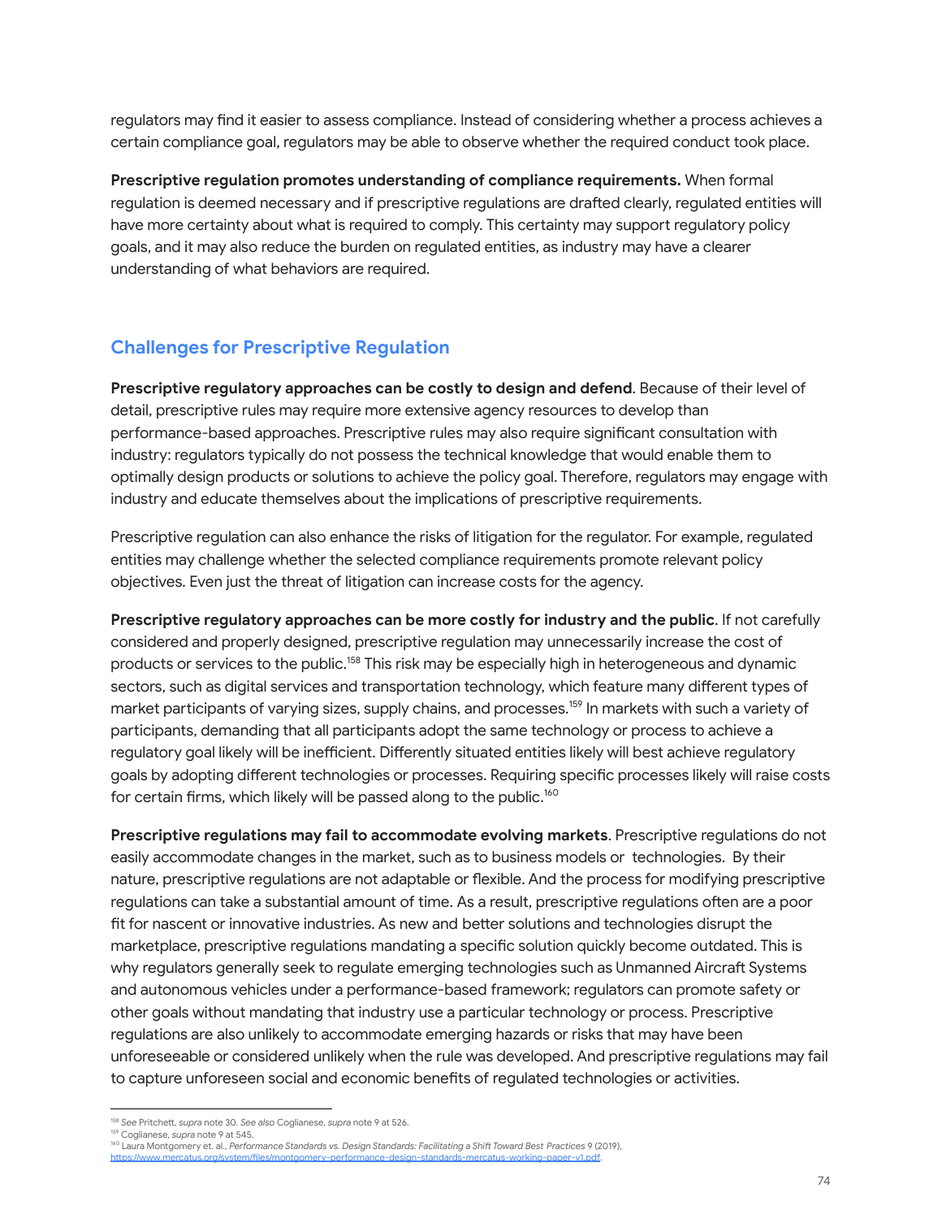regulators may find it easier to assess compliance. Instead of considering whether a process achieves a certain compliance goal, regulators may be able to observe whether the required conduct took place.

**Prescriptive regulation promotes understanding of compliance requirements.** When formal regulation is deemed necessary and if prescriptive regulations are drafted clearly, regulated entities will have more certainty about what is required to comply. This certainty may support regulatory policy goals, and it may also reduce the burden on regulated entities, as industry may have a clearer understanding of what behaviors are required.

## Challenges for Prescriptive Regulation

**Prescriptive regulatory approaches can be costly to design and defend**. Because of their level of detail, prescriptive rules may require more extensive agency resources to develop than performance-based approaches. Prescriptive rules may also require significant consultation with industry: regulators typically do not possess the technical knowledge that would enable them to optimally design products or solutions to achieve the policy goal. Therefore, regulators may engage with industry and educate themselves about the implications of prescriptive requirements.

Prescriptive regulation can also enhance the risks of litigation for the regulator. For example, regulated entities may challenge whether the selected compliance requirements promote relevant policy objectives. Even just the threat of litigation can increase costs for the agency.

**Prescriptive regulatory approaches can be more costly for industry and the public**. If not carefully considered and properly designed, prescriptive regulation may unnecessarily increase the cost of products or services to the public.[158] This risk may be especially high in heterogeneous and dynamic sectors, such as digital services and transportation technology, which feature many different types of market participants of varying sizes, supply chains, and processes.[159] In markets with such a variety of participants, demanding that all participants adopt the same technology or process to achieve a regulatory goal likely will be inefficient. Differently situated entities likely will best achieve regulatory goals by adopting different technologies or processes. Requiring specific processes likely will raise costs for certain firms, which likely will be passed along to the public.[160]

**Prescriptive regulations may fail to accommodate evolving markets**. Prescriptive regulations do not easily accommodate changes in the market, such as to business models or technologies. By their nature, prescriptive regulations are not adaptable or flexible. And the process for modifying prescriptive regulations can take a substantial amount of time. As a result, prescriptive regulations often are a poor fit for nascent or innovative industries. As new and better solutions and technologies disrupt the marketplace, prescriptive regulations mandating a specific solution quickly become outdated. This is why regulators generally seek to regulate emerging technologies such as Unmanned Aircraft Systems and autonomous vehicles under a performance-based framework; regulators can promote safety or other goals without mandating that industry use a particular technology or process. Prescriptive regulations are also unlikely to accommodate emerging hazards or risks that may have been unforeseeable or considered unlikely when the rule was developed. And prescriptive regulations may fail to capture unforeseen social and economic benefits of regulated technologies or activities.

---

[158] *See* Pritchett, *supra* note 30. *See also* Coglianese, *supra* note 9 at 526.

[159] Coglianese, *supra* note 9 at 545.

[160] Laura Montgomery et. al., *Performance Standards vs. Design Standards: Facilitating a Shift Toward Best Practices* 9 (2019), https://www.mercatus.org/system/files/montgomery-performance-design-standards-mercatus-working-paper-v1.pdf.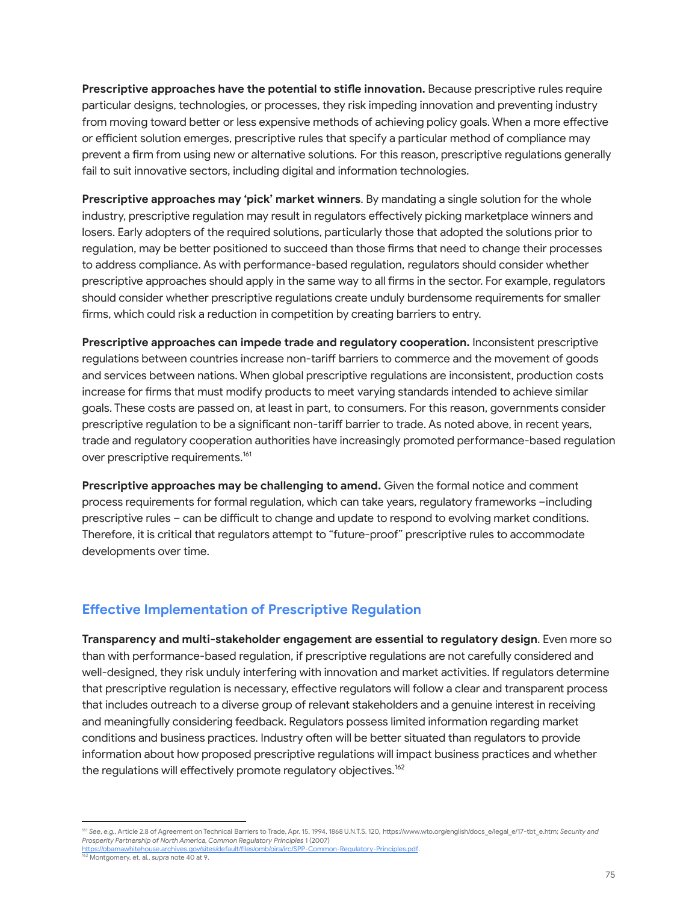**Prescriptive approaches have the potential to stifle innovation.** Because prescriptive rules require particular designs, technologies, or processes, they risk impeding innovation and preventing industry from moving toward better or less expensive methods of achieving policy goals. When a more effective or efficient solution emerges, prescriptive rules that specify a particular method of compliance may prevent a firm from using new or alternative solutions. For this reason, prescriptive regulations generally fail to suit innovative sectors, including digital and information technologies.

**Prescriptive approaches may 'pick' market winners**. By mandating a single solution for the whole industry, prescriptive regulation may result in regulators effectively picking marketplace winners and losers. Early adopters of the required solutions, particularly those that adopted the solutions prior to regulation, may be better positioned to succeed than those firms that need to change their processes to address compliance. As with performance-based regulation, regulators should consider whether prescriptive approaches should apply in the same way to all firms in the sector. For example, regulators should consider whether prescriptive regulations create unduly burdensome requirements for smaller firms, which could risk a reduction in competition by creating barriers to entry.

**Prescriptive approaches can impede trade and regulatory cooperation.** Inconsistent prescriptive regulations between countries increase non-tariff barriers to commerce and the movement of goods and services between nations. When global prescriptive regulations are inconsistent, production costs increase for firms that must modify products to meet varying standards intended to achieve similar goals. These costs are passed on, at least in part, to consumers. For this reason, governments consider prescriptive regulation to be a significant non-tariff barrier to trade. As noted above, in recent years, trade and regulatory cooperation authorities have increasingly promoted performance-based regulation over prescriptive requirements.[161]

**Prescriptive approaches may be challenging to amend.** Given the formal notice and comment process requirements for formal regulation, which can take years, regulatory frameworks –including prescriptive rules – can be difficult to change and update to respond to evolving market conditions. Therefore, it is critical that regulators attempt to "future-proof" prescriptive rules to accommodate developments over time.

## Effective Implementation of Prescriptive Regulation

**Transparency and multi-stakeholder engagement are essential to regulatory design**. Even more so than with performance-based regulation, if prescriptive regulations are not carefully considered and well-designed, they risk unduly interfering with innovation and market activities. If regulators determine that prescriptive regulation is necessary, effective regulators will follow a clear and transparent process that includes outreach to a diverse group of relevant stakeholders and a genuine interest in receiving and meaningfully considering feedback. Regulators possess limited information regarding market conditions and business practices. Industry often will be better situated than regulators to provide information about how proposed prescriptive regulations will impact business practices and whether the regulations will effectively promote regulatory objectives.[162]

---

[161] *See, e.g.*, Article 2.8 of Agreement on Technical Barriers to Trade, Apr. 15, 1994, 1868 U.N.T.S. 120, https://www.wto.org/english/docs_e/legal_e/17-tbt_e.htm; *Security and Prosperity Partnership of North America, Common Regulatory Principles* 1 (2007) https://obamawhitehouse.archives.gov/sites/default/files/omb/oira/irc/SPP-Common-Regulatory-Principles.pdf.

[162] Montgomery, et. al., *supra* note 40 at 9.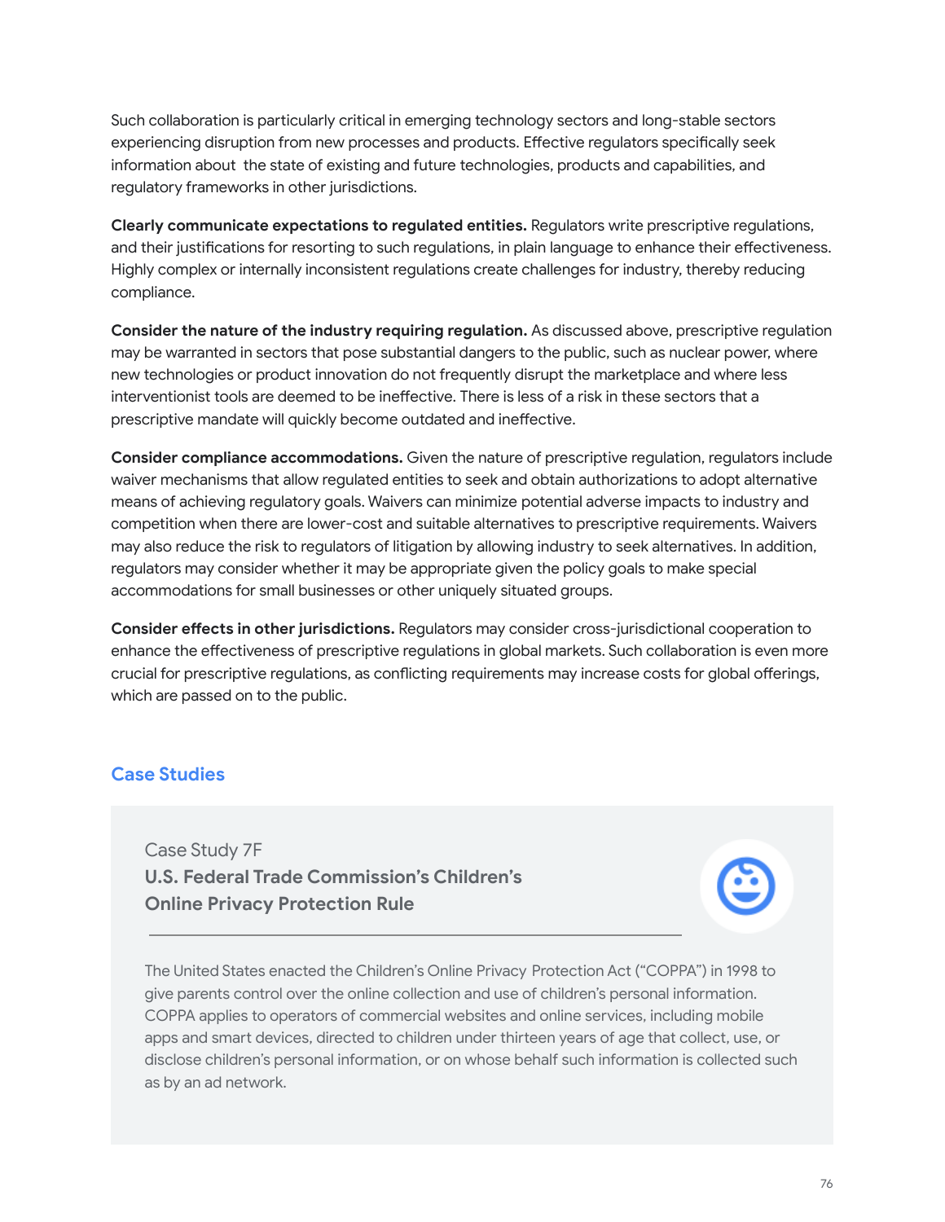Such collaboration is particularly critical in emerging technology sectors and long-stable sectors experiencing disruption from new processes and products. Effective regulators specifically seek information about the state of existing and future technologies, products and capabilities, and regulatory frameworks in other jurisdictions.

**Clearly communicate expectations to regulated entities.** Regulators write prescriptive regulations, and their justifications for resorting to such regulations, in plain language to enhance their effectiveness. Highly complex or internally inconsistent regulations create challenges for industry, thereby reducing compliance.

**Consider the nature of the industry requiring regulation.** As discussed above, prescriptive regulation may be warranted in sectors that pose substantial dangers to the public, such as nuclear power, where new technologies or product innovation do not frequently disrupt the marketplace and where less interventionist tools are deemed to be ineffective. There is less of a risk in these sectors that a prescriptive mandate will quickly become outdated and ineffective.

**Consider compliance accommodations.** Given the nature of prescriptive regulation, regulators include waiver mechanisms that allow regulated entities to seek and obtain authorizations to adopt alternative means of achieving regulatory goals. Waivers can minimize potential adverse impacts to industry and competition when there are lower-cost and suitable alternatives to prescriptive requirements. Waivers may also reduce the risk to regulators of litigation by allowing industry to seek alternatives. In addition, regulators may consider whether it may be appropriate given the policy goals to make special accommodations for small businesses or other uniquely situated groups.

**Consider effects in other jurisdictions.** Regulators may consider cross-jurisdictional cooperation to enhance the effectiveness of prescriptive regulations in global markets. Such collaboration is even more crucial for prescriptive regulations, as conflicting requirements may increase costs for global offerings, which are passed on to the public.

## Case Studies

Case Study 7F

### U.S. Federal Trade Commission's Children's Online Privacy Protection Rule

The United States enacted the Children's Online Privacy Protection Act ("COPPA") in 1998 to give parents control over the online collection and use of children's personal information. COPPA applies to operators of commercial websites and online services, including mobile apps and smart devices, directed to children under thirteen years of age that collect, use, or disclose children's personal information, or on whose behalf such information is collected such as by an ad network.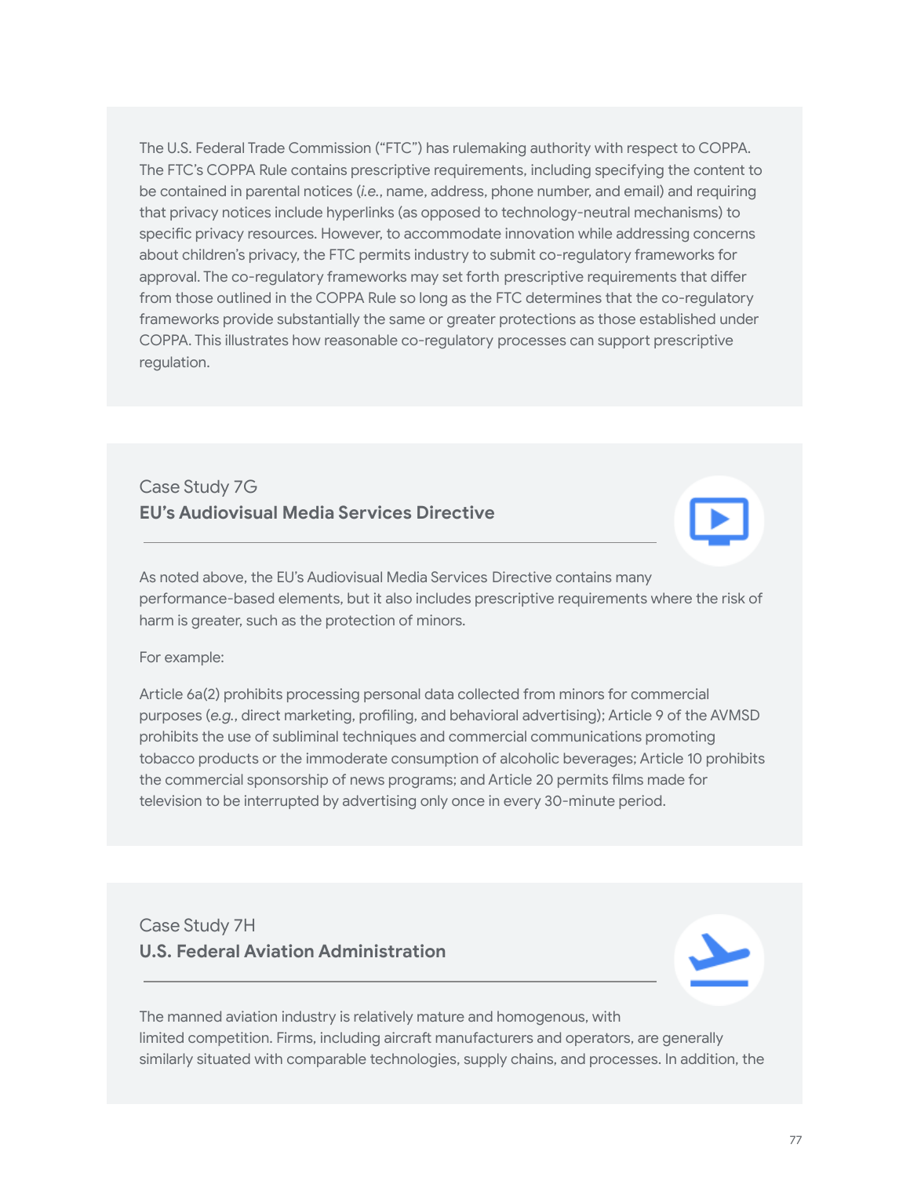The U.S. Federal Trade Commission ("FTC") has rulemaking authority with respect to COPPA. The FTC's COPPA Rule contains prescriptive requirements, including specifying the content to be contained in parental notices (*i.e.*, name, address, phone number, and email) and requiring that privacy notices include hyperlinks (as opposed to technology-neutral mechanisms) to specific privacy resources. However, to accommodate innovation while addressing concerns about children's privacy, the FTC permits industry to submit co-regulatory frameworks for approval. The co-regulatory frameworks may set forth prescriptive requirements that differ from those outlined in the COPPA Rule so long as the FTC determines that the co-regulatory frameworks provide substantially the same or greater protections as those established under COPPA. This illustrates how reasonable co-regulatory processes can support prescriptive regulation.

### Case Study 7G
**EU's Audiovisual Media Services Directive**

As noted above, the EU's Audiovisual Media Services Directive contains many performance-based elements, but it also includes prescriptive requirements where the risk of harm is greater, such as the protection of minors.

For example:

Article 6a(2) prohibits processing personal data collected from minors for commercial purposes (*e.g.*, direct marketing, profiling, and behavioral advertising); Article 9 of the AVMSD prohibits the use of subliminal techniques and commercial communications promoting tobacco products or the immoderate consumption of alcoholic beverages; Article 10 prohibits the commercial sponsorship of news programs; and Article 20 permits films made for television to be interrupted by advertising only once in every 30-minute period.

### Case Study 7H
**U.S. Federal Aviation Administration**

The manned aviation industry is relatively mature and homogenous, with limited competition. Firms, including aircraft manufacturers and operators, are generally similarly situated with comparable technologies, supply chains, and processes. In addition, the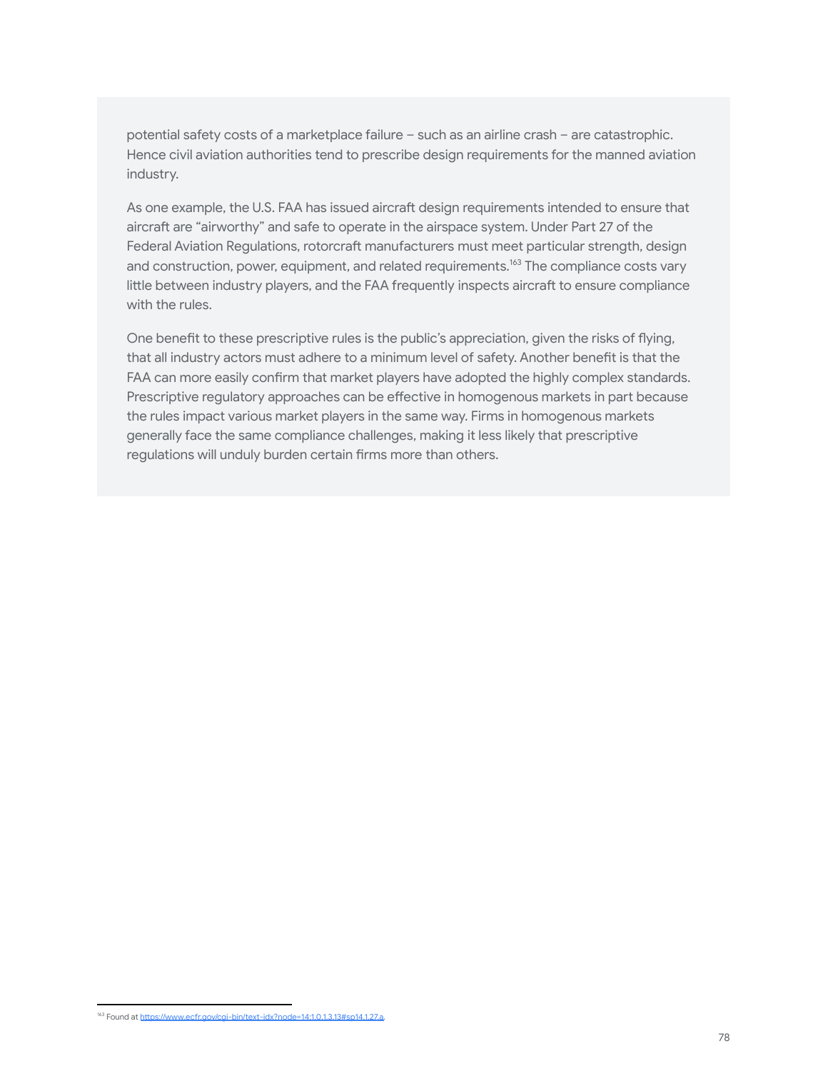potential safety costs of a marketplace failure – such as an airline crash – are catastrophic. Hence civil aviation authorities tend to prescribe design requirements for the manned aviation industry.

As one example, the U.S. FAA has issued aircraft design requirements intended to ensure that aircraft are "airworthy" and safe to operate in the airspace system. Under Part 27 of the Federal Aviation Regulations, rotorcraft manufacturers must meet particular strength, design and construction, power, equipment, and related requirements.[163] The compliance costs vary little between industry players, and the FAA frequently inspects aircraft to ensure compliance with the rules.

One benefit to these prescriptive rules is the public's appreciation, given the risks of flying, that all industry actors must adhere to a minimum level of safety. Another benefit is that the FAA can more easily confirm that market players have adopted the highly complex standards. Prescriptive regulatory approaches can be effective in homogenous markets in part because the rules impact various market players in the same way. Firms in homogenous markets generally face the same compliance challenges, making it less likely that prescriptive regulations will unduly burden certain firms more than others.

[163] Found at https://www.ecfr.gov/cgi-bin/text-idx?node=14:1.0.1.3.13#sp14.1.27.a.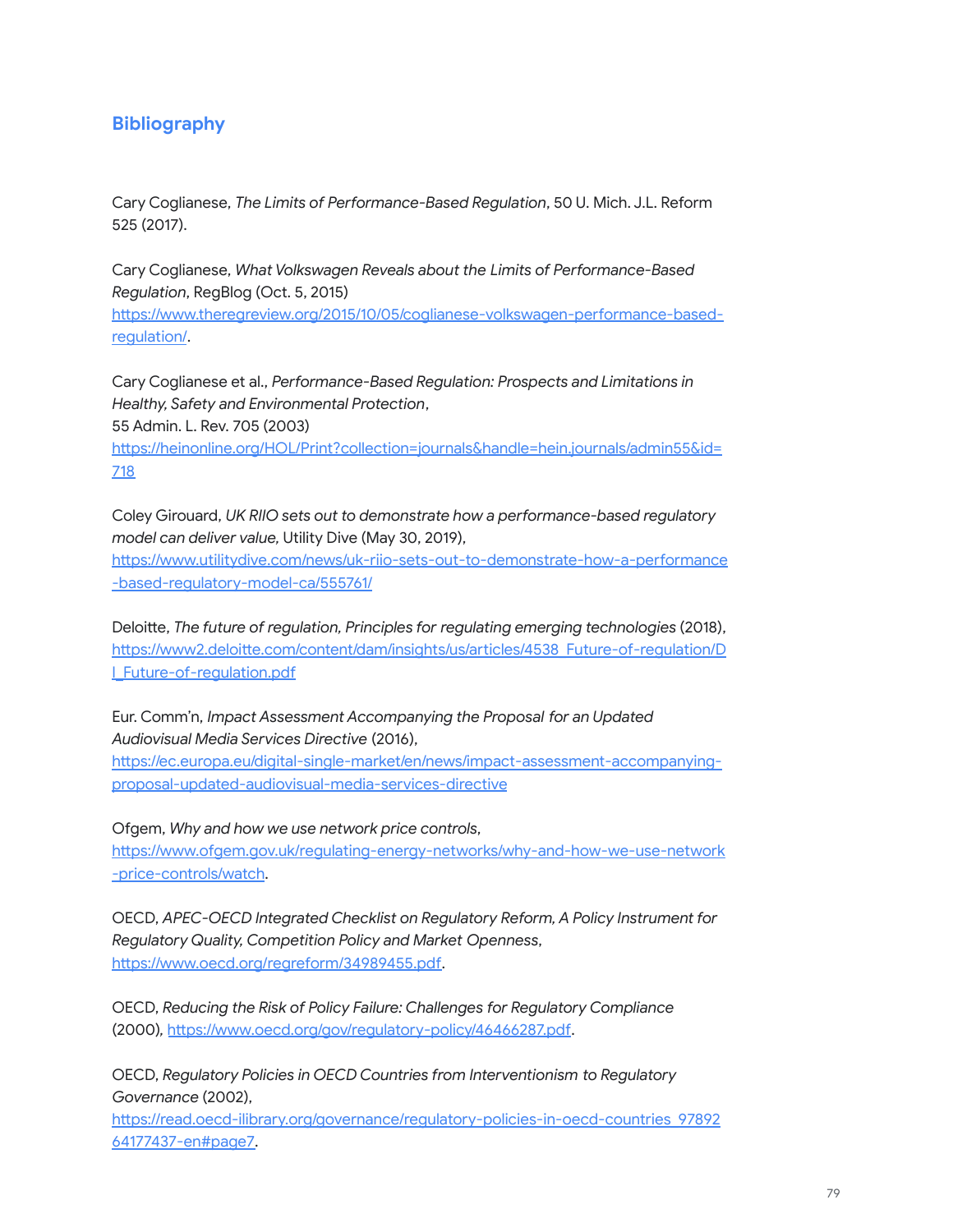## Bibliography

Cary Coglianese, *The Limits of Performance-Based Regulation*, 50 U. Mich. J.L. Reform 525 (2017).

Cary Coglianese, *What Volkswagen Reveals about the Limits of Performance-Based Regulation*, RegBlog (Oct. 5, 2015) https://www.theregreview.org/2015/10/05/coglianese-volkswagen-performance-based-regulation/.

Cary Coglianese et al., *Performance-Based Regulation: Prospects and Limitations in Healthy, Safety and Environmental Protection*, 55 Admin. L. Rev. 705 (2003) https://heinonline.org/HOL/Print?collection=journals&handle=hein.journals/admin55&id=718

Coley Girouard, *UK RIIO sets out to demonstrate how a performance-based regulatory model can deliver value,* Utility Dive (May 30, 2019), https://www.utilitydive.com/news/uk-riio-sets-out-to-demonstrate-how-a-performance-based-regulatory-model-ca/555761/

Deloitte, *The future of regulation, Principles for regulating emerging technologies* (2018), https://www2.deloitte.com/content/dam/insights/us/articles/4538_Future-of-regulation/DI_Future-of-regulation.pdf

Eur. Comm'n, *Impact Assessment Accompanying the Proposal for an Updated Audiovisual Media Services Directive* (2016), https://ec.europa.eu/digital-single-market/en/news/impact-assessment-accompanying-proposal-updated-audiovisual-media-services-directive

Ofgem, *Why and how we use network price controls*, https://www.ofgem.gov.uk/regulating-energy-networks/why-and-how-we-use-network-price-controls/watch.

OECD, *APEC-OECD Integrated Checklist on Regulatory Reform, A Policy Instrument for Regulatory Quality, Competition Policy and Market Openness*, https://www.oecd.org/regreform/34989455.pdf.

OECD, *Reducing the Risk of Policy Failure: Challenges for Regulatory Compliance* (2000), https://www.oecd.org/gov/regulatory-policy/46466287.pdf.

OECD, *Regulatory Policies in OECD Countries from Interventionism to Regulatory Governance* (2002), https://read.oecd-ilibrary.org/governance/regulatory-policies-in-oecd-countries_9789264177437-en#page7.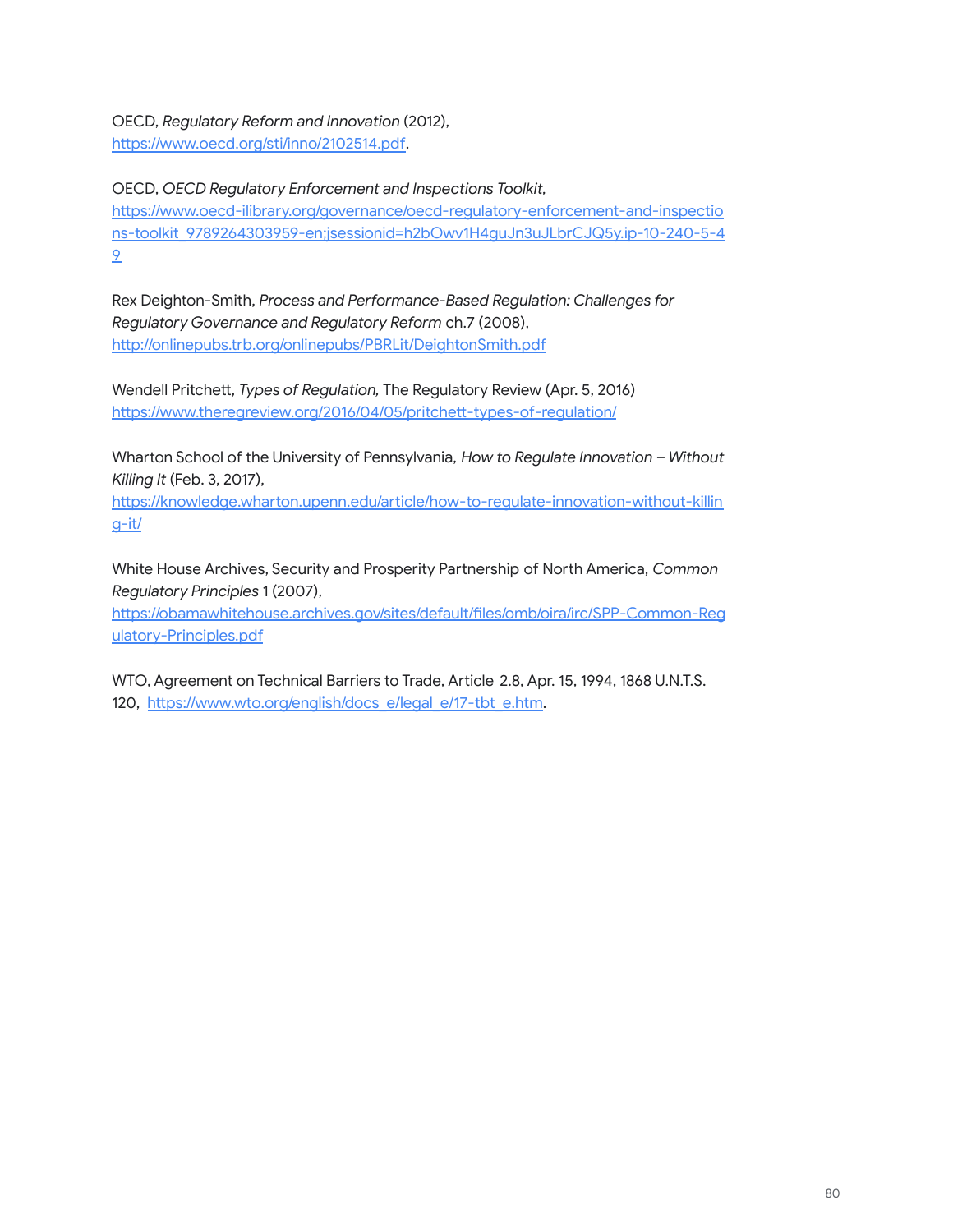OECD, *Regulatory Reform and Innovation* (2012), https://www.oecd.org/sti/inno/2102514.pdf.

OECD, *OECD Regulatory Enforcement and Inspections Toolkit,* https://www.oecd-ilibrary.org/governance/oecd-regulatory-enforcement-and-inspections-toolkit_9789264303959-en;jsessionid=h2bOwv1H4guJn3uJLbrCJQ5y.ip-10-240-5-49

Rex Deighton-Smith, *Process and Performance-Based Regulation: Challenges for Regulatory Governance and Regulatory Reform* ch.7 (2008), http://onlinepubs.trb.org/onlinepubs/PBRLit/DeightonSmith.pdf

Wendell Pritchett, *Types of Regulation,* The Regulatory Review (Apr. 5, 2016) https://www.theregreview.org/2016/04/05/pritchett-types-of-regulation/

Wharton School of the University of Pennsylvania, *How to Regulate Innovation – Without Killing It* (Feb. 3, 2017), https://knowledge.wharton.upenn.edu/article/how-to-regulate-innovation-without-killing-it/

White House Archives, Security and Prosperity Partnership of North America, *Common Regulatory Principles* 1 (2007), https://obamawhitehouse.archives.gov/sites/default/files/omb/oira/irc/SPP-Common-Regulatory-Principles.pdf

WTO, Agreement on Technical Barriers to Trade, Article 2.8, Apr. 15, 1994, 1868 U.N.T.S. 120, https://www.wto.org/english/docs_e/legal_e/17-tbt_e.htm.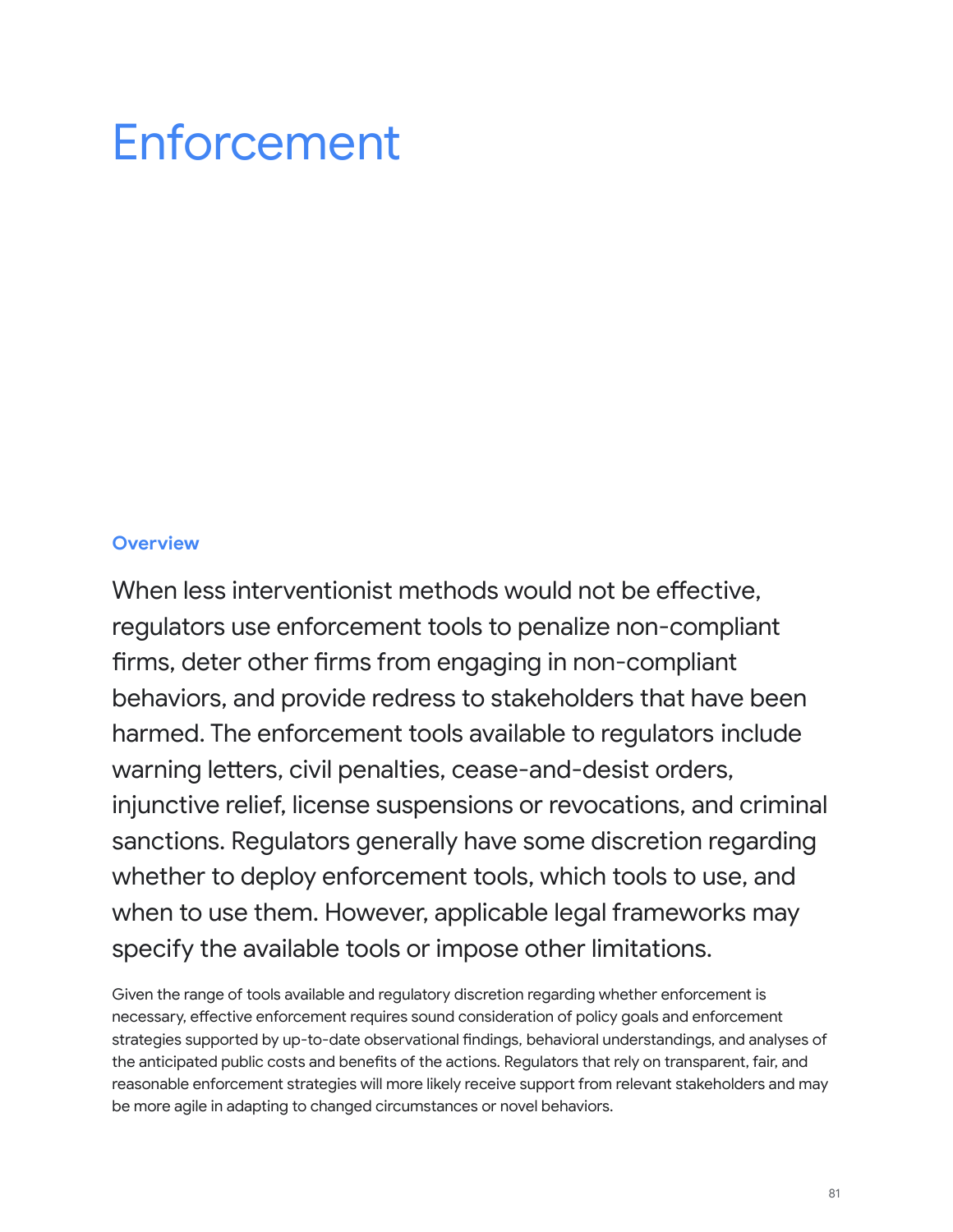# Enforcement

### Overview

When less interventionist methods would not be effective, regulators use enforcement tools to penalize non-compliant firms, deter other firms from engaging in non-compliant behaviors, and provide redress to stakeholders that have been harmed. The enforcement tools available to regulators include warning letters, civil penalties, cease-and-desist orders, injunctive relief, license suspensions or revocations, and criminal sanctions. Regulators generally have some discretion regarding whether to deploy enforcement tools, which tools to use, and when to use them. However, applicable legal frameworks may specify the available tools or impose other limitations.

Given the range of tools available and regulatory discretion regarding whether enforcement is necessary, effective enforcement requires sound consideration of policy goals and enforcement strategies supported by up-to-date observational findings, behavioral understandings, and analyses of the anticipated public costs and benefits of the actions. Regulators that rely on transparent, fair, and reasonable enforcement strategies will more likely receive support from relevant stakeholders and may be more agile in adapting to changed circumstances or novel behaviors.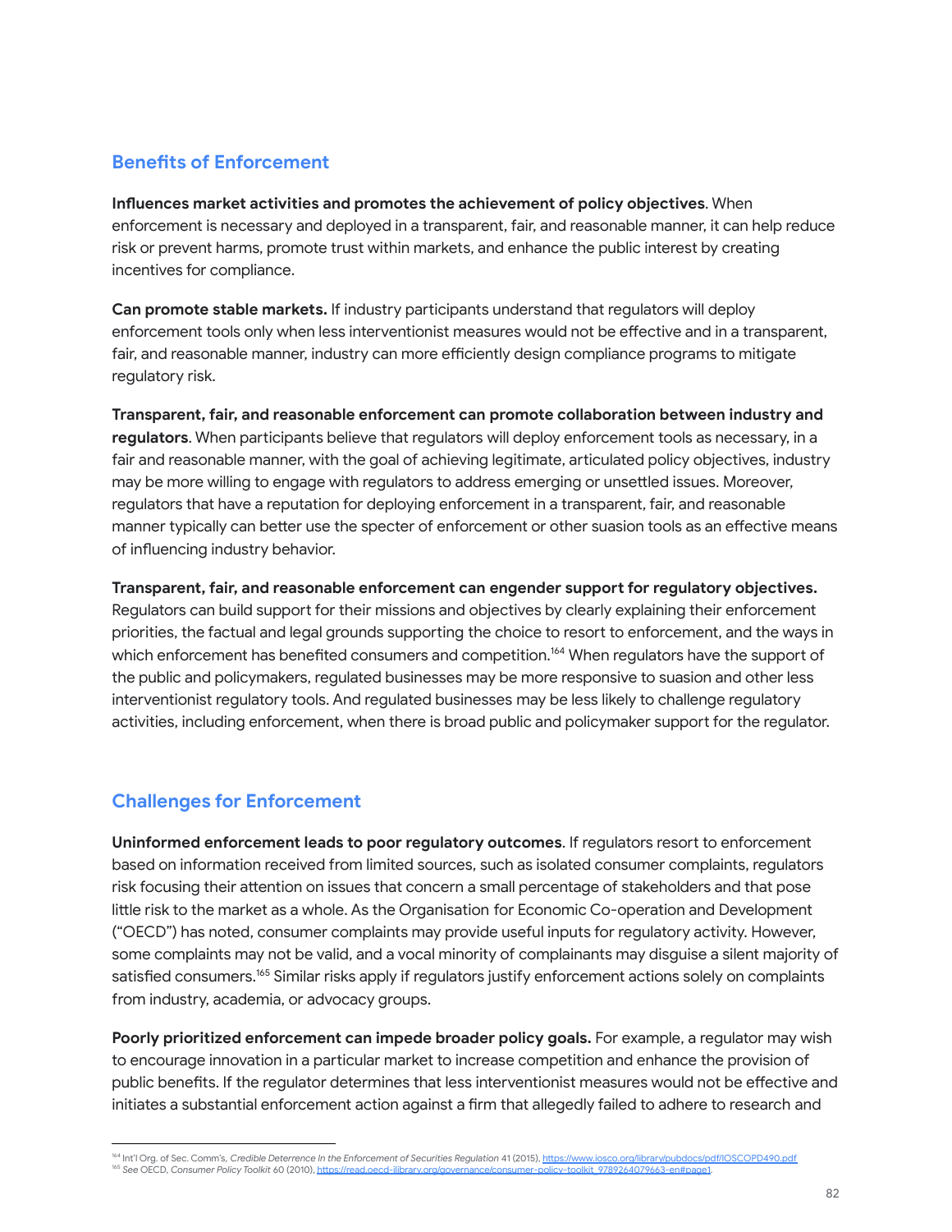## Benefits of Enforcement

**Influences market activities and promotes the achievement of policy objectives**. When enforcement is necessary and deployed in a transparent, fair, and reasonable manner, it can help reduce risk or prevent harms, promote trust within markets, and enhance the public interest by creating incentives for compliance.

**Can promote stable markets.** If industry participants understand that regulators will deploy enforcement tools only when less interventionist measures would not be effective and in a transparent, fair, and reasonable manner, industry can more efficiently design compliance programs to mitigate regulatory risk.

**Transparent, fair, and reasonable enforcement can promote collaboration between industry and regulators**. When participants believe that regulators will deploy enforcement tools as necessary, in a fair and reasonable manner, with the goal of achieving legitimate, articulated policy objectives, industry may be more willing to engage with regulators to address emerging or unsettled issues. Moreover, regulators that have a reputation for deploying enforcement in a transparent, fair, and reasonable manner typically can better use the specter of enforcement or other suasion tools as an effective means of influencing industry behavior.

**Transparent, fair, and reasonable enforcement can engender support for regulatory objectives.** Regulators can build support for their missions and objectives by clearly explaining their enforcement priorities, the factual and legal grounds supporting the choice to resort to enforcement, and the ways in which enforcement has benefited consumers and competition.[164] When regulators have the support of the public and policymakers, regulated businesses may be more responsive to suasion and other less interventionist regulatory tools. And regulated businesses may be less likely to challenge regulatory activities, including enforcement, when there is broad public and policymaker support for the regulator.

## Challenges for Enforcement

**Uninformed enforcement leads to poor regulatory outcomes**. If regulators resort to enforcement based on information received from limited sources, such as isolated consumer complaints, regulators risk focusing their attention on issues that concern a small percentage of stakeholders and that pose little risk to the market as a whole. As the Organisation for Economic Co-operation and Development ("OECD") has noted, consumer complaints may provide useful inputs for regulatory activity. However, some complaints may not be valid, and a vocal minority of complainants may disguise a silent majority of satisfied consumers.[165] Similar risks apply if regulators justify enforcement actions solely on complaints from industry, academia, or advocacy groups.

**Poorly prioritized enforcement can impede broader policy goals.** For example, a regulator may wish to encourage innovation in a particular market to increase competition and enhance the provision of public benefits. If the regulator determines that less interventionist measures would not be effective and initiates a substantial enforcement action against a firm that allegedly failed to adhere to research and

---

[164] Int'l Org. of Sec. Comm's, *Credible Deterrence In the Enforcement of Securities Regulation* 41 (2015), https://www.iosco.org/library/pubdocs/pdf/IOSCOPD490.pdf

[165] *See* OECD, *Consumer Policy Toolkit* 60 (2010), https://read.oecd-ilibrary.org/governance/consumer-policy-toolkit_9789264079663-en#page1.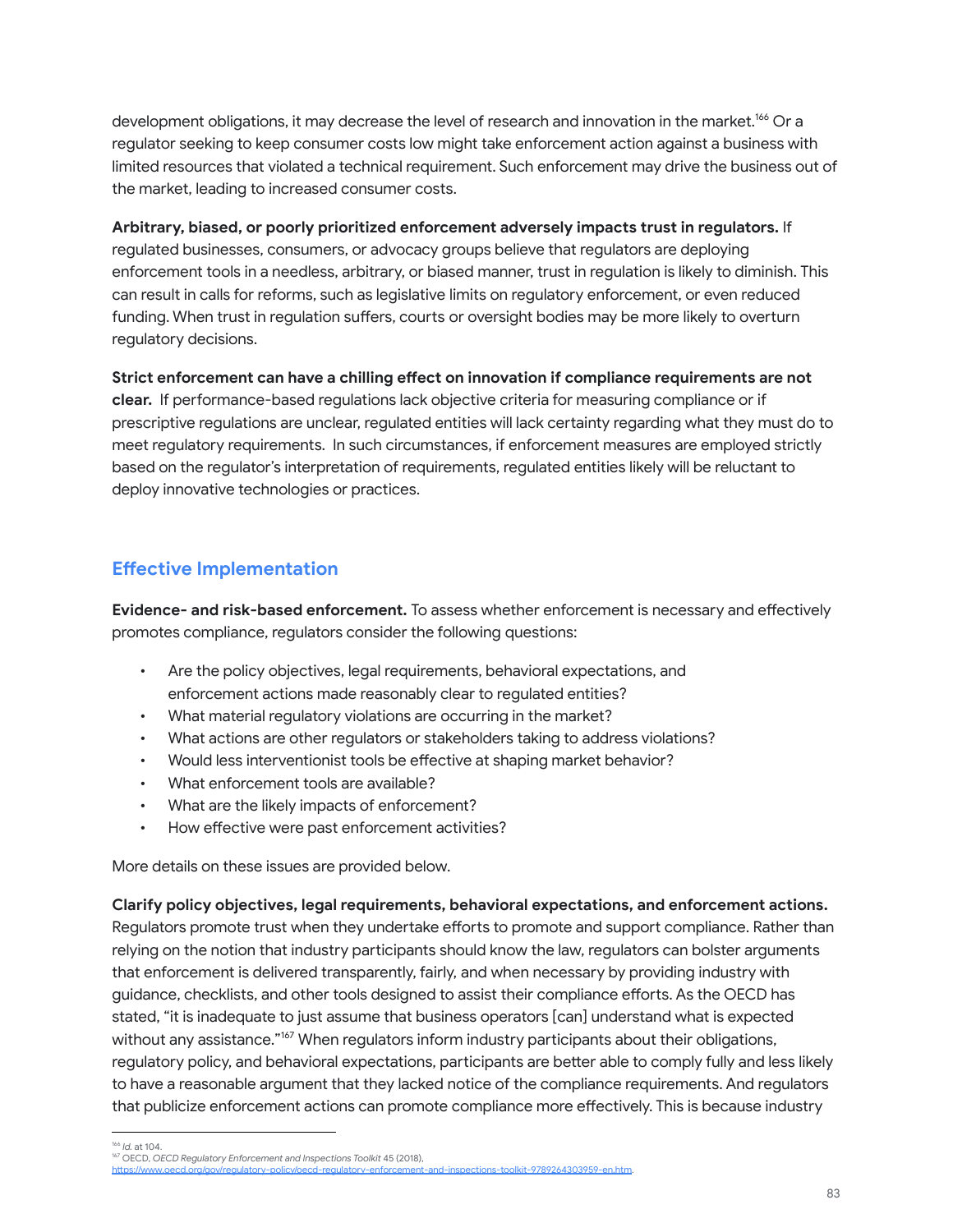development obligations, it may decrease the level of research and innovation in the market.[166] Or a regulator seeking to keep consumer costs low might take enforcement action against a business with limited resources that violated a technical requirement. Such enforcement may drive the business out of the market, leading to increased consumer costs.

**Arbitrary, biased, or poorly prioritized enforcement adversely impacts trust in regulators.** If regulated businesses, consumers, or advocacy groups believe that regulators are deploying enforcement tools in a needless, arbitrary, or biased manner, trust in regulation is likely to diminish. This can result in calls for reforms, such as legislative limits on regulatory enforcement, or even reduced funding. When trust in regulation suffers, courts or oversight bodies may be more likely to overturn regulatory decisions.

**Strict enforcement can have a chilling effect on innovation if compliance requirements are not clear.** If performance-based regulations lack objective criteria for measuring compliance or if prescriptive regulations are unclear, regulated entities will lack certainty regarding what they must do to meet regulatory requirements. In such circumstances, if enforcement measures are employed strictly based on the regulator's interpretation of requirements, regulated entities likely will be reluctant to deploy innovative technologies or practices.

## Effective Implementation

**Evidence- and risk-based enforcement.** To assess whether enforcement is necessary and effectively promotes compliance, regulators consider the following questions:

- Are the policy objectives, legal requirements, behavioral expectations, and enforcement actions made reasonably clear to regulated entities?
- What material regulatory violations are occurring in the market?
- What actions are other regulators or stakeholders taking to address violations?
- Would less interventionist tools be effective at shaping market behavior?
- What enforcement tools are available?
- What are the likely impacts of enforcement?
- How effective were past enforcement activities?

More details on these issues are provided below.

**Clarify policy objectives, legal requirements, behavioral expectations, and enforcement actions.** Regulators promote trust when they undertake efforts to promote and support compliance. Rather than relying on the notion that industry participants should know the law, regulators can bolster arguments that enforcement is delivered transparently, fairly, and when necessary by providing industry with guidance, checklists, and other tools designed to assist their compliance efforts. As the OECD has stated, "it is inadequate to just assume that business operators [can] understand what is expected without any assistance."[167] When regulators inform industry participants about their obligations, regulatory policy, and behavioral expectations, participants are better able to comply fully and less likely to have a reasonable argument that they lacked notice of the compliance requirements. And regulators that publicize enforcement actions can promote compliance more effectively. This is because industry

---

[166] *Id.* at 104.

[167] OECD, *OECD Regulatory Enforcement and Inspections Toolkit* 45 (2018), https://www.oecd.org/gov/regulatory-policy/oecd-regulatory-enforcement-and-inspections-toolkit-9789264303959-en.htm.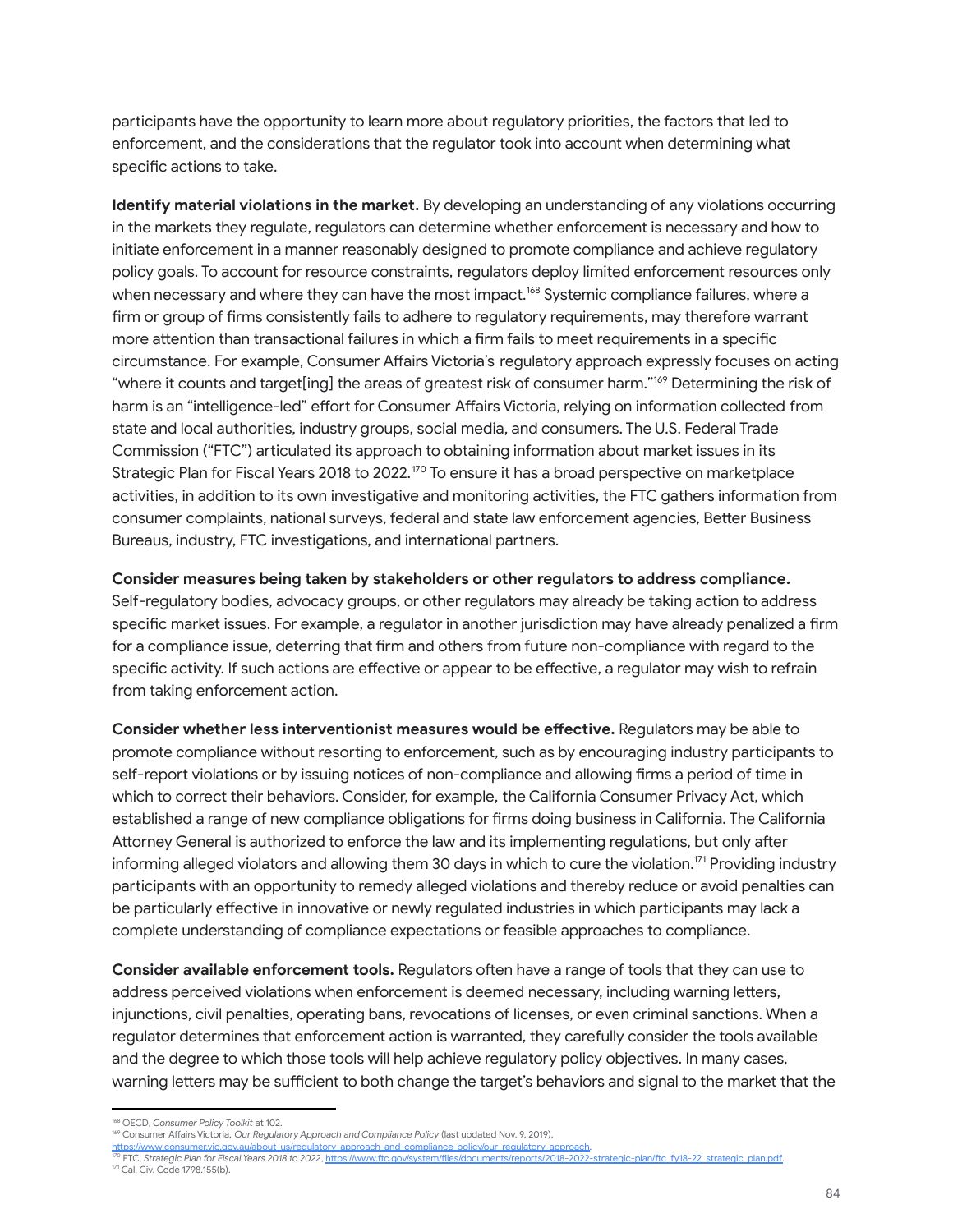participants have the opportunity to learn more about regulatory priorities, the factors that led to enforcement, and the considerations that the regulator took into account when determining what specific actions to take.

**Identify material violations in the market.** By developing an understanding of any violations occurring in the markets they regulate, regulators can determine whether enforcement is necessary and how to initiate enforcement in a manner reasonably designed to promote compliance and achieve regulatory policy goals. To account for resource constraints, regulators deploy limited enforcement resources only when necessary and where they can have the most impact.[168] Systemic compliance failures, where a firm or group of firms consistently fails to adhere to regulatory requirements, may therefore warrant more attention than transactional failures in which a firm fails to meet requirements in a specific circumstance. For example, Consumer Affairs Victoria's regulatory approach expressly focuses on acting "where it counts and target[ing] the areas of greatest risk of consumer harm."[169] Determining the risk of harm is an "intelligence-led" effort for Consumer Affairs Victoria, relying on information collected from state and local authorities, industry groups, social media, and consumers. The U.S. Federal Trade Commission ("FTC") articulated its approach to obtaining information about market issues in its Strategic Plan for Fiscal Years 2018 to 2022.[170] To ensure it has a broad perspective on marketplace activities, in addition to its own investigative and monitoring activities, the FTC gathers information from consumer complaints, national surveys, federal and state law enforcement agencies, Better Business Bureaus, industry, FTC investigations, and international partners.

**Consider measures being taken by stakeholders or other regulators to address compliance.** Self-regulatory bodies, advocacy groups, or other regulators may already be taking action to address specific market issues. For example, a regulator in another jurisdiction may have already penalized a firm for a compliance issue, deterring that firm and others from future non-compliance with regard to the specific activity. If such actions are effective or appear to be effective, a regulator may wish to refrain from taking enforcement action.

**Consider whether less interventionist measures would be effective.** Regulators may be able to promote compliance without resorting to enforcement, such as by encouraging industry participants to self-report violations or by issuing notices of non-compliance and allowing firms a period of time in which to correct their behaviors. Consider, for example, the California Consumer Privacy Act, which established a range of new compliance obligations for firms doing business in California. The California Attorney General is authorized to enforce the law and its implementing regulations, but only after informing alleged violators and allowing them 30 days in which to cure the violation.[171] Providing industry participants with an opportunity to remedy alleged violations and thereby reduce or avoid penalties can be particularly effective in innovative or newly regulated industries in which participants may lack a complete understanding of compliance expectations or feasible approaches to compliance.

**Consider available enforcement tools.** Regulators often have a range of tools that they can use to address perceived violations when enforcement is deemed necessary, including warning letters, injunctions, civil penalties, operating bans, revocations of licenses, or even criminal sanctions. When a regulator determines that enforcement action is warranted, they carefully consider the tools available and the degree to which those tools will help achieve regulatory policy objectives. In many cases, warning letters may be sufficient to both change the target's behaviors and signal to the market that the

---

[168] OECD, *Consumer Policy Toolkit* at 102.

[169] Consumer Affairs Victoria, *Our Regulatory Approach and Compliance Policy* (last updated Nov. 9, 2019), https://www.consumer.vic.gov.au/about-us/regulatory-approach-and-compliance-policy/our-regulatory-approach.

[170] FTC, *Strategic Plan for Fiscal Years 2018 to 2022*, https://www.ftc.gov/system/files/documents/reports/2018-2022-strategic-plan/ftc_fy18-22_strategic_plan.pdf.

[171] Cal. Civ. Code 1798.155(b).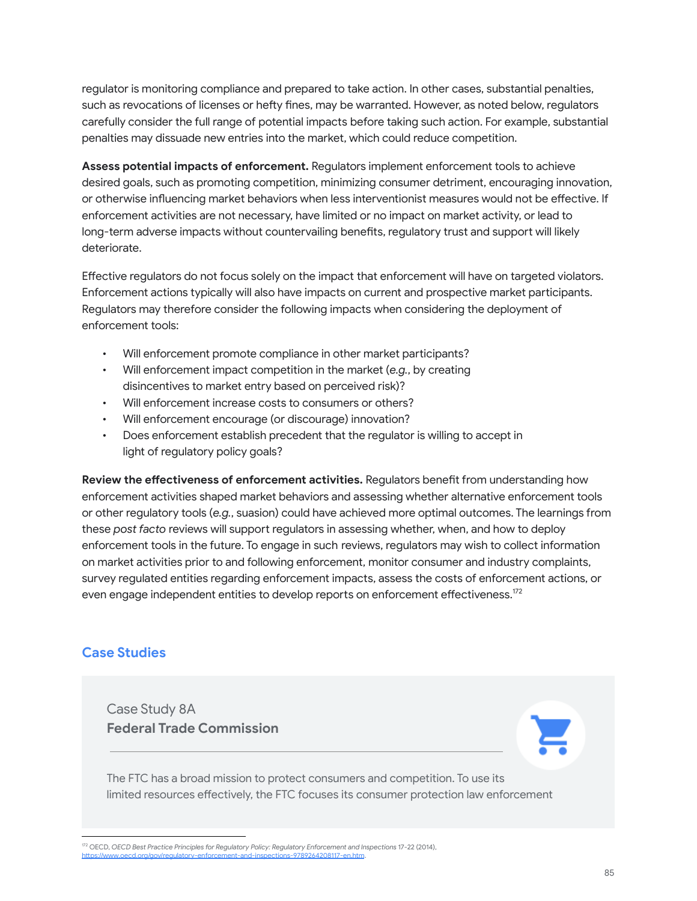regulator is monitoring compliance and prepared to take action. In other cases, substantial penalties, such as revocations of licenses or hefty fines, may be warranted. However, as noted below, regulators carefully consider the full range of potential impacts before taking such action. For example, substantial penalties may dissuade new entries into the market, which could reduce competition.

**Assess potential impacts of enforcement.** Regulators implement enforcement tools to achieve desired goals, such as promoting competition, minimizing consumer detriment, encouraging innovation, or otherwise influencing market behaviors when less interventionist measures would not be effective. If enforcement activities are not necessary, have limited or no impact on market activity, or lead to long-term adverse impacts without countervailing benefits, regulatory trust and support will likely deteriorate.

Effective regulators do not focus solely on the impact that enforcement will have on targeted violators. Enforcement actions typically will also have impacts on current and prospective market participants. Regulators may therefore consider the following impacts when considering the deployment of enforcement tools:

- Will enforcement promote compliance in other market participants?
- Will enforcement impact competition in the market (*e.g.*, by creating disincentives to market entry based on perceived risk)?
- Will enforcement increase costs to consumers or others?
- Will enforcement encourage (or discourage) innovation?
- Does enforcement establish precedent that the regulator is willing to accept in light of regulatory policy goals?

**Review the effectiveness of enforcement activities.** Regulators benefit from understanding how enforcement activities shaped market behaviors and assessing whether alternative enforcement tools or other regulatory tools (*e.g.*, suasion) could have achieved more optimal outcomes. The learnings from these *post facto* reviews will support regulators in assessing whether, when, and how to deploy enforcement tools in the future. To engage in such reviews, regulators may wish to collect information on market activities prior to and following enforcement, monitor consumer and industry complaints, survey regulated entities regarding enforcement impacts, assess the costs of enforcement actions, or even engage independent entities to develop reports on enforcement effectiveness.[172]

## Case Studies

Case Study 8A

**Federal Trade Commission**

The FTC has a broad mission to protect consumers and competition. To use its limited resources effectively, the FTC focuses its consumer protection law enforcement

[172] OECD, *OECD Best Practice Principles for Regulatory Policy: Regulatory Enforcement and Inspections* 17-22 (2014), https://www.oecd.org/gov/regulatory-enforcement-and-inspections-9789264208117-en.htm.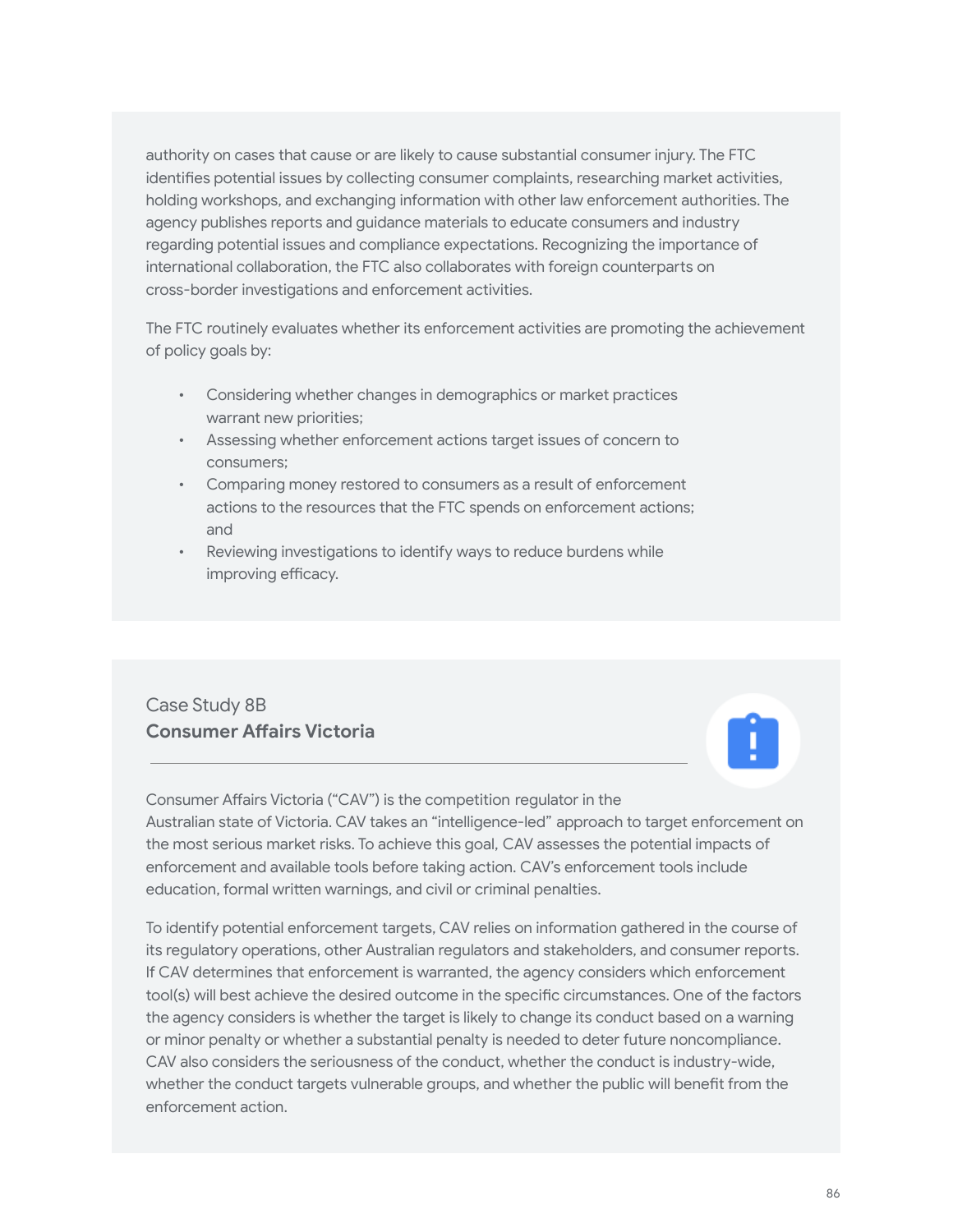authority on cases that cause or are likely to cause substantial consumer injury. The FTC identifies potential issues by collecting consumer complaints, researching market activities, holding workshops, and exchanging information with other law enforcement authorities. The agency publishes reports and guidance materials to educate consumers and industry regarding potential issues and compliance expectations. Recognizing the importance of international collaboration, the FTC also collaborates with foreign counterparts on cross-border investigations and enforcement activities.

The FTC routinely evaluates whether its enforcement activities are promoting the achievement of policy goals by:

- Considering whether changes in demographics or market practices warrant new priorities;
- Assessing whether enforcement actions target issues of concern to consumers;
- Comparing money restored to consumers as a result of enforcement actions to the resources that the FTC spends on enforcement actions; and
- Reviewing investigations to identify ways to reduce burdens while improving efficacy.

Case Study 8B

### Consumer Affairs Victoria

Consumer Affairs Victoria ("CAV") is the competition regulator in the Australian state of Victoria. CAV takes an "intelligence-led" approach to target enforcement on the most serious market risks. To achieve this goal, CAV assesses the potential impacts of enforcement and available tools before taking action. CAV's enforcement tools include education, formal written warnings, and civil or criminal penalties.

To identify potential enforcement targets, CAV relies on information gathered in the course of its regulatory operations, other Australian regulators and stakeholders, and consumer reports. If CAV determines that enforcement is warranted, the agency considers which enforcement tool(s) will best achieve the desired outcome in the specific circumstances. One of the factors the agency considers is whether the target is likely to change its conduct based on a warning or minor penalty or whether a substantial penalty is needed to deter future noncompliance. CAV also considers the seriousness of the conduct, whether the conduct is industry-wide, whether the conduct targets vulnerable groups, and whether the public will benefit from the enforcement action.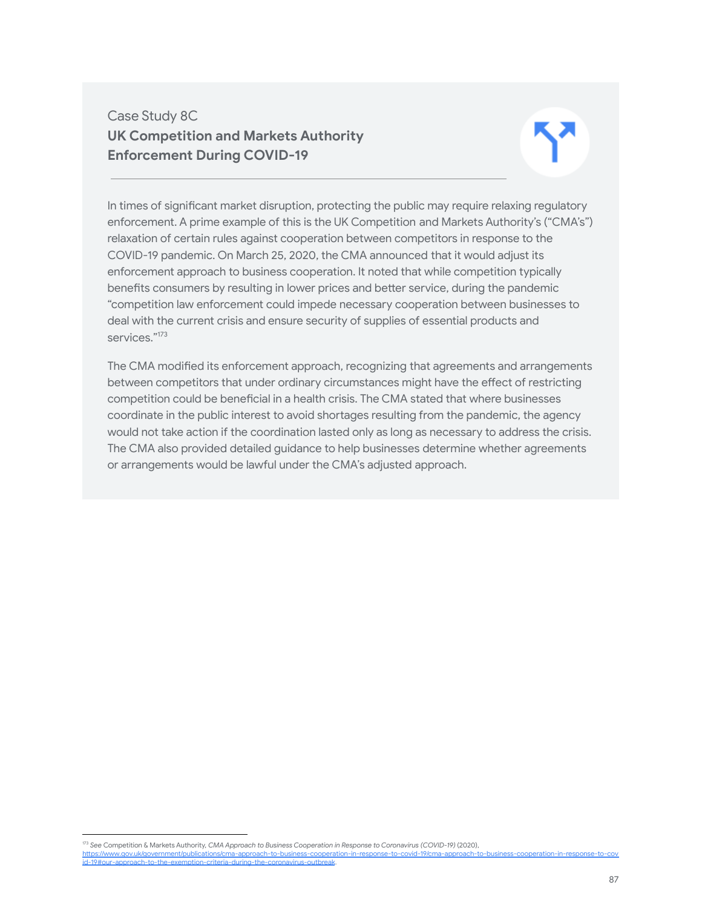Case Study 8C

**UK Competition and Markets Authority Enforcement During COVID-19**

In times of significant market disruption, protecting the public may require relaxing regulatory enforcement. A prime example of this is the UK Competition and Markets Authority's ("CMA's") relaxation of certain rules against cooperation between competitors in response to the COVID-19 pandemic. On March 25, 2020, the CMA announced that it would adjust its enforcement approach to business cooperation. It noted that while competition typically benefits consumers by resulting in lower prices and better service, during the pandemic "competition law enforcement could impede necessary cooperation between businesses to deal with the current crisis and ensure security of supplies of essential products and services."[173]

The CMA modified its enforcement approach, recognizing that agreements and arrangements between competitors that under ordinary circumstances might have the effect of restricting competition could be beneficial in a health crisis. The CMA stated that where businesses coordinate in the public interest to avoid shortages resulting from the pandemic, the agency would not take action if the coordination lasted only as long as necessary to address the crisis. The CMA also provided detailed guidance to help businesses determine whether agreements or arrangements would be lawful under the CMA's adjusted approach.

---

[173] *See* Competition & Markets Authority, *CMA Approach to Business Cooperation in Response to Coronavirus (COVID-19)* (2020), https://www.gov.uk/government/publications/cma-approach-to-business-cooperation-in-response-to-covid-19/cma-approach-to-business-cooperation-in-response-to-covid-19#our-approach-to-the-exemption-criteria-during-the-coronavirus-outbreak.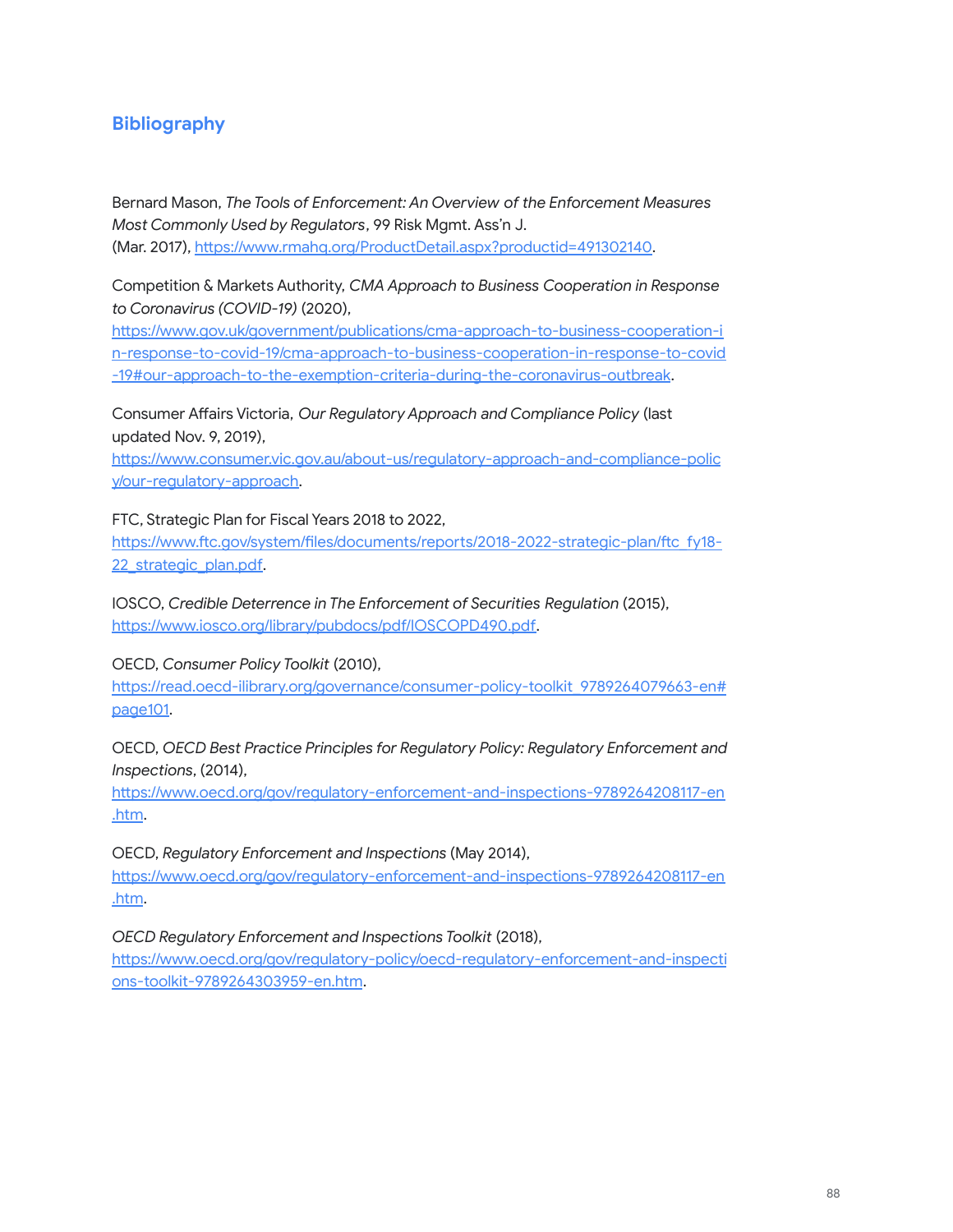## Bibliography

Bernard Mason, *The Tools of Enforcement: An Overview of the Enforcement Measures Most Commonly Used by Regulators*, 99 Risk Mgmt. Ass'n J. (Mar. 2017), https://www.rmahq.org/ProductDetail.aspx?productid=491302140.

Competition & Markets Authority, *CMA Approach to Business Cooperation in Response to Coronavirus (COVID-19)* (2020), https://www.gov.uk/government/publications/cma-approach-to-business-cooperation-in-response-to-covid-19/cma-approach-to-business-cooperation-in-response-to-covid-19#our-approach-to-the-exemption-criteria-during-the-coronavirus-outbreak.

Consumer Affairs Victoria, *Our Regulatory Approach and Compliance Policy* (last updated Nov. 9, 2019), https://www.consumer.vic.gov.au/about-us/regulatory-approach-and-compliance-policy/our-regulatory-approach.

FTC, Strategic Plan for Fiscal Years 2018 to 2022, https://www.ftc.gov/system/files/documents/reports/2018-2022-strategic-plan/ftc_fy18-22_strategic_plan.pdf.

IOSCO, *Credible Deterrence in The Enforcement of Securities Regulation* (2015), https://www.iosco.org/library/pubdocs/pdf/IOSCOPD490.pdf.

OECD, *Consumer Policy Toolkit* (2010), https://read.oecd-ilibrary.org/governance/consumer-policy-toolkit_9789264079663-en#page101.

OECD, *OECD Best Practice Principles for Regulatory Policy: Regulatory Enforcement and Inspections*, (2014), https://www.oecd.org/gov/regulatory-enforcement-and-inspections-9789264208117-en.htm.

OECD, *Regulatory Enforcement and Inspections* (May 2014), https://www.oecd.org/gov/regulatory-enforcement-and-inspections-9789264208117-en.htm.

*OECD Regulatory Enforcement and Inspections Toolkit* (2018), https://www.oecd.org/gov/regulatory-policy/oecd-regulatory-enforcement-and-inspections-toolkit-9789264303959-en.htm.